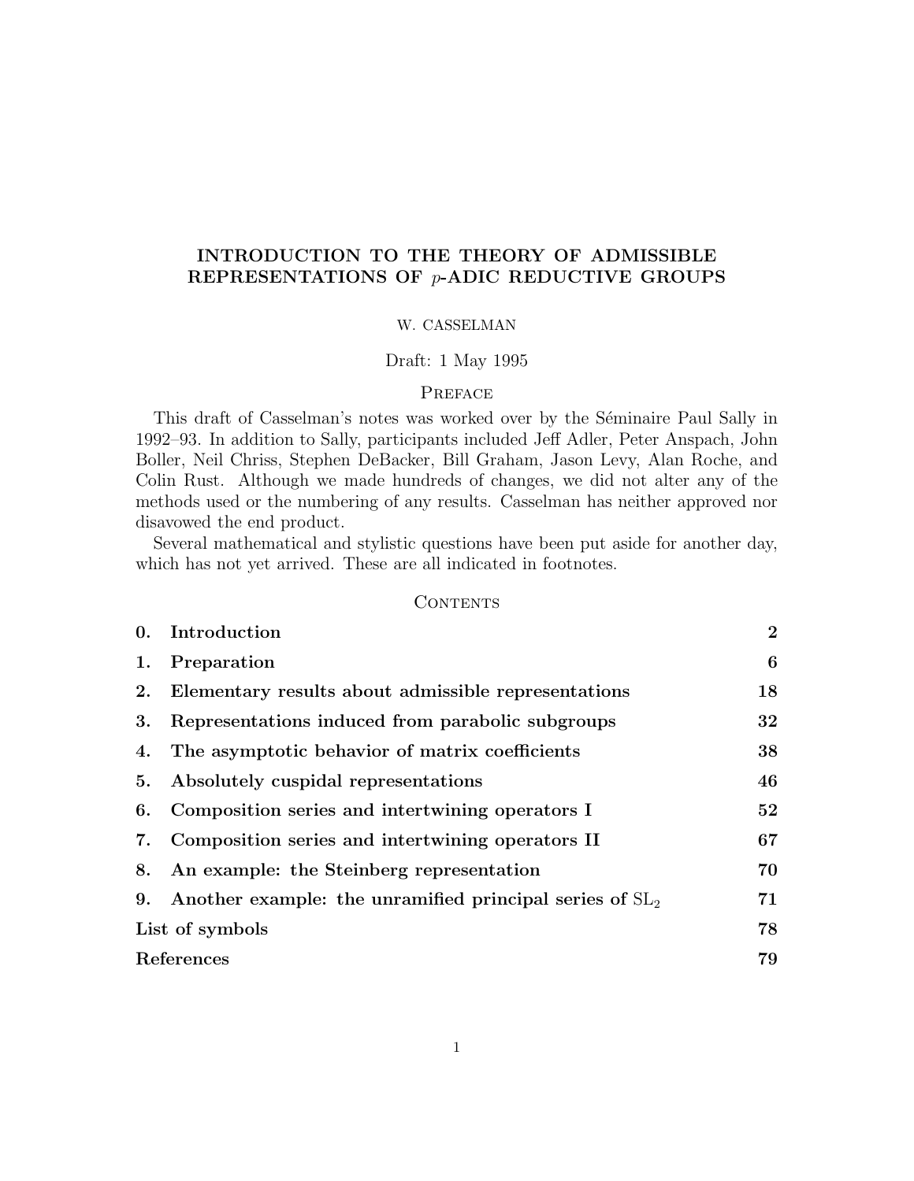# INTRODUCTION TO THE THEORY OF ADMISSIBLE REPRESENTATIONS OF $p$-ADIC REDUCTIVE GROUPS

W. CASSELMAN

Draft: 1 May 1995

## Preface

This draft of Casselman's notes was worked over by the Séminaire Paul Sally in 1992–93. In addition to Sally, participants included Jeff Adler, Peter Anspach, John Boller, Neil Chriss, Stephen DeBacker, Bill Graham, Jason Levy, Alan Roche, and Colin Rust. Although we made hundreds of changes, we did not alter any of the methods used or the numbering of any results. Casselman has neither approved nor disavowed the end product.

Several mathematical and stylistic questions have been put aside for another day, which has not yet arrived. These are all indicated in footnotes.

## Contents

| | | |
|---|---|---|
| **0.** | **Introduction** | **2** |
| **1.** | **Preparation** | **6** |
| **2.** | **Elementary results about admissible representations** | **18** |
| **3.** | **Representations induced from parabolic subgroups** | **32** |
| **4.** | **The asymptotic behavior of matrix coefficients** | **38** |
| **5.** | **Absolutely cuspidal representations** | **46** |
| **6.** | **Composition series and intertwining operators I** | **52** |
| **7.** | **Composition series and intertwining operators II** | **67** |
| **8.** | **An example: the Steinberg representation** | **70** |
| **9.** | **Another example: the unramified principal series of $\mathrm{SL}_2$** | **71** |
| **List of symbols** | | **78** |
| **References** | | **79** |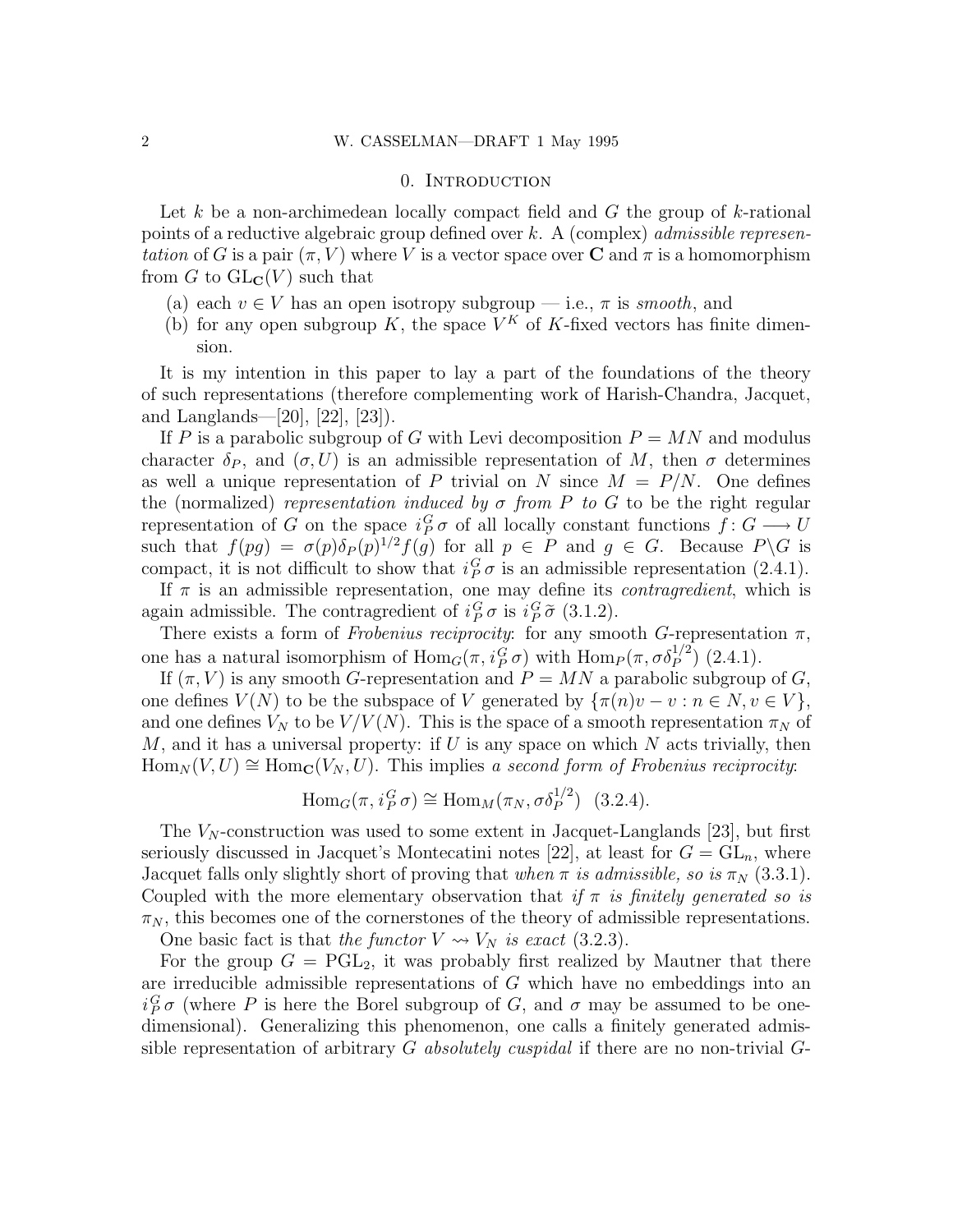## 0. Introduction

Let $k$ be a non-archimedean locally compact field and $G$ the group of $k$-rational points of a reductive algebraic group defined over $k$. A (complex) *admissible representation* of $G$ is a pair $(\pi, V)$ where $V$ is a vector space over $\mathbf{C}$ and $\pi$ is a homomorphism from $G$ to $\mathrm{GL}_{\mathbf{C}}(V)$ such that

(a) each $v \in V$ has an open isotropy subgroup — i.e., $\pi$ is *smooth*, and
(b) for any open subgroup $K$, the space $V^K$ of $K$-fixed vectors has finite dimension.

It is my intention in this paper to lay a part of the foundations of the theory of such representations (therefore complementing work of Harish-Chandra, Jacquet, and Langlands—[20], [22], [23]).

If $P$ is a parabolic subgroup of $G$ with Levi decomposition $P = MN$ and modulus character $\delta_P$, and $(\sigma, U)$ is an admissible representation of $M$, then $\sigma$ determines as well a unique representation of $P$ trivial on $N$ since $M = P/N$. One defines the (normalized) *representation induced by $\sigma$ from $P$ to $G$* to be the right regular representation of $G$ on the space $i_P^G\,\sigma$ of all locally constant functions $f\colon G \longrightarrow U$ such that $f(pg) = \sigma(p)\delta_P(p)^{1/2}f(g)$ for all $p \in P$ and $g \in G$. Because $P\backslash G$ is compact, it is not difficult to show that $i_P^G\,\sigma$ is an admissible representation (2.4.1).

If $\pi$ is an admissible representation, one may define its *contragredient*, which is again admissible. The contragredient of $i_P^G\,\sigma$ is $i_P^G\,\widetilde{\sigma}$ (3.1.2).

There exists a form of *Frobenius reciprocity*: for any smooth $G$-representation $\pi$, one has a natural isomorphism of $\mathrm{Hom}_G(\pi, i_P^G\,\sigma)$ with $\mathrm{Hom}_P(\pi, \sigma\delta_P^{1/2})$ (2.4.1).

If $(\pi, V)$ is any smooth $G$-representation and $P = MN$ a parabolic subgroup of $G$, one defines $V(N)$ to be the subspace of $V$ generated by $\{\pi(n)v - v : n \in N, v \in V\}$, and one defines $V_N$ to be $V/V(N)$. This is the space of a smooth representation $\pi_N$ of $M$, and it has a universal property: if $U$ is any space on which $N$ acts trivially, then $\mathrm{Hom}_N(V, U) \cong \mathrm{Hom}_{\mathbf{C}}(V_N, U)$. This implies *a second form of Frobenius reciprocity*:

$$\mathrm{Hom}_G(\pi, i_P^G\,\sigma) \cong \mathrm{Hom}_M(\pi_N, \sigma\delta_P^{1/2}) \quad (3.2.4).$$

The $V_N$-construction was used to some extent in Jacquet-Langlands [23], but first seriously discussed in Jacquet's Montecatini notes [22], at least for $G = \mathrm{GL}_n$, where Jacquet falls only slightly short of proving that *when $\pi$ is admissible, so is $\pi_N$* (3.3.1). Coupled with the more elementary observation that *if $\pi$ is finitely generated so is $\pi_N$*, this becomes one of the cornerstones of the theory of admissible representations.

One basic fact is that *the functor $V \rightsquigarrow V_N$ is exact* (3.2.3).

For the group $G = \mathrm{PGL}_2$, it was probably first realized by Mautner that there are irreducible admissible representations of $G$ which have no embeddings into an $i_P^G\,\sigma$ (where $P$ is here the Borel subgroup of $G$, and $\sigma$ may be assumed to be one-dimensional). Generalizing this phenomenon, one calls a finitely generated admissible representation of arbitrary $G$ *absolutely cuspidal* if there are no non-trivial $G$-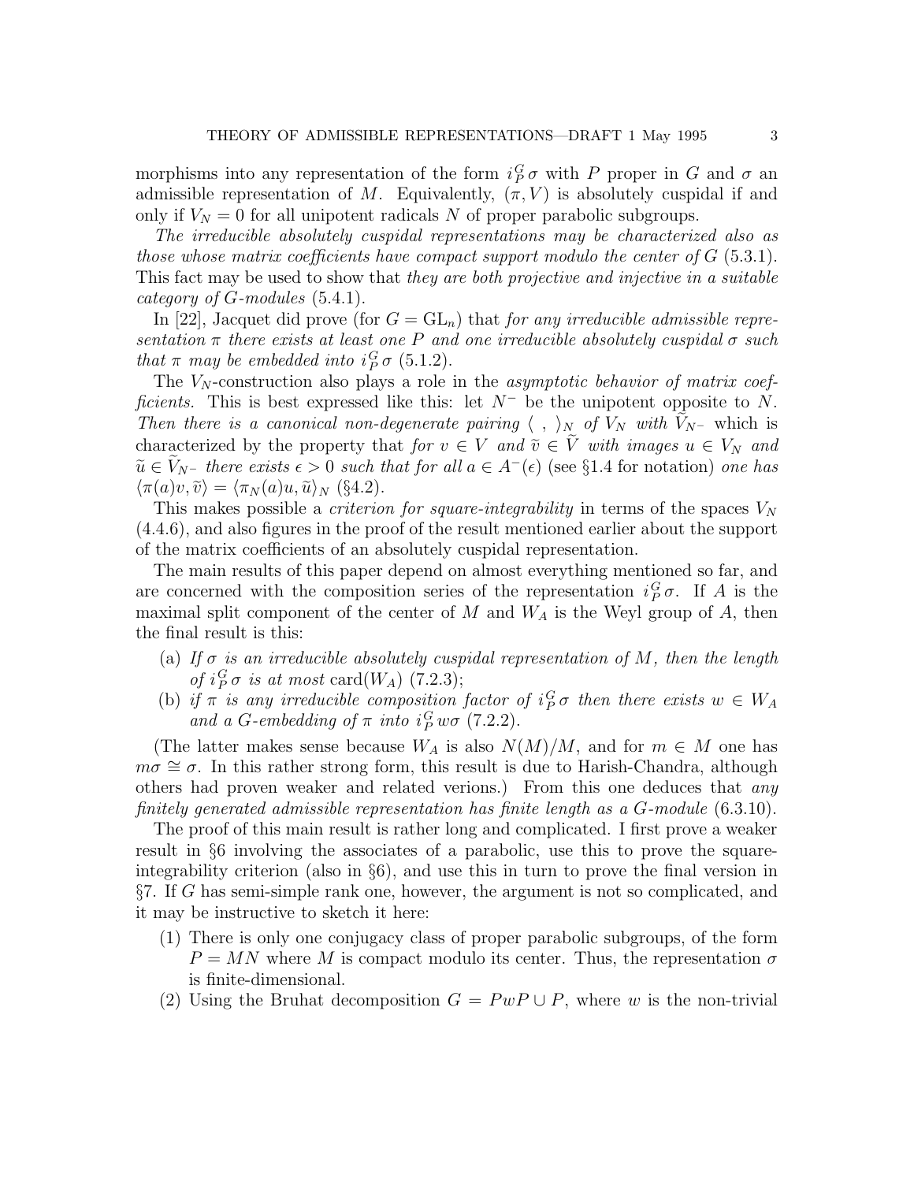morphisms into any representation of the form $i_P^G \sigma$ with $P$ proper in $G$ and $\sigma$ an admissible representation of $M$. Equivalently, $(\pi, V)$ is absolutely cuspidal if and only if $V_N = 0$ for all unipotent radicals $N$ of proper parabolic subgroups.

*The irreducible absolutely cuspidal representations may be characterized also as those whose matrix coefficients have compact support modulo the center of $G$* (5.3.1). This fact may be used to show that *they are both projective and injective in a suitable category of $G$-modules* (5.4.1).

In [22], Jacquet did prove (for $G = \mathrm{GL}_n$) that *for any irreducible admissible representation $\pi$ there exists at least one $P$ and one irreducible absolutely cuspidal $\sigma$ such that $\pi$ may be embedded into $i_P^G \sigma$* (5.1.2).

The $V_N$-construction also plays a role in the *asymptotic behavior of matrix coefficients*. This is best expressed like this: let $N^-$ be the unipotent opposite to $N$. *Then there is a canonical non-degenerate pairing $\langle\ ,\ \rangle_N$ of $V_N$ with $\widetilde{V}_{N^-}$* which is characterized by the property that *for $v \in V$ and $\widetilde{v} \in \widetilde{V}$ with images $u \in V_N$ and $\widetilde{u} \in \widetilde{V}_{N^-}$ there exists $\epsilon > 0$ such that for all $a \in A^-(\epsilon)$* (see §1.4 for notation) *one has $\langle \pi(a)v, \widetilde{v}\rangle = \langle \pi_N(a)u, \widetilde{u}\rangle_N$* (§4.2).

This makes possible a *criterion for square-integrability* in terms of the spaces $V_N$ (4.4.6), and also figures in the proof of the result mentioned earlier about the support of the matrix coefficients of an absolutely cuspidal representation.

The main results of this paper depend on almost everything mentioned so far, and are concerned with the composition series of the representation $i_P^G \sigma$. If $A$ is the maximal split component of the center of $M$ and $W_A$ is the Weyl group of $A$, then the final result is this:

(a) *If $\sigma$ is an irreducible absolutely cuspidal representation of $M$, then the length of $i_P^G \sigma$ is at most* $\mathrm{card}(W_A)$ (7.2.3);

(b) *if $\pi$ is any irreducible composition factor of $i_P^G \sigma$ then there exists $w \in W_A$ and a $G$-embedding of $\pi$ into $i_P^G w\sigma$* (7.2.2).

(The latter makes sense because $W_A$ is also $N(M)/M$, and for $m \in M$ one has $m\sigma \cong \sigma$. In this rather strong form, this result is due to Harish-Chandra, although others had proven weaker and related verions.) From this one deduces that *any finitely generated admissible representation has finite length as a $G$-module* (6.3.10).

The proof of this main result is rather long and complicated. I first prove a weaker result in §6 involving the associates of a parabolic, use this to prove the square-integrability criterion (also in §6), and use this in turn to prove the final version in §7. If $G$ has semi-simple rank one, however, the argument is not so complicated, and it may be instructive to sketch it here:

(1) There is only one conjugacy class of proper parabolic subgroups, of the form $P = MN$ where $M$ is compact modulo its center. Thus, the representation $\sigma$ is finite-dimensional.

(2) Using the Bruhat decomposition $G = PwP \cup P$, where $w$ is the non-trivial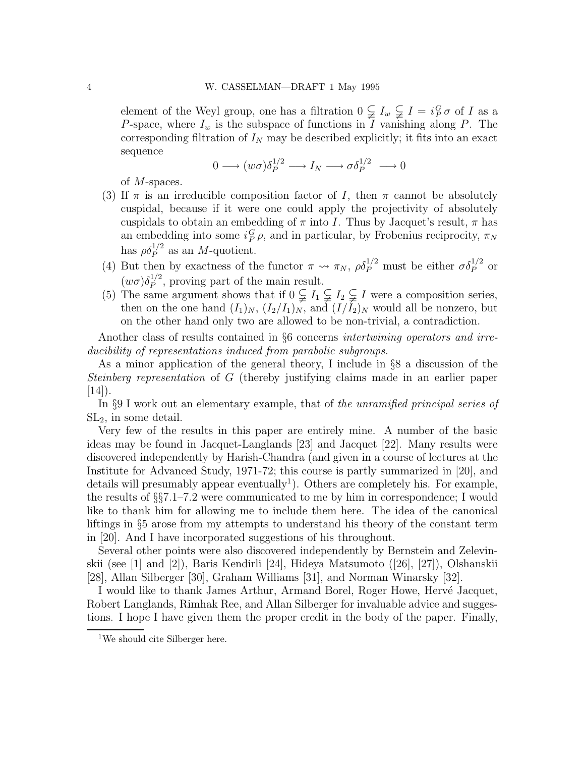element of the Weyl group, one has a filtration $0 \subsetneqq I_w \subsetneqq I = i_P^G \sigma$ of $I$ as a $P$-space, where $I_w$ is the subspace of functions in $I$ vanishing along $P$. The corresponding filtration of $I_N$ may be described explicitly; it fits into an exact sequence

$$0 \longrightarrow (w\sigma)\delta_P^{1/2} \longrightarrow I_N \longrightarrow \sigma\delta_P^{1/2} \longrightarrow 0$$

of $M$-spaces.

(3) If $\pi$ is an irreducible composition factor of $I$, then $\pi$ cannot be absolutely cuspidal, because if it were one could apply the projectivity of absolutely cuspidals to obtain an embedding of $\pi$ into $I$. Thus by Jacquet's result, $\pi$ has an embedding into some $i_P^G \rho$, and in particular, by Frobenius reciprocity, $\pi_N$ has $\rho\delta_P^{1/2}$ as an $M$-quotient.

(4) But then by exactness of the functor $\pi \rightsquigarrow \pi_N$, $\rho\delta_P^{1/2}$ must be either $\sigma\delta_P^{1/2}$ or $(w\sigma)\delta_P^{1/2}$, proving part of the main result.

(5) The same argument shows that if $0 \subsetneqq I_1 \subsetneqq I_2 \subsetneqq I$ were a composition series, then on the one hand $(I_1)_N$, $(I_2/I_1)_N$, and $(I/I_2)_N$ would all be nonzero, but on the other hand only two are allowed to be non-trivial, a contradiction.

Another class of results contained in §6 concerns *intertwining operators and irreducibility of representations induced from parabolic subgroups.*

As a minor application of the general theory, I include in §8 a discussion of the *Steinberg representation* of $G$ (thereby justifying claims made in an earlier paper [14]).

In §9 I work out an elementary example, that of *the unramified principal series of* $\mathrm{SL}_2$, in some detail.

Very few of the results in this paper are entirely mine. A number of the basic ideas may be found in Jacquet-Langlands [23] and Jacquet [22]. Many results were discovered independently by Harish-Chandra (and given in a course of lectures at the Institute for Advanced Study, 1971-72; this course is partly summarized in [20], and details will presumably appear eventually[1]). Others are completely his. For example, the results of §§7.1–7.2 were communicated to me by him in correspondence; I would like to thank him for allowing me to include them here. The idea of the canonical liftings in §5 arose from my attempts to understand his theory of the constant term in [20]. And I have incorporated suggestions of his throughout.

Several other points were also discovered independently by Bernstein and Zelevinskii (see [1] and [2]), Baris Kendirli [24], Hideya Matsumoto ([26], [27]), Olshanskii [28], Allan Silberger [30], Graham Williams [31], and Norman Winarsky [32].

I would like to thank James Arthur, Armand Borel, Roger Howe, Hervé Jacquet, Robert Langlands, Rimhak Ree, and Allan Silberger for invaluable advice and suggestions. I hope I have given them the proper credit in the body of the paper. Finally,

[1] We should cite Silberger here.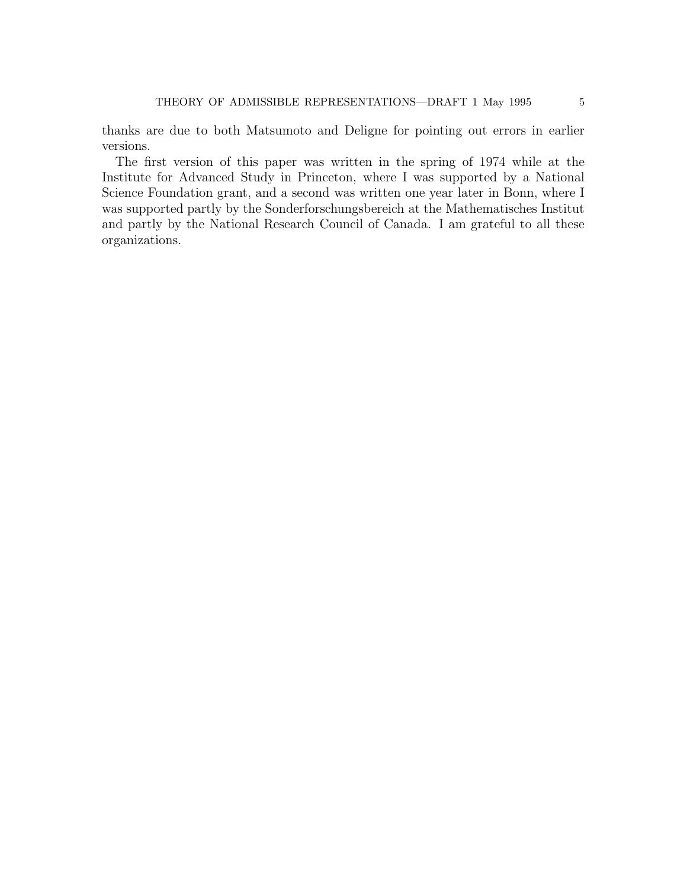thanks are due to both Matsumoto and Deligne for pointing out errors in earlier versions.

The first version of this paper was written in the spring of 1974 while at the Institute for Advanced Study in Princeton, where I was supported by a National Science Foundation grant, and a second was written one year later in Bonn, where I was supported partly by the Sonderforschungsbereich at the Mathematisches Institut and partly by the National Research Council of Canada. I am grateful to all these organizations.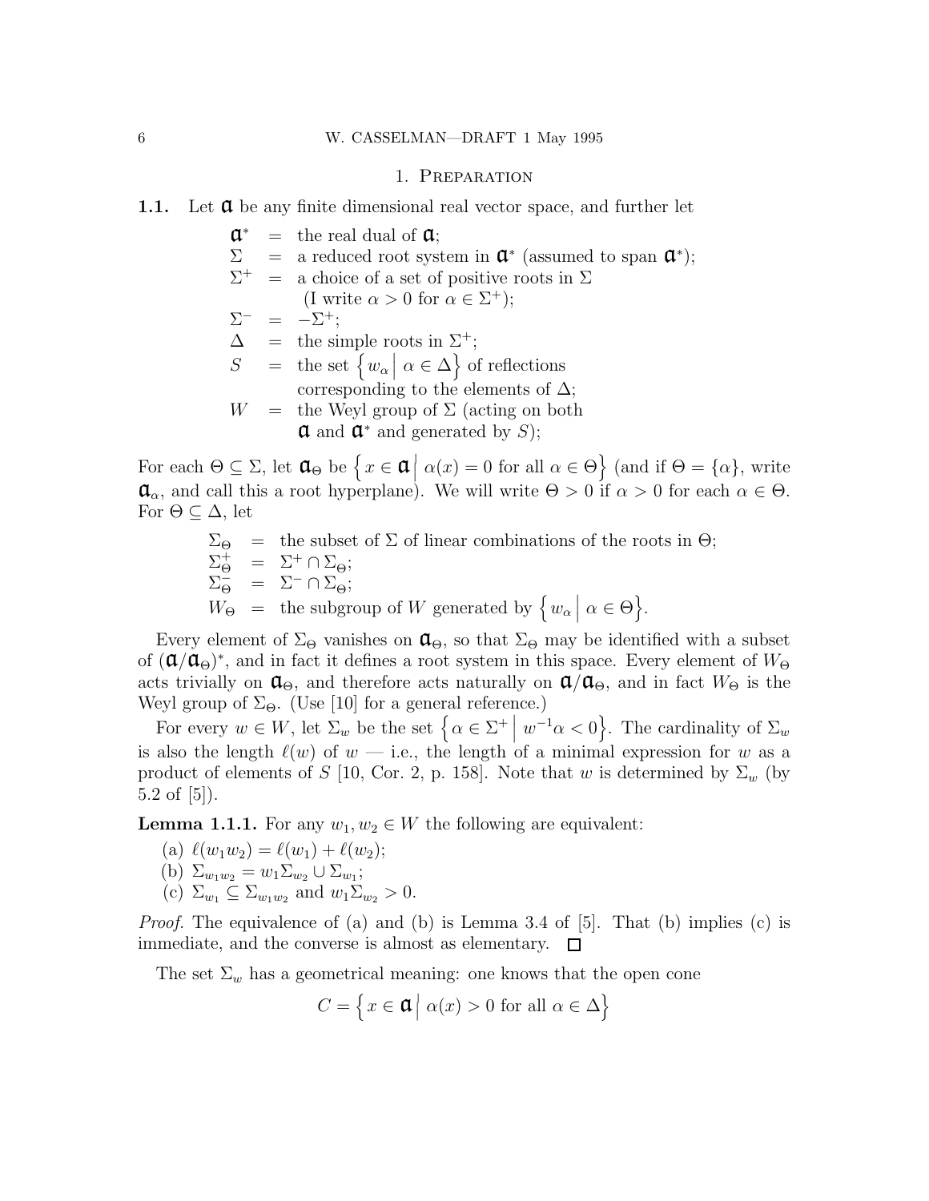## 1. Preparation

**1.1.** Let $\mathfrak{a}$ be any finite dimensional real vector space, and further let

$$
\begin{aligned}
\mathfrak{a}^* &= \text{the real dual of } \mathfrak{a};\\
\Sigma &= \text{a reduced root system in } \mathfrak{a}^* \text{ (assumed to span } \mathfrak{a}^*);\\
\Sigma^+ &= \text{a choice of a set of positive roots in } \Sigma\\
&\qquad \text{(I write } \alpha > 0 \text{ for } \alpha \in \Sigma^+);\\
\Sigma^- &= -\Sigma^+;\\
\Delta &= \text{the simple roots in } \Sigma^+;\\
S &= \text{the set } \left\{ w_\alpha \,\middle|\, \alpha \in \Delta \right\} \text{ of reflections}\\
&\qquad \text{corresponding to the elements of } \Delta;\\
W &= \text{the Weyl group of } \Sigma \text{ (acting on both}\\
&\qquad \mathfrak{a} \text{ and } \mathfrak{a}^* \text{ and generated by } S);
\end{aligned}
$$

For each $\Theta \subseteq \Sigma$, let $\mathfrak{a}_\Theta$ be $\left\{ x \in \mathfrak{a} \,\middle|\, \alpha(x) = 0 \text{ for all } \alpha \in \Theta \right\}$ (and if $\Theta = \{\alpha\}$, write $\mathfrak{a}_\alpha$, and call this a root hyperplane). We will write $\Theta > 0$ if $\alpha > 0$ for each $\alpha \in \Theta$. For $\Theta \subseteq \Delta$, let

$$
\begin{aligned}
\Sigma_\Theta &= \text{the subset of } \Sigma \text{ of linear combinations of the roots in } \Theta;\\
\Sigma_\Theta^+ &= \Sigma^+ \cap \Sigma_\Theta;\\
\Sigma_\Theta^- &= \Sigma^- \cap \Sigma_\Theta;\\
W_\Theta &= \text{the subgroup of } W \text{ generated by } \left\{ w_\alpha \,\middle|\, \alpha \in \Theta \right\}.
\end{aligned}
$$

Every element of $\Sigma_\Theta$ vanishes on $\mathfrak{a}_\Theta$, so that $\Sigma_\Theta$ may be identified with a subset of $(\mathfrak{a}/\mathfrak{a}_\Theta)^*$, and in fact it defines a root system in this space. Every element of $W_\Theta$ acts trivially on $\mathfrak{a}_\Theta$, and therefore acts naturally on $\mathfrak{a}/\mathfrak{a}_\Theta$, and in fact $W_\Theta$ is the Weyl group of $\Sigma_\Theta$. (Use [10] for a general reference.)

For every $w \in W$, let $\Sigma_w$ be the set $\left\{ \alpha \in \Sigma^+ \,\middle|\, w^{-1}\alpha < 0 \right\}$. The cardinality of $\Sigma_w$ is also the length $\ell(w)$ of $w$ — i.e., the length of a minimal expression for $w$ as a product of elements of $S$ [10, Cor. 2, p. 158]. Note that $w$ is determined by $\Sigma_w$ (by 5.2 of [5]).

**Lemma 1.1.1.** For any $w_1, w_2 \in W$ the following are equivalent:

(a) $\ell(w_1 w_2) = \ell(w_1) + \ell(w_2)$;
(b) $\Sigma_{w_1 w_2} = w_1 \Sigma_{w_2} \cup \Sigma_{w_1}$;
(c) $\Sigma_{w_1} \subseteq \Sigma_{w_1 w_2}$ and $w_1 \Sigma_{w_2} > 0$.

*Proof.* The equivalence of (a) and (b) is Lemma 3.4 of [5]. That (b) implies (c) is immediate, and the converse is almost as elementary. ☐

The set $\Sigma_w$ has a geometrical meaning: one knows that the open cone

$$C = \left\{ x \in \mathfrak{a} \,\middle|\, \alpha(x) > 0 \text{ for all } \alpha \in \Delta \right\}$$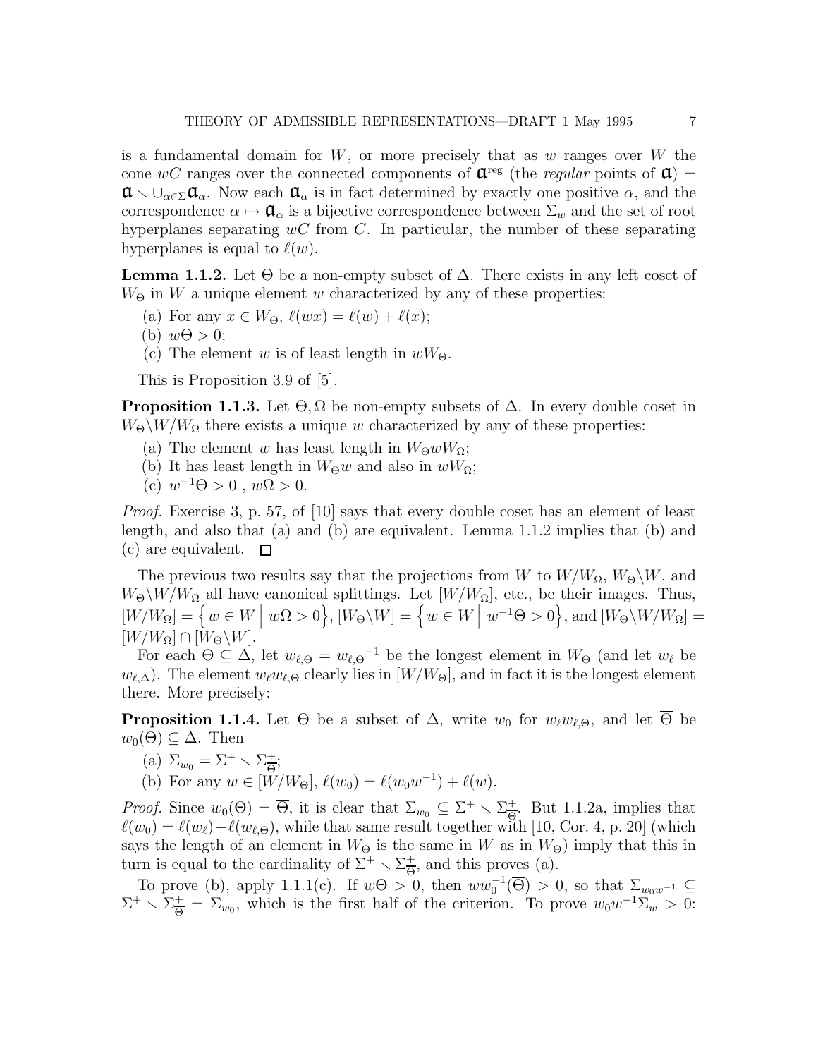is a fundamental domain for $W$, or more precisely that as $w$ ranges over $W$ the cone $wC$ ranges over the connected components of $\mathfrak{a}^{\text{reg}}$ (the *regular* points of $\mathfrak{a}$) $= \mathfrak{a} \smallsetminus \cup_{\alpha\in\Sigma}\mathfrak{a}_\alpha$. Now each $\mathfrak{a}_\alpha$ is in fact determined by exactly one positive $\alpha$, and the correspondence $\alpha \mapsto \mathfrak{a}_\alpha$ is a bijective correspondence between $\Sigma_w$ and the set of root hyperplanes separating $wC$ from $C$. In particular, the number of these separating hyperplanes is equal to $\ell(w)$.

**Lemma 1.1.2.** Let $\Theta$ be a non-empty subset of $\Delta$. There exists in any left coset of $W_\Theta$ in $W$ a unique element $w$ characterized by any of these properties:

(a) For any $x \in W_\Theta$, $\ell(wx) = \ell(w) + \ell(x)$;

(b) $w\Theta > 0$;

(c) The element $w$ is of least length in $wW_\Theta$.

This is Proposition 3.9 of [5].

**Proposition 1.1.3.** Let $\Theta, \Omega$ be non-empty subsets of $\Delta$. In every double coset in $W_\Theta\backslash W/W_\Omega$ there exists a unique $w$ characterized by any of these properties:

(a) The element $w$ has least length in $W_\Theta w W_\Omega$;

(b) It has least length in $W_\Theta w$ and also in $wW_\Omega$;

(c) $w^{-1}\Theta > 0$ , $w\Omega > 0$.

*Proof.* Exercise 3, p. 57, of [10] says that every double coset has an element of least length, and also that (a) and (b) are equivalent. Lemma 1.1.2 implies that (b) and (c) are equivalent. $\square$

The previous two results say that the projections from $W$ to $W/W_\Omega$, $W_\Theta\backslash W$, and $W_\Theta\backslash W/W_\Omega$ all have canonical splittings. Let $[W/W_\Omega]$, etc., be their images. Thus, $[W/W_\Omega] = \left\{ w \in W \;\middle|\; w\Omega > 0\right\}$, $[W_\Theta\backslash W] = \left\{ w \in W \;\middle|\; w^{-1}\Theta > 0\right\}$, and $[W_\Theta\backslash W/W_\Omega] = [W/W_\Omega] \cap [W_\Theta\backslash W]$.

For each $\Theta \subseteq \Delta$, let $w_{\ell,\Theta} = {w_{\ell,\Theta}}^{-1}$ be the longest element in $W_\Theta$ (and let $w_\ell$ be $w_{\ell,\Delta}$). The element $w_\ell w_{\ell,\Theta}$ clearly lies in $[W/W_\Theta]$, and in fact it is the longest element there. More precisely:

**Proposition 1.1.4.** Let $\Theta$ be a subset of $\Delta$, write $w_0$ for $w_\ell w_{\ell,\Theta}$, and let $\overline{\Theta}$ be $w_0(\Theta) \subseteq \Delta$. Then

(a) $\Sigma_{w_0} = \Sigma^+ \smallsetminus \Sigma^+_{\overline{\Theta}}$;

(b) For any $w \in [W/W_\Theta]$, $\ell(w_0) = \ell(w_0 w^{-1}) + \ell(w)$.

*Proof.* Since $w_0(\Theta) = \overline{\Theta}$, it is clear that $\Sigma_{w_0} \subseteq \Sigma^+ \smallsetminus \Sigma^+_{\overline{\Theta}}$. But 1.1.2a, implies that $\ell(w_0) = \ell(w_\ell) + \ell(w_{\ell,\Theta})$, while that same result together with [10, Cor. 4, p. 20] (which says the length of an element in $W_\Theta$ is the same in $W$ as in $W_\Theta$) imply that this in turn is equal to the cardinality of $\Sigma^+ \smallsetminus \Sigma^+_{\overline{\Theta}}$, and this proves (a).

To prove (b), apply 1.1.1(c). If $w\Theta > 0$, then $ww_0^{-1}(\overline{\Theta}) > 0$, so that $\Sigma_{w_0w^{-1}} \subseteq \Sigma^+ \smallsetminus \Sigma^+_{\overline{\Theta}} = \Sigma_{w_0}$, which is the first half of the criterion. To prove $w_0 w^{-1}\Sigma_w > 0$: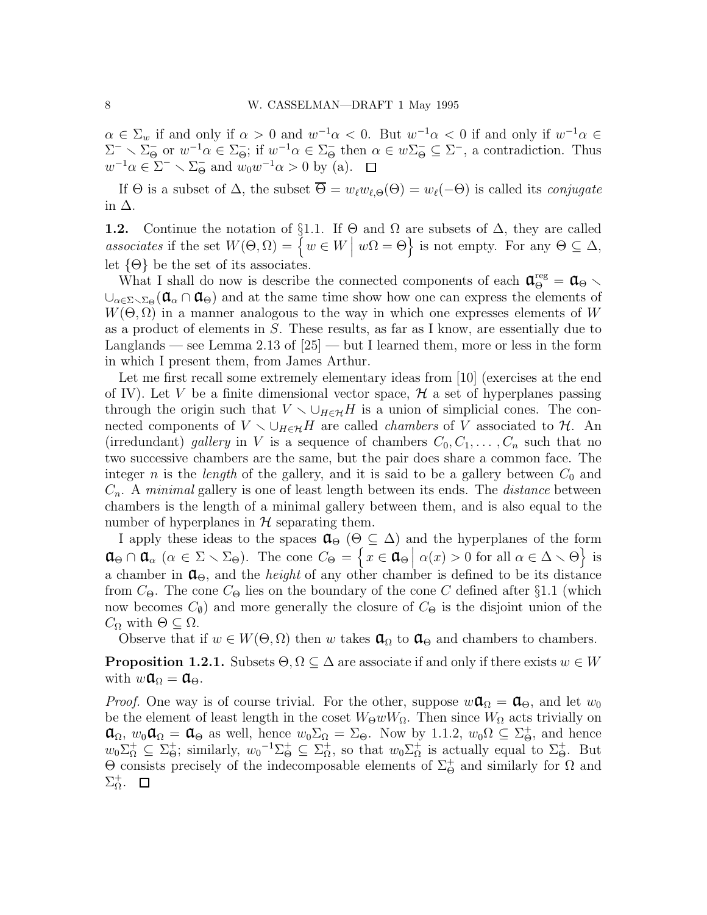$\alpha \in \Sigma_w$ if and only if $\alpha > 0$ and $w^{-1}\alpha < 0$. But $w^{-1}\alpha < 0$ if and only if $w^{-1}\alpha \in \Sigma^- \smallsetminus \Sigma^-_\Theta$ or $w^{-1}\alpha \in \Sigma^-_\Theta$; if $w^{-1}\alpha \in \Sigma^-_\Theta$ then $\alpha \in w\Sigma^-_\Theta \subseteq \Sigma^-$, a contradiction. Thus $w^{-1}\alpha \in \Sigma^- \smallsetminus \Sigma^-_\Theta$ and $w_0 w^{-1}\alpha > 0$ by (a). $\square$

If $\Theta$ is a subset of $\Delta$, the subset $\overline{\Theta} = w_\ell w_{\ell,\Theta}(\Theta) = w_\ell(-\Theta)$ is called its *conjugate* in $\Delta$.

**1.2.** Continue the notation of §1.1. If $\Theta$ and $\Omega$ are subsets of $\Delta$, they are called *associates* if the set $W(\Theta,\Omega) = \left\{ w \in W \,\middle|\, w\Omega = \Theta \right\}$ is not empty. For any $\Theta \subseteq \Delta$, let $\{\Theta\}$ be the set of its associates.

What I shall do now is describe the connected components of each $\mathfrak{a}^{\mathrm{reg}}_\Theta = \mathfrak{a}_\Theta \smallsetminus \cup_{\alpha \in \Sigma \smallsetminus \Sigma_\Theta}(\mathfrak{a}_\alpha \cap \mathfrak{a}_\Theta)$ and at the same time show how one can express the elements of $W(\Theta,\Omega)$ in a manner analogous to the way in which one expresses elements of $W$ as a product of elements in $S$. These results, as far as I know, are essentially due to Langlands — see Lemma 2.13 of [25] — but I learned them, more or less in the form in which I present them, from James Arthur.

Let me first recall some extremely elementary ideas from [10] (exercises at the end of IV). Let $V$ be a finite dimensional vector space, $\mathcal{H}$ a set of hyperplanes passing through the origin such that $V \smallsetminus \cup_{H \in \mathcal{H}} H$ is a union of simplicial cones. The connected components of $V \smallsetminus \cup_{H \in \mathcal{H}} H$ are called *chambers* of $V$ associated to $\mathcal{H}$. An (irredundant) *gallery* in $V$ is a sequence of chambers $C_0, C_1, \ldots, C_n$ such that no two successive chambers are the same, but the pair does share a common face. The integer $n$ is the *length* of the gallery, and it is said to be a gallery between $C_0$ and $C_n$. A *minimal* gallery is one of least length between its ends. The *distance* between chambers is the length of a minimal gallery between them, and is also equal to the number of hyperplanes in $\mathcal{H}$ separating them.

I apply these ideas to the spaces $\mathfrak{a}_\Theta$ ($\Theta \subseteq \Delta$) and the hyperplanes of the form $\mathfrak{a}_\Theta \cap \mathfrak{a}_\alpha$ ($\alpha \in \Sigma \smallsetminus \Sigma_\Theta$). The cone $C_\Theta = \left\{ x \in \mathfrak{a}_\Theta \,\middle|\, \alpha(x) > 0 \text{ for all } \alpha \in \Delta \smallsetminus \Theta \right\}$ is a chamber in $\mathfrak{a}_\Theta$, and the *height* of any other chamber is defined to be its distance from $C_\Theta$. The cone $C_\Theta$ lies on the boundary of the cone $C$ defined after §1.1 (which now becomes $C_\emptyset$) and more generally the closure of $C_\Theta$ is the disjoint union of the $C_\Omega$ with $\Theta \subseteq \Omega$.

Observe that if $w \in W(\Theta,\Omega)$ then $w$ takes $\mathfrak{a}_\Omega$ to $\mathfrak{a}_\Theta$ and chambers to chambers.

**Proposition 1.2.1.** Subsets $\Theta, \Omega \subseteq \Delta$ are associate if and only if there exists $w \in W$ with $w\mathfrak{a}_\Omega = \mathfrak{a}_\Theta$.

*Proof.* One way is of course trivial. For the other, suppose $w\mathfrak{a}_\Omega = \mathfrak{a}_\Theta$, and let $w_0$ be the element of least length in the coset $W_\Theta w W_\Omega$. Then since $W_\Omega$ acts trivially on $\mathfrak{a}_\Omega$, $w_0\mathfrak{a}_\Omega = \mathfrak{a}_\Theta$ as well, hence $w_0\Sigma_\Omega = \Sigma_\Theta$. Now by 1.1.2, $w_0\Omega \subseteq \Sigma^+_\Theta$, and hence $w_0\Sigma^+_\Omega \subseteq \Sigma^+_\Theta$; similarly, $w_0{}^{-1}\Sigma^+_\Theta \subseteq \Sigma^+_\Omega$, so that $w_0\Sigma^+_\Omega$ is actually equal to $\Sigma^+_\Theta$. But $\Theta$ consists precisely of the indecomposable elements of $\Sigma^+_\Theta$ and similarly for $\Omega$ and $\Sigma^+_\Omega$. $\square$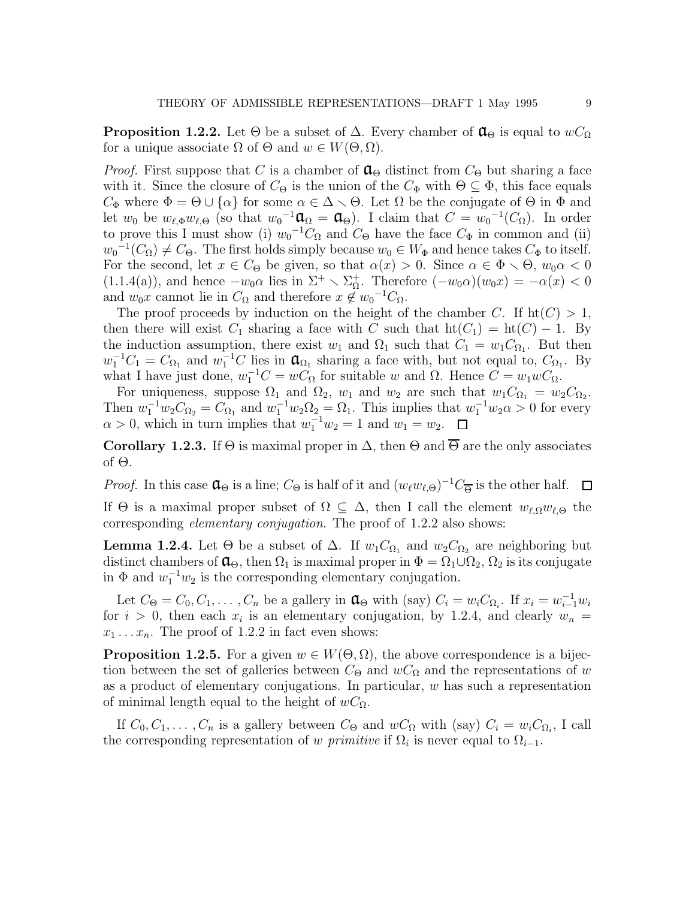**Proposition 1.2.2.** Let $\Theta$ be a subset of $\Delta$. Every chamber of $\mathfrak{a}_\Theta$ is equal to $wC_\Omega$ for a unique associate $\Omega$ of $\Theta$ and $w \in W(\Theta, \Omega)$.

*Proof.* First suppose that $C$ is a chamber of $\mathfrak{a}_\Theta$ distinct from $C_\Theta$ but sharing a face with it. Since the closure of $C_\Theta$ is the union of the $C_\Phi$ with $\Theta \subseteq \Phi$, this face equals $C_\Phi$ where $\Phi = \Theta \cup \{\alpha\}$ for some $\alpha \in \Delta \smallsetminus \Theta$. Let $\Omega$ be the conjugate of $\Theta$ in $\Phi$ and let $w_0$ be $w_{\ell,\Phi} w_{\ell,\Theta}$ (so that ${w_0}^{-1}\mathfrak{a}_\Omega = \mathfrak{a}_\Theta$). I claim that $C = {w_0}^{-1}(C_\Omega)$. In order to prove this I must show (i) ${w_0}^{-1}C_\Omega$ and $C_\Theta$ have the face $C_\Phi$ in common and (ii) ${w_0}^{-1}(C_\Omega) \neq C_\Theta$. The first holds simply because $w_0 \in W_\Phi$ and hence takes $C_\Phi$ to itself. For the second, let $x \in C_\Theta$ be given, so that $\alpha(x) > 0$. Since $\alpha \in \Phi \smallsetminus \Theta$, $w_0\alpha < 0$ (1.1.4(a)), and hence $-w_0\alpha$ lies in $\Sigma^+ \smallsetminus \Sigma^+_\Omega$. Therefore $(-w_0\alpha)(w_0x) = -\alpha(x) < 0$ and $w_0x$ cannot lie in $C_\Omega$ and therefore $x \notin {w_0}^{-1}C_\Omega$.

The proof proceeds by induction on the height of the chamber $C$. If $\mathrm{ht}(C) > 1$, then there will exist $C_1$ sharing a face with $C$ such that $\mathrm{ht}(C_1) = \mathrm{ht}(C) - 1$. By the induction assumption, there exist $w_1$ and $\Omega_1$ such that $C_1 = w_1C_{\Omega_1}$. But then $w_1^{-1}C_1 = C_{\Omega_1}$ and $w_1^{-1}C$ lies in $\mathfrak{a}_{\Omega_1}$ sharing a face with, but not equal to, $C_{\Omega_1}$. By what I have just done, $w_1^{-1}C = wC_\Omega$ for suitable $w$ and $\Omega$. Hence $C = w_1wC_\Omega$.

For uniqueness, suppose $\Omega_1$ and $\Omega_2$, $w_1$ and $w_2$ are such that $w_1C_{\Omega_1} = w_2C_{\Omega_2}$. Then $w_1^{-1}w_2C_{\Omega_2} = C_{\Omega_1}$ and $w_1^{-1}w_2\Omega_2 = \Omega_1$. This implies that $w_1^{-1}w_2\alpha > 0$ for every $\alpha > 0$, which in turn implies that $w_1^{-1}w_2 = 1$ and $w_1 = w_2$. $\square$

**Corollary 1.2.3.** If $\Theta$ is maximal proper in $\Delta$, then $\Theta$ and $\overline{\Theta}$ are the only associates of $\Theta$.

*Proof.* In this case $\mathfrak{a}_\Theta$ is a line; $C_\Theta$ is half of it and $(w_\ell w_{\ell,\Theta})^{-1}C_{\overline{\Theta}}$ is the other half. $\square$

If $\Theta$ is a maximal proper subset of $\Omega \subseteq \Delta$, then I call the element $w_{\ell,\Omega}w_{\ell,\Theta}$ the corresponding *elementary conjugation*. The proof of 1.2.2 also shows:

**Lemma 1.2.4.** Let $\Theta$ be a subset of $\Delta$. If $w_1C_{\Omega_1}$ and $w_2C_{\Omega_2}$ are neighboring but distinct chambers of $\mathfrak{a}_\Theta$, then $\Omega_1$ is maximal proper in $\Phi = \Omega_1 \cup \Omega_2$, $\Omega_2$ is its conjugate in $\Phi$ and $w_1^{-1}w_2$ is the corresponding elementary conjugation.

Let $C_\Theta = C_0, C_1, \ldots, C_n$ be a gallery in $\mathfrak{a}_\Theta$ with (say) $C_i = w_iC_{\Omega_i}$. If $x_i = w_{i-1}^{-1}w_i$ for $i > 0$, then each $x_i$ is an elementary conjugation, by 1.2.4, and clearly $w_n = x_1 \ldots x_n$. The proof of 1.2.2 in fact even shows:

**Proposition 1.2.5.** For a given $w \in W(\Theta, \Omega)$, the above correspondence is a bijection between the set of galleries between $C_\Theta$ and $wC_\Omega$ and the representations of $w$ as a product of elementary conjugations. In particular, $w$ has such a representation of minimal length equal to the height of $wC_\Omega$.

If $C_0, C_1, \ldots, C_n$ is a gallery between $C_\Theta$ and $wC_\Omega$ with (say) $C_i = w_iC_{\Omega_i}$, I call the corresponding representation of $w$ *primitive* if $\Omega_i$ is never equal to $\Omega_{i-1}$.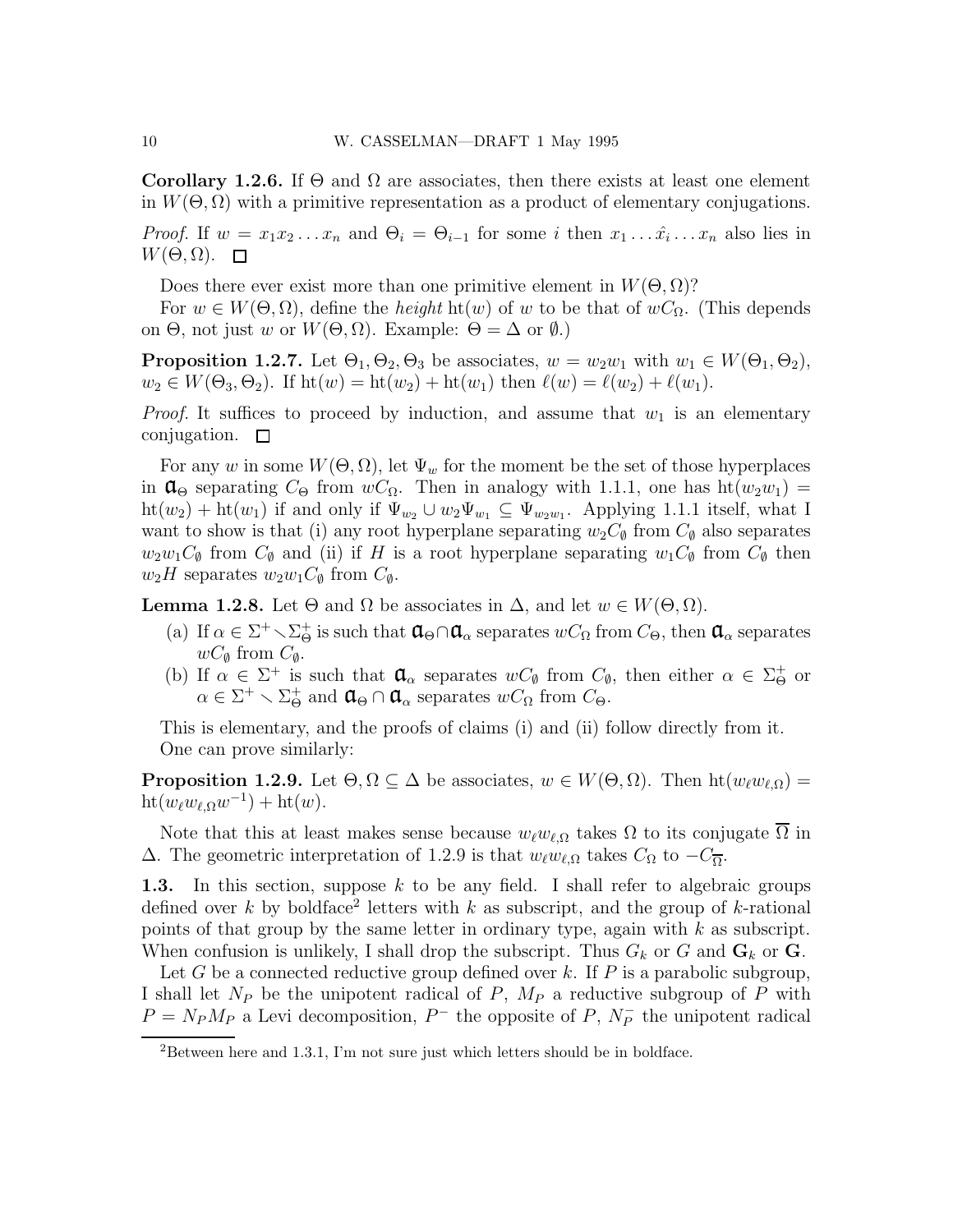**Corollary 1.2.6.** If $\Theta$ and $\Omega$ are associates, then there exists at least one element in $W(\Theta, \Omega)$ with a primitive representation as a product of elementary conjugations.

*Proof.* If $w = x_1 x_2 \ldots x_n$ and $\Theta_i = \Theta_{i-1}$ for some $i$ then $x_1 \ldots \hat{x}_i \ldots x_n$ also lies in $W(\Theta, \Omega)$. $\square$

Does there ever exist more than one primitive element in $W(\Theta, \Omega)$?

For $w \in W(\Theta, \Omega)$, define the *height* $\mathrm{ht}(w)$ of $w$ to be that of $wC_\Omega$. (This depends on $\Theta$, not just $w$ or $W(\Theta, \Omega)$. Example: $\Theta = \Delta$ or $\emptyset$.)

**Proposition 1.2.7.** Let $\Theta_1, \Theta_2, \Theta_3$ be associates, $w = w_2 w_1$ with $w_1 \in W(\Theta_1, \Theta_2)$, $w_2 \in W(\Theta_3, \Theta_2)$. If $\mathrm{ht}(w) = \mathrm{ht}(w_2) + \mathrm{ht}(w_1)$ then $\ell(w) = \ell(w_2) + \ell(w_1)$.

*Proof.* It suffices to proceed by induction, and assume that $w_1$ is an elementary conjugation. $\square$

For any $w$ in some $W(\Theta, \Omega)$, let $\Psi_w$ for the moment be the set of those hyperplaces in $\mathfrak{a}_\Theta$ separating $C_\Theta$ from $wC_\Omega$. Then in analogy with 1.1.1, one has $\mathrm{ht}(w_2 w_1) = \mathrm{ht}(w_2) + \mathrm{ht}(w_1)$ if and only if $\Psi_{w_2} \cup w_2 \Psi_{w_1} \subseteq \Psi_{w_2 w_1}$. Applying 1.1.1 itself, what I want to show is that (i) any root hyperplane separating $w_2 C_\emptyset$ from $C_\emptyset$ also separates $w_2 w_1 C_\emptyset$ from $C_\emptyset$ and (ii) if $H$ is a root hyperplane separating $w_1 C_\emptyset$ from $C_\emptyset$ then $w_2 H$ separates $w_2 w_1 C_\emptyset$ from $C_\emptyset$.

**Lemma 1.2.8.** Let $\Theta$ and $\Omega$ be associates in $\Delta$, and let $w \in W(\Theta, \Omega)$.

(a) If $\alpha \in \Sigma^+ \setminus \Sigma_\Theta^+$ is such that $\mathfrak{a}_\Theta \cap \mathfrak{a}_\alpha$ separates $wC_\Omega$ from $C_\Theta$, then $\mathfrak{a}_\alpha$ separates $wC_\emptyset$ from $C_\emptyset$.

(b) If $\alpha \in \Sigma^+$ is such that $\mathfrak{a}_\alpha$ separates $wC_\emptyset$ from $C_\emptyset$, then either $\alpha \in \Sigma_\Theta^+$ or $\alpha \in \Sigma^+ \setminus \Sigma_\Theta^+$ and $\mathfrak{a}_\Theta \cap \mathfrak{a}_\alpha$ separates $wC_\Omega$ from $C_\Theta$.

This is elementary, and the proofs of claims (i) and (ii) follow directly from it.

One can prove similarly:

**Proposition 1.2.9.** Let $\Theta, \Omega \subseteq \Delta$ be associates, $w \in W(\Theta, \Omega)$. Then $\mathrm{ht}(w_\ell w_{\ell,\Omega}) = \mathrm{ht}(w_\ell w_{\ell,\Omega} w^{-1}) + \mathrm{ht}(w)$.

Note that this at least makes sense because $w_\ell w_{\ell,\Omega}$ takes $\Omega$ to its conjugate $\overline{\Omega}$ in $\Delta$. The geometric interpretation of 1.2.9 is that $w_\ell w_{\ell,\Omega}$ takes $C_\Omega$ to $-C_{\overline{\Omega}}$.

**1.3.** In this section, suppose $k$ to be any field. I shall refer to algebraic groups defined over $k$ by boldface[2] letters with $k$ as subscript, and the group of $k$-rational points of that group by the same letter in ordinary type, again with $k$ as subscript. When confusion is unlikely, I shall drop the subscript. Thus $G_k$ or $G$ and $\mathbf{G}_k$ or $\mathbf{G}$.

Let $G$ be a connected reductive group defined over $k$. If $P$ is a parabolic subgroup, I shall let $N_P$ be the unipotent radical of $P$, $M_P$ a reductive subgroup of $P$ with $P = N_P M_P$ a Levi decomposition, $P^-$ the opposite of $P$, $N_P^-$ the unipotent radical

[2] Between here and 1.3.1, I'm not sure just which letters should be in boldface.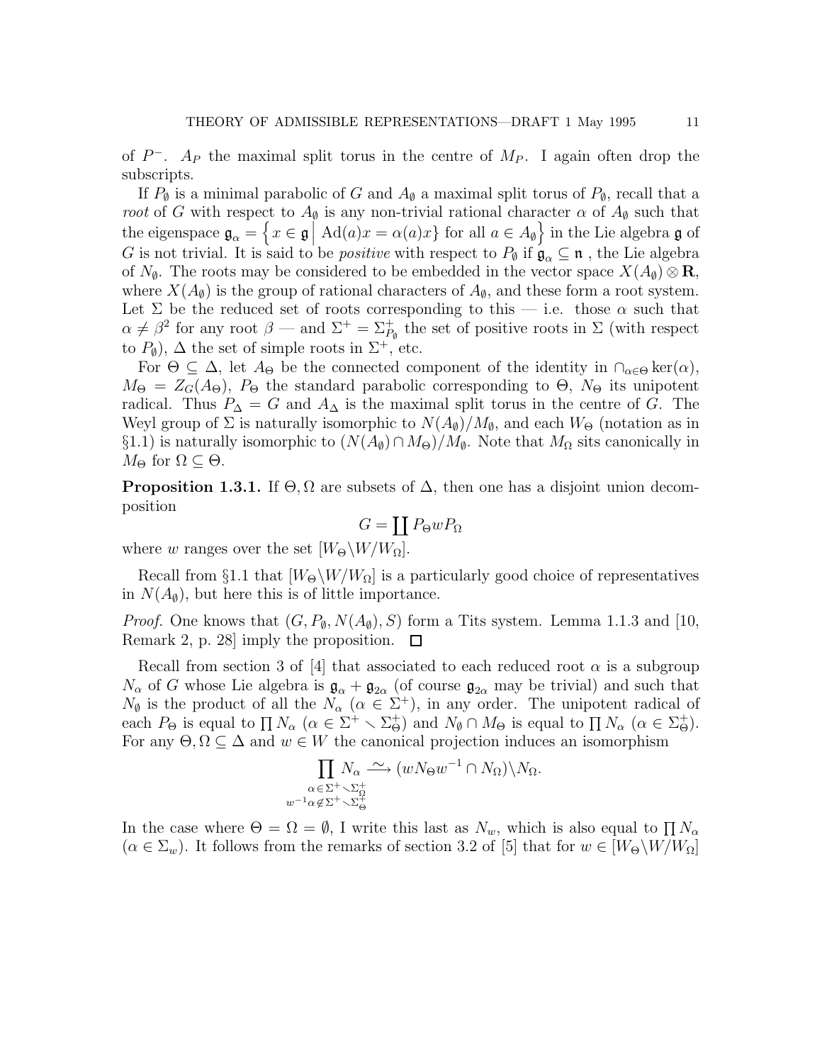of $P^-$. $A_P$ the maximal split torus in the centre of $M_P$. I again often drop the subscripts.

If $P_\emptyset$ is a minimal parabolic of $G$ and $A_\emptyset$ a maximal split torus of $P_\emptyset$, recall that a *root* of $G$ with respect to $A_\emptyset$ is any non-trivial rational character $\alpha$ of $A_\emptyset$ such that the eigenspace $\mathfrak{g}_\alpha = \left\{ x \in \mathfrak{g} \,\middle|\, \mathrm{Ad}(a)x = \alpha(a)x \right\}$ for all $a \in A_\emptyset \}$ in the Lie algebra $\mathfrak{g}$ of $G$ is not trivial. It is said to be *positive* with respect to $P_\emptyset$ if $\mathfrak{g}_\alpha \subseteq \mathfrak{n}$ , the Lie algebra of $N_\emptyset$. The roots may be considered to be embedded in the vector space $X(A_\emptyset) \otimes \mathbf{R}$, where $X(A_\emptyset)$ is the group of rational characters of $A_\emptyset$, and these form a root system. Let $\Sigma$ be the reduced set of roots corresponding to this — i.e. those $\alpha$ such that $\alpha \neq \beta^2$ for any root $\beta$ — and $\Sigma^+ = \Sigma^+_{P_\emptyset}$ the set of positive roots in $\Sigma$ (with respect to $P_\emptyset$), $\Delta$ the set of simple roots in $\Sigma^+$, etc.

For $\Theta \subseteq \Delta$, let $A_\Theta$ be the connected component of the identity in $\cap_{\alpha \in \Theta} \ker(\alpha)$, $M_\Theta = Z_G(A_\Theta)$, $P_\Theta$ the standard parabolic corresponding to $\Theta$, $N_\Theta$ its unipotent radical. Thus $P_\Delta = G$ and $A_\Delta$ is the maximal split torus in the centre of $G$. The Weyl group of $\Sigma$ is naturally isomorphic to $N(A_\emptyset)/M_\emptyset$, and each $W_\Theta$ (notation as in §1.1) is naturally isomorphic to $(N(A_\emptyset) \cap M_\Theta)/M_\emptyset$. Note that $M_\Omega$ sits canonically in $M_\Theta$ for $\Omega \subseteq \Theta$.

**Proposition 1.3.1.** If $\Theta, \Omega$ are subsets of $\Delta$, then one has a disjoint union decomposition

$$G = \coprod P_\Theta w P_\Omega$$

where $w$ ranges over the set $[W_\Theta \backslash W / W_\Omega]$.

Recall from §1.1 that $[W_\Theta \backslash W / W_\Omega]$ is a particularly good choice of representatives in $N(A_\emptyset)$, but here this is of little importance.

*Proof.* One knows that $(G, P_\emptyset, N(A_\emptyset), S)$ form a Tits system. Lemma 1.1.3 and [10, Remark 2, p. 28] imply the proposition. $\square$

Recall from section 3 of [4] that associated to each reduced root $\alpha$ is a subgroup $N_\alpha$ of $G$ whose Lie algebra is $\mathfrak{g}_\alpha + \mathfrak{g}_{2\alpha}$ (of course $\mathfrak{g}_{2\alpha}$ may be trivial) and such that $N_\emptyset$ is the product of all the $N_\alpha$ ($\alpha \in \Sigma^+$), in any order. The unipotent radical of each $P_\Theta$ is equal to $\prod N_\alpha$ ($\alpha \in \Sigma^+ \smallsetminus \Sigma^+_\Theta$) and $N_\emptyset \cap M_\Theta$ is equal to $\prod N_\alpha$ ($\alpha \in \Sigma^+_\Theta$). For any $\Theta, \Omega \subseteq \Delta$ and $w \in W$ the canonical projection induces an isomorphism

$$\prod_{\substack{\alpha \in \Sigma^+ \smallsetminus \Sigma^+_\Omega \\ w^{-1}\alpha \notin \Sigma^+ \smallsetminus \Sigma^+_\Theta}} N_\alpha \xrightarrow{\sim} (w N_\Theta w^{-1} \cap N_\Omega) \backslash N_\Omega.$$

In the case where $\Theta = \Omega = \emptyset$, I write this last as $N_w$, which is also equal to $\prod N_\alpha$ ($\alpha \in \Sigma_w$). It follows from the remarks of section 3.2 of [5] that for $w \in [W_\Theta \backslash W / W_\Omega]$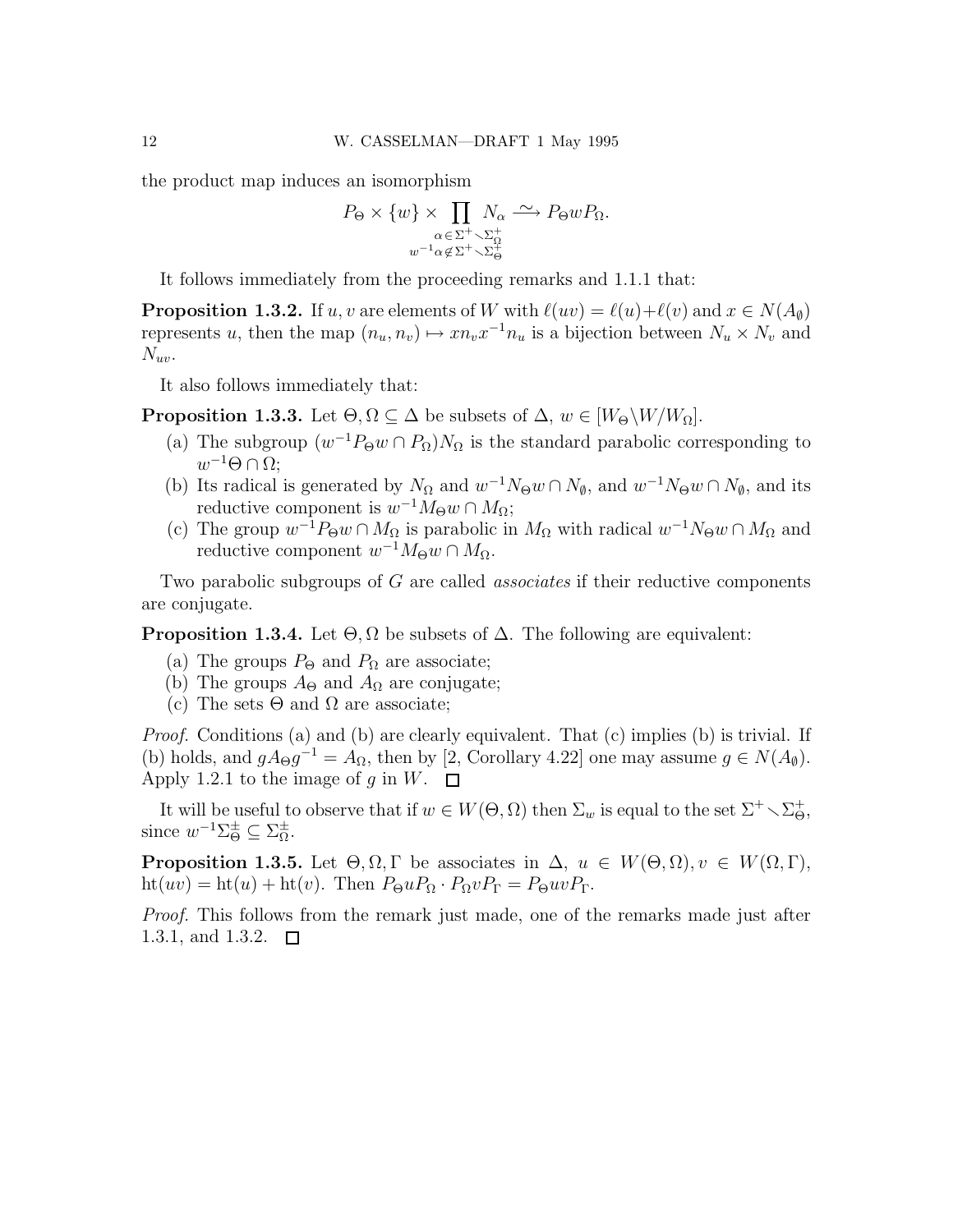the product map induces an isomorphism

$$P_\Theta \times \{w\} \times \prod_{\substack{\alpha \in \Sigma^+ \setminus \Sigma^+_\Omega \\ w^{-1}\alpha \notin \Sigma^+ \setminus \Sigma^+_\Theta}} N_\alpha \xrightarrow{\sim} P_\Theta w P_\Omega.$$

It follows immediately from the proceeding remarks and 1.1.1 that:

**Proposition 1.3.2.** If $u, v$ are elements of $W$ with $\ell(uv) = \ell(u) + \ell(v)$ and $x \in N(A_\emptyset)$ represents $u$, then the map $(n_u, n_v) \mapsto x n_v x^{-1} n_u$ is a bijection between $N_u \times N_v$ and $N_{uv}$.

It also follows immediately that:

**Proposition 1.3.3.** Let $\Theta, \Omega \subseteq \Delta$ be subsets of $\Delta$, $w \in [W_\Theta \backslash W / W_\Omega]$.

(a) The subgroup $(w^{-1}P_\Theta w \cap P_\Omega)N_\Omega$ is the standard parabolic corresponding to $w^{-1}\Theta \cap \Omega$;

(b) Its radical is generated by $N_\Omega$ and $w^{-1}N_\Theta w \cap N_\emptyset$, and $w^{-1}N_\Theta w \cap N_\emptyset$, and its reductive component is $w^{-1}M_\Theta w \cap M_\Omega$;

(c) The group $w^{-1}P_\Theta w \cap M_\Omega$ is parabolic in $M_\Omega$ with radical $w^{-1}N_\Theta w \cap M_\Omega$ and reductive component $w^{-1}M_\Theta w \cap M_\Omega$.

Two parabolic subgroups of $G$ are called *associates* if their reductive components are conjugate.

**Proposition 1.3.4.** Let $\Theta, \Omega$ be subsets of $\Delta$. The following are equivalent:

(a) The groups $P_\Theta$ and $P_\Omega$ are associate;

(b) The groups $A_\Theta$ and $A_\Omega$ are conjugate;

(c) The sets $\Theta$ and $\Omega$ are associate;

*Proof.* Conditions (a) and (b) are clearly equivalent. That (c) implies (b) is trivial. If (b) holds, and $gA_\Theta g^{-1} = A_\Omega$, then by [2, Corollary 4.22] one may assume $g \in N(A_\emptyset)$. Apply 1.2.1 to the image of $g$ in $W$. $\square$

It will be useful to observe that if $w \in W(\Theta, \Omega)$ then $\Sigma_w$ is equal to the set $\Sigma^+ \setminus \Sigma^+_\Theta$, since $w^{-1}\Sigma^\pm_\Theta \subseteq \Sigma^\pm_\Omega$.

**Proposition 1.3.5.** Let $\Theta, \Omega, \Gamma$ be associates in $\Delta$, $u \in W(\Theta, \Omega), v \in W(\Omega, \Gamma)$, $\mathrm{ht}(uv) = \mathrm{ht}(u) + \mathrm{ht}(v)$. Then $P_\Theta u P_\Omega \cdot P_\Omega v P_\Gamma = P_\Theta uv P_\Gamma$.

*Proof.* This follows from the remark just made, one of the remarks made just after 1.3.1, and 1.3.2. $\square$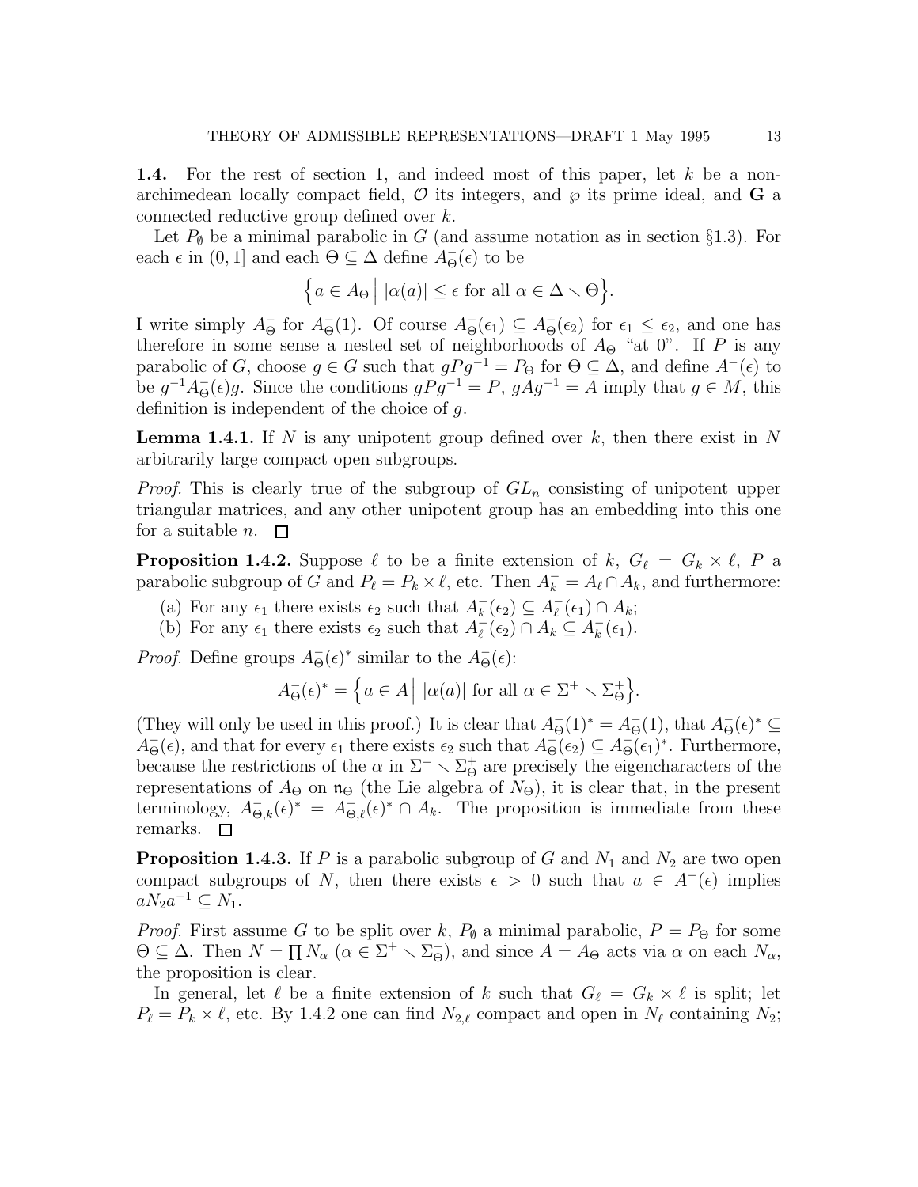**1.4.** For the rest of section 1, and indeed most of this paper, let $k$ be a non-archimedean locally compact field, $\mathcal{O}$ its integers, and $\wp$ its prime ideal, and $\mathbf{G}$ a connected reductive group defined over $k$.

Let $P_\emptyset$ be a minimal parabolic in $G$ (and assume notation as in section §1.3). For each $\epsilon$ in $(0,1]$ and each $\Theta \subseteq \Delta$ define $A_\Theta^-(\epsilon)$ to be

$$\Big\{ a \in A_\Theta \;\Big|\; |\alpha(a)| \le \epsilon \text{ for all } \alpha \in \Delta \setminus \Theta \Big\}.$$

I write simply $A_\Theta^-$ for $A_\Theta^-(1)$. Of course $A_\Theta^-(\epsilon_1) \subseteq A_\Theta^-(\epsilon_2)$ for $\epsilon_1 \le \epsilon_2$, and one has therefore in some sense a nested set of neighborhoods of $A_\Theta$ "at 0". If $P$ is any parabolic of $G$, choose $g \in G$ such that $gPg^{-1} = P_\Theta$ for $\Theta \subseteq \Delta$, and define $A^-(\epsilon)$ to be $g^{-1}A_\Theta^-(\epsilon)g$. Since the conditions $gPg^{-1} = P$, $gAg^{-1} = A$ imply that $g \in M$, this definition is independent of the choice of $g$.

**Lemma 1.4.1.** If $N$ is any unipotent group defined over $k$, then there exist in $N$ arbitrarily large compact open subgroups.

*Proof.* This is clearly true of the subgroup of $GL_n$ consisting of unipotent upper triangular matrices, and any other unipotent group has an embedding into this one for a suitable $n$. $\square$

**Proposition 1.4.2.** Suppose $\ell$ to be a finite extension of $k$, $G_\ell = G_k \times \ell$, $P$ a parabolic subgroup of $G$ and $P_\ell = P_k \times \ell$, etc. Then $A_k^- = A_\ell \cap A_k$, and furthermore:

(a) For any $\epsilon_1$ there exists $\epsilon_2$ such that $A_k^-(\epsilon_2) \subseteq A_\ell^-(\epsilon_1) \cap A_k$;

(b) For any $\epsilon_1$ there exists $\epsilon_2$ such that $A_\ell^-(\epsilon_2) \cap A_k \subseteq A_k^-(\epsilon_1)$.

*Proof.* Define groups $A_\Theta^-(\epsilon)^*$ similar to the $A_\Theta^-(\epsilon)$:

$$A_\Theta^-(\epsilon)^* = \Big\{ a \in A \;\Big|\; |\alpha(a)| \text{ for all } \alpha \in \Sigma^+ \setminus \Sigma_\Theta^+ \Big\}.$$

(They will only be used in this proof.) It is clear that $A_\Theta^-(1)^* = A_\Theta^-(1)$, that $A_\Theta^-(\epsilon)^* \subseteq A_\Theta^-(\epsilon)$, and that for every $\epsilon_1$ there exists $\epsilon_2$ such that $A_\Theta^-(\epsilon_2) \subseteq A_\Theta^-(\epsilon_1)^*$. Furthermore, because the restrictions of the $\alpha$ in $\Sigma^+ \setminus \Sigma_\Theta^+$ are precisely the eigencharacters of the representations of $A_\Theta$ on $\mathfrak{n}_\Theta$ (the Lie algebra of $N_\Theta$), it is clear that, in the present terminology, $A_{\Theta,k}^-(\epsilon)^* = A_{\Theta,\ell}^-(\epsilon)^* \cap A_k$. The proposition is immediate from these remarks. $\square$

**Proposition 1.4.3.** If $P$ is a parabolic subgroup of $G$ and $N_1$ and $N_2$ are two open compact subgroups of $N$, then there exists $\epsilon > 0$ such that $a \in A^-(\epsilon)$ implies $aN_2a^{-1} \subseteq N_1$.

*Proof.* First assume $G$ to be split over $k$, $P_\emptyset$ a minimal parabolic, $P = P_\Theta$ for some $\Theta \subseteq \Delta$. Then $N = \prod N_\alpha$ $(\alpha \in \Sigma^+ \setminus \Sigma_\Theta^+)$, and since $A = A_\Theta$ acts via $\alpha$ on each $N_\alpha$, the proposition is clear.

In general, let $\ell$ be a finite extension of $k$ such that $G_\ell = G_k \times \ell$ is split; let $P_\ell = P_k \times \ell$, etc. By 1.4.2 one can find $N_{2,\ell}$ compact and open in $N_\ell$ containing $N_2$;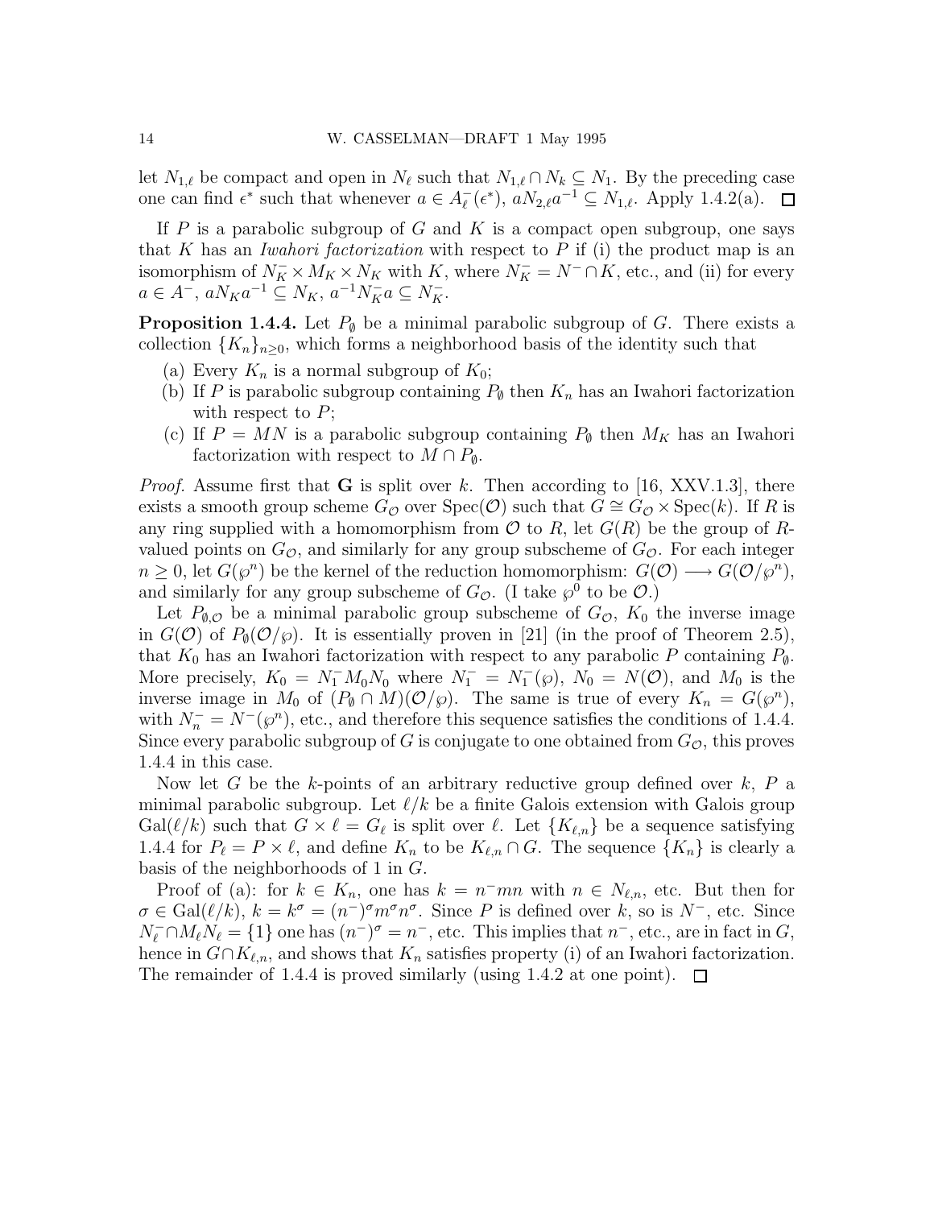let $N_{1,\ell}$ be compact and open in $N_\ell$ such that $N_{1,\ell} \cap N_k \subseteq N_1$. By the preceding case one can find $\epsilon^*$ such that whenever $a \in A_\ell^-(\epsilon^*)$, $aN_{2,\ell}a^{-1} \subseteq N_{1,\ell}$. Apply 1.4.2(a). $\square$

If $P$ is a parabolic subgroup of $G$ and $K$ is a compact open subgroup, one says that $K$ has an *Iwahori factorization* with respect to $P$ if (i) the product map is an isomorphism of $N_K^- \times M_K \times N_K$ with $K$, where $N_K^- = N^- \cap K$, etc., and (ii) for every $a \in A^-$, $aN_K a^{-1} \subseteq N_K$, $a^{-1}N_K^- a \subseteq N_K^-$.

**Proposition 1.4.4.** Let $P_\emptyset$ be a minimal parabolic subgroup of $G$. There exists a collection $\{K_n\}_{n\geq 0}$, which forms a neighborhood basis of the identity such that

(a) Every $K_n$ is a normal subgroup of $K_0$;
(b) If $P$ is parabolic subgroup containing $P_\emptyset$ then $K_n$ has an Iwahori factorization with respect to $P$;
(c) If $P = MN$ is a parabolic subgroup containing $P_\emptyset$ then $M_K$ has an Iwahori factorization with respect to $M \cap P_\emptyset$.

*Proof.* Assume first that $\mathbf{G}$ is split over $k$. Then according to [16, XXV.1.3], there exists a smooth group scheme $G_\mathcal{O}$ over $\mathrm{Spec}(\mathcal{O})$ such that $G \cong G_\mathcal{O} \times \mathrm{Spec}(k)$. If $R$ is any ring supplied with a homomorphism from $\mathcal{O}$ to $R$, let $G(R)$ be the group of $R$-valued points on $G_\mathcal{O}$, and similarly for any group subscheme of $G_\mathcal{O}$. For each integer $n \geq 0$, let $G(\wp^n)$ be the kernel of the reduction homomorphism: $G(\mathcal{O}) \longrightarrow G(\mathcal{O}/\wp^n)$, and similarly for any group subscheme of $G_\mathcal{O}$. (I take $\wp^0$ to be $\mathcal{O}$.)

Let $P_{\emptyset,\mathcal{O}}$ be a minimal parabolic group subscheme of $G_\mathcal{O}$, $K_0$ the inverse image in $G(\mathcal{O})$ of $P_\emptyset(\mathcal{O}/\wp)$. It is essentially proven in [21] (in the proof of Theorem 2.5), that $K_0$ has an Iwahori factorization with respect to any parabolic $P$ containing $P_\emptyset$. More precisely, $K_0 = N_1^- M_0 N_0$ where $N_1^- = N_1^-(\wp)$, $N_0 = N(\mathcal{O})$, and $M_0$ is the inverse image in $M_0$ of $(P_\emptyset \cap M)(\mathcal{O}/\wp)$. The same is true of every $K_n = G(\wp^n)$, with $N_n^- = N^-(\wp^n)$, etc., and therefore this sequence satisfies the conditions of 1.4.4. Since every parabolic subgroup of $G$ is conjugate to one obtained from $G_\mathcal{O}$, this proves 1.4.4 in this case.

Now let $G$ be the $k$-points of an arbitrary reductive group defined over $k$, $P$ a minimal parabolic subgroup. Let $\ell/k$ be a finite Galois extension with Galois group $\mathrm{Gal}(\ell/k)$ such that $G \times \ell = G_\ell$ is split over $\ell$. Let $\{K_{\ell,n}\}$ be a sequence satisfying 1.4.4 for $P_\ell = P \times \ell$, and define $K_n$ to be $K_{\ell,n} \cap G$. The sequence $\{K_n\}$ is clearly a basis of the neighborhoods of 1 in $G$.

Proof of (a): for $k \in K_n$, one has $k = n^- m n$ with $n \in N_{\ell,n}$, etc. But then for $\sigma \in \mathrm{Gal}(\ell/k)$, $k = k^\sigma = (n^-)^\sigma m^\sigma n^\sigma$. Since $P$ is defined over $k$, so is $N^-$, etc. Since $N_\ell^- \cap M_\ell N_\ell = \{1\}$ one has $(n^-)^\sigma = n^-$, etc. This implies that $n^-$, etc., are in fact in $G$, hence in $G \cap K_{\ell,n}$, and shows that $K_n$ satisfies property (i) of an Iwahori factorization. The remainder of 1.4.4 is proved similarly (using 1.4.2 at one point). $\square$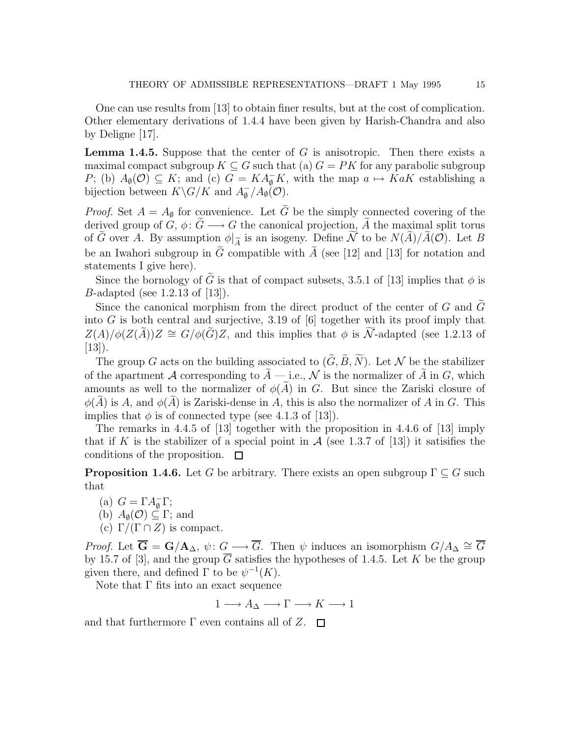One can use results from [13] to obtain finer results, but at the cost of complication. Other elementary derivations of 1.4.4 have been given by Harish-Chandra and also by Deligne [17].

**Lemma 1.4.5.** Suppose that the center of $G$ is anisotropic. Then there exists a maximal compact subgroup $K \subseteq G$ such that (a) $G = PK$ for any parabolic subgroup $P$; (b) $A_\emptyset(\mathcal{O}) \subseteq K$; and (c) $G = KA_\emptyset^- K$, with the map $a \mapsto KaK$ establishing a bijection between $K\backslash G/K$ and $A_\emptyset^-/A_\emptyset(\mathcal{O})$.

*Proof.* Set $A = A_\emptyset$ for convenience. Let $\widetilde{G}$ be the simply connected covering of the derived group of $G$, $\phi\colon \widetilde{G} \longrightarrow G$ the canonical projection, $\widetilde{A}$ the maximal split torus of $\widetilde{G}$ over $A$. By assumption $\phi|_{\widetilde{A}}$ is an isogeny. Define $\widetilde{\mathcal{N}}$ to be $N(\widetilde{A})/\widetilde{A}(\mathcal{O})$. Let $B$ be an Iwahori subgroup in $\widetilde{G}$ compatible with $\widetilde{A}$ (see [12] and [13] for notation and statements I give here).

Since the bornology of $\widetilde{G}$ is that of compact subsets, 3.5.1 of [13] implies that $\phi$ is $B$-adapted (see 1.2.13 of [13]).

Since the canonical morphism from the direct product of the center of $G$ and $\widetilde{G}$ into $G$ is both central and surjective, 3.19 of [6] together with its proof imply that $Z(A)/\phi(Z(\widetilde{A}))Z \cong G/\phi(\widetilde{G})Z$, and this implies that $\phi$ is $\widetilde{\mathcal{N}}$-adapted (see 1.2.13 of [13]).

The group $G$ acts on the building associated to $(\widetilde{G}, \widetilde{B}, \widetilde{N})$. Let $\mathcal{N}$ be the stabilizer of the apartment $\mathcal{A}$ corresponding to $\widetilde{A}$ — i.e., $\mathcal{N}$ is the normalizer of $\widetilde{A}$ in $G$, which amounts as well to the normalizer of $\phi(\widetilde{A})$ in $G$. But since the Zariski closure of $\phi(\widetilde{A})$ is $A$, and $\phi(\widetilde{A})$ is Zariski-dense in $A$, this is also the normalizer of $A$ in $G$. This implies that $\phi$ is of connected type (see 4.1.3 of [13]).

The remarks in 4.4.5 of [13] together with the proposition in 4.4.6 of [13] imply that if $K$ is the stabilizer of a special point in $\mathcal{A}$ (see 1.3.7 of [13]) it satisifies the conditions of the proposition. $\square$

**Proposition 1.4.6.** Let $G$ be arbitrary. There exists an open subgroup $\Gamma \subseteq G$ such that

(a) $G = \Gamma A_\emptyset^- \Gamma$;
(b) $A_\emptyset(\mathcal{O}) \subseteq \Gamma$; and
(c) $\Gamma/(\Gamma \cap Z)$ is compact.

*Proof.* Let $\overline{\mathbf{G}} = \mathbf{G}/\mathbf{A}_\Delta$, $\psi\colon G \longrightarrow \overline{G}$. Then $\psi$ induces an isomorphism $G/A_\Delta \cong \overline{G}$ by 15.7 of [3], and the group $\overline{G}$ satisfies the hypotheses of 1.4.5. Let $K$ be the group given there, and defined $\Gamma$ to be $\psi^{-1}(K)$.

Note that $\Gamma$ fits into an exact sequence

$$1 \longrightarrow A_\Delta \longrightarrow \Gamma \longrightarrow K \longrightarrow 1$$

and that furthermore $\Gamma$ even contains all of $Z$. $\square$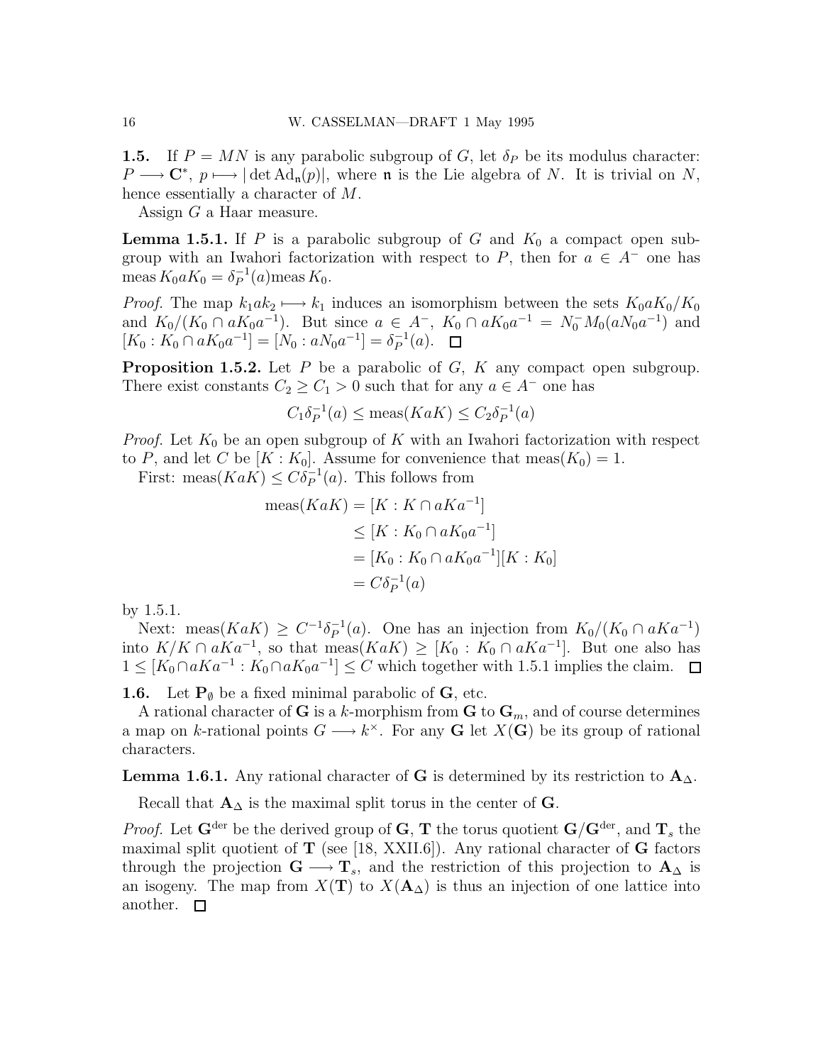**1.5.** If $P = MN$ is any parabolic subgroup of $G$, let $\delta_P$ be its modulus character: $P \longrightarrow \mathbf{C}^*$, $p \longmapsto |\det \mathrm{Ad}_{\mathfrak{n}}(p)|$, where $\mathfrak{n}$ is the Lie algebra of $N$. It is trivial on $N$, hence essentially a character of $M$.

Assign $G$ a Haar measure.

**Lemma 1.5.1.** *If $P$ is a parabolic subgroup of $G$ and $K_0$ a compact open subgroup with an Iwahori factorization with respect to $P$, then for $a \in A^-$ one has* $\operatorname{meas} K_0 a K_0 = \delta_P^{-1}(a) \operatorname{meas} K_0$.

*Proof.* The map $k_1 a k_2 \longmapsto k_1$ induces an isomorphism between the sets $K_0 a K_0 / K_0$ and $K_0/(K_0 \cap a K_0 a^{-1})$. But since $a \in A^-$, $K_0 \cap a K_0 a^{-1} = N_0^- M_0 (a N_0 a^{-1})$ and $[K_0 : K_0 \cap a K_0 a^{-1}] = [N_0 : a N_0 a^{-1}] = \delta_P^{-1}(a)$. ∎

**Proposition 1.5.2.** *Let $P$ be a parabolic of $G$, $K$ any compact open subgroup. There exist constants $C_2 \geq C_1 > 0$ such that for any $a \in A^-$ one has*

$$C_1 \delta_P^{-1}(a) \leq \operatorname{meas}(KaK) \leq C_2 \delta_P^{-1}(a)$$

*Proof.* Let $K_0$ be an open subgroup of $K$ with an Iwahori factorization with respect to $P$, and let $C$ be $[K : K_0]$. Assume for convenience that $\operatorname{meas}(K_0) = 1$.

First: $\operatorname{meas}(KaK) \leq C\delta_P^{-1}(a)$. This follows from

$$\begin{aligned}
\operatorname{meas}(KaK) &= [K : K \cap aKa^{-1}] \\
&\leq [K : K_0 \cap aK_0a^{-1}] \\
&= [K_0 : K_0 \cap aK_0a^{-1}][K : K_0] \\
&= C\delta_P^{-1}(a)
\end{aligned}$$

by 1.5.1.

Next: $\operatorname{meas}(KaK) \geq C^{-1}\delta_P^{-1}(a)$. One has an injection from $K_0/(K_0 \cap aKa^{-1})$ into $K/K \cap aKa^{-1}$, so that $\operatorname{meas}(KaK) \geq [K_0 : K_0 \cap aKa^{-1}]$. But one also has $1 \leq [K_0 \cap aKa^{-1} : K_0 \cap aK_0a^{-1}] \leq C$ which together with 1.5.1 implies the claim. ∎

**1.6.** Let $\mathbf{P}_\emptyset$ be a fixed minimal parabolic of $\mathbf{G}$, etc.

A rational character of $\mathbf{G}$ is a $k$-morphism from $\mathbf{G}$ to $\mathbf{G}_m$, and of course determines a map on $k$-rational points $G \longrightarrow k^\times$. For any $\mathbf{G}$ let $X(\mathbf{G})$ be its group of rational characters.

**Lemma 1.6.1.** *Any rational character of $\mathbf{G}$ is determined by its restriction to $\mathbf{A}_\Delta$.*

Recall that $\mathbf{A}_\Delta$ is the maximal split torus in the center of $\mathbf{G}$.

*Proof.* Let $\mathbf{G}^{\mathrm{der}}$ be the derived group of $\mathbf{G}$, $\mathbf{T}$ the torus quotient $\mathbf{G}/\mathbf{G}^{\mathrm{der}}$, and $\mathbf{T}_s$ the maximal split quotient of $\mathbf{T}$ (see [18, XXII.6]). Any rational character of $\mathbf{G}$ factors through the projection $\mathbf{G} \longrightarrow \mathbf{T}_s$, and the restriction of this projection to $\mathbf{A}_\Delta$ is an isogeny. The map from $X(\mathbf{T})$ to $X(\mathbf{A}_\Delta)$ is thus an injection of one lattice into another. ∎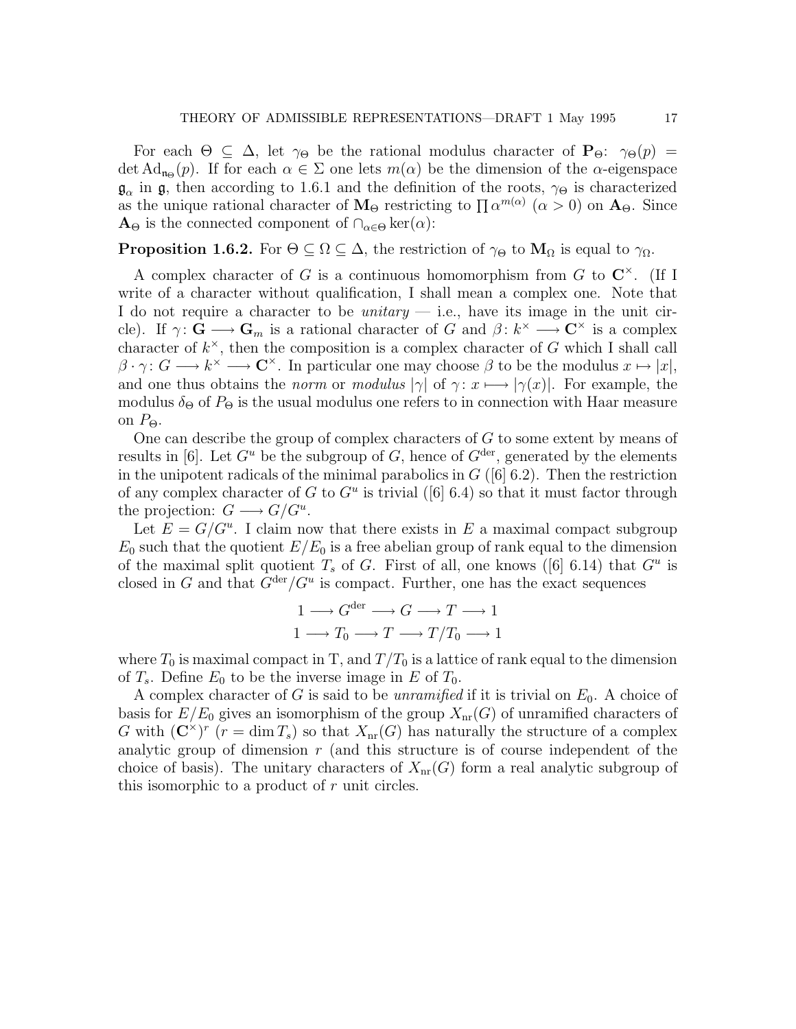For each $\Theta \subseteq \Delta$, let $\gamma_\Theta$ be the rational modulus character of $\mathbf{P}_\Theta$: $\gamma_\Theta(p) = \det \mathrm{Ad}_{\mathfrak{n}_\Theta}(p)$. If for each $\alpha \in \Sigma$ one lets $m(\alpha)$ be the dimension of the $\alpha$-eigenspace $\mathfrak{g}_\alpha$ in $\mathfrak{g}$, then according to 1.6.1 and the definition of the roots, $\gamma_\Theta$ is characterized as the unique rational character of $\mathbf{M}_\Theta$ restricting to $\prod \alpha^{m(\alpha)}$ ($\alpha > 0$) on $\mathbf{A}_\Theta$. Since $\mathbf{A}_\Theta$ is the connected component of $\cap_{\alpha \in \Theta} \ker(\alpha)$:

**Proposition 1.6.2.** For $\Theta \subseteq \Omega \subseteq \Delta$, the restriction of $\gamma_\Theta$ to $\mathbf{M}_\Omega$ is equal to $\gamma_\Omega$.

A complex character of $G$ is a continuous homomorphism from $G$ to $\mathbf{C}^\times$. (If I write of a character without qualification, I shall mean a complex one. Note that I do not require a character to be *unitary* — i.e., have its image in the unit circle). If $\gamma \colon \mathbf{G} \longrightarrow \mathbf{G}_m$ is a rational character of $G$ and $\beta \colon k^\times \longrightarrow \mathbf{C}^\times$ is a complex character of $k^\times$, then the composition is a complex character of $G$ which I shall call $\beta \cdot \gamma \colon G \longrightarrow k^\times \longrightarrow \mathbf{C}^\times$. In particular one may choose $\beta$ to be the modulus $x \mapsto |x|$, and one thus obtains the *norm* or *modulus* $|\gamma|$ of $\gamma \colon x \longmapsto |\gamma(x)|$. For example, the modulus $\delta_\Theta$ of $P_\Theta$ is the usual modulus one refers to in connection with Haar measure on $P_\Theta$.

One can describe the group of complex characters of $G$ to some extent by means of results in [6]. Let $G^u$ be the subgroup of $G$, hence of $G^{\mathrm{der}}$, generated by the elements in the unipotent radicals of the minimal parabolics in $G$ ([6] 6.2). Then the restriction of any complex character of $G$ to $G^u$ is trivial ([6] 6.4) so that it must factor through the projection: $G \longrightarrow G/G^u$.

Let $E = G/G^u$. I claim now that there exists in $E$ a maximal compact subgroup $E_0$ such that the quotient $E/E_0$ is a free abelian group of rank equal to the dimension of the maximal split quotient $T_s$ of $G$. First of all, one knows ([6] 6.14) that $G^u$ is closed in $G$ and that $G^{\mathrm{der}}/G^u$ is compact. Further, one has the exact sequences

$$1 \longrightarrow G^{\mathrm{der}} \longrightarrow G \longrightarrow T \longrightarrow 1$$
$$1 \longrightarrow T_0 \longrightarrow T \longrightarrow T/T_0 \longrightarrow 1$$

where $T_0$ is maximal compact in T, and $T/T_0$ is a lattice of rank equal to the dimension of $T_s$. Define $E_0$ to be the inverse image in $E$ of $T_0$.

A complex character of $G$ is said to be *unramified* if it is trivial on $E_0$. A choice of basis for $E/E_0$ gives an isomorphism of the group $X_{\mathrm{nr}}(G)$ of unramified characters of $G$ with $(\mathbf{C}^\times)^r$ ($r = \dim T_s$) so that $X_{\mathrm{nr}}(G)$ has naturally the structure of a complex analytic group of dimension $r$ (and this structure is of course independent of the choice of basis). The unitary characters of $X_{\mathrm{nr}}(G)$ form a real analytic subgroup of this isomorphic to a product of $r$ unit circles.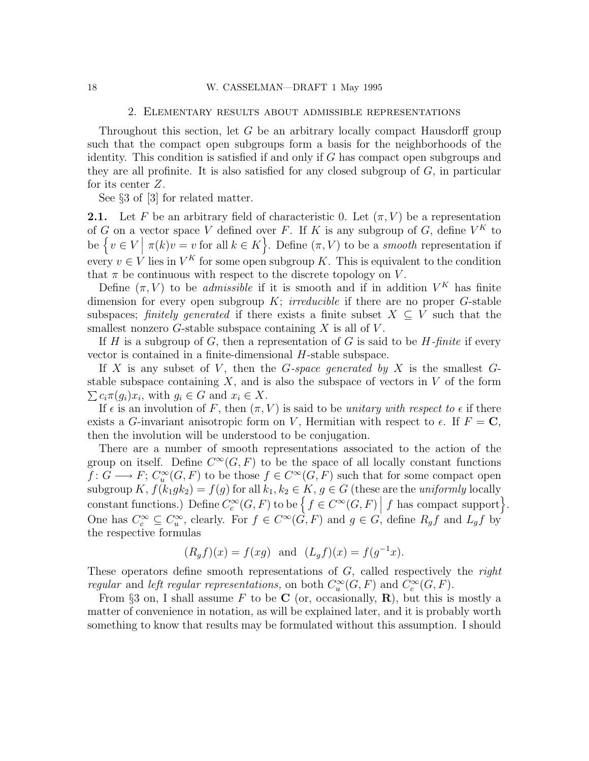## 2. Elementary results about admissible representations

Throughout this section, let $G$ be an arbitrary locally compact Hausdorff group such that the compact open subgroups form a basis for the neighborhoods of the identity. This condition is satisfied if and only if $G$ has compact open subgroups and they are all profinite. It is also satisfied for any closed subgroup of $G$, in particular for its center $Z$.

See §3 of [3] for related matter.

**2.1.** Let $F$ be an arbitrary field of characteristic 0. Let $(\pi, V)$ be a representation of $G$ on a vector space $V$ defined over $F$. If $K$ is any subgroup of $G$, define $V^K$ to be $\left\{ v \in V \,\middle|\, \pi(k)v = v \text{ for all } k \in K \right\}$. Define $(\pi, V)$ to be a *smooth* representation if every $v \in V$ lies in $V^K$ for some open subgroup $K$. This is equivalent to the condition that $\pi$ be continuous with respect to the discrete topology on $V$.

Define $(\pi, V)$ to be *admissible* if it is smooth and if in addition $V^K$ has finite dimension for every open subgroup $K$; *irreducible* if there are no proper $G$-stable subspaces; *finitely generated* if there exists a finite subset $X \subseteq V$ such that the smallest nonzero $G$-stable subspace containing $X$ is all of $V$.

If $H$ is a subgroup of $G$, then a representation of $G$ is said to be *$H$-finite* if every vector is contained in a finite-dimensional $H$-stable subspace.

If $X$ is any subset of $V$, then the *$G$-space generated by* $X$ is the smallest $G$-stable subspace containing $X$, and is also the subspace of vectors in $V$ of the form $\sum c_i \pi(g_i) x_i$, with $g_i \in G$ and $x_i \in X$.

If $\epsilon$ is an involution of $F$, then $(\pi, V)$ is said to be *unitary with respect to* $\epsilon$ if there exists a $G$-invariant anisotropic form on $V$, Hermitian with respect to $\epsilon$. If $F = \mathbf{C}$, then the involution will be understood to be conjugation.

There are a number of smooth representations associated to the action of the group on itself. Define $C^\infty(G, F)$ to be the space of all locally constant functions $f \colon G \longrightarrow F$; $C^\infty_u(G, F)$ to be those $f \in C^\infty(G, F)$ such that for some compact open subgroup $K$, $f(k_1 g k_2) = f(g)$ for all $k_1, k_2 \in K$, $g \in G$ (these are the *uniformly* locally constant functions.) Define $C^\infty_c(G, F)$ to be $\left\{ f \in C^\infty(G, F) \,\middle|\, f \text{ has compact support} \right\}$. One has $C^\infty_c \subseteq C^\infty_u$, clearly. For $f \in C^\infty(G, F)$ and $g \in G$, define $R_g f$ and $L_g f$ by the respective formulas

$$(R_g f)(x) = f(xg) \quad \text{and} \quad (L_g f)(x) = f(g^{-1}x).$$

These operators define smooth representations of $G$, called respectively the *right regular* and *left regular representations,* on both $C^\infty_u(G, F)$ and $C^\infty_c(G, F)$.

From §3 on, I shall assume $F$ to be $\mathbf{C}$ (or, occasionally, $\mathbf{R}$), but this is mostly a matter of convenience in notation, as will be explained later, and it is probably worth something to know that results may be formulated without this assumption. I should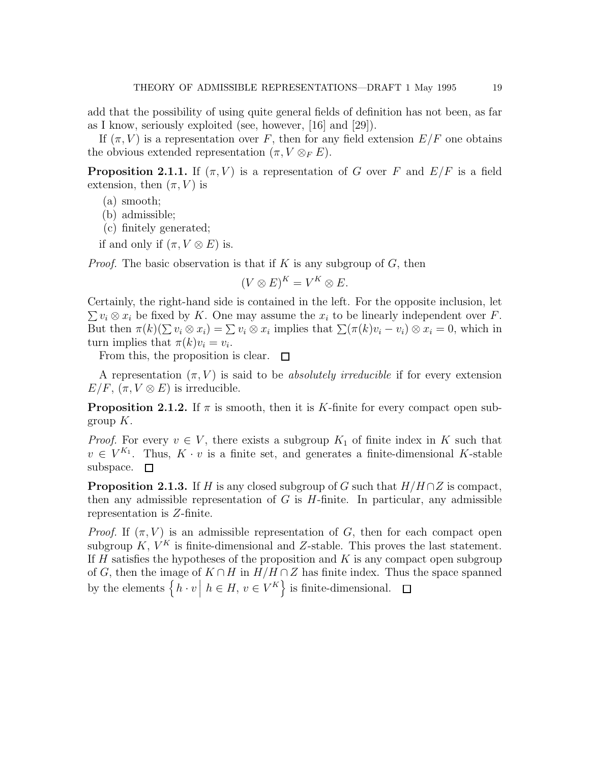add that the possibility of using quite general fields of definition has not been, as far as I know, seriously exploited (see, however, [16] and [29]).

If $(\pi, V)$ is a representation over $F$, then for any field extension $E/F$ one obtains the obvious extended representation $(\pi, V \otimes_F E)$.

**Proposition 2.1.1.** If $(\pi, V)$ is a representation of $G$ over $F$ and $E/F$ is a field extension, then $(\pi, V)$ is

(a) smooth;
(b) admissible;
(c) finitely generated;

if and only if $(\pi, V \otimes E)$ is.

*Proof.* The basic observation is that if $K$ is any subgroup of $G$, then

$$(V \otimes E)^K = V^K \otimes E.$$

Certainly, the right-hand side is contained in the left. For the opposite inclusion, let $\sum v_i \otimes x_i$ be fixed by $K$. One may assume the $x_i$ to be linearly independent over $F$. But then $\pi(k)(\sum v_i \otimes x_i) = \sum v_i \otimes x_i$ implies that $\sum(\pi(k)v_i - v_i) \otimes x_i = 0$, which in turn implies that $\pi(k)v_i = v_i$.

From this, the proposition is clear. □

A representation $(\pi, V)$ is said to be *absolutely irreducible* if for every extension $E/F$, $(\pi, V \otimes E)$ is irreducible.

**Proposition 2.1.2.** If $\pi$ is smooth, then it is $K$-finite for every compact open subgroup $K$.

*Proof.* For every $v \in V$, there exists a subgroup $K_1$ of finite index in $K$ such that $v \in V^{K_1}$. Thus, $K \cdot v$ is a finite set, and generates a finite-dimensional $K$-stable subspace. □

**Proposition 2.1.3.** If $H$ is any closed subgroup of $G$ such that $H/H \cap Z$ is compact, then any admissible representation of $G$ is $H$-finite. In particular, any admissible representation is $Z$-finite.

*Proof.* If $(\pi, V)$ is an admissible representation of $G$, then for each compact open subgroup $K$, $V^K$ is finite-dimensional and $Z$-stable. This proves the last statement. If $H$ satisfies the hypotheses of the proposition and $K$ is any compact open subgroup of $G$, then the image of $K \cap H$ in $H/H \cap Z$ has finite index. Thus the space spanned by the elements $\left\{ h \cdot v \,\middle|\, h \in H,\, v \in V^K \right\}$ is finite-dimensional. □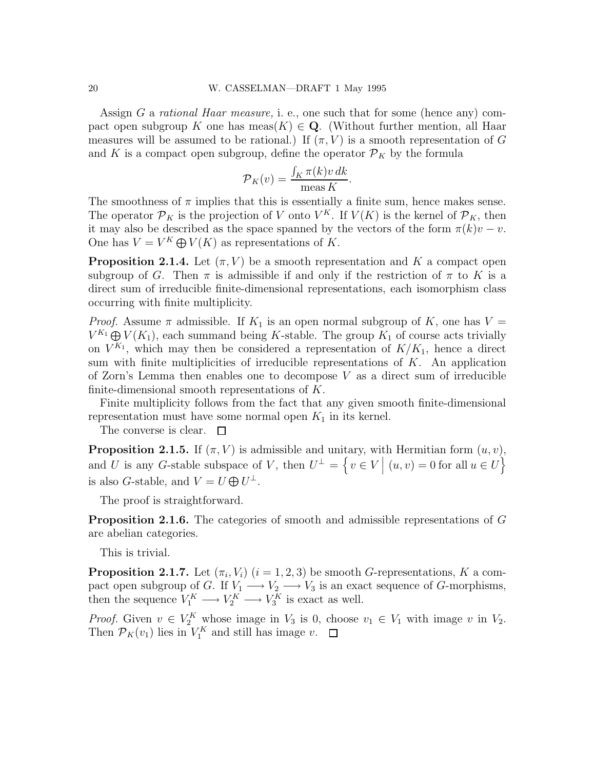Assign $G$ a *rational Haar measure,* i. e., one such that for some (hence any) compact open subgroup $K$ one has $\mathrm{meas}(K) \in \mathbf{Q}$. (Without further mention, all Haar measures will be assumed to be rational.) If $(\pi, V)$ is a smooth representation of $G$ and $K$ is a compact open subgroup, define the operator $\mathcal{P}_K$ by the formula

$$\mathcal{P}_K(v) = \frac{\int_K \pi(k)v\,dk}{\mathrm{meas}\,K}.$$

The smoothness of $\pi$ implies that this is essentially a finite sum, hence makes sense. The operator $\mathcal{P}_K$ is the projection of $V$ onto $V^K$. If $V(K)$ is the kernel of $\mathcal{P}_K$, then it may also be described as the space spanned by the vectors of the form $\pi(k)v - v$. One has $V = V^K \bigoplus V(K)$ as representations of $K$.

**Proposition 2.1.4.** Let $(\pi, V)$ be a smooth representation and $K$ a compact open subgroup of $G$. Then $\pi$ is admissible if and only if the restriction of $\pi$ to $K$ is a direct sum of irreducible finite-dimensional representations, each isomorphism class occurring with finite multiplicity.

*Proof.* Assume $\pi$ admissible. If $K_1$ is an open normal subgroup of $K$, one has $V = V^{K_1} \bigoplus V(K_1)$, each summand being $K$-stable. The group $K_1$ of course acts trivially on $V^{K_1}$, which may then be considered a representation of $K/K_1$, hence a direct sum with finite multiplicities of irreducible representations of $K$. An application of Zorn's Lemma then enables one to decompose $V$ as a direct sum of irreducible finite-dimensional smooth representations of $K$.

Finite multiplicity follows from the fact that any given smooth finite-dimensional representation must have some normal open $K_1$ in its kernel.

The converse is clear. $\square$

**Proposition 2.1.5.** If $(\pi, V)$ is admissible and unitary, with Hermitian form $(u, v)$, and $U$ is any $G$-stable subspace of $V$, then $U^\perp = \left\{ v \in V \;\middle|\; (u, v) = 0 \text{ for all } u \in U \right\}$ is also $G$-stable, and $V = U \bigoplus U^\perp$.

The proof is straightforward.

**Proposition 2.1.6.** The categories of smooth and admissible representations of $G$ are abelian categories.

This is trivial.

**Proposition 2.1.7.** Let $(\pi_i, V_i)$ $(i = 1, 2, 3)$ be smooth $G$-representations, $K$ a compact open subgroup of $G$. If $V_1 \longrightarrow V_2 \longrightarrow V_3$ is an exact sequence of $G$-morphisms, then the sequence $V_1^K \longrightarrow V_2^K \longrightarrow V_3^K$ is exact as well.

*Proof.* Given $v \in V_2^K$ whose image in $V_3$ is 0, choose $v_1 \in V_1$ with image $v$ in $V_2$. Then $\mathcal{P}_K(v_1)$ lies in $V_1^K$ and still has image $v$. $\square$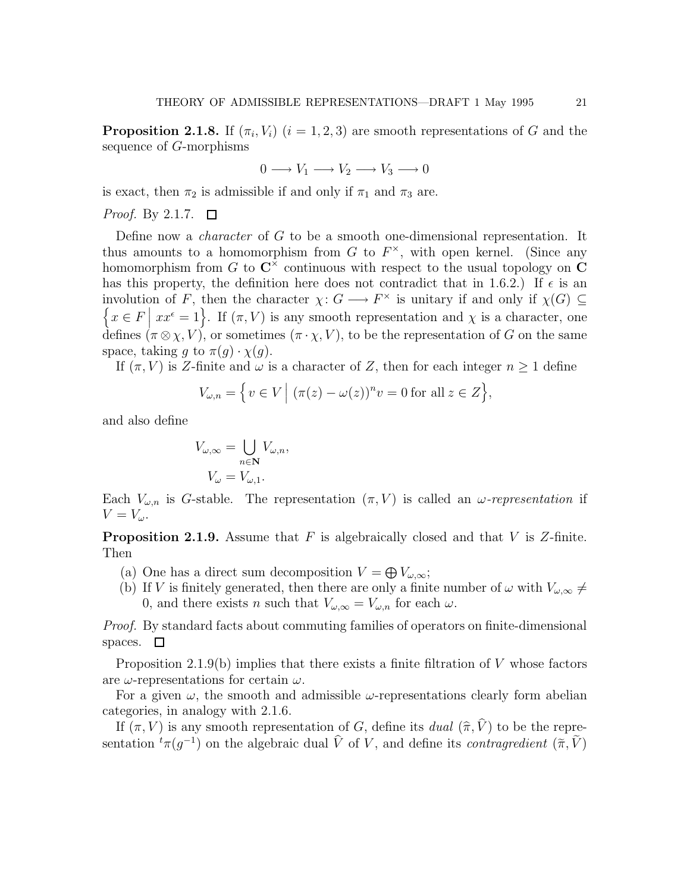**Proposition 2.1.8.** If $(\pi_i, V_i)$ $(i = 1, 2, 3)$ are smooth representations of $G$ and the sequence of $G$-morphisms

$$0 \longrightarrow V_1 \longrightarrow V_2 \longrightarrow V_3 \longrightarrow 0$$

is exact, then $\pi_2$ is admissible if and only if $\pi_1$ and $\pi_3$ are.

*Proof.* By 2.1.7. □

Define now a *character* of $G$ to be a smooth one-dimensional representation. It thus amounts to a homomorphism from $G$ to $F^\times$, with open kernel. (Since any homomorphism from $G$ to $\mathbf{C}^\times$ continuous with respect to the usual topology on $\mathbf{C}$ has this property, the definition here does not contradict that in 1.6.2.) If $\epsilon$ is an involution of $F$, then the character $\chi \colon G \longrightarrow F^\times$ is unitary if and only if $\chi(G) \subseteq \{x \in F \mid xx^\epsilon = 1\}$. If $(\pi, V)$ is any smooth representation and $\chi$ is a character, one defines $(\pi \otimes \chi, V)$, or sometimes $(\pi \cdot \chi, V)$, to be the representation of $G$ on the same space, taking $g$ to $\pi(g) \cdot \chi(g)$.

If $(\pi, V)$ is $Z$-finite and $\omega$ is a character of $Z$, then for each integer $n \geq 1$ define

$$V_{\omega,n} = \Big\{ v \in V \;\Big|\; (\pi(z) - \omega(z))^n v = 0 \text{ for all } z \in Z \Big\},$$

and also define

$$V_{\omega,\infty} = \bigcup_{n \in \mathbf{N}} V_{\omega,n},$$
$$V_\omega = V_{\omega,1}.$$

Each $V_{\omega,n}$ is $G$-stable. The representation $(\pi, V)$ is called an *$\omega$-representation* if $V = V_\omega$.

**Proposition 2.1.9.** Assume that $F$ is algebraically closed and that $V$ is $Z$-finite. Then

(a) One has a direct sum decomposition $V = \bigoplus V_{\omega,\infty}$;

(b) If $V$ is finitely generated, then there are only a finite number of $\omega$ with $V_{\omega,\infty} \neq 0$, and there exists $n$ such that $V_{\omega,\infty} = V_{\omega,n}$ for each $\omega$.

*Proof.* By standard facts about commuting families of operators on finite-dimensional spaces. □

Proposition 2.1.9(b) implies that there exists a finite filtration of $V$ whose factors are $\omega$-representations for certain $\omega$.

For a given $\omega$, the smooth and admissible $\omega$-representations clearly form abelian categories, in analogy with 2.1.6.

If $(\pi, V)$ is any smooth representation of $G$, define its *dual* $(\widehat{\pi}, \widehat{V})$ to be the representation ${}^t\pi(g^{-1})$ on the algebraic dual $\widehat{V}$ of $V$, and define its *contragredient* $(\widetilde{\pi}, \widetilde{V})$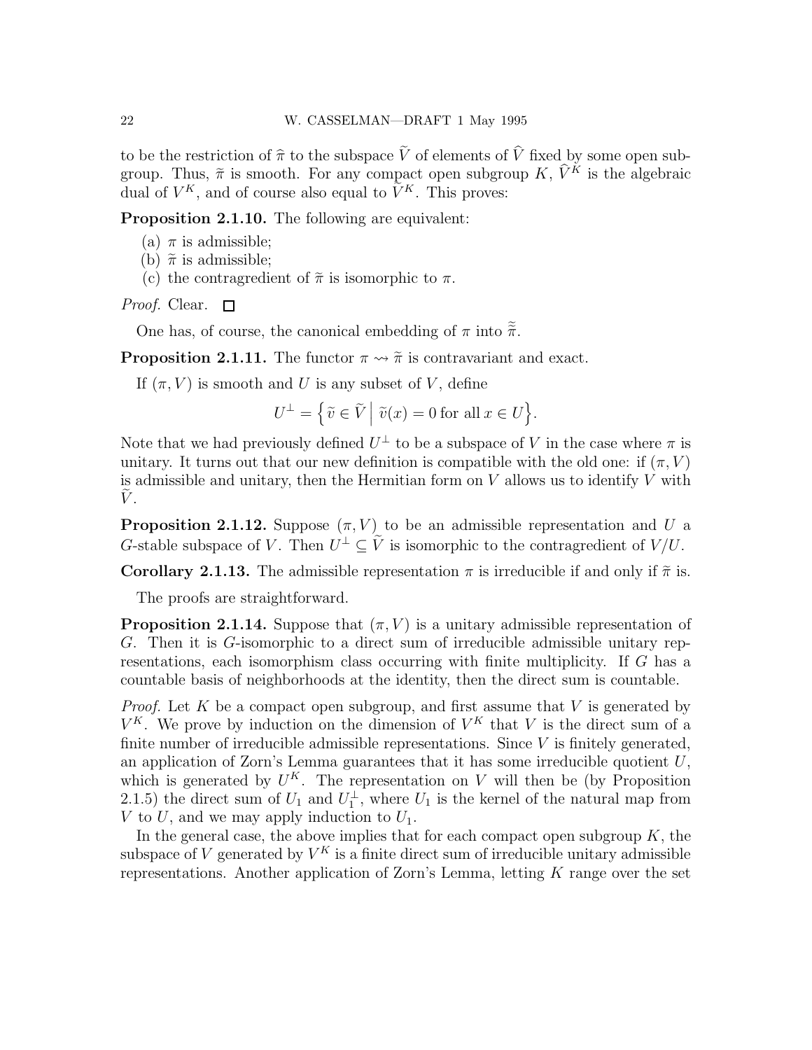to be the restriction of $\widehat{\pi}$ to the subspace $\widetilde{V}$ of elements of $\widehat{V}$ fixed by some open subgroup. Thus, $\widetilde{\pi}$ is smooth. For any compact open subgroup $K$, $\widehat{V}^K$ is the algebraic dual of $V^K$, and of course also equal to $\widetilde{V}^K$. This proves:

**Proposition 2.1.10.** The following are equivalent:

(a) $\pi$ is admissible;
(b) $\widetilde{\pi}$ is admissible;
(c) the contragredient of $\widetilde{\pi}$ is isomorphic to $\pi$.

*Proof.* Clear. □

One has, of course, the canonical embedding of $\pi$ into $\widetilde{\widetilde{\pi}}$.

**Proposition 2.1.11.** The functor $\pi \rightsquigarrow \widetilde{\pi}$ is contravariant and exact.

If $(\pi, V)$ is smooth and $U$ is any subset of $V$, define

$$U^\perp = \left\{ \widetilde{v} \in \widetilde{V} \;\middle|\; \widetilde{v}(x) = 0 \text{ for all } x \in U \right\}.$$

Note that we had previously defined $U^\perp$ to be a subspace of $V$ in the case where $\pi$ is unitary. It turns out that our new definition is compatible with the old one: if $(\pi, V)$ is admissible and unitary, then the Hermitian form on $V$ allows us to identify $V$ with $\widetilde{V}$.

**Proposition 2.1.12.** Suppose $(\pi, V)$ to be an admissible representation and $U$ a $G$-stable subspace of $V$. Then $U^\perp \subseteq \widetilde{V}$ is isomorphic to the contragredient of $V/U$.

**Corollary 2.1.13.** The admissible representation $\pi$ is irreducible if and only if $\widetilde{\pi}$ is.

The proofs are straightforward.

**Proposition 2.1.14.** Suppose that $(\pi, V)$ is a unitary admissible representation of $G$. Then it is $G$-isomorphic to a direct sum of irreducible admissible unitary representations, each isomorphism class occurring with finite multiplicity. If $G$ has a countable basis of neighborhoods at the identity, then the direct sum is countable.

*Proof.* Let $K$ be a compact open subgroup, and first assume that $V$ is generated by $V^K$. We prove by induction on the dimension of $V^K$ that $V$ is the direct sum of a finite number of irreducible admissible representations. Since $V$ is finitely generated, an application of Zorn's Lemma guarantees that it has some irreducible quotient $U$, which is generated by $U^K$. The representation on $V$ will then be (by Proposition 2.1.5) the direct sum of $U_1$ and $U_1^\perp$, where $U_1$ is the kernel of the natural map from $V$ to $U$, and we may apply induction to $U_1$.

In the general case, the above implies that for each compact open subgroup $K$, the subspace of $V$ generated by $V^K$ is a finite direct sum of irreducible unitary admissible representations. Another application of Zorn's Lemma, letting $K$ range over the set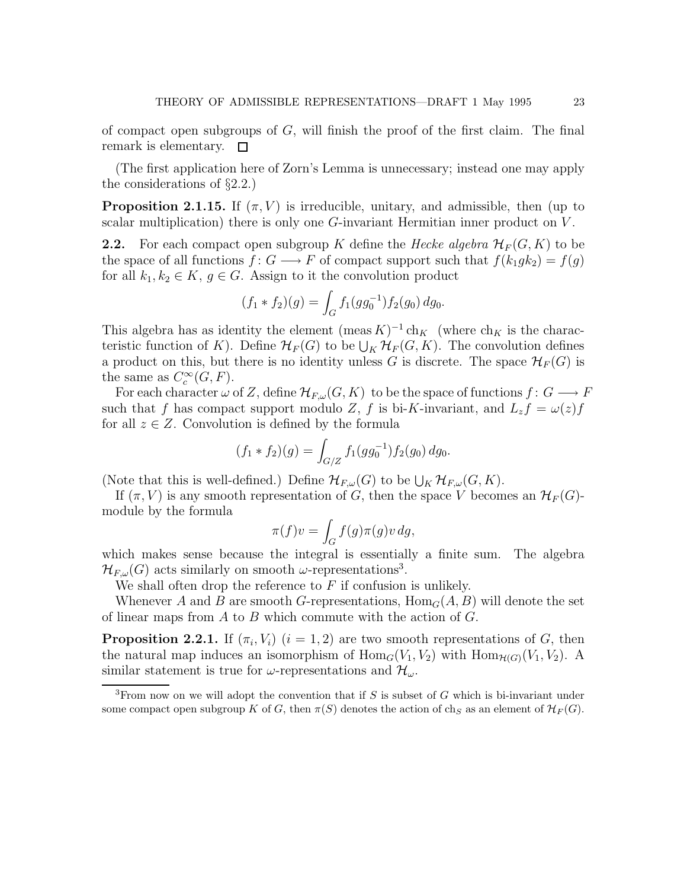of compact open subgroups of $G$, will finish the proof of the first claim. The final remark is elementary. $\square$

(The first application here of Zorn's Lemma is unnecessary; instead one may apply the considerations of §2.2.)

**Proposition 2.1.15.** If $(\pi, V)$ is irreducible, unitary, and admissible, then (up to scalar multiplication) there is only one $G$-invariant Hermitian inner product on $V$.

**2.2.** For each compact open subgroup $K$ define the *Hecke algebra* $\mathcal{H}_F(G, K)$ to be the space of all functions $f \colon G \longrightarrow F$ of compact support such that $f(k_1 g k_2) = f(g)$ for all $k_1, k_2 \in K$, $g \in G$. Assign to it the convolution product

$$(f_1 * f_2)(g) = \int_G f_1(g g_0^{-1}) f_2(g_0)\, dg_0.$$

This algebra has as identity the element $(\operatorname{meas} K)^{-1} \operatorname{ch}_K$ (where $\operatorname{ch}_K$ is the characteristic function of $K$). Define $\mathcal{H}_F(G)$ to be $\bigcup_K \mathcal{H}_F(G, K)$. The convolution defines a product on this, but there is no identity unless $G$ is discrete. The space $\mathcal{H}_F(G)$ is the same as $C_c^\infty(G, F)$.

For each character $\omega$ of $Z$, define $\mathcal{H}_{F,\omega}(G, K)$ to be the space of functions $f \colon G \longrightarrow F$ such that $f$ has compact support modulo $Z$, $f$ is bi-$K$-invariant, and $L_z f = \omega(z) f$ for all $z \in Z$. Convolution is defined by the formula

$$(f_1 * f_2)(g) = \int_{G/Z} f_1(g g_0^{-1}) f_2(g_0)\, dg_0.$$

(Note that this is well-defined.) Define $\mathcal{H}_{F,\omega}(G)$ to be $\bigcup_K \mathcal{H}_{F,\omega}(G, K)$.

If $(\pi, V)$ is any smooth representation of $G$, then the space $V$ becomes an $\mathcal{H}_F(G)$-module by the formula

$$\pi(f) v = \int_G f(g) \pi(g) v\, dg,$$

which makes sense because the integral is essentially a finite sum. The algebra $\mathcal{H}_{F,\omega}(G)$ acts similarly on smooth $\omega$-representations[3].

We shall often drop the reference to $F$ if confusion is unlikely.

Whenever $A$ and $B$ are smooth $G$-representations, $\operatorname{Hom}_G(A, B)$ will denote the set of linear maps from $A$ to $B$ which commute with the action of $G$.

**Proposition 2.2.1.** If $(\pi_i, V_i)$ $(i = 1, 2)$ are two smooth representations of $G$, then the natural map induces an isomorphism of $\operatorname{Hom}_G(V_1, V_2)$ with $\operatorname{Hom}_{\mathcal{H}(G)}(V_1, V_2)$. A similar statement is true for $\omega$-representations and $\mathcal{H}_\omega$.

---

[3] From now on we will adopt the convention that if $S$ is subset of $G$ which is bi-invariant under some compact open subgroup $K$ of $G$, then $\pi(S)$ denotes the action of $\operatorname{ch}_S$ as an element of $\mathcal{H}_F(G)$.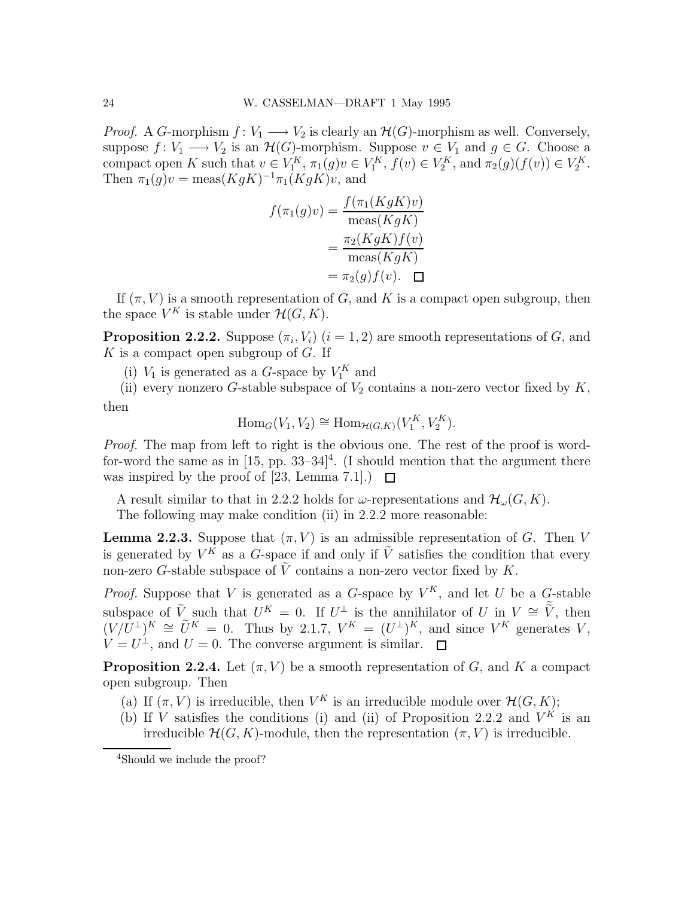*Proof.* A $G$-morphism $f\colon V_1 \longrightarrow V_2$ is clearly an $\mathcal{H}(G)$-morphism as well. Conversely, suppose $f\colon V_1 \longrightarrow V_2$ is an $\mathcal{H}(G)$-morphism. Suppose $v \in V_1$ and $g \in G$. Choose a compact open $K$ such that $v \in V_1^K$, $\pi_1(g)v \in V_1^K$, $f(v) \in V_2^K$, and $\pi_2(g)(f(v)) \in V_2^K$. Then $\pi_1(g)v = \mathrm{meas}(KgK)^{-1}\pi_1(KgK)v$, and

$$
\begin{aligned}
f(\pi_1(g)v) &= \frac{f(\pi_1(KgK)v)}{\mathrm{meas}(KgK)} \\
&= \frac{\pi_2(KgK)f(v)}{\mathrm{meas}(KgK)} \\
&= \pi_2(g)f(v). \quad \square
\end{aligned}
$$

If $(\pi, V)$ is a smooth representation of $G$, and $K$ is a compact open subgroup, then the space $V^K$ is stable under $\mathcal{H}(G,K)$.

**Proposition 2.2.2.** Suppose $(\pi_i, V_i)$ $(i = 1, 2)$ are smooth representations of $G$, and $K$ is a compact open subgroup of $G$. If

(i) $V_1$ is generated as a $G$-space by $V_1^K$ and

(ii) every nonzero $G$-stable subspace of $V_2$ contains a non-zero vector fixed by $K$,

then

$$\mathrm{Hom}_G(V_1, V_2) \cong \mathrm{Hom}_{\mathcal{H}(G,K)}(V_1^K, V_2^K).$$

*Proof.* The map from left to right is the obvious one. The rest of the proof is word-for-word the same as in [15, pp. 33–34][4]. (I should mention that the argument there was inspired by the proof of [23, Lemma 7.1].) $\square$

A result similar to that in 2.2.2 holds for $\omega$-representations and $\mathcal{H}_\omega(G,K)$.

The following may make condition (ii) in 2.2.2 more reasonable:

**Lemma 2.2.3.** Suppose that $(\pi, V)$ is an admissible representation of $G$. Then $V$ is generated by $V^K$ as a $G$-space if and only if $\widetilde{V}$ satisfies the condition that every non-zero $G$-stable subspace of $\widetilde{V}$ contains a non-zero vector fixed by $K$.

*Proof.* Suppose that $V$ is generated as a $G$-space by $V^K$, and let $U$ be a $G$-stable subspace of $\widetilde{V}$ such that $U^K = 0$. If $U^\perp$ is the annihilator of $U$ in $V \cong \widetilde{\widetilde{V}}$, then $(V/U^\perp)^K \cong \widetilde{U}^K = 0$. Thus by 2.1.7, $V^K = (U^\perp)^K$, and since $V^K$ generates $V$, $V = U^\perp$, and $U = 0$. The converse argument is similar. $\square$

**Proposition 2.2.4.** Let $(\pi, V)$ be a smooth representation of $G$, and $K$ a compact open subgroup. Then

(a) If $(\pi, V)$ is irreducible, then $V^K$ is an irreducible module over $\mathcal{H}(G,K)$;

(b) If $V$ satisfies the conditions (i) and (ii) of Proposition 2.2.2 and $V^K$ is an irreducible $\mathcal{H}(G,K)$-module, then the representation $(\pi, V)$ is irreducible.

[4] Should we include the proof?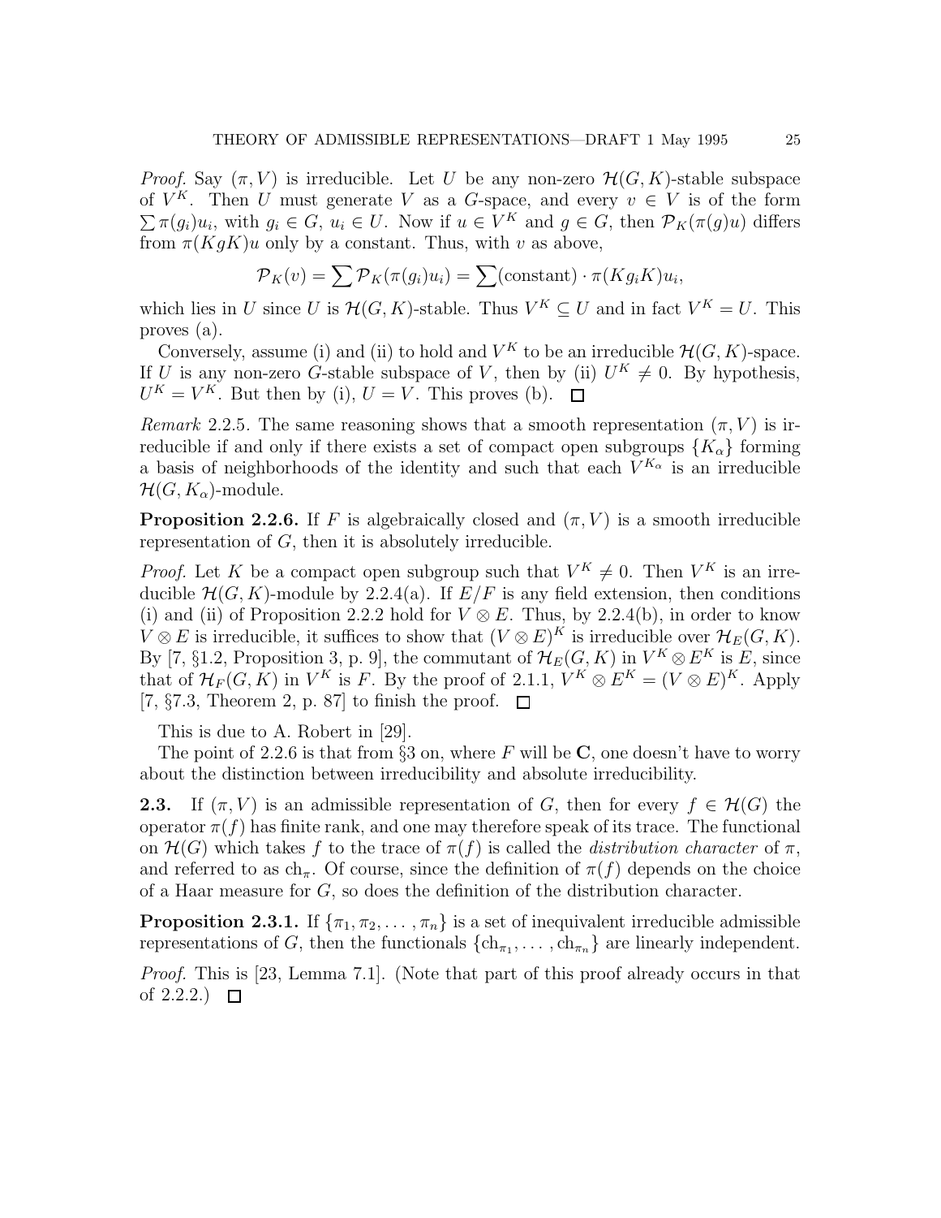*Proof.* Say $(\pi, V)$ is irreducible. Let $U$ be any non-zero $\mathcal{H}(G, K)$-stable subspace of $V^K$. Then $U$ must generate $V$ as a $G$-space, and every $v \in V$ is of the form $\sum \pi(g_i)u_i$, with $g_i \in G$, $u_i \in U$. Now if $u \in V^K$ and $g \in G$, then $\mathcal{P}_K(\pi(g)u)$ differs from $\pi(KgK)u$ only by a constant. Thus, with $v$ as above,

$$\mathcal{P}_K(v) = \sum \mathcal{P}_K(\pi(g_i)u_i) = \sum (\text{constant}) \cdot \pi(Kg_iK)u_i,$$

which lies in $U$ since $U$ is $\mathcal{H}(G, K)$-stable. Thus $V^K \subseteq U$ and in fact $V^K = U$. This proves (a).

Conversely, assume (i) and (ii) to hold and $V^K$ to be an irreducible $\mathcal{H}(G, K)$-space. If $U$ is any non-zero $G$-stable subspace of $V$, then by (ii) $U^K \neq 0$. By hypothesis, $U^K = V^K$. But then by (i), $U = V$. This proves (b). $\square$

*Remark* 2.2.5. The same reasoning shows that a smooth representation $(\pi, V)$ is irreducible if and only if there exists a set of compact open subgroups $\{K_\alpha\}$ forming a basis of neighborhoods of the identity and such that each $V^{K_\alpha}$ is an irreducible $\mathcal{H}(G, K_\alpha)$-module.

**Proposition 2.2.6.** If $F$ is algebraically closed and $(\pi, V)$ is a smooth irreducible representation of $G$, then it is absolutely irreducible.

*Proof.* Let $K$ be a compact open subgroup such that $V^K \neq 0$. Then $V^K$ is an irreducible $\mathcal{H}(G, K)$-module by 2.2.4(a). If $E/F$ is any field extension, then conditions (i) and (ii) of Proposition 2.2.2 hold for $V \otimes E$. Thus, by 2.2.4(b), in order to know $V \otimes E$ is irreducible, it suffices to show that $(V \otimes E)^K$ is irreducible over $\mathcal{H}_E(G, K)$. By [7, §1.2, Proposition 3, p. 9], the commutant of $\mathcal{H}_E(G, K)$ in $V^K \otimes E^K$ is $E$, since that of $\mathcal{H}_F(G, K)$ in $V^K$ is $F$. By the proof of 2.1.1, $V^K \otimes E^K = (V \otimes E)^K$. Apply [7, §7.3, Theorem 2, p. 87] to finish the proof. $\square$

This is due to A. Robert in [29].

The point of 2.2.6 is that from §3 on, where $F$ will be $\mathbf{C}$, one doesn't have to worry about the distinction between irreducibility and absolute irreducibility.

**2.3.** If $(\pi, V)$ is an admissible representation of $G$, then for every $f \in \mathcal{H}(G)$ the operator $\pi(f)$ has finite rank, and one may therefore speak of its trace. The functional on $\mathcal{H}(G)$ which takes $f$ to the trace of $\pi(f)$ is called the *distribution character* of $\pi$, and referred to as $\mathrm{ch}_\pi$. Of course, since the definition of $\pi(f)$ depends on the choice of a Haar measure for $G$, so does the definition of the distribution character.

**Proposition 2.3.1.** If $\{\pi_1, \pi_2, \ldots, \pi_n\}$ is a set of inequivalent irreducible admissible representations of $G$, then the functionals $\{\mathrm{ch}_{\pi_1}, \ldots, \mathrm{ch}_{\pi_n}\}$ are linearly independent.

*Proof.* This is [23, Lemma 7.1]. (Note that part of this proof already occurs in that of 2.2.2.) $\square$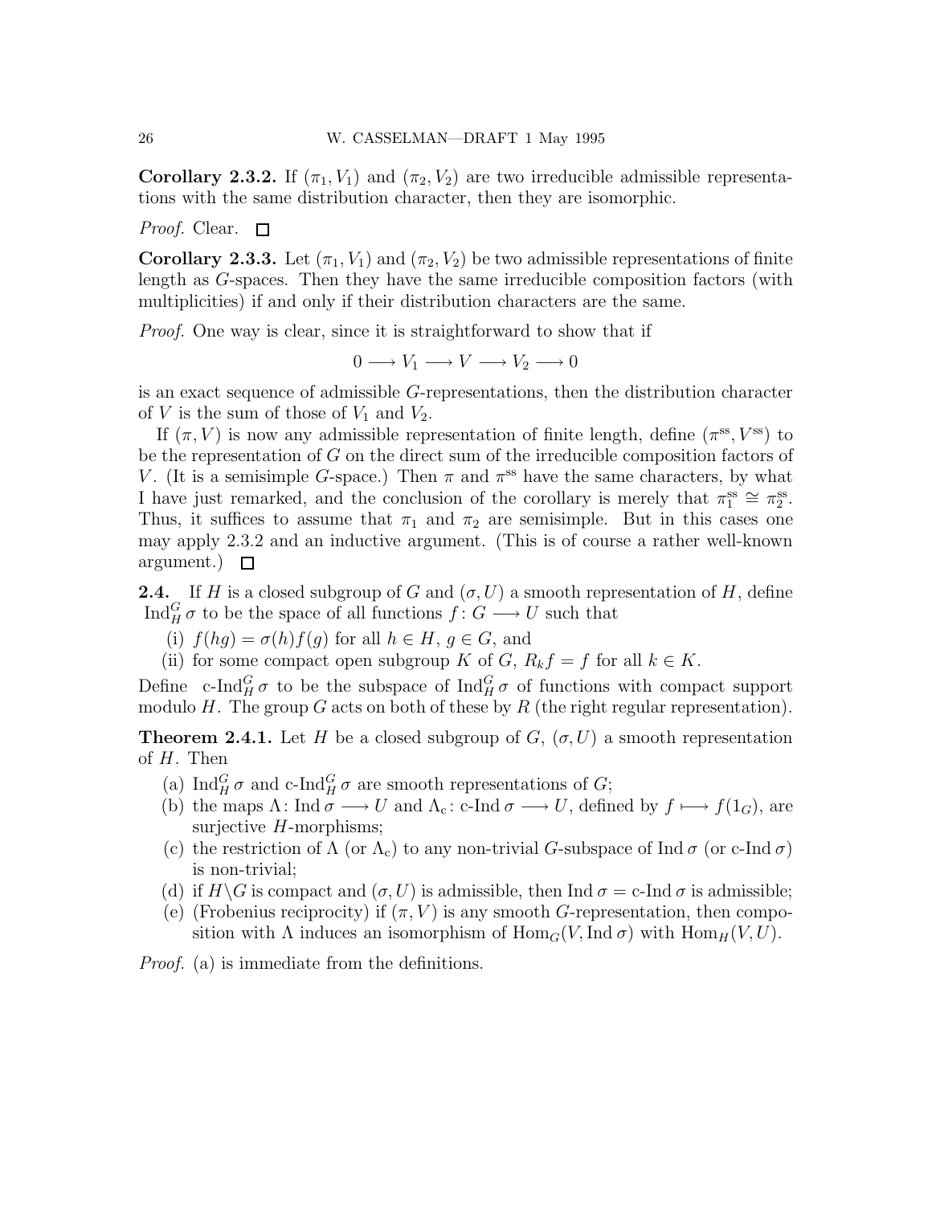**Corollary 2.3.2.** If $(\pi_1, V_1)$ and $(\pi_2, V_2)$ are two irreducible admissible representations with the same distribution character, then they are isomorphic.

*Proof.* Clear. □

**Corollary 2.3.3.** Let $(\pi_1, V_1)$ and $(\pi_2, V_2)$ be two admissible representations of finite length as $G$-spaces. Then they have the same irreducible composition factors (with multiplicities) if and only if their distribution characters are the same.

*Proof.* One way is clear, since it is straightforward to show that if

$$0 \longrightarrow V_1 \longrightarrow V \longrightarrow V_2 \longrightarrow 0$$

is an exact sequence of admissible $G$-representations, then the distribution character of $V$ is the sum of those of $V_1$ and $V_2$.

If $(\pi, V)$ is now any admissible representation of finite length, define $(\pi^{\mathrm{ss}}, V^{\mathrm{ss}})$ to be the representation of $G$ on the direct sum of the irreducible composition factors of $V$. (It is a semisimple $G$-space.) Then $\pi$ and $\pi^{\mathrm{ss}}$ have the same characters, by what I have just remarked, and the conclusion of the corollary is merely that $\pi_1^{\mathrm{ss}} \cong \pi_2^{\mathrm{ss}}$. Thus, it suffices to assume that $\pi_1$ and $\pi_2$ are semisimple. But in this cases one may apply 2.3.2 and an inductive argument. (This is of course a rather well-known argument.) □

**2.4.** If $H$ is a closed subgroup of $G$ and $(\sigma, U)$ a smooth representation of $H$, define $\mathrm{Ind}_H^G \sigma$ to be the space of all functions $f\colon G \longrightarrow U$ such that

(i) $f(hg) = \sigma(h)f(g)$ for all $h \in H$, $g \in G$, and
(ii) for some compact open subgroup $K$ of $G$, $R_k f = f$ for all $k \in K$.

Define c-$\mathrm{Ind}_H^G \sigma$ to be the subspace of $\mathrm{Ind}_H^G \sigma$ of functions with compact support modulo $H$. The group $G$ acts on both of these by $R$ (the right regular representation).

**Theorem 2.4.1.** Let $H$ be a closed subgroup of $G$, $(\sigma, U)$ a smooth representation of $H$. Then

(a) $\mathrm{Ind}_H^G \sigma$ and c-$\mathrm{Ind}_H^G \sigma$ are smooth representations of $G$;
(b) the maps $\Lambda\colon \mathrm{Ind}\,\sigma \longrightarrow U$ and $\Lambda_{\mathrm{c}}\colon$ c-$\mathrm{Ind}\,\sigma \longrightarrow U$, defined by $f \longmapsto f(1_G)$, are surjective $H$-morphisms;
(c) the restriction of $\Lambda$ (or $\Lambda_{\mathrm{c}}$) to any non-trivial $G$-subspace of $\mathrm{Ind}\,\sigma$ (or c-$\mathrm{Ind}\,\sigma$) is non-trivial;
(d) if $H\backslash G$ is compact and $(\sigma, U)$ is admissible, then $\mathrm{Ind}\,\sigma =$ c-$\mathrm{Ind}\,\sigma$ is admissible;
(e) (Frobenius reciprocity) if $(\pi, V)$ is any smooth $G$-representation, then composition with $\Lambda$ induces an isomorphism of $\mathrm{Hom}_G(V, \mathrm{Ind}\,\sigma)$ with $\mathrm{Hom}_H(V, U)$.

*Proof.* (a) is immediate from the definitions.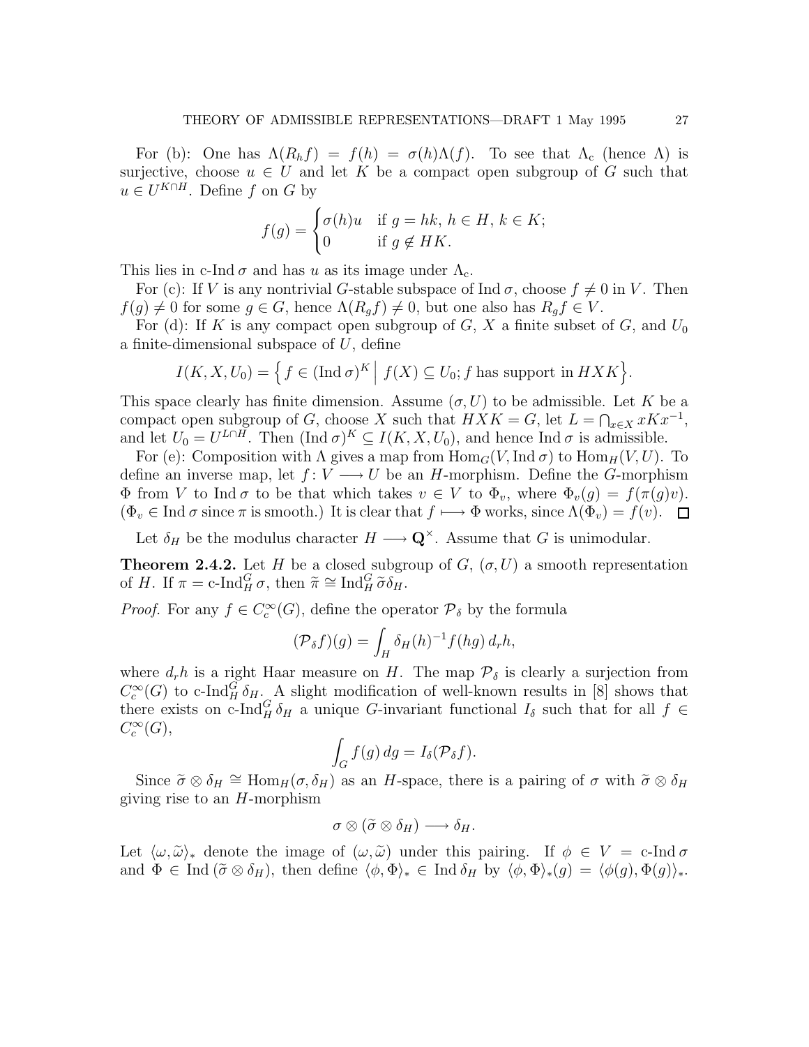For (b): One has $\Lambda(R_h f) = f(h) = \sigma(h)\Lambda(f)$. To see that $\Lambda_c$ (hence $\Lambda$) is surjective, choose $u \in U$ and let $K$ be a compact open subgroup of $G$ such that $u \in U^{K\cap H}$. Define $f$ on $G$ by

$$f(g) = \begin{cases} \sigma(h)u & \text{if } g = hk,\ h \in H,\ k \in K; \\ 0 & \text{if } g \notin HK. \end{cases}$$

This lies in c-Ind $\sigma$ and has $u$ as its image under $\Lambda_c$.

For (c): If $V$ is any nontrivial $G$-stable subspace of Ind $\sigma$, choose $f \neq 0$ in $V$. Then $f(g) \neq 0$ for some $g \in G$, hence $\Lambda(R_g f) \neq 0$, but one also has $R_g f \in V$.

For (d): If $K$ is any compact open subgroup of $G$, $X$ a finite subset of $G$, and $U_0$ a finite-dimensional subspace of $U$, define

$$I(K, X, U_0) = \Big\{ f \in (\operatorname{Ind}\sigma)^K \;\Big|\; f(X) \subseteq U_0; f \text{ has support in } HXK \Big\}.$$

This space clearly has finite dimension. Assume $(\sigma, U)$ to be admissible. Let $K$ be a compact open subgroup of $G$, choose $X$ such that $HXK = G$, let $L = \bigcap_{x\in X} xKx^{-1}$, and let $U_0 = U^{L\cap H}$. Then $(\operatorname{Ind}\sigma)^K \subseteq I(K, X, U_0)$, and hence Ind $\sigma$ is admissible.

For (e): Composition with $\Lambda$ gives a map from $\operatorname{Hom}_G(V, \operatorname{Ind}\sigma)$ to $\operatorname{Hom}_H(V, U)$. To define an inverse map, let $f\colon V \longrightarrow U$ be an $H$-morphism. Define the $G$-morphism $\Phi$ from $V$ to Ind $\sigma$ to be that which takes $v \in V$ to $\Phi_v$, where $\Phi_v(g) = f(\pi(g)v)$. ($\Phi_v \in \operatorname{Ind}\sigma$ since $\pi$ is smooth.) It is clear that $f \longmapsto \Phi$ works, since $\Lambda(\Phi_v) = f(v)$. $\square$

Let $\delta_H$ be the modulus character $H \longrightarrow \mathbf{Q}^\times$. Assume that $G$ is unimodular.

**Theorem 2.4.2.** Let $H$ be a closed subgroup of $G$, $(\sigma, U)$ a smooth representation of $H$. If $\pi = \text{c-Ind}_H^G \sigma$, then $\widetilde{\pi} \cong \operatorname{Ind}_H^G \widetilde{\sigma}\delta_H$.

*Proof.* For any $f \in C_c^\infty(G)$, define the operator $\mathcal{P}_\delta$ by the formula

$$(\mathcal{P}_\delta f)(g) = \int_H \delta_H(h)^{-1} f(hg)\, d_r h,$$

where $d_r h$ is a right Haar measure on $H$. The map $\mathcal{P}_\delta$ is clearly a surjection from $C_c^\infty(G)$ to $\text{c-Ind}_H^G \delta_H$. A slight modification of well-known results in [8] shows that there exists on $\text{c-Ind}_H^G \delta_H$ a unique $G$-invariant functional $I_\delta$ such that for all $f \in C_c^\infty(G)$,

$$\int_G f(g)\, dg = I_\delta(\mathcal{P}_\delta f).$$

Since $\widetilde{\sigma} \otimes \delta_H \cong \operatorname{Hom}_H(\sigma, \delta_H)$ as an $H$-space, there is a pairing of $\sigma$ with $\widetilde{\sigma} \otimes \delta_H$ giving rise to an $H$-morphism

$$\sigma \otimes (\widetilde{\sigma} \otimes \delta_H) \longrightarrow \delta_H.$$

Let $\langle \omega, \widetilde{\omega} \rangle_*$ denote the image of $(\omega, \widetilde{\omega})$ under this pairing. If $\phi \in V = \text{c-Ind}\,\sigma$ and $\Phi \in \operatorname{Ind}(\widetilde{\sigma} \otimes \delta_H)$, then define $\langle \phi, \Phi \rangle_* \in \operatorname{Ind}\delta_H$ by $\langle \phi, \Phi \rangle_*(g) = \langle \phi(g), \Phi(g) \rangle_*$.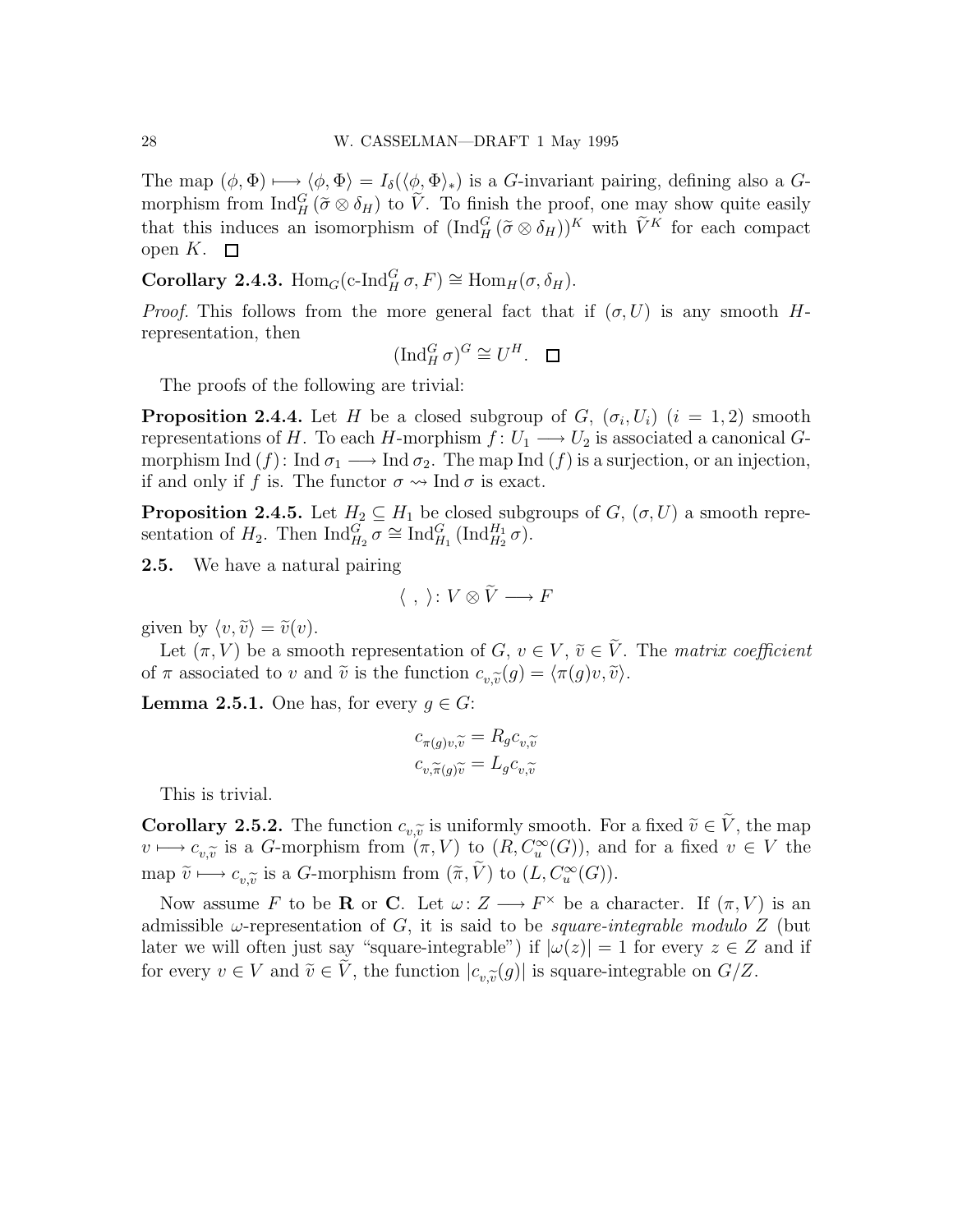The map $(\phi, \Phi) \longmapsto \langle \phi, \Phi \rangle = I_\delta(\langle \phi, \Phi \rangle_*)$ is a $G$-invariant pairing, defining also a $G$-morphism from $\operatorname{Ind}_H^G(\widetilde{\sigma} \otimes \delta_H)$ to $\widetilde{V}$. To finish the proof, one may show quite easily that this induces an isomorphism of $(\operatorname{Ind}_H^G(\widetilde{\sigma} \otimes \delta_H))^K$ with $\widetilde{V}^K$ for each compact open $K$. $\square$

**Corollary 2.4.3.** $\operatorname{Hom}_G(\text{c-Ind}_H^G \sigma, F) \cong \operatorname{Hom}_H(\sigma, \delta_H)$.

*Proof.* This follows from the more general fact that if $(\sigma, U)$ is any smooth $H$-representation, then

$$(\operatorname{Ind}_H^G \sigma)^G \cong U^H. \quad \square$$

The proofs of the following are trivial:

**Proposition 2.4.4.** Let $H$ be a closed subgroup of $G$, $(\sigma_i, U_i)$ $(i = 1, 2)$ smooth representations of $H$. To each $H$-morphism $f\colon U_1 \longrightarrow U_2$ is associated a canonical $G$-morphism $\operatorname{Ind}(f)\colon \operatorname{Ind}\sigma_1 \longrightarrow \operatorname{Ind}\sigma_2$. The map $\operatorname{Ind}(f)$ is a surjection, or an injection, if and only if $f$ is. The functor $\sigma \rightsquigarrow \operatorname{Ind}\sigma$ is exact.

**Proposition 2.4.5.** Let $H_2 \subseteq H_1$ be closed subgroups of $G$, $(\sigma, U)$ a smooth representation of $H_2$. Then $\operatorname{Ind}_{H_2}^G \sigma \cong \operatorname{Ind}_{H_1}^G(\operatorname{Ind}_{H_2}^{H_1} \sigma)$.

**2.5.** We have a natural pairing

$$\langle \ , \ \rangle \colon V \otimes \widetilde{V} \longrightarrow F$$

given by $\langle v, \widetilde{v} \rangle = \widetilde{v}(v)$.

Let $(\pi, V)$ be a smooth representation of $G$, $v \in V$, $\widetilde{v} \in \widetilde{V}$. The *matrix coefficient* of $\pi$ associated to $v$ and $\widetilde{v}$ is the function $c_{v,\widetilde{v}}(g) = \langle \pi(g)v, \widetilde{v} \rangle$.

**Lemma 2.5.1.** One has, for every $g \in G$:

$$c_{\pi(g)v,\widetilde{v}} = R_g c_{v,\widetilde{v}}$$
$$c_{v,\widetilde{\pi}(g)\widetilde{v}} = L_g c_{v,\widetilde{v}}$$

This is trivial.

**Corollary 2.5.2.** The function $c_{v,\widetilde{v}}$ is uniformly smooth. For a fixed $\widetilde{v} \in \widetilde{V}$, the map $v \longmapsto c_{v,\widetilde{v}}$ is a $G$-morphism from $(\pi, V)$ to $(R, C_u^\infty(G))$, and for a fixed $v \in V$ the map $\widetilde{v} \longmapsto c_{v,\widetilde{v}}$ is a $G$-morphism from $(\widetilde{\pi}, \widetilde{V})$ to $(L, C_u^\infty(G))$.

Now assume $F$ to be $\mathbf{R}$ or $\mathbf{C}$. Let $\omega\colon Z \longrightarrow F^\times$ be a character. If $(\pi, V)$ is an admissible $\omega$-representation of $G$, it is said to be *square-integrable modulo $Z$* (but later we will often just say "square-integrable") if $|\omega(z)| = 1$ for every $z \in Z$ and if for every $v \in V$ and $\widetilde{v} \in \widetilde{V}$, the function $|c_{v,\widetilde{v}}(g)|$ is square-integrable on $G/Z$.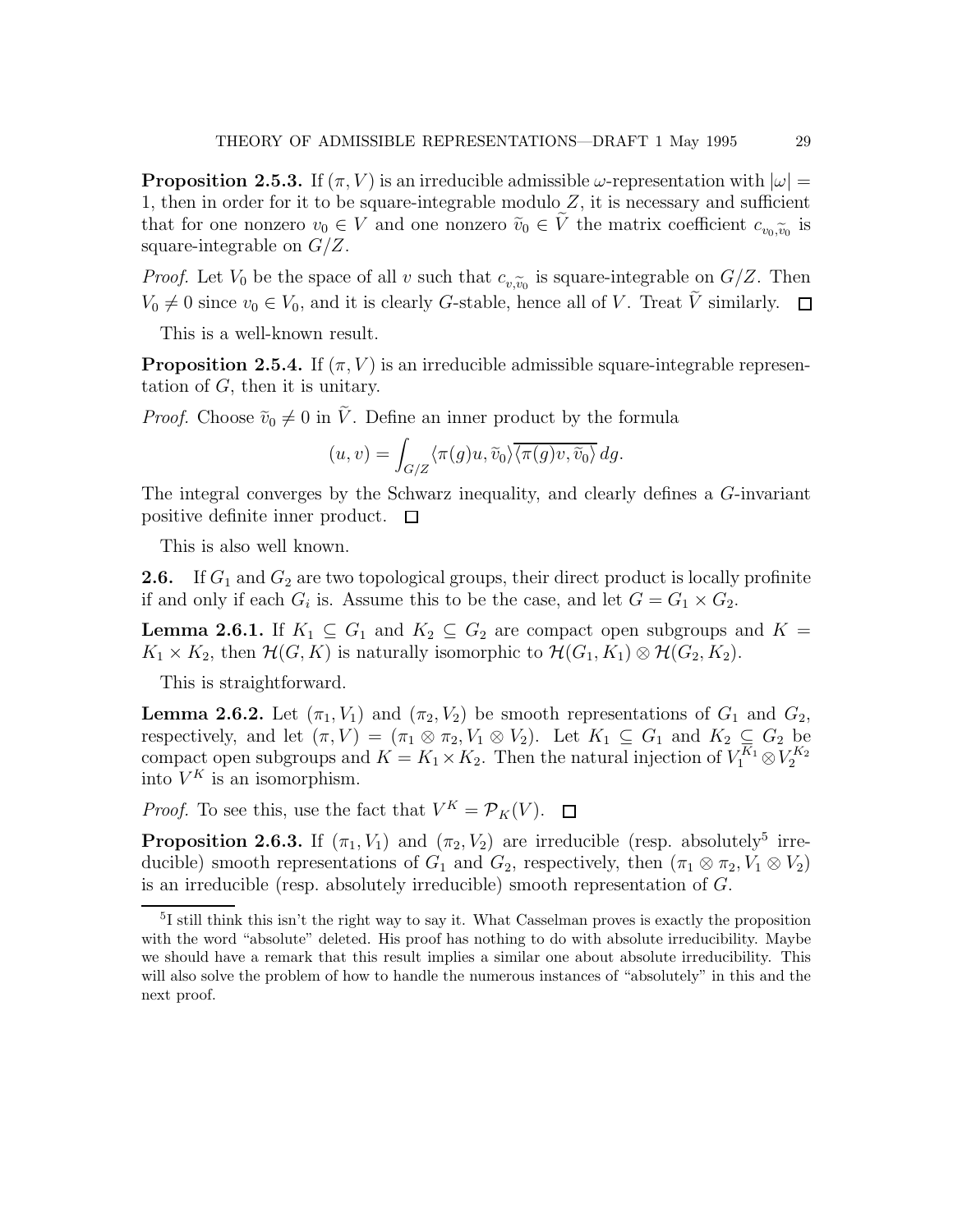**Proposition 2.5.3.** If $(\pi, V)$ is an irreducible admissible $\omega$-representation with $|\omega| = 1$, then in order for it to be square-integrable modulo $Z$, it is necessary and sufficient that for one nonzero $v_0 \in V$ and one nonzero $\widetilde{v}_0 \in \widetilde{V}$ the matrix coefficient $c_{v_0, \widetilde{v}_0}$ is square-integrable on $G/Z$.

*Proof.* Let $V_0$ be the space of all $v$ such that $c_{v, \widetilde{v}_0}$ is square-integrable on $G/Z$. Then $V_0 \neq 0$ since $v_0 \in V_0$, and it is clearly $G$-stable, hence all of $V$. Treat $\widetilde{V}$ similarly. $\square$

This is a well-known result.

**Proposition 2.5.4.** If $(\pi, V)$ is an irreducible admissible square-integrable representation of $G$, then it is unitary.

*Proof.* Choose $\widetilde{v}_0 \neq 0$ in $\widetilde{V}$. Define an inner product by the formula

$$(u, v) = \int_{G/Z} \langle \pi(g)u, \widetilde{v}_0 \rangle \overline{\langle \pi(g)v, \widetilde{v}_0 \rangle} \, dg.$$

The integral converges by the Schwarz inequality, and clearly defines a $G$-invariant positive definite inner product. $\square$

This is also well known.

**2.6.** If $G_1$ and $G_2$ are two topological groups, their direct product is locally profinite if and only if each $G_i$ is. Assume this to be the case, and let $G = G_1 \times G_2$.

**Lemma 2.6.1.** If $K_1 \subseteq G_1$ and $K_2 \subseteq G_2$ are compact open subgroups and $K = K_1 \times K_2$, then $\mathcal{H}(G, K)$ is naturally isomorphic to $\mathcal{H}(G_1, K_1) \otimes \mathcal{H}(G_2, K_2)$.

This is straightforward.

**Lemma 2.6.2.** Let $(\pi_1, V_1)$ and $(\pi_2, V_2)$ be smooth representations of $G_1$ and $G_2$, respectively, and let $(\pi, V) = (\pi_1 \otimes \pi_2, V_1 \otimes V_2)$. Let $K_1 \subseteq G_1$ and $K_2 \subseteq G_2$ be compact open subgroups and $K = K_1 \times K_2$. Then the natural injection of $V_1^{K_1} \otimes V_2^{K_2}$ into $V^K$ is an isomorphism.

*Proof.* To see this, use the fact that $V^K = \mathcal{P}_K(V)$. $\square$

**Proposition 2.6.3.** If $(\pi_1, V_1)$ and $(\pi_2, V_2)$ are irreducible (resp. absolutely[5] irreducible) smooth representations of $G_1$ and $G_2$, respectively, then $(\pi_1 \otimes \pi_2, V_1 \otimes V_2)$ is an irreducible (resp. absolutely irreducible) smooth representation of $G$.

---

[5] I still think this isn't the right way to say it. What Casselman proves is exactly the proposition with the word "absolute" deleted. His proof has nothing to do with absolute irreducibility. Maybe we should have a remark that this result implies a similar one about absolute irreducibility. This will also solve the problem of how to handle the numerous instances of "absolutely" in this and the next proof.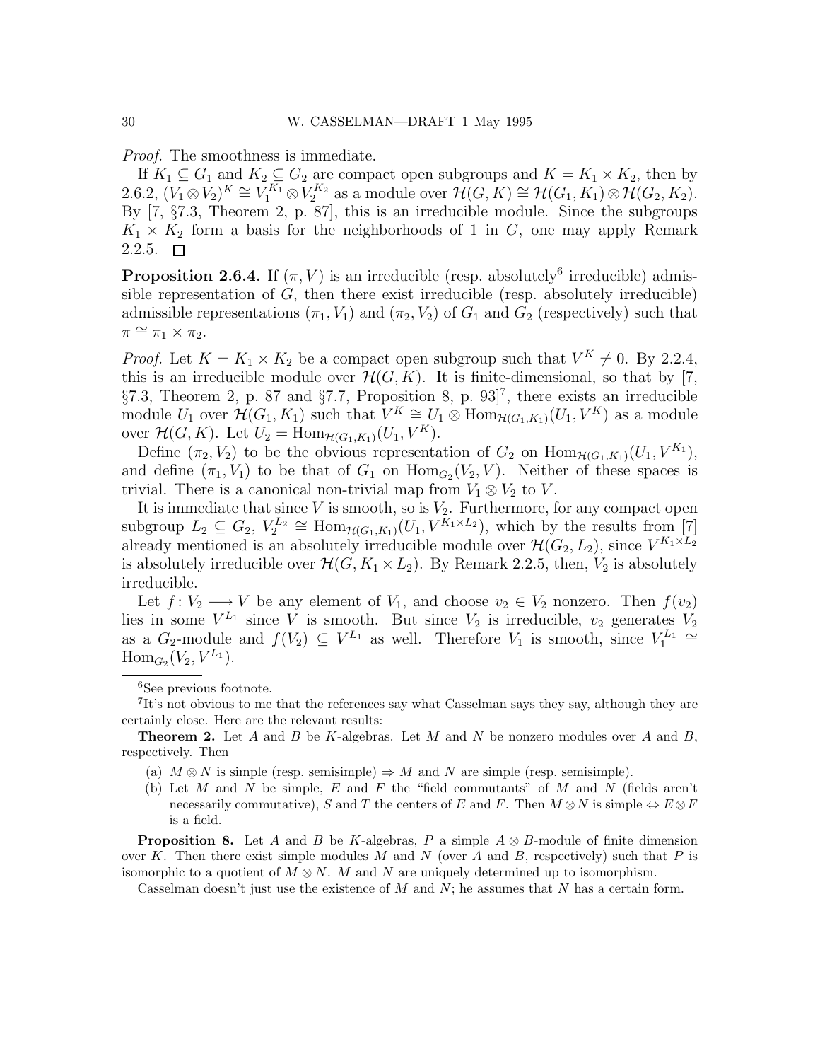*Proof.* The smoothness is immediate.

If $K_1 \subseteq G_1$ and $K_2 \subseteq G_2$ are compact open subgroups and $K = K_1 \times K_2$, then by 2.6.2, $(V_1 \otimes V_2)^K \cong V_1^{K_1} \otimes V_2^{K_2}$ as a module over $\mathcal{H}(G, K) \cong \mathcal{H}(G_1, K_1) \otimes \mathcal{H}(G_2, K_2)$. By [7, §7.3, Theorem 2, p. 87], this is an irreducible module. Since the subgroups $K_1 \times K_2$ form a basis for the neighborhoods of 1 in $G$, one may apply Remark 2.2.5. □

**Proposition 2.6.4.** If $(\pi, V)$ is an irreducible (resp. absolutely[6] irreducible) admissible representation of $G$, then there exist irreducible (resp. absolutely irreducible) admissible representations $(\pi_1, V_1)$ and $(\pi_2, V_2)$ of $G_1$ and $G_2$ (respectively) such that $\pi \cong \pi_1 \times \pi_2$.

*Proof.* Let $K = K_1 \times K_2$ be a compact open subgroup such that $V^K \neq 0$. By 2.2.4, this is an irreducible module over $\mathcal{H}(G, K)$. It is finite-dimensional, so that by [7, §7.3, Theorem 2, p. 87 and §7.7, Proposition 8, p. 93][7], there exists an irreducible module $U_1$ over $\mathcal{H}(G_1, K_1)$ such that $V^K \cong U_1 \otimes \mathrm{Hom}_{\mathcal{H}(G_1,K_1)}(U_1, V^K)$ as a module over $\mathcal{H}(G, K)$. Let $U_2 = \mathrm{Hom}_{\mathcal{H}(G_1,K_1)}(U_1, V^K)$.

Define $(\pi_2, V_2)$ to be the obvious representation of $G_2$ on $\mathrm{Hom}_{\mathcal{H}(G_1,K_1)}(U_1, V^{K_1})$, and define $(\pi_1, V_1)$ to be that of $G_1$ on $\mathrm{Hom}_{G_2}(V_2, V)$. Neither of these spaces is trivial. There is a canonical non-trivial map from $V_1 \otimes V_2$ to $V$.

It is immediate that since $V$ is smooth, so is $V_2$. Furthermore, for any compact open subgroup $L_2 \subseteq G_2$, $V_2^{L_2} \cong \mathrm{Hom}_{\mathcal{H}(G_1,K_1)}(U_1, V^{K_1 \times L_2})$, which by the results from [7] already mentioned is an absolutely irreducible module over $\mathcal{H}(G_2, L_2)$, since $V^{K_1 \times L_2}$ is absolutely irreducible over $\mathcal{H}(G, K_1 \times L_2)$. By Remark 2.2.5, then, $V_2$ is absolutely irreducible.

Let $f \colon V_2 \longrightarrow V$ be any element of $V_1$, and choose $v_2 \in V_2$ nonzero. Then $f(v_2)$ lies in some $V^{L_1}$ since $V$ is smooth. But since $V_2$ is irreducible, $v_2$ generates $V_2$ as a $G_2$-module and $f(V_2) \subseteq V^{L_1}$ as well. Therefore $V_1$ is smooth, since $V_1^{L_1} \cong \mathrm{Hom}_{G_2}(V_2, V^{L_1})$.

---

[6] See previous footnote.

[7] It's not obvious to me that the references say what Casselman says they say, although they are certainly close. Here are the relevant results:

**Theorem 2.** Let $A$ and $B$ be $K$-algebras. Let $M$ and $N$ be nonzero modules over $A$ and $B$, respectively. Then

(a) $M \otimes N$ is simple (resp. semisimple) $\Rightarrow$ $M$ and $N$ are simple (resp. semisimple).

(b) Let $M$ and $N$ be simple, $E$ and $F$ the "field commutants" of $M$ and $N$ (fields aren't necessarily commutative), $S$ and $T$ the centers of $E$ and $F$. Then $M \otimes N$ is simple $\Leftrightarrow$ $E \otimes F$ is a field.

**Proposition 8.** Let $A$ and $B$ be $K$-algebras, $P$ a simple $A \otimes B$-module of finite dimension over $K$. Then there exist simple modules $M$ and $N$ (over $A$ and $B$, respectively) such that $P$ is isomorphic to a quotient of $M \otimes N$. $M$ and $N$ are uniquely determined up to isomorphism.

Casselman doesn't just use the existence of $M$ and $N$; he assumes that $N$ has a certain form.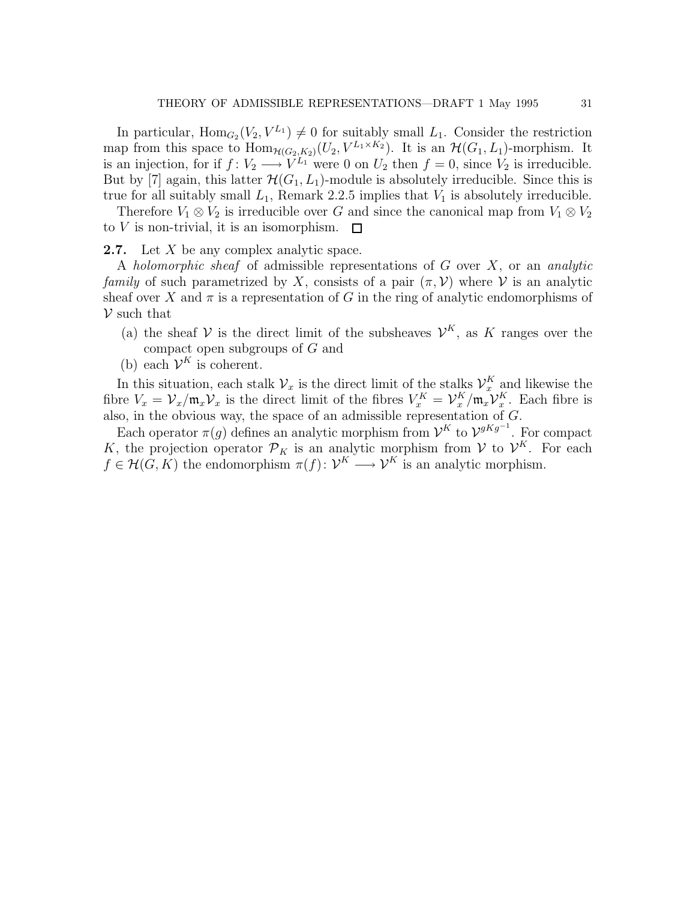In particular, $\mathrm{Hom}_{G_2}(V_2, V^{L_1}) \neq 0$ for suitably small $L_1$. Consider the restriction map from this space to $\mathrm{Hom}_{\mathcal{H}(G_2,K_2)}(U_2, V^{L_1 \times K_2})$. It is an $\mathcal{H}(G_1, L_1)$-morphism. It is an injection, for if $f\colon V_2 \longrightarrow V^{L_1}$ were 0 on $U_2$ then $f = 0$, since $V_2$ is irreducible. But by [7] again, this latter $\mathcal{H}(G_1, L_1)$-module is absolutely irreducible. Since this is true for all suitably small $L_1$, Remark 2.2.5 implies that $V_1$ is absolutely irreducible.

Therefore $V_1 \otimes V_2$ is irreducible over $G$ and since the canonical map from $V_1 \otimes V_2$ to $V$ is non-trivial, it is an isomorphism. ◻

**2.7.** Let $X$ be any complex analytic space.

A *holomorphic sheaf* of admissible representations of $G$ over $X$, or an *analytic family* of such parametrized by $X$, consists of a pair $(\pi, \mathcal{V})$ where $\mathcal{V}$ is an analytic sheaf over $X$ and $\pi$ is a representation of $G$ in the ring of analytic endomorphisms of $\mathcal{V}$ such that

(a) the sheaf $\mathcal{V}$ is the direct limit of the subsheaves $\mathcal{V}^K$, as $K$ ranges over the compact open subgroups of $G$ and
(b) each $\mathcal{V}^K$ is coherent.

In this situation, each stalk $\mathcal{V}_x$ is the direct limit of the stalks $\mathcal{V}_x^K$ and likewise the fibre $V_x = \mathcal{V}_x/\mathfrak{m}_x\mathcal{V}_x$ is the direct limit of the fibres $V_x^K = \mathcal{V}_x^K/\mathfrak{m}_x\mathcal{V}_x^K$. Each fibre is also, in the obvious way, the space of an admissible representation of $G$.

Each operator $\pi(g)$ defines an analytic morphism from $\mathcal{V}^K$ to $\mathcal{V}^{gKg^{-1}}$. For compact $K$, the projection operator $\mathcal{P}_K$ is an analytic morphism from $\mathcal{V}$ to $\mathcal{V}^K$. For each $f \in \mathcal{H}(G, K)$ the endomorphism $\pi(f)\colon \mathcal{V}^K \longrightarrow \mathcal{V}^K$ is an analytic morphism.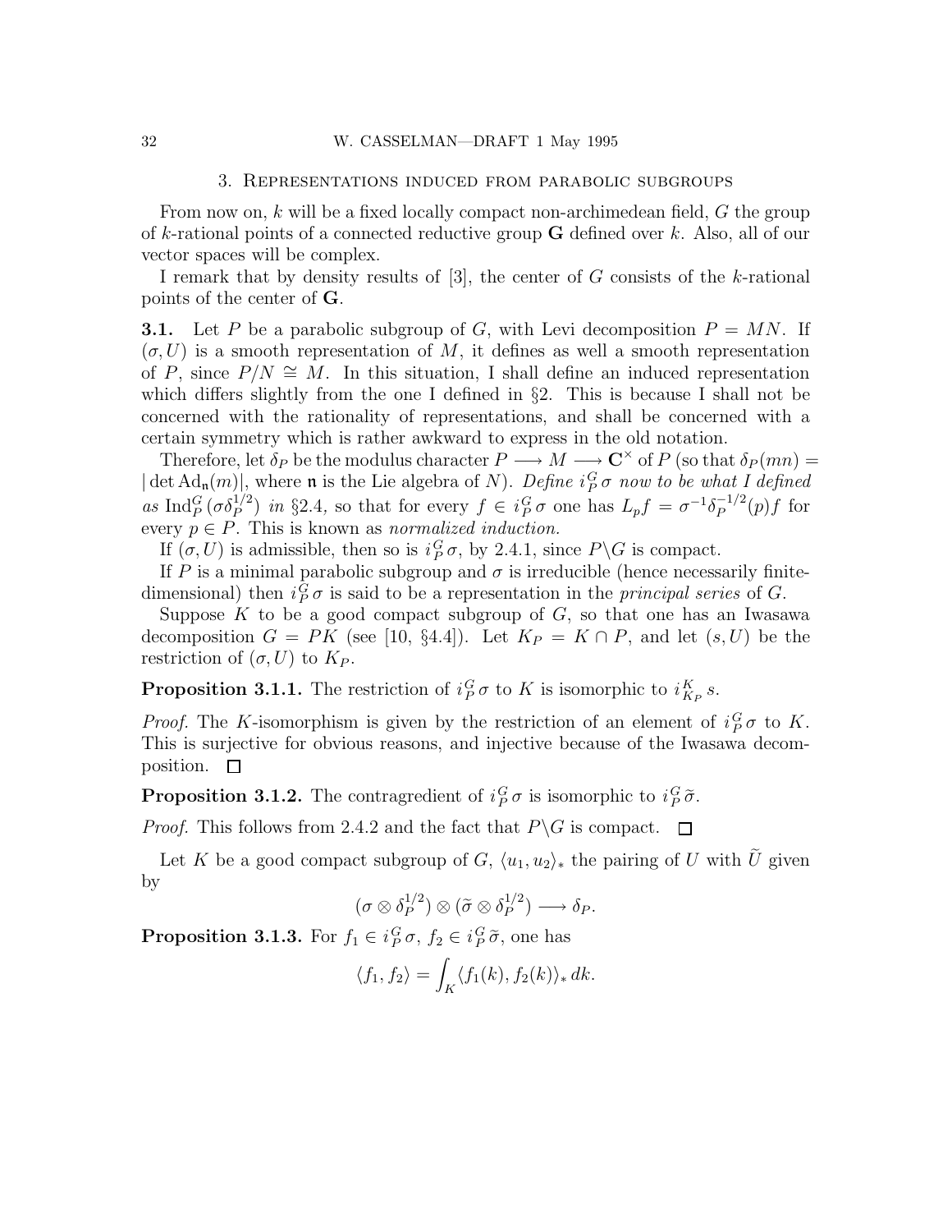## 3. Representations induced from parabolic subgroups

From now on, $k$ will be a fixed locally compact non-archimedean field, $G$ the group of $k$-rational points of a connected reductive group $\mathbf{G}$ defined over $k$. Also, all of our vector spaces will be complex.

I remark that by density results of [3], the center of $G$ consists of the $k$-rational points of the center of $\mathbf{G}$.

**3.1.** Let $P$ be a parabolic subgroup of $G$, with Levi decomposition $P = MN$. If $(\sigma, U)$ is a smooth representation of $M$, it defines as well a smooth representation of $P$, since $P/N \cong M$. In this situation, I shall define an induced representation which differs slightly from the one I defined in §2. This is because I shall not be concerned with the rationality of representations, and shall be concerned with a certain symmetry which is rather awkward to express in the old notation.

Therefore, let $\delta_P$ be the modulus character $P \longrightarrow M \longrightarrow \mathbf{C}^\times$ of $P$ (so that $\delta_P(mn) = |\det \mathrm{Ad}_{\mathfrak{n}}(m)|$, where $\mathfrak{n}$ is the Lie algebra of $N$). *Define* $i_P^G \sigma$ *now to be what I defined as* $\mathrm{Ind}_P^G(\sigma \delta_P^{1/2})$ *in* §2.4, so that for every $f \in i_P^G \sigma$ one has $L_p f = \sigma^{-1}\delta_P^{-1/2}(p) f$ for every $p \in P$. This is known as *normalized induction.*

If $(\sigma, U)$ is admissible, then so is $i_P^G \sigma$, by 2.4.1, since $P\backslash G$ is compact.

If $P$ is a minimal parabolic subgroup and $\sigma$ is irreducible (hence necessarily finite-dimensional) then $i_P^G \sigma$ is said to be a representation in the *principal series* of $G$.

Suppose $K$ to be a good compact subgroup of $G$, so that one has an Iwasawa decomposition $G = PK$ (see [10, §4.4]). Let $K_P = K \cap P$, and let $(s, U)$ be the restriction of $(\sigma, U)$ to $K_P$.

**Proposition 3.1.1.** The restriction of $i_P^G \sigma$ to $K$ is isomorphic to $i_{K_P}^K s$.

*Proof.* The $K$-isomorphism is given by the restriction of an element of $i_P^G \sigma$ to $K$. This is surjective for obvious reasons, and injective because of the Iwasawa decomposition. ☐

**Proposition 3.1.2.** The contragredient of $i_P^G \sigma$ is isomorphic to $i_P^G \widetilde{\sigma}$.

*Proof.* This follows from 2.4.2 and the fact that $P\backslash G$ is compact. ☐

Let $K$ be a good compact subgroup of $G$, $\langle u_1, u_2 \rangle_*$ the pairing of $U$ with $\widetilde{U}$ given by

$$(\sigma \otimes \delta_P^{1/2}) \otimes (\widetilde{\sigma} \otimes \delta_P^{1/2}) \longrightarrow \delta_P.$$

**Proposition 3.1.3.** For $f_1 \in i_P^G \sigma$, $f_2 \in i_P^G \widetilde{\sigma}$, one has

$$\langle f_1, f_2 \rangle = \int_K \langle f_1(k), f_2(k) \rangle_* \, dk.$$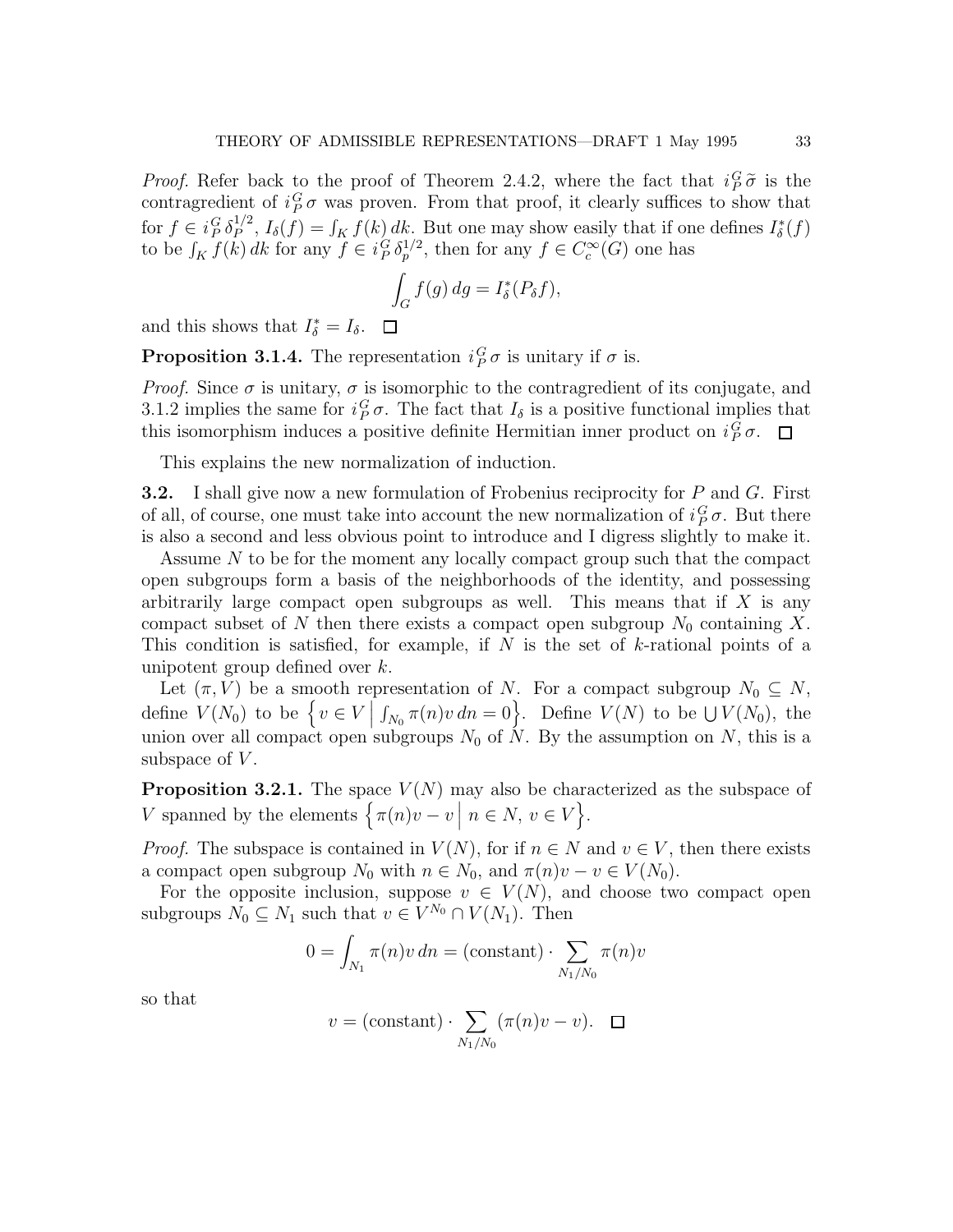*Proof.* Refer back to the proof of Theorem 2.4.2, where the fact that $i_P^G \widetilde{\sigma}$ is the contragredient of $i_P^G \sigma$ was proven. From that proof, it clearly suffices to show that for $f \in i_P^G \delta_P^{1/2}$, $I_\delta(f) = \int_K f(k)\,dk$. But one may show easily that if one defines $I_\delta^*(f)$ to be $\int_K f(k)\,dk$ for any $f \in i_P^G \delta_p^{1/2}$, then for any $f \in C_c^\infty(G)$ one has

$$\int_G f(g)\,dg = I_\delta^*(P_\delta f),$$

and this shows that $I_\delta^* = I_\delta$. $\square$

**Proposition 3.1.4.** The representation $i_P^G \sigma$ is unitary if $\sigma$ is.

*Proof.* Since $\sigma$ is unitary, $\sigma$ is isomorphic to the contragredient of its conjugate, and 3.1.2 implies the same for $i_P^G \sigma$. The fact that $I_\delta$ is a positive functional implies that this isomorphism induces a positive definite Hermitian inner product on $i_P^G \sigma$. $\square$

This explains the new normalization of induction.

**3.2.** I shall give now a new formulation of Frobenius reciprocity for $P$ and $G$. First of all, of course, one must take into account the new normalization of $i_P^G \sigma$. But there is also a second and less obvious point to introduce and I digress slightly to make it.

Assume $N$ to be for the moment any locally compact group such that the compact open subgroups form a basis of the neighborhoods of the identity, and possessing arbitrarily large compact open subgroups as well. This means that if $X$ is any compact subset of $N$ then there exists a compact open subgroup $N_0$ containing $X$. This condition is satisfied, for example, if $N$ is the set of $k$-rational points of a unipotent group defined over $k$.

Let $(\pi, V)$ be a smooth representation of $N$. For a compact subgroup $N_0 \subseteq N$, define $V(N_0)$ to be $\left\{ v \in V \,\middle|\, \int_{N_0} \pi(n)v\,dn = 0 \right\}$. Define $V(N)$ to be $\bigcup V(N_0)$, the union over all compact open subgroups $N_0$ of $N$. By the assumption on $N$, this is a subspace of $V$.

**Proposition 3.2.1.** The space $V(N)$ may also be characterized as the subspace of $V$ spanned by the elements $\left\{ \pi(n)v - v \,\middle|\, n \in N,\ v \in V \right\}$.

*Proof.* The subspace is contained in $V(N)$, for if $n \in N$ and $v \in V$, then there exists a compact open subgroup $N_0$ with $n \in N_0$, and $\pi(n)v - v \in V(N_0)$.

For the opposite inclusion, suppose $v \in V(N)$, and choose two compact open subgroups $N_0 \subseteq N_1$ such that $v \in V^{N_0} \cap V(N_1)$. Then

$$0 = \int_{N_1} \pi(n)v\,dn = (\text{constant}) \cdot \sum_{N_1/N_0} \pi(n)v$$

so that

$$v = (\text{constant}) \cdot \sum_{N_1/N_0} (\pi(n)v - v). \quad \square$$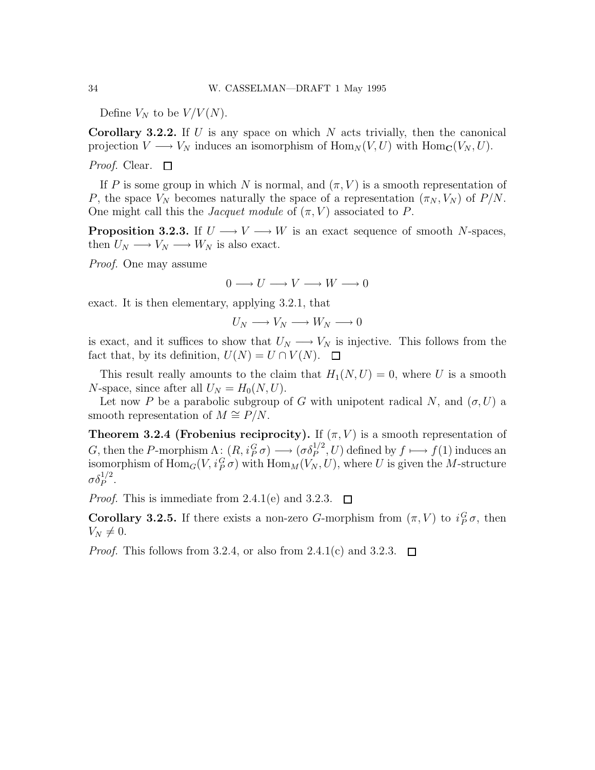Define $V_N$ to be $V/V(N)$.

**Corollary 3.2.2.** If $U$ is any space on which $N$ acts trivially, then the canonical projection $V \longrightarrow V_N$ induces an isomorphism of $\mathrm{Hom}_N(V, U)$ with $\mathrm{Hom}_{\mathbf{C}}(V_N, U)$.

*Proof.* Clear. $\square$

If $P$ is some group in which $N$ is normal, and $(\pi, V)$ is a smooth representation of $P$, the space $V_N$ becomes naturally the space of a representation $(\pi_N, V_N)$ of $P/N$. One might call this the *Jacquet module* of $(\pi, V)$ associated to $P$.

**Proposition 3.2.3.** If $U \longrightarrow V \longrightarrow W$ is an exact sequence of smooth $N$-spaces, then $U_N \longrightarrow V_N \longrightarrow W_N$ is also exact.

*Proof.* One may assume

$$0 \longrightarrow U \longrightarrow V \longrightarrow W \longrightarrow 0$$

exact. It is then elementary, applying 3.2.1, that

$$U_N \longrightarrow V_N \longrightarrow W_N \longrightarrow 0$$

is exact, and it suffices to show that $U_N \longrightarrow V_N$ is injective. This follows from the fact that, by its definition, $U(N) = U \cap V(N)$. $\square$

This result really amounts to the claim that $H_1(N, U) = 0$, where $U$ is a smooth $N$-space, since after all $U_N = H_0(N, U)$.

Let now $P$ be a parabolic subgroup of $G$ with unipotent radical $N$, and $(\sigma, U)$ a smooth representation of $M \cong P/N$.

**Theorem 3.2.4 (Frobenius reciprocity).** If $(\pi, V)$ is a smooth representation of $G$, then the $P$-morphism $\Lambda \colon (R, i_P^G\,\sigma) \longrightarrow (\sigma\delta_P^{1/2}, U)$ defined by $f \longmapsto f(1)$ induces an isomorphism of $\mathrm{Hom}_G(V, i_P^G\,\sigma)$ with $\mathrm{Hom}_M(V_N, U)$, where $U$ is given the $M$-structure $\sigma\delta_P^{1/2}$.

*Proof.* This is immediate from 2.4.1(e) and 3.2.3. $\square$

**Corollary 3.2.5.** If there exists a non-zero $G$-morphism from $(\pi, V)$ to $i_P^G\,\sigma$, then $V_N \neq 0$.

*Proof.* This follows from 3.2.4, or also from 2.4.1(c) and 3.2.3. $\square$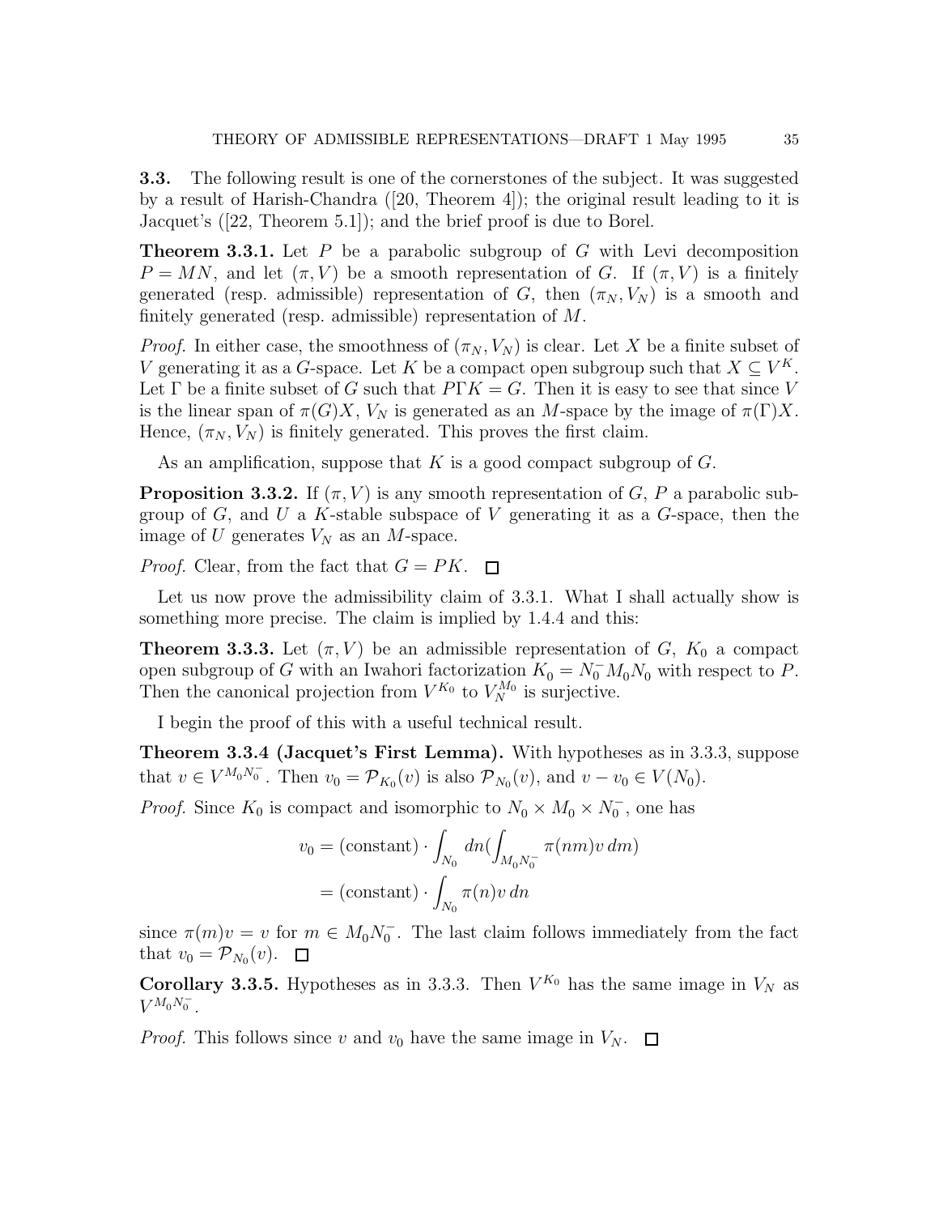**3.3.** The following result is one of the cornerstones of the subject. It was suggested by a result of Harish-Chandra ([20, Theorem 4]); the original result leading to it is Jacquet's ([22, Theorem 5.1]); and the brief proof is due to Borel.

**Theorem 3.3.1.** *Let $P$ be a parabolic subgroup of $G$ with Levi decomposition $P = MN$, and let $(\pi, V)$ be a smooth representation of $G$. If $(\pi, V)$ is a finitely generated (resp. admissible) representation of $G$, then $(\pi_N, V_N)$ is a smooth and finitely generated (resp. admissible) representation of $M$.*

*Proof.* In either case, the smoothness of $(\pi_N, V_N)$ is clear. Let $X$ be a finite subset of $V$ generating it as a $G$-space. Let $K$ be a compact open subgroup such that $X \subseteq V^K$. Let $\Gamma$ be a finite subset of $G$ such that $P\Gamma K = G$. Then it is easy to see that since $V$ is the linear span of $\pi(G)X$, $V_N$ is generated as an $M$-space by the image of $\pi(\Gamma)X$. Hence, $(\pi_N, V_N)$ is finitely generated. This proves the first claim.

As an amplification, suppose that $K$ is a good compact subgroup of $G$.

**Proposition 3.3.2.** *If $(\pi, V)$ is any smooth representation of $G$, $P$ a parabolic subgroup of $G$, and $U$ a $K$-stable subspace of $V$ generating it as a $G$-space, then the image of $U$ generates $V_N$ as an $M$-space.*

*Proof.* Clear, from the fact that $G = PK$. □

Let us now prove the admissibility claim of 3.3.1. What I shall actually show is something more precise. The claim is implied by 1.4.4 and this:

**Theorem 3.3.3.** *Let $(\pi, V)$ be an admissible representation of $G$, $K_0$ a compact open subgroup of $G$ with an Iwahori factorization $K_0 = N_0^- M_0 N_0$ with respect to $P$. Then the canonical projection from $V^{K_0}$ to $V_N^{M_0}$ is surjective.*

I begin the proof of this with a useful technical result.

**Theorem 3.3.4 (Jacquet's First Lemma).** *With hypotheses as in 3.3.3, suppose that $v \in V^{M_0 N_0^-}$. Then $v_0 = \mathcal{P}_{K_0}(v)$ is also $\mathcal{P}_{N_0}(v)$, and $v - v_0 \in V(N_0)$.*

*Proof.* Since $K_0$ is compact and isomorphic to $N_0 \times M_0 \times N_0^-$, one has

$$
\begin{aligned}
v_0 &= (\text{constant}) \cdot \int_{N_0} dn \Big( \int_{M_0 N_0^-} \pi(nm) v \, dm \Big) \\
&= (\text{constant}) \cdot \int_{N_0} \pi(n) v \, dn
\end{aligned}
$$

since $\pi(m)v = v$ for $m \in M_0 N_0^-$. The last claim follows immediately from the fact that $v_0 = \mathcal{P}_{N_0}(v)$. □

**Corollary 3.3.5.** *Hypotheses as in 3.3.3. Then $V^{K_0}$ has the same image in $V_N$ as $V^{M_0 N_0^-}$.*

*Proof.* This follows since $v$ and $v_0$ have the same image in $V_N$. □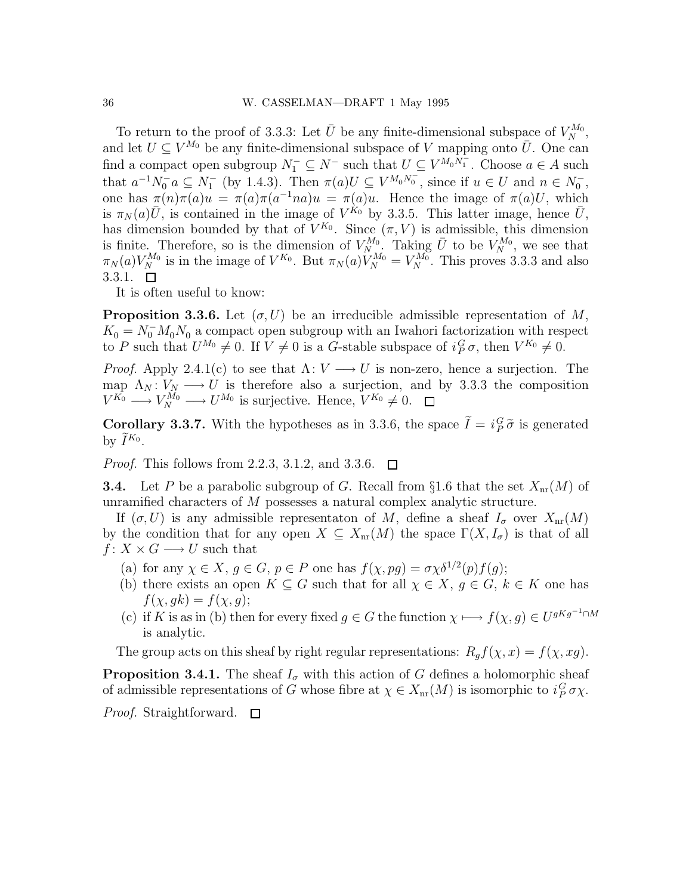To return to the proof of 3.3.3: Let $\bar{U}$ be any finite-dimensional subspace of $V_N^{M_0}$, and let $U \subseteq V^{M_0}$ be any finite-dimensional subspace of $V$ mapping onto $\bar{U}$. One can find a compact open subgroup $N_1^- \subseteq N^-$ such that $U \subseteq V^{M_0 N_1^-}$. Choose $a \in A$ such that $a^{-1} N_0^- a \subseteq N_1^-$ (by 1.4.3). Then $\pi(a)U \subseteq V^{M_0 N_0^-}$, since if $u \in U$ and $n \in N_0^-$, one has $\pi(n)\pi(a)u = \pi(a)\pi(a^{-1}na)u = \pi(a)u$. Hence the image of $\pi(a)U$, which is $\pi_N(a)\bar{U}$, is contained in the image of $V^{K_0}$ by 3.3.5. This latter image, hence $\bar{U}$, has dimension bounded by that of $V^{K_0}$. Since $(\pi, V)$ is admissible, this dimension is finite. Therefore, so is the dimension of $V_N^{M_0}$. Taking $\bar{U}$ to be $V_N^{M_0}$, we see that $\pi_N(a)V_N^{M_0}$ is in the image of $V^{K_0}$. But $\pi_N(a)V_N^{M_0} = V_N^{M_0}$. This proves 3.3.3 and also 3.3.1. $\square$

It is often useful to know:

**Proposition 3.3.6.** Let $(\sigma, U)$ be an irreducible admissible representation of $M$, $K_0 = N_0^- M_0 N_0$ a compact open subgroup with an Iwahori factorization with respect to $P$ such that $U^{M_0} \neq 0$. If $V \neq 0$ is a $G$-stable subspace of $i_P^G \sigma$, then $V^{K_0} \neq 0$.

*Proof.* Apply 2.4.1(c) to see that $\Lambda\colon V \longrightarrow U$ is non-zero, hence a surjection. The map $\Lambda_N\colon V_N \longrightarrow U$ is therefore also a surjection, and by 3.3.3 the composition $V^{K_0} \longrightarrow V_N^{M_0} \longrightarrow U^{M_0}$ is surjective. Hence, $V^{K_0} \neq 0$. $\square$

**Corollary 3.3.7.** With the hypotheses as in 3.3.6, the space $\widetilde{I} = i_P^G \widetilde{\sigma}$ is generated by $\widetilde{I}^{K_0}$.

*Proof.* This follows from 2.2.3, 3.1.2, and 3.3.6. $\square$

**3.4.** Let $P$ be a parabolic subgroup of $G$. Recall from §1.6 that the set $X_{\mathrm{nr}}(M)$ of unramified characters of $M$ possesses a natural complex analytic structure.

If $(\sigma, U)$ is any admissible representaton of $M$, define a sheaf $I_\sigma$ over $X_{\mathrm{nr}}(M)$ by the condition that for any open $X \subseteq X_{\mathrm{nr}}(M)$ the space $\Gamma(X, I_\sigma)$ is that of all $f\colon X \times G \longrightarrow U$ such that

(a) for any $\chi \in X$, $g \in G$, $p \in P$ one has $f(\chi, pg) = \sigma\chi\delta^{1/2}(p)f(g)$;

(b) there exists an open $K \subseteq G$ such that for all $\chi \in X$, $g \in G$, $k \in K$ one has $f(\chi, gk) = f(\chi, g)$;

(c) if $K$ is as in (b) then for every fixed $g \in G$ the function $\chi \longmapsto f(\chi, g) \in U^{gKg^{-1} \cap M}$ is analytic.

The group acts on this sheaf by right regular representations: $R_g f(\chi, x) = f(\chi, xg)$.

**Proposition 3.4.1.** The sheaf $I_\sigma$ with this action of $G$ defines a holomorphic sheaf of admissible representations of $G$ whose fibre at $\chi \in X_{\mathrm{nr}}(M)$ is isomorphic to $i_P^G \sigma\chi$.

*Proof.* Straightforward. $\square$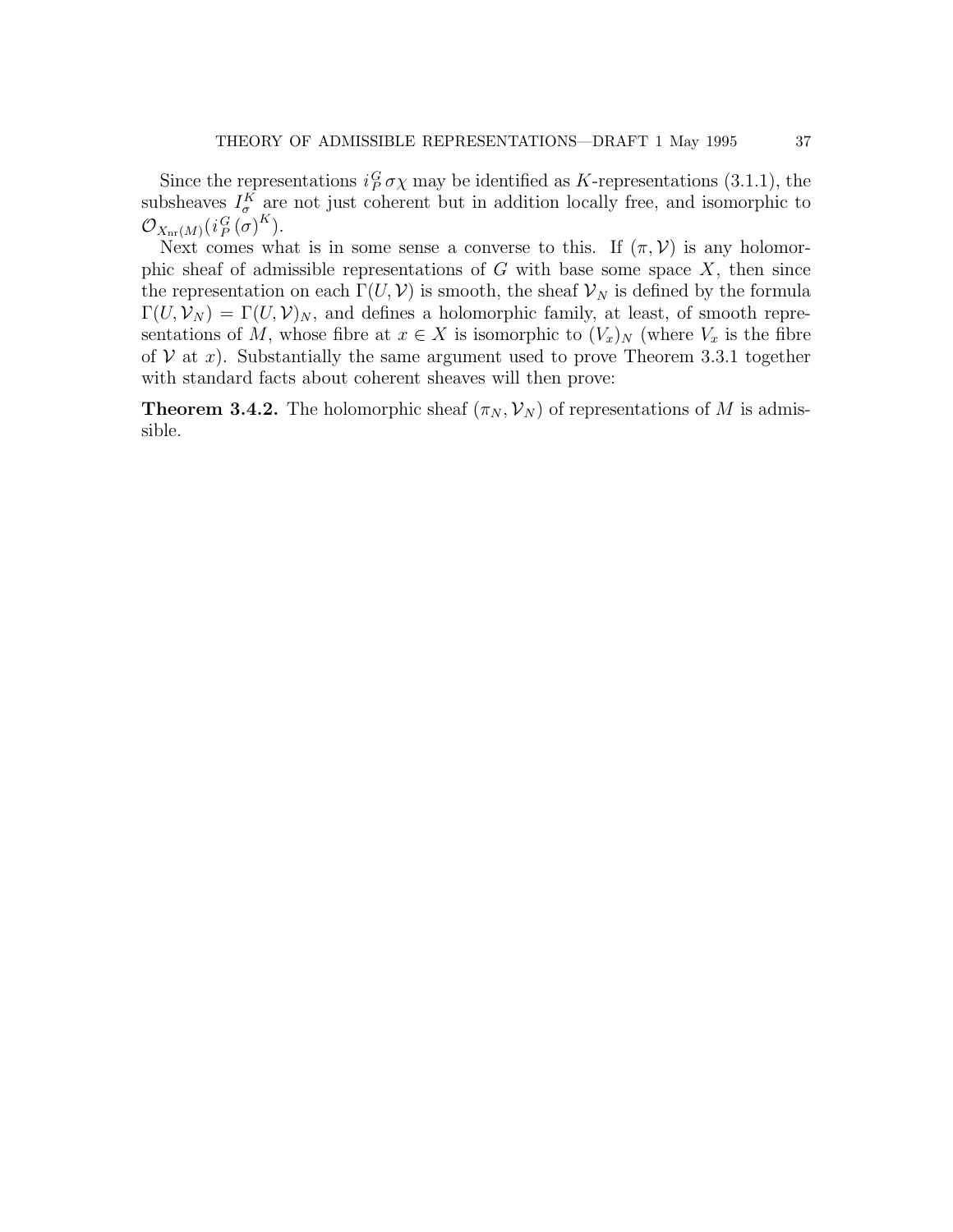Since the representations $i_P^G\,\sigma\chi$ may be identified as $K$-representations (3.1.1), the subsheaves $I_\sigma^K$ are not just coherent but in addition locally free, and isomorphic to $\mathcal{O}_{X_{\mathrm{nr}}(M)}(i_P^G(\sigma)^K)$.

Next comes what is in some sense a converse to this. If $(\pi, \mathcal{V})$ is any holomorphic sheaf of admissible representations of $G$ with base some space $X$, then since the representation on each $\Gamma(U, \mathcal{V})$ is smooth, the sheaf $\mathcal{V}_N$ is defined by the formula $\Gamma(U, \mathcal{V}_N) = \Gamma(U, \mathcal{V})_N$, and defines a holomorphic family, at least, of smooth representations of $M$, whose fibre at $x \in X$ is isomorphic to $(V_x)_N$ (where $V_x$ is the fibre of $\mathcal{V}$ at $x$). Substantially the same argument used to prove Theorem 3.3.1 together with standard facts about coherent sheaves will then prove:

**Theorem 3.4.2.** The holomorphic sheaf $(\pi_N, \mathcal{V}_N)$ of representations of $M$ is admissible.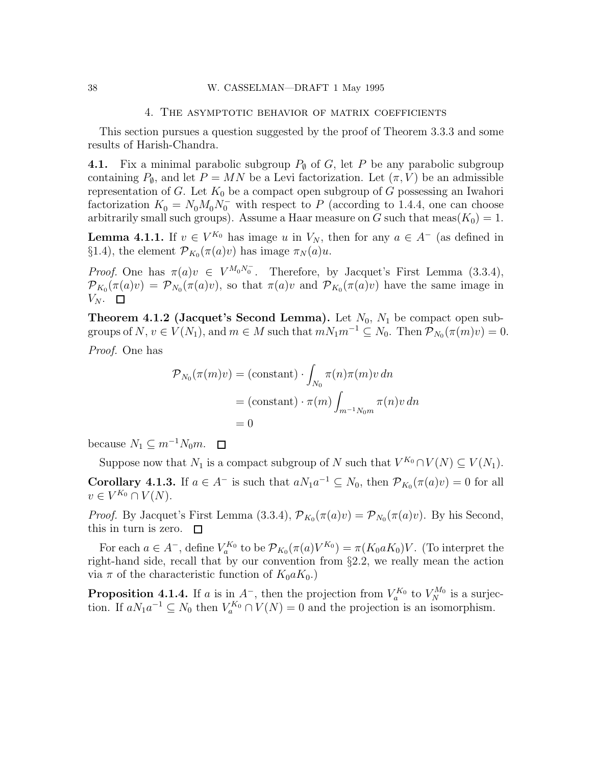## 4. The asymptotic behavior of matrix coefficients

This section pursues a question suggested by the proof of Theorem 3.3.3 and some results of Harish-Chandra.

**4.1.** Fix a minimal parabolic subgroup $P_\emptyset$ of $G$, let $P$ be any parabolic subgroup containing $P_\emptyset$, and let $P = MN$ be a Levi factorization. Let $(\pi, V)$ be an admissible representation of $G$. Let $K_0$ be a compact open subgroup of $G$ possessing an Iwahori factorization $K_0 = N_0 M_0 N_0^-$ with respect to $P$ (according to 1.4.4, one can choose arbitrarily small such groups). Assume a Haar measure on $G$ such that $\mathrm{meas}(K_0) = 1$.

**Lemma 4.1.1.** *If $v \in V^{K_0}$ has image $u$ in $V_N$, then for any $a \in A^-$ (as defined in §1.4), the element $\mathcal{P}_{K_0}(\pi(a)v)$ has image $\pi_N(a)u$.*

*Proof.* One has $\pi(a)v \in V^{M_0 N_0^-}$. Therefore, by Jacquet's First Lemma (3.3.4), $\mathcal{P}_{K_0}(\pi(a)v) = \mathcal{P}_{N_0}(\pi(a)v)$, so that $\pi(a)v$ and $\mathcal{P}_{K_0}(\pi(a)v)$ have the same image in $V_N$. □

**Theorem 4.1.2 (Jacquet's Second Lemma).** *Let $N_0$, $N_1$ be compact open subgroups of $N$, $v \in V(N_1)$, and $m \in M$ such that $mN_1m^{-1} \subseteq N_0$. Then $\mathcal{P}_{N_0}(\pi(m)v) = 0$.*

*Proof.* One has

$$
\begin{aligned}
\mathcal{P}_{N_0}(\pi(m)v) &= (\text{constant}) \cdot \int_{N_0} \pi(n)\pi(m)v \, dn \\
&= (\text{constant}) \cdot \pi(m) \int_{m^{-1}N_0 m} \pi(n)v \, dn \\
&= 0
\end{aligned}
$$

because $N_1 \subseteq m^{-1}N_0 m$. □

Suppose now that $N_1$ is a compact subgroup of $N$ such that $V^{K_0} \cap V(N) \subseteq V(N_1)$.

**Corollary 4.1.3.** *If $a \in A^-$ is such that $aN_1a^{-1} \subseteq N_0$, then $\mathcal{P}_{K_0}(\pi(a)v) = 0$ for all $v \in V^{K_0} \cap V(N)$.*

*Proof.* By Jacquet's First Lemma (3.3.4), $\mathcal{P}_{K_0}(\pi(a)v) = \mathcal{P}_{N_0}(\pi(a)v)$. By his Second, this in turn is zero. □

For each $a \in A^-$, define $V_a^{K_0}$ to be $\mathcal{P}_{K_0}(\pi(a)V^{K_0}) = \pi(K_0 a K_0)V$. (To interpret the right-hand side, recall that by our convention from §2.2, we really mean the action via $\pi$ of the characteristic function of $K_0 a K_0$.)

**Proposition 4.1.4.** *If $a$ is in $A^-$, then the projection from $V_a^{K_0}$ to $V_N^{M_0}$ is a surjection. If $aN_1a^{-1} \subseteq N_0$ then $V_a^{K_0} \cap V(N) = 0$ and the projection is an isomorphism.*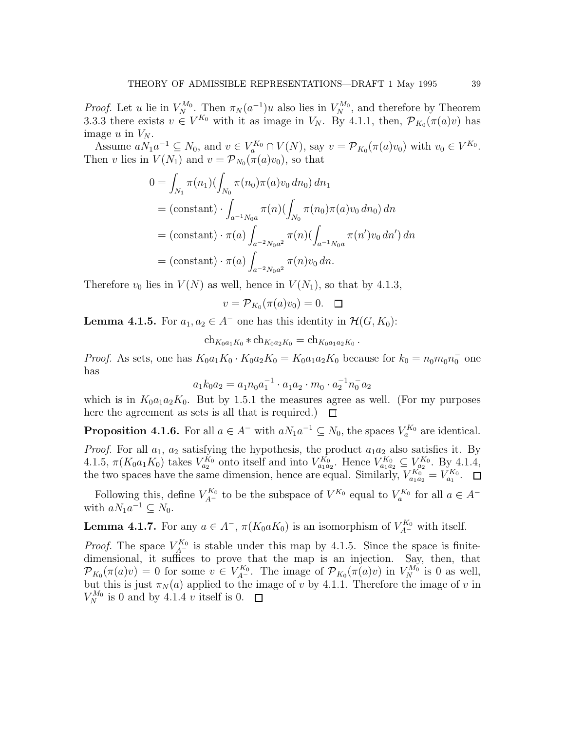*Proof.* Let $u$ lie in $V_N^{M_0}$. Then $\pi_N(a^{-1})u$ also lies in $V_N^{M_0}$, and therefore by Theorem 3.3.3 there exists $v \in V^{K_0}$ with it as image in $V_N$. By 4.1.1, then, $\mathcal{P}_{K_0}(\pi(a)v)$ has image $u$ in $V_N$.

Assume $aN_1a^{-1} \subseteq N_0$, and $v \in V_a^{K_0} \cap V(N)$, say $v = \mathcal{P}_{K_0}(\pi(a)v_0)$ with $v_0 \in V^{K_0}$. Then $v$ lies in $V(N_1)$ and $v = \mathcal{P}_{N_0}(\pi(a)v_0)$, so that

$$
\begin{aligned}
0 &= \int_{N_1} \pi(n_1)\left(\int_{N_0} \pi(n_0)\pi(a)v_0 \, dn_0\right) dn_1 \\
&= (\text{constant}) \cdot \int_{a^{-1}N_0a} \pi(n)\left(\int_{N_0} \pi(n_0)\pi(a)v_0 \, dn_0\right) dn \\
&= (\text{constant}) \cdot \pi(a) \int_{a^{-2}N_0a^2} \pi(n)\left(\int_{a^{-1}N_0a} \pi(n')v_0 \, dn'\right) dn \\
&= (\text{constant}) \cdot \pi(a) \int_{a^{-2}N_0a^2} \pi(n)v_0 \, dn.
\end{aligned}
$$

Therefore $v_0$ lies in $V(N)$ as well, hence in $V(N_1)$, so that by 4.1.3,

$$v = \mathcal{P}_{K_0}(\pi(a)v_0) = 0. \quad \square$$

**Lemma 4.1.5.** For $a_1, a_2 \in A^-$ one has this identity in $\mathcal{H}(G, K_0)$:

$$\mathrm{ch}_{K_0a_1K_0} * \mathrm{ch}_{K_0a_2K_0} = \mathrm{ch}_{K_0a_1a_2K_0} \, .$$

*Proof.* As sets, one has $K_0a_1K_0 \cdot K_0a_2K_0 = K_0a_1a_2K_0$ because for $k_0 = n_0m_0n_0^-$ one has

$$a_1k_0a_2 = a_1n_0a_1^{-1} \cdot a_1a_2 \cdot m_0 \cdot a_2^{-1}n_0^-a_2$$

which is in $K_0a_1a_2K_0$. But by 1.5.1 the measures agree as well. (For my purposes here the agreement as sets is all that is required.) $\square$

**Proposition 4.1.6.** For all $a \in A^-$ with $aN_1a^{-1} \subseteq N_0$, the spaces $V_a^{K_0}$ are identical.

*Proof.* For all $a_1$, $a_2$ satisfying the hypothesis, the product $a_1a_2$ also satisfies it. By 4.1.5, $\pi(K_0a_1K_0)$ takes $V_{a_2}^{K_0}$ onto itself and into $V_{a_1a_2}^{K_0}$. Hence $V_{a_1a_2}^{K_0} \subseteq V_{a_2}^{K_0}$. By 4.1.4, the two spaces have the same dimension, hence are equal. Similarly, $V_{a_1a_2}^{K_0} = V_{a_1}^{K_0}$. $\square$

Following this, define $V_{A^-}^{K_0}$ to be the subspace of $V^{K_0}$ equal to $V_a^{K_0}$ for all $a \in A^-$ with $aN_1a^{-1} \subseteq N_0$.

**Lemma 4.1.7.** For any $a \in A^-$, $\pi(K_0aK_0)$ is an isomorphism of $V_{A^-}^{K_0}$ with itself.

*Proof.* The space $V_{A^-}^{K_0}$ is stable under this map by 4.1.5. Since the space is finite-dimensional, it suffices to prove that the map is an injection. Say, then, that $\mathcal{P}_{K_0}(\pi(a)v) = 0$ for some $v \in V_{A^-}^{K_0}$. The image of $\mathcal{P}_{K_0}(\pi(a)v)$ in $V_N^{M_0}$ is 0 as well, but this is just $\pi_N(a)$ applied to the image of $v$ by 4.1.1. Therefore the image of $v$ in $V_N^{M_0}$ is 0 and by 4.1.4 $v$ itself is 0. $\square$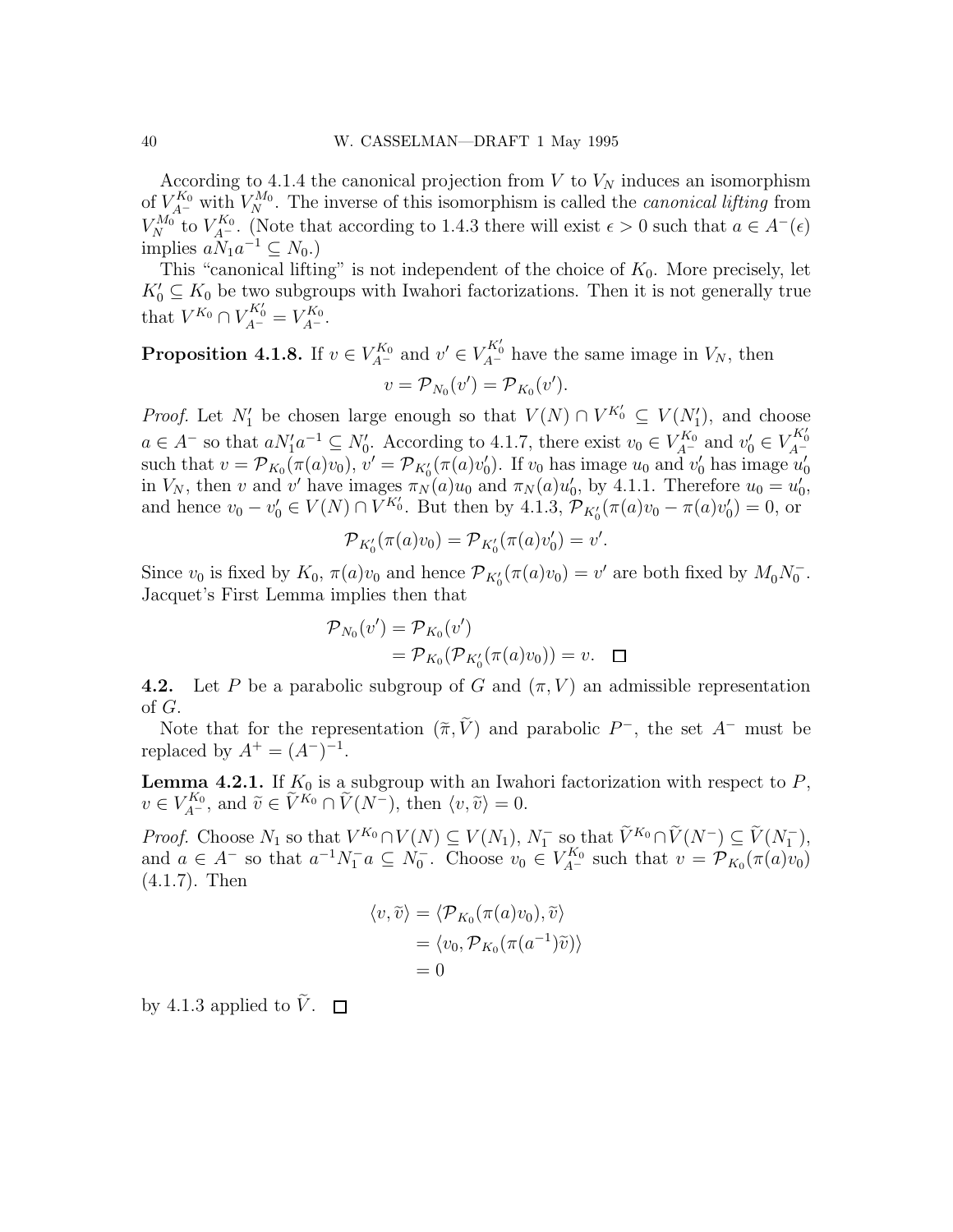According to 4.1.4 the canonical projection from $V$ to $V_N$ induces an isomorphism of $V_{A^-}^{K_0}$ with $V_N^{M_0}$. The inverse of this isomorphism is called the *canonical lifting* from $V_N^{M_0}$ to $V_{A^-}^{K_0}$. (Note that according to 1.4.3 there will exist $\epsilon > 0$ such that $a \in A^-(\epsilon)$ implies $aN_1a^{-1} \subseteq N_0$.)

This "canonical lifting" is not independent of the choice of $K_0$. More precisely, let $K_0' \subseteq K_0$ be two subgroups with Iwahori factorizations. Then it is not generally true that $V^{K_0} \cap V_{A^-}^{K_0'} = V_{A^-}^{K_0}$.

**Proposition 4.1.8.** If $v \in V_{A^-}^{K_0}$ and $v' \in V_{A^-}^{K_0'}$ have the same image in $V_N$, then

$$v = \mathcal{P}_{N_0}(v') = \mathcal{P}_{K_0}(v').$$

*Proof.* Let $N_1'$ be chosen large enough so that $V(N) \cap V^{K_0'} \subseteq V(N_1')$, and choose $a \in A^-$ so that $aN_1'a^{-1} \subseteq N_0'$. According to 4.1.7, there exist $v_0 \in V_{A^-}^{K_0}$ and $v_0' \in V_{A^-}^{K_0'}$ such that $v = \mathcal{P}_{K_0}(\pi(a)v_0)$, $v' = \mathcal{P}_{K_0'}(\pi(a)v_0')$. If $v_0$ has image $u_0$ and $v_0'$ has image $u_0'$ in $V_N$, then $v$ and $v'$ have images $\pi_N(a)u_0$ and $\pi_N(a)u_0'$, by 4.1.1. Therefore $u_0 = u_0'$, and hence $v_0 - v_0' \in V(N) \cap V^{K_0'}$. But then by 4.1.3, $\mathcal{P}_{K_0'}(\pi(a)v_0 - \pi(a)v_0') = 0$, or

$$\mathcal{P}_{K_0'}(\pi(a)v_0) = \mathcal{P}_{K_0'}(\pi(a)v_0') = v'.$$

Since $v_0$ is fixed by $K_0$, $\pi(a)v_0$ and hence $\mathcal{P}_{K_0'}(\pi(a)v_0) = v'$ are both fixed by $M_0N_0^-$. Jacquet's First Lemma implies then that

$$\begin{aligned}\mathcal{P}_{N_0}(v') &= \mathcal{P}_{K_0}(v') \\ &= \mathcal{P}_{K_0}(\mathcal{P}_{K_0'}(\pi(a)v_0)) = v. \quad \square\end{aligned}$$

**4.2.** Let $P$ be a parabolic subgroup of $G$ and $(\pi, V)$ an admissible representation of $G$.

Note that for the representation $(\widetilde{\pi}, \widetilde{V})$ and parabolic $P^-$, the set $A^-$ must be replaced by $A^+ = (A^-)^{-1}$.

**Lemma 4.2.1.** If $K_0$ is a subgroup with an Iwahori factorization with respect to $P$, $v \in V_{A^-}^{K_0}$, and $\widetilde{v} \in \widetilde{V}^{K_0} \cap \widetilde{V}(N^-)$, then $\langle v, \widetilde{v} \rangle = 0$.

*Proof.* Choose $N_1$ so that $V^{K_0} \cap V(N) \subseteq V(N_1)$, $N_1^-$ so that $\widetilde{V}^{K_0} \cap \widetilde{V}(N^-) \subseteq \widetilde{V}(N_1^-)$, and $a \in A^-$ so that $a^{-1}N_1^-a \subseteq N_0^-$. Choose $v_0 \in V_{A^-}^{K_0}$ such that $v = \mathcal{P}_{K_0}(\pi(a)v_0)$ (4.1.7). Then

$$\begin{aligned}\langle v, \widetilde{v} \rangle &= \langle \mathcal{P}_{K_0}(\pi(a)v_0), \widetilde{v} \rangle \\ &= \langle v_0, \mathcal{P}_{K_0}(\pi(a^{-1})\widetilde{v}) \rangle \\ &= 0\end{aligned}$$

by 4.1.3 applied to $\widetilde{V}$. $\square$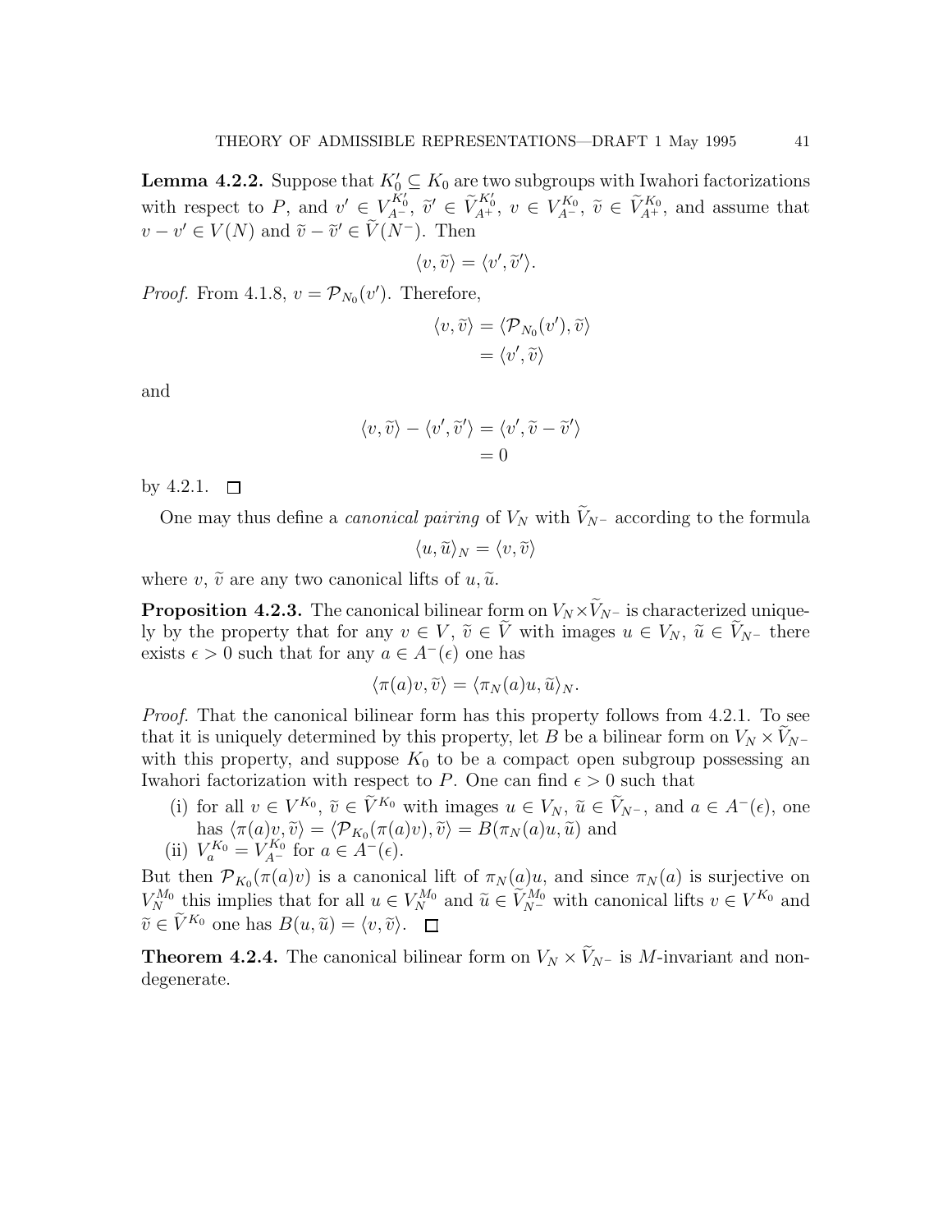**Lemma 4.2.2.** Suppose that $K_0' \subseteq K_0$ are two subgroups with Iwahori factorizations with respect to $P$, and $v' \in V_{A^-}^{K_0'}$, $\widetilde{v}' \in \widetilde{V}_{A^+}^{K_0'}$, $v \in V_{A^-}^{K_0}$, $\widetilde{v} \in \widetilde{V}_{A^+}^{K_0}$, and assume that $v - v' \in V(N)$ and $\widetilde{v} - \widetilde{v}' \in \widetilde{V}(N^-)$. Then

$$\langle v, \widetilde{v} \rangle = \langle v', \widetilde{v}' \rangle.$$

*Proof.* From 4.1.8, $v = \mathcal{P}_{N_0}(v')$. Therefore,

$$\begin{aligned} \langle v, \widetilde{v} \rangle &= \langle \mathcal{P}_{N_0}(v'), \widetilde{v} \rangle \\ &= \langle v', \widetilde{v} \rangle \end{aligned}$$

and

$$\begin{aligned} \langle v, \widetilde{v} \rangle - \langle v', \widetilde{v}' \rangle &= \langle v', \widetilde{v} - \widetilde{v}' \rangle \\ &= 0 \end{aligned}$$

by 4.2.1. $\square$

One may thus define a *canonical pairing* of $V_N$ with $\widetilde{V}_{N^-}$ according to the formula

$$\langle u, \widetilde{u} \rangle_N = \langle v, \widetilde{v} \rangle$$

where $v$, $\widetilde{v}$ are any two canonical lifts of $u, \widetilde{u}$.

**Proposition 4.2.3.** The canonical bilinear form on $V_N \times \widetilde{V}_{N^-}$ is characterized uniquely by the property that for any $v \in V$, $\widetilde{v} \in \widetilde{V}$ with images $u \in V_N$, $\widetilde{u} \in \widetilde{V}_{N^-}$ there exists $\epsilon > 0$ such that for any $a \in A^-(\epsilon)$ one has

$$\langle \pi(a)v, \widetilde{v} \rangle = \langle \pi_N(a)u, \widetilde{u} \rangle_N.$$

*Proof.* That the canonical bilinear form has this property follows from 4.2.1. To see that it is uniquely determined by this property, let $B$ be a bilinear form on $V_N \times \widetilde{V}_{N^-}$ with this property, and suppose $K_0$ to be a compact open subgroup possessing an Iwahori factorization with respect to $P$. One can find $\epsilon > 0$ such that

(i) for all $v \in V^{K_0}$, $\widetilde{v} \in \widetilde{V}^{K_0}$ with images $u \in V_N$, $\widetilde{u} \in \widetilde{V}_{N^-}$, and $a \in A^-(\epsilon)$, one has $\langle \pi(a)v, \widetilde{v} \rangle = \langle \mathcal{P}_{K_0}(\pi(a)v), \widetilde{v} \rangle = B(\pi_N(a)u, \widetilde{u})$ and

(ii) $V_a^{K_0} = V_{A^-}^{K_0}$ for $a \in A^-(\epsilon)$.

But then $\mathcal{P}_{K_0}(\pi(a)v)$ is a canonical lift of $\pi_N(a)u$, and since $\pi_N(a)$ is surjective on $V_N^{M_0}$ this implies that for all $u \in V_N^{M_0}$ and $\widetilde{u} \in \widetilde{V}_{N^-}^{M_0}$ with canonical lifts $v \in V^{K_0}$ and $\widetilde{v} \in \widetilde{V}^{K_0}$ one has $B(u, \widetilde{u}) = \langle v, \widetilde{v} \rangle$. $\square$

**Theorem 4.2.4.** The canonical bilinear form on $V_N \times \widetilde{V}_{N^-}$ is $M$-invariant and nondegenerate.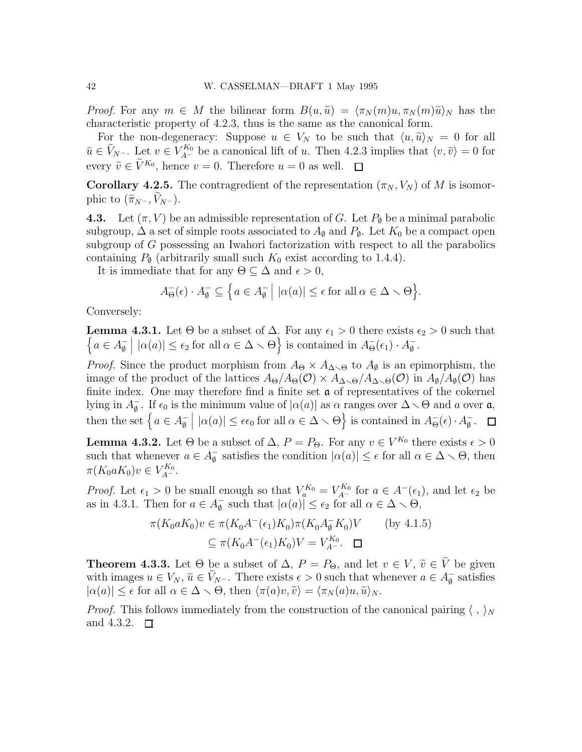*Proof.* For any $m \in M$ the bilinear form $B(u, \widetilde{u}) = \langle \pi_N(m)u, \pi_N(m)\widetilde{u}\rangle_N$ has the characteristic property of 4.2.3, thus is the same as the canonical form.

For the non-degeneracy: Suppose $u \in V_N$ to be such that $\langle u, \widetilde{u}\rangle_N = 0$ for all $\widetilde{u} \in \widetilde{V}_{N^-}$. Let $v \in V_{A^-}^{K_0}$ be a canonical lift of $u$. Then 4.2.3 implies that $\langle v, \widetilde{v}\rangle = 0$ for every $\widetilde{v} \in \widetilde{V}^{K_0}$, hence $v = 0$. Therefore $u = 0$ as well. $\square$

**Corollary 4.2.5.** The contragredient of the representation $(\pi_N, V_N)$ of $M$ is isomorphic to $(\widetilde{\pi}_{N^-}, \widetilde{V}_{N^-})$.

**4.3.** Let $(\pi, V)$ be an admissible representation of $G$. Let $P_\emptyset$ be a minimal parabolic subgroup, $\Delta$ a set of simple roots associated to $A_\emptyset$ and $P_\emptyset$. Let $K_0$ be a compact open subgroup of $G$ possessing an Iwahori factorization with respect to all the parabolics containing $P_\emptyset$ (arbitrarily small such $K_0$ exist according to 1.4.4).

It is immediate that for any $\Theta \subseteq \Delta$ and $\epsilon > 0$,

$$A_\Theta^-(\epsilon) \cdot A_\emptyset^- \subseteq \Big\{ a \in A_\emptyset^- \;\Big|\; |\alpha(a)| \le \epsilon \text{ for all } \alpha \in \Delta \smallsetminus \Theta \Big\}.$$

Conversely:

**Lemma 4.3.1.** Let $\Theta$ be a subset of $\Delta$. For any $\epsilon_1 > 0$ there exists $\epsilon_2 > 0$ such that $\Big\{ a \in A_\emptyset^- \;\Big|\; |\alpha(a)| \le \epsilon_2 \text{ for all } \alpha \in \Delta \smallsetminus \Theta \Big\}$ is contained in $A_\Theta^-(\epsilon_1) \cdot A_\emptyset^-$.

*Proof.* Since the product morphism from $A_\Theta \times A_{\Delta \smallsetminus \Theta}$ to $A_\emptyset$ is an epimorphism, the image of the product of the lattices $A_\Theta / A_\Theta(\mathcal{O}) \times A_{\Delta\smallsetminus\Theta}/A_{\Delta\smallsetminus\Theta}(\mathcal{O})$ in $A_\emptyset / A_\emptyset(\mathcal{O})$ has finite index. One may therefore find a finite set $\mathfrak{a}$ of representatives of the cokernel lying in $A_\emptyset^-$. If $\epsilon_0$ is the minimum value of $|\alpha(a)|$ as $\alpha$ ranges over $\Delta \smallsetminus \Theta$ and $a$ over $\mathfrak{a}$, then the set $\Big\{ a \in A_\emptyset^- \;\Big|\; |\alpha(a)| \le \epsilon\epsilon_0 \text{ for all } \alpha \in \Delta \smallsetminus \Theta \Big\}$ is contained in $A_\Theta^-(\epsilon) \cdot A_\emptyset^-$. $\square$

**Lemma 4.3.2.** Let $\Theta$ be a subset of $\Delta$, $P = P_\Theta$. For any $v \in V^{K_0}$ there exists $\epsilon > 0$ such that whenever $a \in A_\emptyset^-$ satisfies the condition $|\alpha(a)| \le \epsilon$ for all $\alpha \in \Delta \smallsetminus \Theta$, then $\pi(K_0 a K_0)v \in V_{A^-}^{K_0}$.

*Proof.* Let $\epsilon_1 > 0$ be small enough so that $V_a^{K_0} = V_{A^-}^{K_0}$ for $a \in A^-(\epsilon_1)$, and let $\epsilon_2$ be as in 4.3.1. Then for $a \in A_\emptyset^-$ such that $|\alpha(a)| \le \epsilon_2$ for all $\alpha \in \Delta \smallsetminus \Theta$,

$$\begin{aligned}
\pi(K_0 a K_0)v &\in \pi(K_0 A^-(\epsilon_1) K_0)\pi(K_0 A_\emptyset^- K_0)V \qquad \text{(by 4.1.5)} \\
&\subseteq \pi(K_0 A^-(\epsilon_1) K_0)V = V_{A^-}^{K_0}. \quad \square
\end{aligned}$$

**Theorem 4.3.3.** Let $\Theta$ be a subset of $\Delta$, $P = P_\Theta$, and let $v \in V$, $\widetilde{v} \in \widetilde{V}$ be given with images $u \in V_N$, $\widetilde{u} \in \widetilde{V}_{N^-}$. There exists $\epsilon > 0$ such that whenever $a \in A_\emptyset^-$ satisfies $|\alpha(a)| \le \epsilon$ for all $\alpha \in \Delta \smallsetminus \Theta$, then $\langle \pi(a)v, \widetilde{v}\rangle = \langle \pi_N(a)u, \widetilde{u}\rangle_N$.

*Proof.* This follows immediately from the construction of the canonical pairing $\langle\ ,\ \rangle_N$ and 4.3.2. $\square$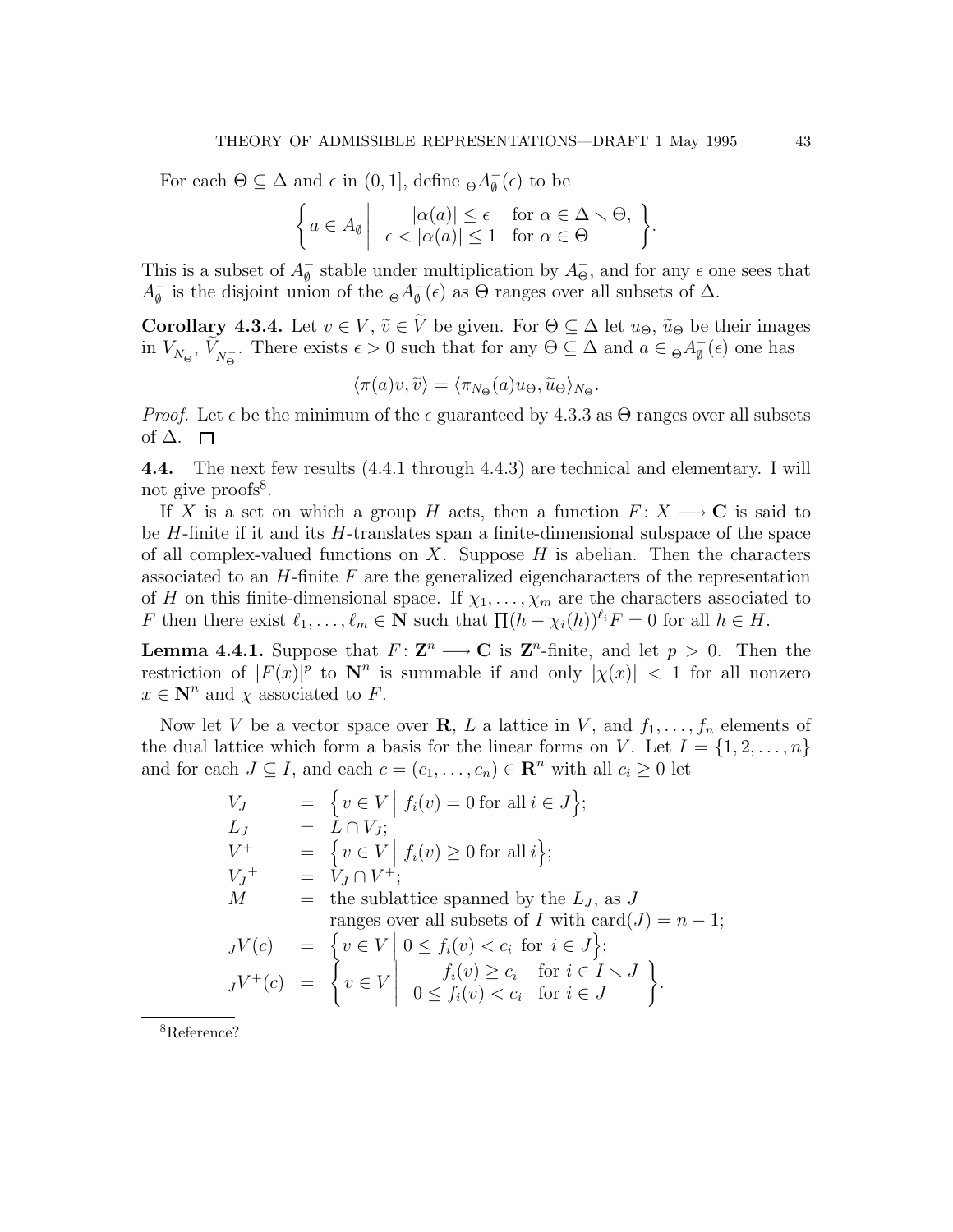For each $\Theta \subseteq \Delta$ and $\epsilon$ in $(0, 1]$, define ${}_\Theta A_\emptyset^-(\epsilon)$ to be

$$\left\{ a \in A_\emptyset \;\middle|\; \begin{array}{ll} |\alpha(a)| \leq \epsilon & \text{for } \alpha \in \Delta \setminus \Theta, \\ \epsilon < |\alpha(a)| \leq 1 & \text{for } \alpha \in \Theta \end{array} \right\}.$$

This is a subset of $A_\emptyset^-$ stable under multiplication by $A_\Theta^-$, and for any $\epsilon$ one sees that $A_\emptyset^-$ is the disjoint union of the ${}_\Theta A_\emptyset^-(\epsilon)$ as $\Theta$ ranges over all subsets of $\Delta$.

**Corollary 4.3.4.** Let $v \in V$, $\widetilde{v} \in \widetilde{V}$ be given. For $\Theta \subseteq \Delta$ let $u_\Theta$, $\widetilde{u}_\Theta$ be their images in $V_{N_\Theta}$, $\widetilde{V}_{N_\Theta^-}$. There exists $\epsilon > 0$ such that for any $\Theta \subseteq \Delta$ and $a \in {}_\Theta A_\emptyset^-(\epsilon)$ one has

$$\langle \pi(a)v, \widetilde{v} \rangle = \langle \pi_{N_\Theta}(a)u_\Theta, \widetilde{u}_\Theta \rangle_{N_\Theta}.$$

*Proof.* Let $\epsilon$ be the minimum of the $\epsilon$ guaranteed by 4.3.3 as $\Theta$ ranges over all subsets of $\Delta$. $\square$

**4.4.** The next few results (4.4.1 through 4.4.3) are technical and elementary. I will not give proofs[8].

If $X$ is a set on which a group $H$ acts, then a function $F\colon X \longrightarrow \mathbf{C}$ is said to be $H$-finite if it and its $H$-translates span a finite-dimensional subspace of the space of all complex-valued functions on $X$. Suppose $H$ is abelian. Then the characters associated to an $H$-finite $F$ are the generalized eigencharacters of the representation of $H$ on this finite-dimensional space. If $\chi_1, \ldots, \chi_m$ are the characters associated to $F$ then there exist $\ell_1, \ldots, \ell_m \in \mathbf{N}$ such that $\prod (h - \chi_i(h))^{\ell_i} F = 0$ for all $h \in H$.

**Lemma 4.4.1.** Suppose that $F\colon \mathbf{Z}^n \longrightarrow \mathbf{C}$ is $\mathbf{Z}^n$-finite, and let $p > 0$. Then the restriction of $|F(x)|^p$ to $\mathbf{N}^n$ is summable if and only $|\chi(x)| < 1$ for all nonzero $x \in \mathbf{N}^n$ and $\chi$ associated to $F$.

Now let $V$ be a vector space over $\mathbf{R}$, $L$ a lattice in $V$, and $f_1, \ldots, f_n$ elements of the dual lattice which form a basis for the linear forms on $V$. Let $I = \{1, 2, \ldots, n\}$ and for each $J \subseteq I$, and each $c = (c_1, \ldots, c_n) \in \mathbf{R}^n$ with all $c_i \geq 0$ let

$$\begin{array}{lcl}
V_J & = & \left\{ v \in V \;\middle|\; f_i(v) = 0 \text{ for all } i \in J \right\}; \\
L_J & = & L \cap V_J; \\
V^+ & = & \left\{ v \in V \;\middle|\; f_i(v) \geq 0 \text{ for all } i \right\}; \\
{V_J}^+ & = & V_J \cap V^+; \\
M & = & \text{the sublattice spanned by the } L_J \text{, as } J \\
& & \text{ranges over all subsets of } I \text{ with } \mathrm{card}(J) = n-1; \\
{}_J V(c) & = & \left\{ v \in V \;\middle|\; 0 \leq f_i(v) < c_i \text{ for } i \in J \right\}; \\
{}_J V^+(c) & = & \left\{ v \in V \;\middle|\; \begin{array}{ll} f_i(v) \geq c_i & \text{for } i \in I \setminus J \\ 0 \leq f_i(v) < c_i & \text{for } i \in J \end{array} \right\}.
\end{array}$$

[8] Reference?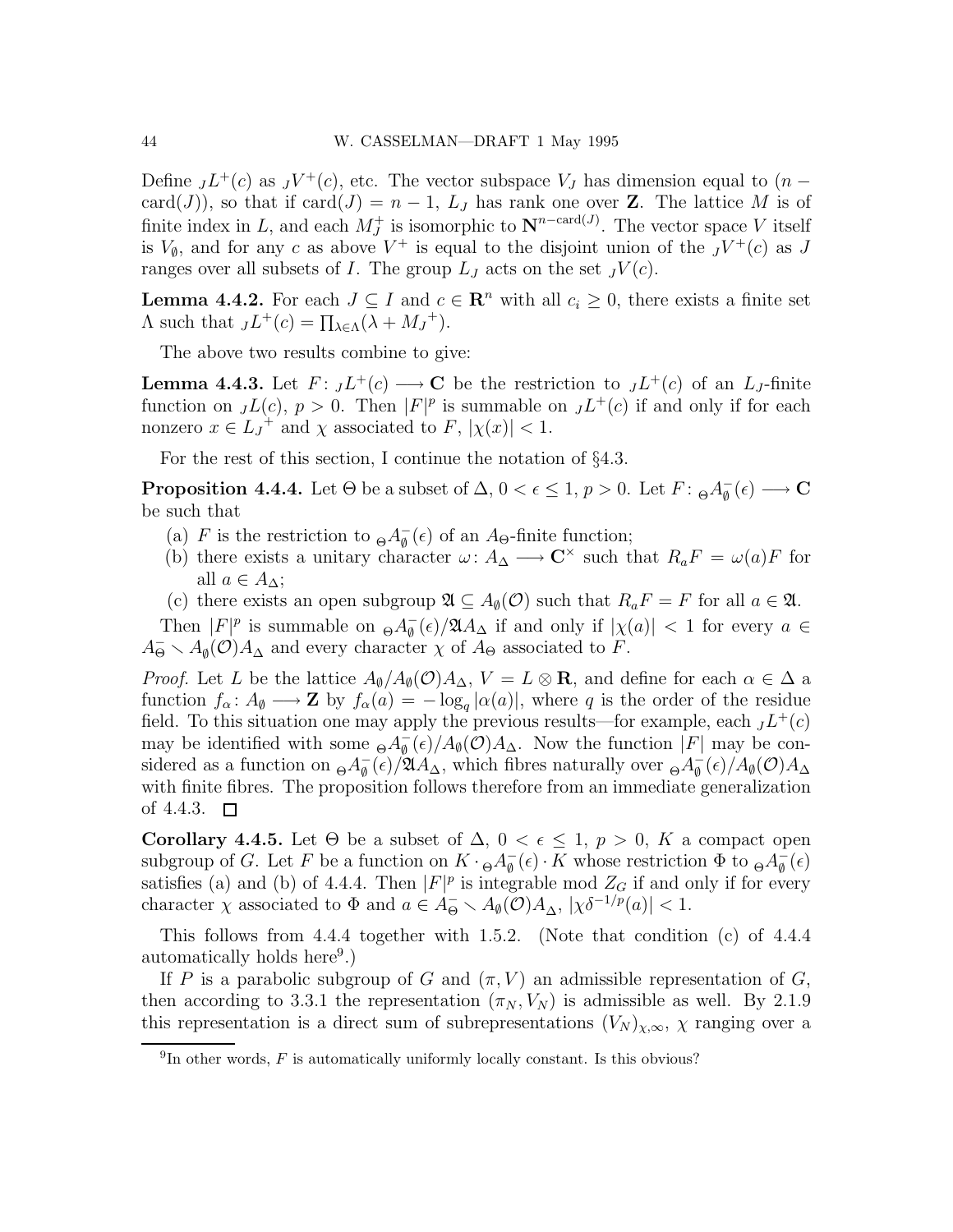Define ${}_JL^+(c)$ as ${}_JV^+(c)$, etc. The vector subspace $V_J$ has dimension equal to $(n - \operatorname{card}(J))$, so that if $\operatorname{card}(J) = n-1$, $L_J$ has rank one over $\mathbf{Z}$. The lattice $M$ is of finite index in $L$, and each $M_J^+$ is isomorphic to $\mathbf{N}^{n-\operatorname{card}(J)}$. The vector space $V$ itself is $V_\emptyset$, and for any $c$ as above $V^+$ is equal to the disjoint union of the ${}_JV^+(c)$ as $J$ ranges over all subsets of $I$. The group $L_J$ acts on the set ${}_JV(c)$.

**Lemma 4.4.2.** For each $J \subseteq I$ and $c \in \mathbf{R}^n$ with all $c_i \geq 0$, there exists a finite set $\Lambda$ such that ${}_JL^+(c) = \coprod_{\lambda \in \Lambda}(\lambda + {M_J}^+)$.

The above two results combine to give:

**Lemma 4.4.3.** Let $F\colon {}_JL^+(c) \longrightarrow \mathbf{C}$ be the restriction to ${}_JL^+(c)$ of an $L_J$-finite function on ${}_JL(c)$, $p > 0$. Then $|F|^p$ is summable on ${}_JL^+(c)$ if and only if for each nonzero $x \in {L_J}^+$ and $\chi$ associated to $F$, $|\chi(x)| < 1$.

For the rest of this section, I continue the notation of §4.3.

**Proposition 4.4.4.** Let $\Theta$ be a subset of $\Delta$, $0 < \epsilon \leq 1$, $p > 0$. Let $F\colon {}_\Theta A_\emptyset^-(\epsilon) \longrightarrow \mathbf{C}$ be such that

(a) $F$ is the restriction to ${}_\Theta A_\emptyset^-(\epsilon)$ of an $A_\Theta$-finite function;
(b) there exists a unitary character $\omega\colon A_\Delta \longrightarrow \mathbf{C}^\times$ such that $R_aF = \omega(a)F$ for all $a \in A_\Delta$;
(c) there exists an open subgroup $\mathfrak{A} \subseteq A_\emptyset(\mathcal{O})$ such that $R_aF = F$ for all $a \in \mathfrak{A}$.

Then $|F|^p$ is summable on ${}_\Theta A_\emptyset^-(\epsilon)/\mathfrak{A}A_\Delta$ if and only if $|\chi(a)| < 1$ for every $a \in A_\Theta^- \smallsetminus A_\emptyset(\mathcal{O})A_\Delta$ and every character $\chi$ of $A_\Theta$ associated to $F$.

*Proof.* Let $L$ be the lattice $A_\emptyset/A_\emptyset(\mathcal{O})A_\Delta$, $V = L \otimes \mathbf{R}$, and define for each $\alpha \in \Delta$ a function $f_\alpha\colon A_\emptyset \longrightarrow \mathbf{Z}$ by $f_\alpha(a) = -\log_q|\alpha(a)|$, where $q$ is the order of the residue field. To this situation one may apply the previous results—for example, each ${}_JL^+(c)$ may be identified with some ${}_\Theta A_\emptyset^-(\epsilon)/A_\emptyset(\mathcal{O})A_\Delta$. Now the function $|F|$ may be considered as a function on ${}_\Theta A_\emptyset^-(\epsilon)/\mathfrak{A}A_\Delta$, which fibres naturally over ${}_\Theta A_\emptyset^-(\epsilon)/A_\emptyset(\mathcal{O})A_\Delta$ with finite fibres. The proposition follows therefore from an immediate generalization of 4.4.3. ☐

**Corollary 4.4.5.** Let $\Theta$ be a subset of $\Delta$, $0 < \epsilon \leq 1$, $p > 0$, $K$ a compact open subgroup of $G$. Let $F$ be a function on $K \cdot {}_\Theta A_\emptyset^-(\epsilon) \cdot K$ whose restriction $\Phi$ to ${}_\Theta A_\emptyset^-(\epsilon)$ satisfies (a) and (b) of 4.4.4. Then $|F|^p$ is integrable mod $Z_G$ if and only if for every character $\chi$ associated to $\Phi$ and $a \in A_\Theta^- \smallsetminus A_\emptyset(\mathcal{O})A_\Delta$, $|\chi\delta^{-1/p}(a)| < 1$.

This follows from 4.4.4 together with 1.5.2. (Note that condition (c) of 4.4.4 automatically holds here[9].)

If $P$ is a parabolic subgroup of $G$ and $(\pi, V)$ an admissible representation of $G$, then according to 3.3.1 the representation $(\pi_N, V_N)$ is admissible as well. By 2.1.9 this representation is a direct sum of subrepresentations $(V_N)_{\chi,\infty}$, $\chi$ ranging over a

[9] In other words, $F$ is automatically uniformly locally constant. Is this obvious?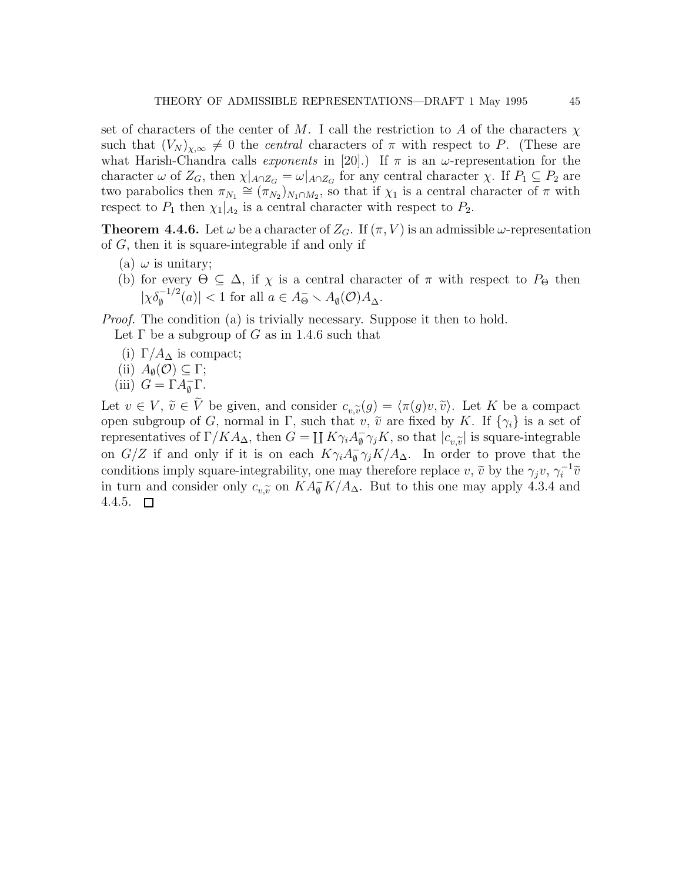set of characters of the center of $M$. I call the restriction to $A$ of the characters $\chi$ such that $(V_N)_{\chi,\infty} \neq 0$ the *central* characters of $\pi$ with respect to $P$. (These are what Harish-Chandra calls *exponents* in [20].) If $\pi$ is an $\omega$-representation for the character $\omega$ of $Z_G$, then $\chi|_{A \cap Z_G} = \omega|_{A \cap Z_G}$ for any central character $\chi$. If $P_1 \subseteq P_2$ are two parabolics then $\pi_{N_1} \cong (\pi_{N_2})_{N_1 \cap M_2}$, so that if $\chi_1$ is a central character of $\pi$ with respect to $P_1$ then $\chi_1|_{A_2}$ is a central character with respect to $P_2$.

**Theorem 4.4.6.** Let $\omega$ be a character of $Z_G$. If $(\pi, V)$ is an admissible $\omega$-representation of $G$, then it is square-integrable if and only if

(a) $\omega$ is unitary;

(b) for every $\Theta \subseteq \Delta$, if $\chi$ is a central character of $\pi$ with respect to $P_\Theta$ then $|\chi \delta_\emptyset^{-1/2}(a)| < 1$ for all $a \in A_\Theta^- \smallsetminus A_\emptyset(\mathcal{O}) A_\Delta$.

*Proof.* The condition (a) is trivially necessary. Suppose it then to hold.

Let $\Gamma$ be a subgroup of $G$ as in 1.4.6 such that

(i) $\Gamma / A_\Delta$ is compact;

(ii) $A_\emptyset(\mathcal{O}) \subseteq \Gamma$;

(iii) $G = \Gamma A_\emptyset^- \Gamma$.

Let $v \in V$, $\widetilde{v} \in \widetilde{V}$ be given, and consider $c_{v,\widetilde{v}}(g) = \langle \pi(g) v, \widetilde{v} \rangle$. Let $K$ be a compact open subgroup of $G$, normal in $\Gamma$, such that $v$, $\widetilde{v}$ are fixed by $K$. If $\{\gamma_i\}$ is a set of representatives of $\Gamma / K A_\Delta$, then $G = \coprod K \gamma_i A_\emptyset^- \gamma_j K$, so that $|c_{v,\widetilde{v}}|$ is square-integrable on $G/Z$ if and only if it is on each $K \gamma_i A_\emptyset^- \gamma_j K / A_\Delta$. In order to prove that the conditions imply square-integrability, one may therefore replace $v$, $\widetilde{v}$ by the $\gamma_j v$, $\gamma_i^{-1} \widetilde{v}$ in turn and consider only $c_{v,\widetilde{v}}$ on $K A_\emptyset^- K / A_\Delta$. But to this one may apply 4.3.4 and 4.4.5. ∎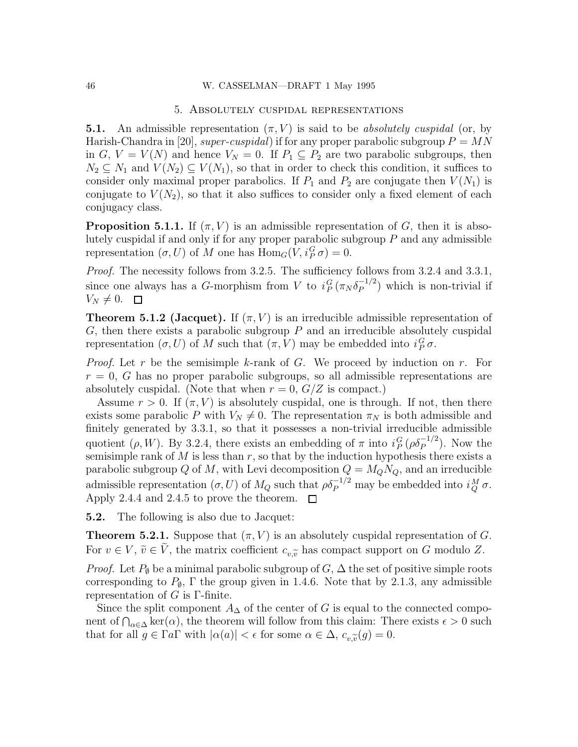## 5. Absolutely cuspidal representations

**5.1.** An admissible representation $(\pi, V)$ is said to be *absolutely cuspidal* (or, by Harish-Chandra in [20], *super-cuspidal*) if for any proper parabolic subgroup $P = MN$ in $G$, $V = V(N)$ and hence $V_N = 0$. If $P_1 \subseteq P_2$ are two parabolic subgroups, then $N_2 \subseteq N_1$ and $V(N_2) \subseteq V(N_1)$, so that in order to check this condition, it suffices to consider only maximal proper parabolics. If $P_1$ and $P_2$ are conjugate then $V(N_1)$ is conjugate to $V(N_2)$, so that it also suffices to consider only a fixed element of each conjugacy class.

**Proposition 5.1.1.** If $(\pi, V)$ is an admissible representation of $G$, then it is absolutely cuspidal if and only if for any proper parabolic subgroup $P$ and any admissible representation $(\sigma, U)$ of $M$ one has $\mathrm{Hom}_G(V, i_P^G\,\sigma) = 0$.

*Proof.* The necessity follows from 3.2.5. The sufficiency follows from 3.2.4 and 3.3.1, since one always has a $G$-morphism from $V$ to $i_P^G(\pi_N \delta_P^{-1/2})$ which is non-trivial if $V_N \neq 0$. ◻

**Theorem 5.1.2 (Jacquet).** If $(\pi, V)$ is an irreducible admissible representation of $G$, then there exists a parabolic subgroup $P$ and an irreducible absolutely cuspidal representation $(\sigma, U)$ of $M$ such that $(\pi, V)$ may be embedded into $i_P^G\,\sigma$.

*Proof.* Let $r$ be the semisimple $k$-rank of $G$. We proceed by induction on $r$. For $r = 0$, $G$ has no proper parabolic subgroups, so all admissible representations are absolutely cuspidal. (Note that when $r = 0$, $G/Z$ is compact.)

Assume $r > 0$. If $(\pi, V)$ is absolutely cuspidal, one is through. If not, then there exists some parabolic $P$ with $V_N \neq 0$. The representation $\pi_N$ is both admissible and finitely generated by 3.3.1, so that it possesses a non-trivial irreducible admissible quotient $(\rho, W)$. By 3.2.4, there exists an embedding of $\pi$ into $i_P^G(\rho\delta_P^{-1/2})$. Now the semisimple rank of $M$ is less than $r$, so that by the induction hypothesis there exists a parabolic subgroup $Q$ of $M$, with Levi decomposition $Q = M_Q N_Q$, and an irreducible admissible representation $(\sigma, U)$ of $M_Q$ such that $\rho\delta_P^{-1/2}$ may be embedded into $i_Q^M\,\sigma$. Apply 2.4.4 and 2.4.5 to prove the theorem. ◻

**5.2.** The following is also due to Jacquet:

**Theorem 5.2.1.** Suppose that $(\pi, V)$ is an absolutely cuspidal representation of $G$. For $v \in V$, $\widetilde{v} \in \widetilde{V}$, the matrix coefficient $c_{v,\widetilde{v}}$ has compact support on $G$ modulo $Z$.

*Proof.* Let $P_\emptyset$ be a minimal parabolic subgroup of $G$, $\Delta$ the set of positive simple roots corresponding to $P_\emptyset$, $\Gamma$ the group given in 1.4.6. Note that by 2.1.3, any admissible representation of $G$ is $\Gamma$-finite.

Since the split component $A_\Delta$ of the center of $G$ is equal to the connected component of $\bigcap_{\alpha\in\Delta} \ker(\alpha)$, the theorem will follow from this claim: There exists $\epsilon > 0$ such that for all $g \in \Gamma a \Gamma$ with $|\alpha(a)| < \epsilon$ for some $\alpha \in \Delta$, $c_{v,\widetilde{v}}(g) = 0$.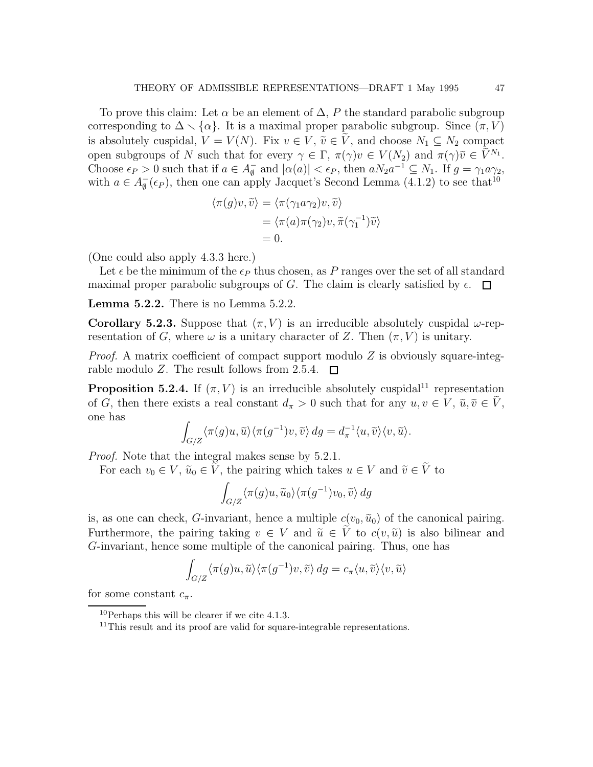To prove this claim: Let $\alpha$ be an element of $\Delta$, $P$ the standard parabolic subgroup corresponding to $\Delta \setminus \{\alpha\}$. It is a maximal proper parabolic subgroup. Since $(\pi, V)$ is absolutely cuspidal, $V = V(N)$. Fix $v \in V$, $\widetilde{v} \in \widetilde{V}$, and choose $N_1 \subseteq N_2$ compact open subgroups of $N$ such that for every $\gamma \in \Gamma$, $\pi(\gamma)v \in V(N_2)$ and $\pi(\gamma)\widetilde{v} \in \widetilde{V}^{N_1}$. Choose $\epsilon_P > 0$ such that if $a \in A_\emptyset^-$ and $|\alpha(a)| < \epsilon_P$, then $aN_2a^{-1} \subseteq N_1$. If $g = \gamma_1 a \gamma_2$, with $a \in A_\emptyset^-(\epsilon_P)$, then one can apply Jacquet's Second Lemma (4.1.2) to see that[10]

$$
\begin{aligned}
\langle \pi(g)v, \widetilde{v} \rangle &= \langle \pi(\gamma_1 a \gamma_2)v, \widetilde{v} \rangle \\
&= \langle \pi(a)\pi(\gamma_2)v, \widetilde{\pi}(\gamma_1^{-1})\widetilde{v} \rangle \\
&= 0.
\end{aligned}
$$

(One could also apply 4.3.3 here.)

Let $\epsilon$ be the minimum of the $\epsilon_P$ thus chosen, as $P$ ranges over the set of all standard maximal proper parabolic subgroups of $G$. The claim is clearly satisfied by $\epsilon$. $\square$

**Lemma 5.2.2.** There is no Lemma 5.2.2.

**Corollary 5.2.3.** Suppose that $(\pi, V)$ is an irreducible absolutely cuspidal $\omega$-representation of $G$, where $\omega$ is a unitary character of $Z$. Then $(\pi, V)$ is unitary.

*Proof.* A matrix coefficient of compact support modulo $Z$ is obviously square-integrable modulo $Z$. The result follows from 2.5.4. $\square$

**Proposition 5.2.4.** If $(\pi, V)$ is an irreducible absolutely cuspidal[11] representation of $G$, then there exists a real constant $d_\pi > 0$ such that for any $u, v \in V$, $\widetilde{u}, \widetilde{v} \in \widetilde{V}$, one has

$$
\int_{G/Z} \langle \pi(g)u, \widetilde{u} \rangle \langle \pi(g^{-1})v, \widetilde{v} \rangle \, dg = d_\pi^{-1} \langle u, \widetilde{v} \rangle \langle v, \widetilde{u} \rangle.
$$

*Proof.* Note that the integral makes sense by 5.2.1.

For each $v_0 \in V$, $\widetilde{u}_0 \in \widetilde{V}$, the pairing which takes $u \in V$ and $\widetilde{v} \in \widetilde{V}$ to

$$
\int_{G/Z} \langle \pi(g)u, \widetilde{u}_0 \rangle \langle \pi(g^{-1})v_0, \widetilde{v} \rangle \, dg
$$

is, as one can check, $G$-invariant, hence a multiple $c(v_0, \widetilde{u}_0)$ of the canonical pairing. Furthermore, the pairing taking $v \in V$ and $\widetilde{u} \in \widetilde{V}$ to $c(v, \widetilde{u})$ is also bilinear and $G$-invariant, hence some multiple of the canonical pairing. Thus, one has

$$
\int_{G/Z} \langle \pi(g)u, \widetilde{u} \rangle \langle \pi(g^{-1})v, \widetilde{v} \rangle \, dg = c_\pi \langle u, \widetilde{v} \rangle \langle v, \widetilde{u} \rangle
$$

for some constant $c_\pi$.

---

[10] Perhaps this will be clearer if we cite 4.1.3.

[11] This result and its proof are valid for square-integrable representations.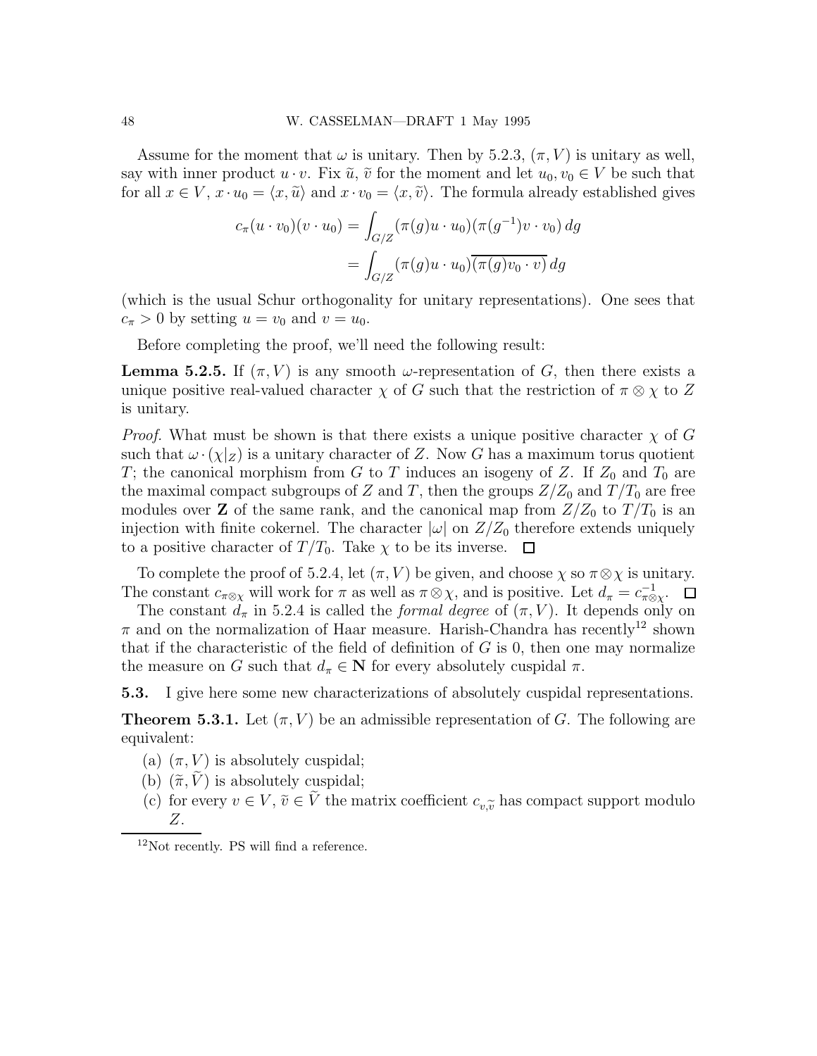Assume for the moment that $\omega$ is unitary. Then by 5.2.3, $(\pi, V)$ is unitary as well, say with inner product $u \cdot v$. Fix $\widetilde{u}$, $\widetilde{v}$ for the moment and let $u_0, v_0 \in V$ be such that for all $x \in V$, $x \cdot u_0 = \langle x, \widetilde{u} \rangle$ and $x \cdot v_0 = \langle x, \widetilde{v} \rangle$. The formula already established gives

$$
\begin{aligned}
c_\pi (u \cdot v_0)(v \cdot u_0) &= \int_{G/Z} (\pi(g) u \cdot u_0)(\pi(g^{-1}) v \cdot v_0) \, dg \\
&= \int_{G/Z} (\pi(g) u \cdot u_0) \overline{(\pi(g) v_0 \cdot v)} \, dg
\end{aligned}
$$

(which is the usual Schur orthogonality for unitary representations). One sees that $c_\pi > 0$ by setting $u = v_0$ and $v = u_0$.

Before completing the proof, we'll need the following result:

**Lemma 5.2.5.** If $(\pi, V)$ is any smooth $\omega$-representation of $G$, then there exists a unique positive real-valued character $\chi$ of $G$ such that the restriction of $\pi \otimes \chi$ to $Z$ is unitary.

*Proof.* What must be shown is that there exists a unique positive character $\chi$ of $G$ such that $\omega \cdot (\chi|_Z)$ is a unitary character of $Z$. Now $G$ has a maximum torus quotient $T$; the canonical morphism from $G$ to $T$ induces an isogeny of $Z$. If $Z_0$ and $T_0$ are the maximal compact subgroups of $Z$ and $T$, then the groups $Z/Z_0$ and $T/T_0$ are free modules over $\mathbf{Z}$ of the same rank, and the canonical map from $Z/Z_0$ to $T/T_0$ is an injection with finite cokernel. The character $|\omega|$ on $Z/Z_0$ therefore extends uniquely to a positive character of $T/T_0$. Take $\chi$ to be its inverse. $\square$

To complete the proof of 5.2.4, let $(\pi, V)$ be given, and choose $\chi$ so $\pi \otimes \chi$ is unitary. The constant $c_{\pi \otimes \chi}$ will work for $\pi$ as well as $\pi \otimes \chi$, and is positive. Let $d_\pi = c^{-1}_{\pi \otimes \chi}$. $\square$

The constant $d_\pi$ in 5.2.4 is called the *formal degree* of $(\pi, V)$. It depends only on $\pi$ and on the normalization of Haar measure. Harish-Chandra has recently[12] shown that if the characteristic of the field of definition of $G$ is 0, then one may normalize the measure on $G$ such that $d_\pi \in \mathbf{N}$ for every absolutely cuspidal $\pi$.

**5.3.** I give here some new characterizations of absolutely cuspidal representations.

**Theorem 5.3.1.** Let $(\pi, V)$ be an admissible representation of $G$. The following are equivalent:

(a) $(\pi, V)$ is absolutely cuspidal;
(b) $(\widetilde{\pi}, \widetilde{V})$ is absolutely cuspidal;
(c) for every $v \in V$, $\widetilde{v} \in \widetilde{V}$ the matrix coefficient $c_{v,\widetilde{v}}$ has compact support modulo $Z$.

[12] Not recently. PS will find a reference.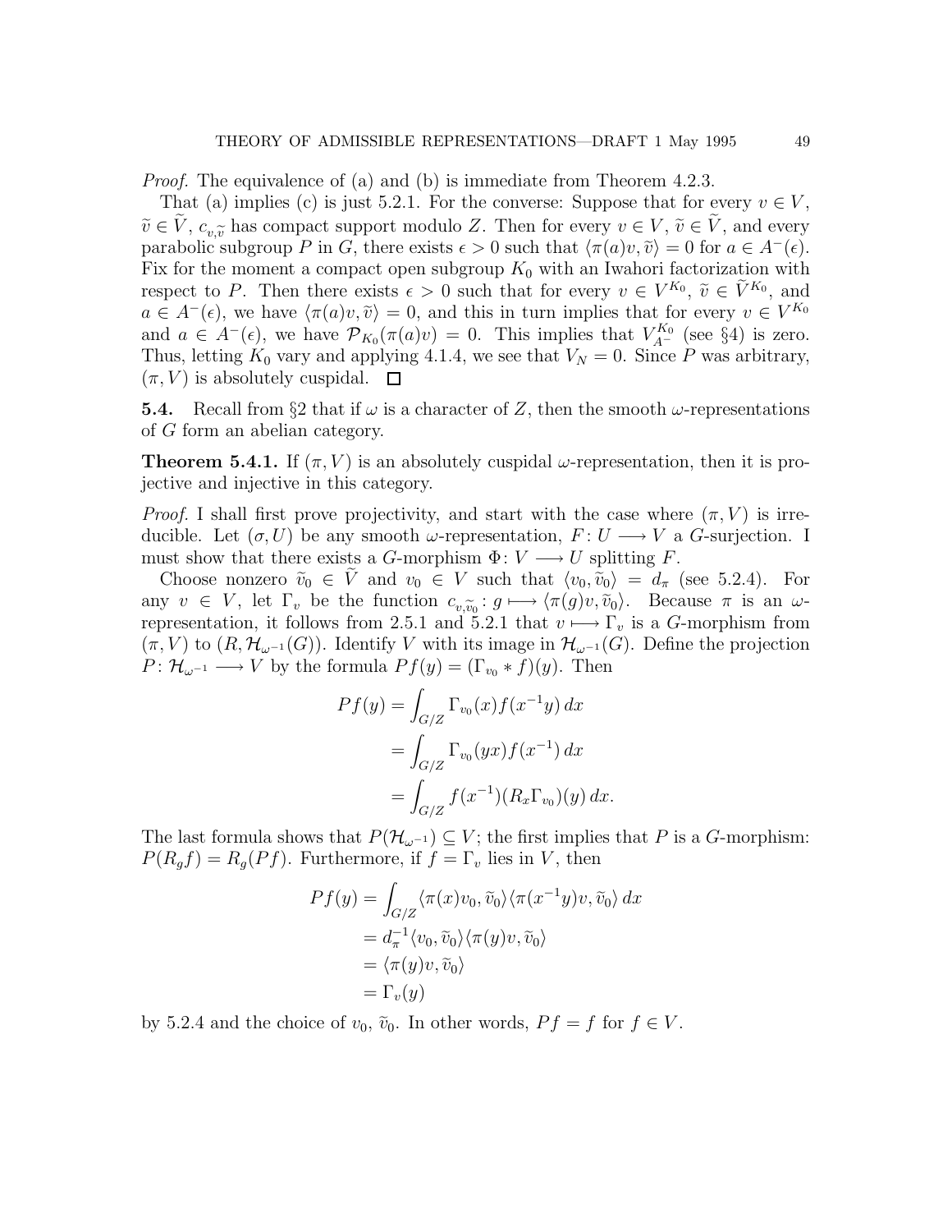*Proof.* The equivalence of (a) and (b) is immediate from Theorem 4.2.3.

That (a) implies (c) is just 5.2.1. For the converse: Suppose that for every $v \in V$, $\widetilde{v} \in \widetilde{V}$, $c_{v,\widetilde{v}}$ has compact support modulo $Z$. Then for every $v \in V$, $\widetilde{v} \in \widetilde{V}$, and every parabolic subgroup $P$ in $G$, there exists $\epsilon > 0$ such that $\langle \pi(a)v, \widetilde{v}\rangle = 0$ for $a \in A^-(\epsilon)$. Fix for the moment a compact open subgroup $K_0$ with an Iwahori factorization with respect to $P$. Then there exists $\epsilon > 0$ such that for every $v \in V^{K_0}$, $\widetilde{v} \in \widetilde{V}^{K_0}$, and $a \in A^-(\epsilon)$, we have $\langle \pi(a)v, \widetilde{v}\rangle = 0$, and this in turn implies that for every $v \in V^{K_0}$ and $a \in A^-(\epsilon)$, we have $\mathcal{P}_{K_0}(\pi(a)v) = 0$. This implies that $V^{K_0}_{A^-}$ (see §4) is zero. Thus, letting $K_0$ vary and applying 4.1.4, we see that $V_N = 0$. Since $P$ was arbitrary, $(\pi, V)$ is absolutely cuspidal. $\square$

**5.4.** Recall from §2 that if $\omega$ is a character of $Z$, then the smooth $\omega$-representations of $G$ form an abelian category.

**Theorem 5.4.1.** *If $(\pi, V)$ is an absolutely cuspidal $\omega$-representation, then it is projective and injective in this category.*

*Proof.* I shall first prove projectivity, and start with the case where $(\pi, V)$ is irreducible. Let $(\sigma, U)$ be any smooth $\omega$-representation, $F\colon U \longrightarrow V$ a $G$-surjection. I must show that there exists a $G$-morphism $\Phi\colon V \longrightarrow U$ splitting $F$.

Choose nonzero $\widetilde{v}_0 \in \widetilde{V}$ and $v_0 \in V$ such that $\langle v_0, \widetilde{v}_0\rangle = d_\pi$ (see 5.2.4). For any $v \in V$, let $\Gamma_v$ be the function $c_{v,\widetilde{v}_0}\colon g \longmapsto \langle \pi(g)v, \widetilde{v}_0\rangle$. Because $\pi$ is an $\omega$-representation, it follows from 2.5.1 and 5.2.1 that $v \longmapsto \Gamma_v$ is a $G$-morphism from $(\pi, V)$ to $(R, \mathcal{H}_{\omega^{-1}}(G))$. Identify $V$ with its image in $\mathcal{H}_{\omega^{-1}}(G)$. Define the projection $P\colon \mathcal{H}_{\omega^{-1}} \longrightarrow V$ by the formula $Pf(y) = (\Gamma_{v_0} * f)(y)$. Then

$$
\begin{aligned}
Pf(y) &= \int_{G/Z} \Gamma_{v_0}(x) f(x^{-1}y)\,dx \\
&= \int_{G/Z} \Gamma_{v_0}(yx) f(x^{-1})\,dx \\
&= \int_{G/Z} f(x^{-1}) (R_x \Gamma_{v_0})(y)\,dx.
\end{aligned}
$$

The last formula shows that $P(\mathcal{H}_{\omega^{-1}}) \subseteq V$; the first implies that $P$ is a $G$-morphism: $P(R_g f) = R_g(Pf)$. Furthermore, if $f = \Gamma_v$ lies in $V$, then

$$
\begin{aligned}
Pf(y) &= \int_{G/Z} \langle \pi(x)v_0, \widetilde{v}_0\rangle \langle \pi(x^{-1}y)v, \widetilde{v}_0\rangle\,dx \\
&= d_\pi^{-1} \langle v_0, \widetilde{v}_0\rangle \langle \pi(y)v, \widetilde{v}_0\rangle \\
&= \langle \pi(y)v, \widetilde{v}_0\rangle \\
&= \Gamma_v(y)
\end{aligned}
$$

by 5.2.4 and the choice of $v_0$, $\widetilde{v}_0$. In other words, $Pf = f$ for $f \in V$.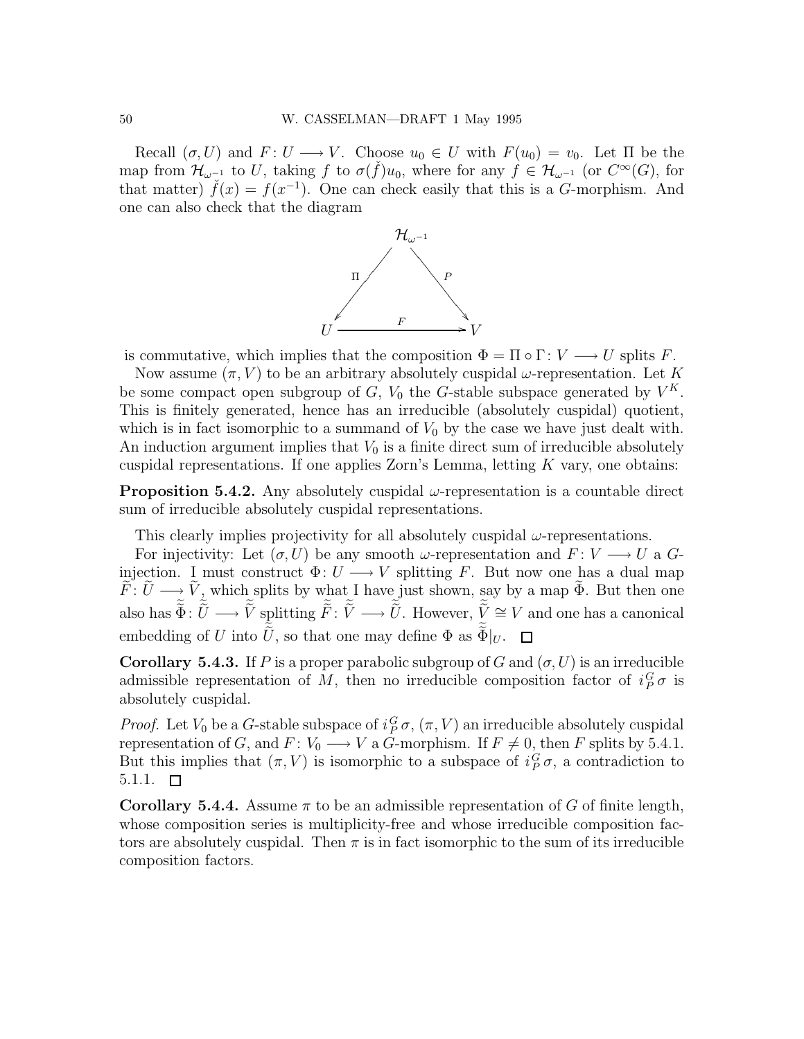Recall $(\sigma, U)$ and $F\colon U \longrightarrow V$. Choose $u_0 \in U$ with $F(u_0) = v_0$. Let $\Pi$ be the map from $\mathcal{H}_{\omega^{-1}}$ to $U$, taking $f$ to $\sigma(\check{f})u_0$, where for any $f \in \mathcal{H}_{\omega^{-1}}$ (or $C^\infty(G)$, for that matter) $\check{f}(x) = f(x^{-1})$. One can check easily that this is a $G$-morphism. And one can also check that the diagram

$$
\begin{array}{ccc}
 & \mathcal{H}_{\omega^{-1}} & \\
 {}^{\Pi}\swarrow & & \searrow^{P} \\
U & \xrightarrow{\quad F \quad} & V
\end{array}
$$

is commutative, which implies that the composition $\Phi = \Pi \circ \Gamma \colon V \longrightarrow U$ splits $F$.

Now assume $(\pi, V)$ to be an arbitrary absolutely cuspidal $\omega$-representation. Let $K$ be some compact open subgroup of $G$, $V_0$ the $G$-stable subspace generated by $V^K$. This is finitely generated, hence has an irreducible (absolutely cuspidal) quotient, which is in fact isomorphic to a summand of $V_0$ by the case we have just dealt with. An induction argument implies that $V_0$ is a finite direct sum of irreducible absolutely cuspidal representations. If one applies Zorn's Lemma, letting $K$ vary, one obtains:

**Proposition 5.4.2.** Any absolutely cuspidal $\omega$-representation is a countable direct sum of irreducible absolutely cuspidal representations.

This clearly implies projectivity for all absolutely cuspidal $\omega$-representations.

For injectivity: Let $(\sigma, U)$ be any smooth $\omega$-representation and $F\colon V \longrightarrow U$ a $G$-injection. I must construct $\Phi\colon U \longrightarrow V$ splitting $F$. But now one has a dual map $\widetilde{F}\colon \widetilde{U} \longrightarrow \widetilde{V}$, which splits by what I have just shown, say by a map $\widetilde{\Phi}$. But then one also has $\widetilde{\widetilde{\Phi}}\colon \widetilde{\widetilde{U}} \longrightarrow \widetilde{\widetilde{V}}$ splitting $\widetilde{\widetilde{F}}\colon \widetilde{\widetilde{V}} \longrightarrow \widetilde{\widetilde{U}}$. However, $\widetilde{\widetilde{V}} \cong V$ and one has a canonical embedding of $U$ into $\widetilde{\widetilde{U}}$, so that one may define $\Phi$ as $\widetilde{\widetilde{\Phi}}|_U$. $\square$

**Corollary 5.4.3.** If $P$ is a proper parabolic subgroup of $G$ and $(\sigma, U)$ is an irreducible admissible representation of $M$, then no irreducible composition factor of $i_P^G\,\sigma$ is absolutely cuspidal.

*Proof.* Let $V_0$ be a $G$-stable subspace of $i_P^G\,\sigma$, $(\pi, V)$ an irreducible absolutely cuspidal representation of $G$, and $F\colon V_0 \longrightarrow V$ a $G$-morphism. If $F \neq 0$, then $F$ splits by 5.4.1. But this implies that $(\pi, V)$ is isomorphic to a subspace of $i_P^G\,\sigma$, a contradiction to 5.1.1. $\square$

**Corollary 5.4.4.** Assume $\pi$ to be an admissible representation of $G$ of finite length, whose composition series is multiplicity-free and whose irreducible composition factors are absolutely cuspidal. Then $\pi$ is in fact isomorphic to the sum of its irreducible composition factors.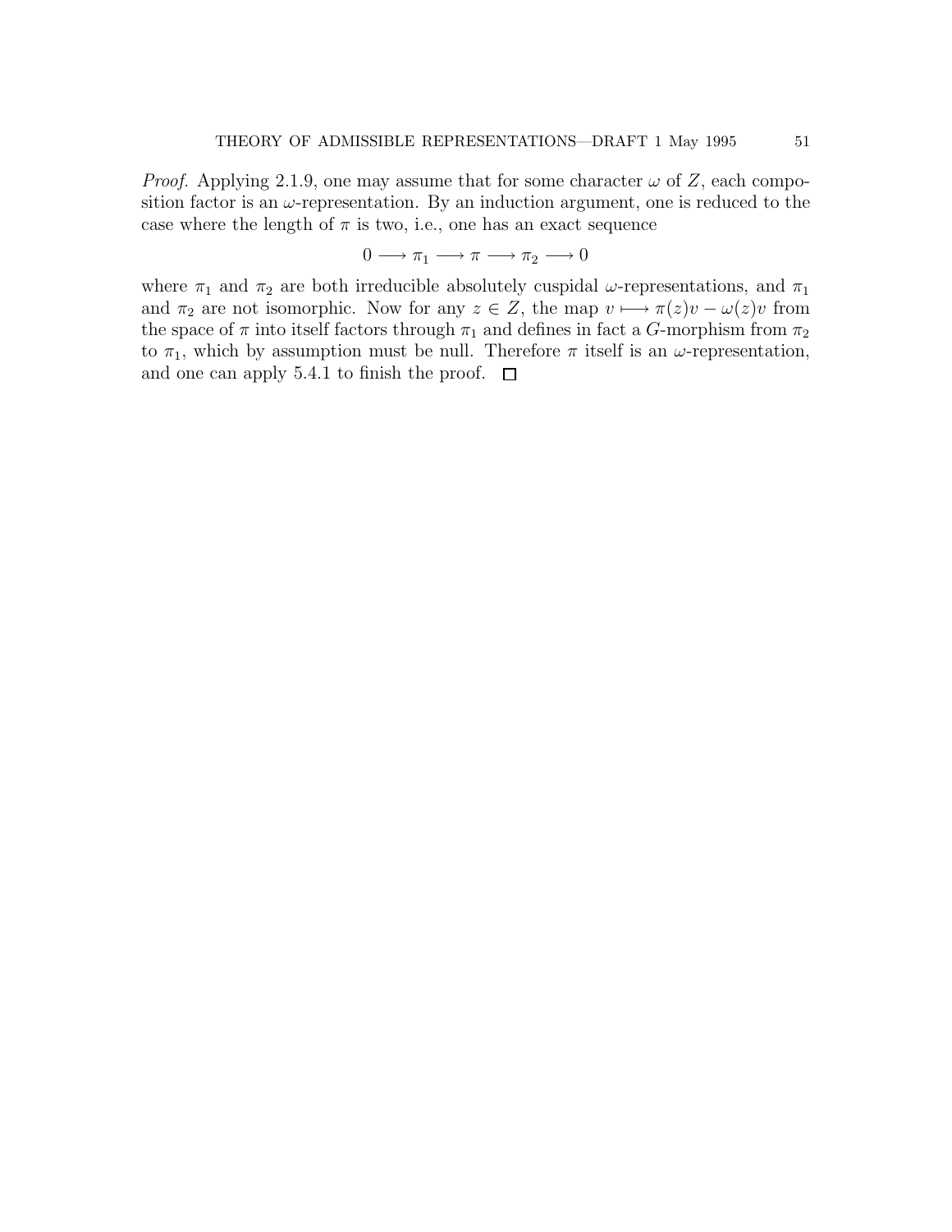*Proof.* Applying 2.1.9, one may assume that for some character $\omega$ of $Z$, each composition factor is an $\omega$-representation. By an induction argument, one is reduced to the case where the length of $\pi$ is two, i.e., one has an exact sequence

$$0 \longrightarrow \pi_1 \longrightarrow \pi \longrightarrow \pi_2 \longrightarrow 0$$

where $\pi_1$ and $\pi_2$ are both irreducible absolutely cuspidal $\omega$-representations, and $\pi_1$ and $\pi_2$ are not isomorphic. Now for any $z \in Z$, the map $v \longmapsto \pi(z)v - \omega(z)v$ from the space of $\pi$ into itself factors through $\pi_1$ and defines in fact a $G$-morphism from $\pi_2$ to $\pi_1$, which by assumption must be null. Therefore $\pi$ itself is an $\omega$-representation, and one can apply 5.4.1 to finish the proof. $\square$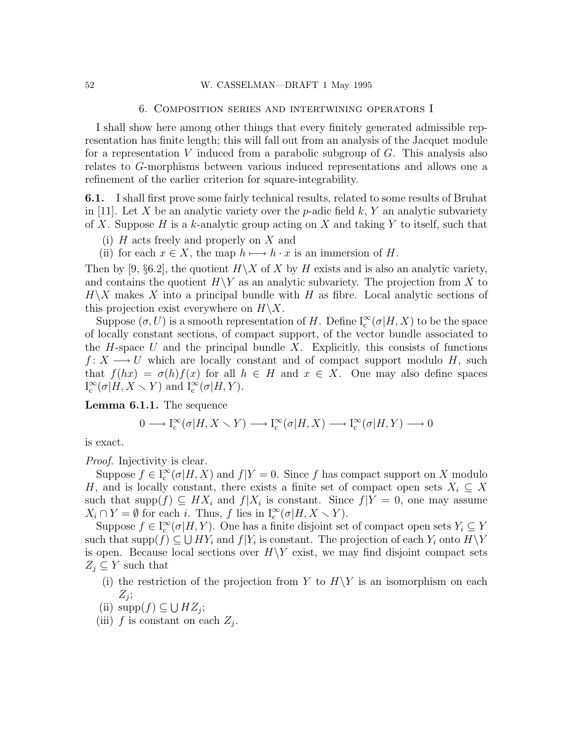## 6. Composition series and intertwining operators I

I shall show here among other things that every finitely generated admissible representation has finite length; this will fall out from an analysis of the Jacquet module for a representation $V$ induced from a parabolic subgroup of $G$. This analysis also relates to $G$-morphisms between various induced representations and allows one a refinement of the earlier criterion for square-integrability.

**6.1.** I shall first prove some fairly technical results, related to some results of Bruhat in [11]. Let $X$ be an analytic variety over the $p$-adic field $k$, $Y$ an analytic subvariety of $X$. Suppose $H$ is a $k$-analytic group acting on $X$ and taking $Y$ to itself, such that

(i) $H$ acts freely and properly on $X$ and

(ii) for each $x \in X$, the map $h \longmapsto h \cdot x$ is an immersion of $H$.

Then by [9, §6.2], the quotient $H\backslash X$ of $X$ by $H$ exists and is also an analytic variety, and contains the quotient $H\backslash Y$ as an analytic subvariety. The projection from $X$ to $H\backslash X$ makes $X$ into a principal bundle with $H$ as fibre. Local analytic sections of this projection exist everywhere on $H\backslash X$.

Suppose $(\sigma, U)$ is a smooth representation of $H$. Define $\mathrm{I}_{\mathrm{c}}^{\infty}(\sigma|H, X)$ to be the space of locally constant sections, of compact support, of the vector bundle associated to the $H$-space $U$ and the principal bundle $X$. Explicitly, this consists of functions $f\colon X \longrightarrow U$ which are locally constant and of compact support modulo $H$, such that $f(hx) = \sigma(h)f(x)$ for all $h \in H$ and $x \in X$. One may also define spaces $\mathrm{I}_{\mathrm{c}}^{\infty}(\sigma|H, X \smallsetminus Y)$ and $\mathrm{I}_{\mathrm{c}}^{\infty}(\sigma|H, Y)$.

**Lemma 6.1.1.** The sequence

$$0 \longrightarrow \mathrm{I}_{\mathrm{c}}^{\infty}(\sigma|H, X \smallsetminus Y) \longrightarrow \mathrm{I}_{\mathrm{c}}^{\infty}(\sigma|H, X) \longrightarrow \mathrm{I}_{\mathrm{c}}^{\infty}(\sigma|H, Y) \longrightarrow 0$$

is exact.

*Proof.* Injectivity is clear.

Suppose $f \in \mathrm{I}_{\mathrm{c}}^{\infty}(\sigma|H, X)$ and $f|Y = 0$. Since $f$ has compact support on $X$ modulo $H$, and is locally constant, there exists a finite set of compact open sets $X_i \subseteq X$ such that $\mathrm{supp}(f) \subseteq HX_i$ and $f|X_i$ is constant. Since $f|Y = 0$, one may assume $X_i \cap Y = \emptyset$ for each $i$. Thus, $f$ lies in $\mathrm{I}_{\mathrm{c}}^{\infty}(\sigma|H, X \smallsetminus Y)$.

Suppose $f \in \mathrm{I}_{\mathrm{c}}^{\infty}(\sigma|H, Y)$. One has a finite disjoint set of compact open sets $Y_i \subseteq Y$ such that $\mathrm{supp}(f) \subseteq \bigcup HY_i$ and $f|Y_i$ is constant. The projection of each $Y_i$ onto $H\backslash Y$ is open. Because local sections over $H\backslash Y$ exist, we may find disjoint compact sets $Z_j \subseteq Y$ such that

(i) the restriction of the projection from $Y$ to $H\backslash Y$ is an isomorphism on each $Z_j$;

(ii) $\mathrm{supp}(f) \subseteq \bigcup HZ_j$;

(iii) $f$ is constant on each $Z_j$.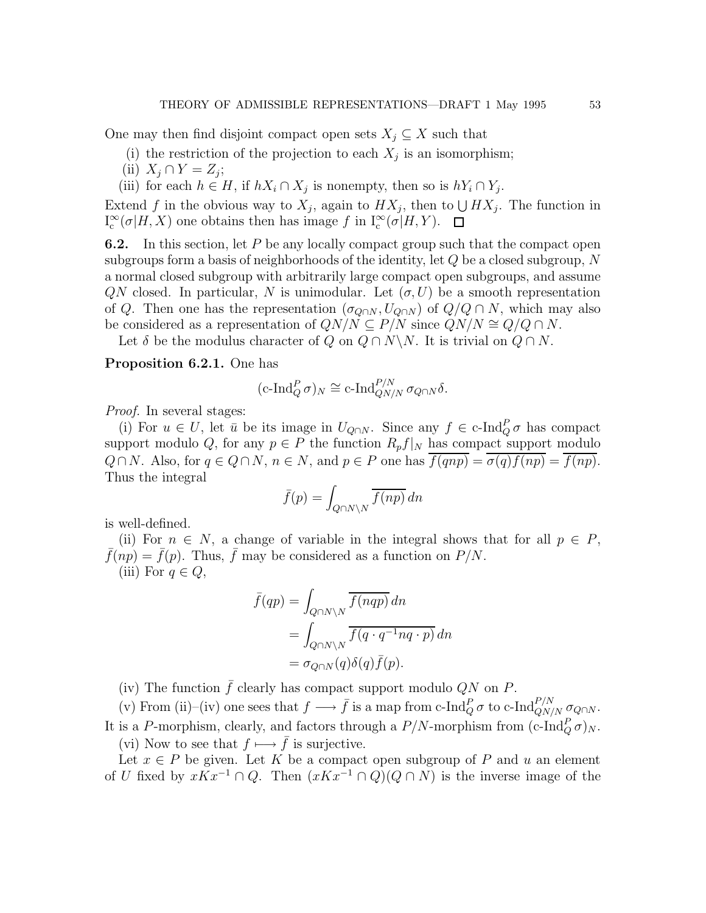One may then find disjoint compact open sets $X_j \subseteq X$ such that

(i) the restriction of the projection to each $X_j$ is an isomorphism;

(ii) $X_j \cap Y = Z_j$;

(iii) for each $h \in H$, if $hX_i \cap X_j$ is nonempty, then so is $hY_i \cap Y_j$.

Extend $f$ in the obvious way to $X_j$, again to $HX_j$, then to $\bigcup HX_j$. The function in $\mathrm{I}_{\mathrm{c}}^{\infty}(\sigma|H, X)$ one obtains then has image $f$ in $\mathrm{I}_{\mathrm{c}}^{\infty}(\sigma|H, Y)$. $\square$

**6.2.** In this section, let $P$ be any locally compact group such that the compact open subgroups form a basis of neighborhoods of the identity, let $Q$ be a closed subgroup, $N$ a normal closed subgroup with arbitrarily large compact open subgroups, and assume $QN$ closed. In particular, $N$ is unimodular. Let $(\sigma, U)$ be a smooth representation of $Q$. Then one has the representation $(\sigma_{Q\cap N}, U_{Q\cap N})$ of $Q/Q\cap N$, which may also be considered as a representation of $QN/N \subseteq P/N$ since $QN/N \cong Q/Q\cap N$.

Let $\delta$ be the modulus character of $Q$ on $Q \cap N\backslash N$. It is trivial on $Q \cap N$.

**Proposition 6.2.1.** One has

$$(\text{c-Ind}_Q^P \sigma)_N \cong \text{c-Ind}_{QN/N}^{P/N} \sigma_{Q\cap N}\delta.$$

*Proof.* In several stages:

(i) For $u \in U$, let $\bar{u}$ be its image in $U_{Q\cap N}$. Since any $f \in \text{c-Ind}_Q^P \sigma$ has compact support modulo $Q$, for any $p \in P$ the function $R_p f|_N$ has compact support modulo $Q \cap N$. Also, for $q \in Q \cap N$, $n \in N$, and $p \in P$ one has $\overline{f(qnp)} = \overline{\sigma(q) f(np)} = \overline{f(np)}$. Thus the integral

$$\bar{f}(p) = \int_{Q\cap N\backslash N} \overline{f(np)}\, dn$$

is well-defined.

(ii) For $n \in N$, a change of variable in the integral shows that for all $p \in P$, $\bar{f}(np) = \bar{f}(p)$. Thus, $\bar{f}$ may be considered as a function on $P/N$.

(iii) For $q \in Q$,

$$\begin{aligned}
\bar{f}(qp) &= \int_{Q\cap N\backslash N} \overline{f(nqp)}\, dn \\
&= \int_{Q\cap N\backslash N} \overline{f(q \cdot q^{-1}nq \cdot p)}\, dn \\
&= \sigma_{Q\cap N}(q)\delta(q)\bar{f}(p).
\end{aligned}$$

(iv) The function $\bar{f}$ clearly has compact support modulo $QN$ on $P$.

(v) From (ii)–(iv) one sees that $f \longrightarrow \bar{f}$ is a map from $\text{c-Ind}_Q^P \sigma$ to $\text{c-Ind}_{QN/N}^{P/N} \sigma_{Q\cap N}$. It is a $P$-morphism, clearly, and factors through a $P/N$-morphism from $(\text{c-Ind}_Q^P \sigma)_N$.

(vi) Now to see that $f \longmapsto \bar{f}$ is surjective.

Let $x \in P$ be given. Let $K$ be a compact open subgroup of $P$ and $u$ an element of $U$ fixed by $xKx^{-1} \cap Q$. Then $(xKx^{-1} \cap Q)(Q \cap N)$ is the inverse image of the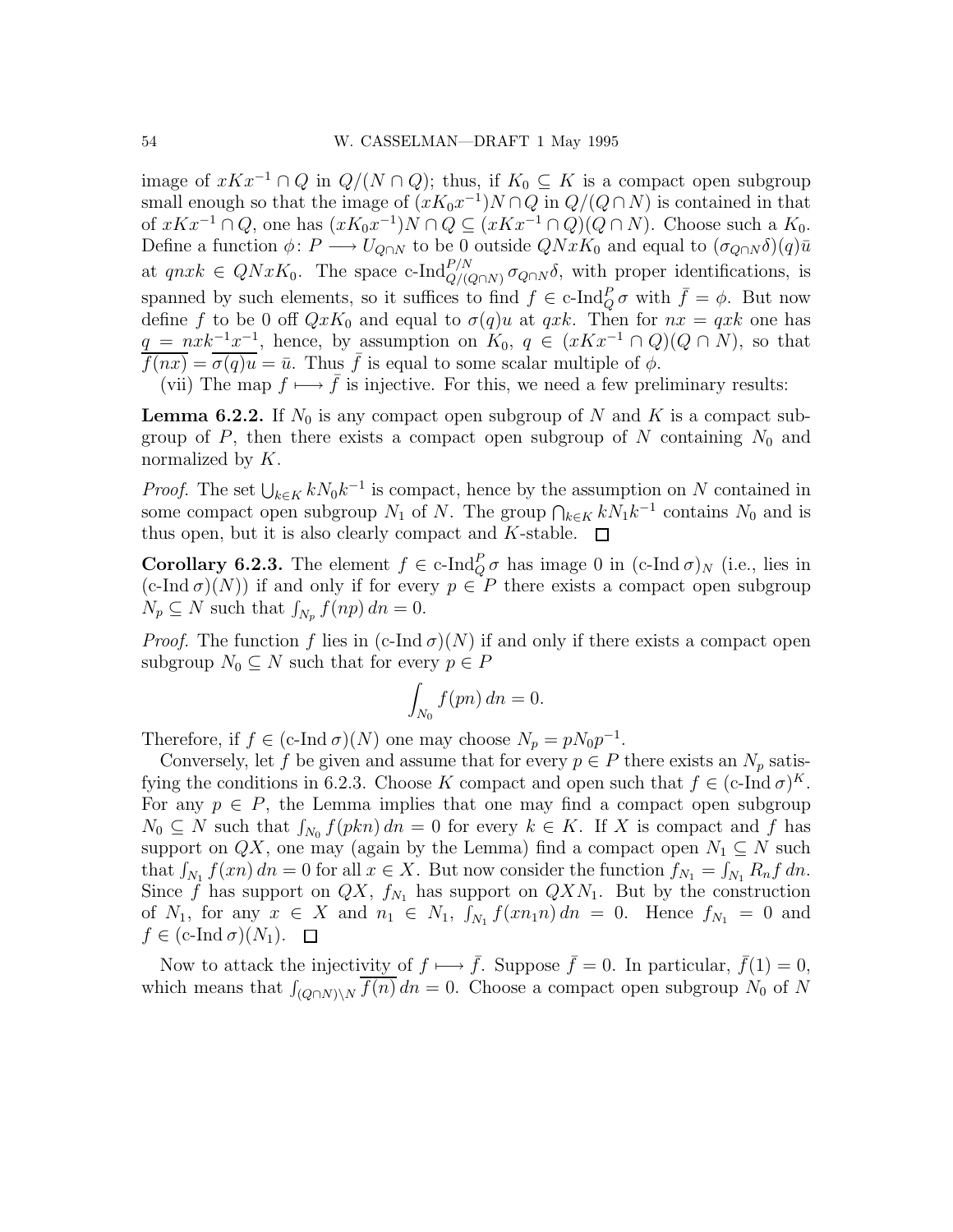image of $xKx^{-1} \cap Q$ in $Q/(N \cap Q)$; thus, if $K_0 \subseteq K$ is a compact open subgroup small enough so that the image of $(xK_0x^{-1})N \cap Q$ in $Q/(Q \cap N)$ is contained in that of $xKx^{-1} \cap Q$, one has $(xK_0x^{-1})N \cap Q \subseteq (xKx^{-1} \cap Q)(Q \cap N)$. Choose such a $K_0$. Define a function $\phi\colon P \longrightarrow U_{Q\cap N}$ to be 0 outside $QNxK_0$ and equal to $(\sigma_{Q\cap N}\delta)(q)\bar{u}$ at $qnxk \in QNxK_0$. The space $\text{c-Ind}_{Q/(Q\cap N)}^{P/N} \sigma_{Q\cap N}\delta$, with proper identifications, is spanned by such elements, so it suffices to find $f \in \text{c-Ind}_Q^P \sigma$ with $\bar{f} = \phi$. But now define $f$ to be 0 off $QxK_0$ and equal to $\sigma(q)u$ at $qxk$. Then for $nx = qxk$ one has $q = nxk^{-1}x^{-1}$, hence, by assumption on $K_0$, $q \in (xKx^{-1} \cap Q)(Q \cap N)$, so that $\overline{f(nx)} = \overline{\sigma(q)u} = \bar{u}$. Thus $\bar{f}$ is equal to some scalar multiple of $\phi$.

(vii) The map $f \longmapsto \bar{f}$ is injective. For this, we need a few preliminary results:

**Lemma 6.2.2.** If $N_0$ is any compact open subgroup of $N$ and $K$ is a compact subgroup of $P$, then there exists a compact open subgroup of $N$ containing $N_0$ and normalized by $K$.

*Proof.* The set $\bigcup_{k\in K} kN_0k^{-1}$ is compact, hence by the assumption on $N$ contained in some compact open subgroup $N_1$ of $N$. The group $\bigcap_{k\in K} kN_1k^{-1}$ contains $N_0$ and is thus open, but it is also clearly compact and $K$-stable. $\square$

**Corollary 6.2.3.** The element $f \in \text{c-Ind}_Q^P \sigma$ has image 0 in $(\text{c-Ind}\,\sigma)_N$ (i.e., lies in $(\text{c-Ind}\,\sigma)(N)$) if and only if for every $p \in P$ there exists a compact open subgroup $N_p \subseteq N$ such that $\int_{N_p} f(np)\,dn = 0$.

*Proof.* The function $f$ lies in $(\text{c-Ind}\,\sigma)(N)$ if and only if there exists a compact open subgroup $N_0 \subseteq N$ such that for every $p \in P$

$$\int_{N_0} f(pn)\,dn = 0.$$

Therefore, if $f \in (\text{c-Ind}\,\sigma)(N)$ one may choose $N_p = pN_0p^{-1}$.

Conversely, let $f$ be given and assume that for every $p \in P$ there exists an $N_p$ satisfying the conditions in 6.2.3. Choose $K$ compact and open such that $f \in (\text{c-Ind}\,\sigma)^K$. For any $p \in P$, the Lemma implies that one may find a compact open subgroup $N_0 \subseteq N$ such that $\int_{N_0} f(pkn)\,dn = 0$ for every $k \in K$. If $X$ is compact and $f$ has support on $QX$, one may (again by the Lemma) find a compact open $N_1 \subseteq N$ such that $\int_{N_1} f(xn)\,dn = 0$ for all $x \in X$. But now consider the function $f_{N_1} = \int_{N_1} R_n f\,dn$. Since $f$ has support on $QX$, $f_{N_1}$ has support on $QXN_1$. But by the construction of $N_1$, for any $x \in X$ and $n_1 \in N_1$, $\int_{N_1} f(xn_1n)\,dn = 0$. Hence $f_{N_1} = 0$ and $f \in (\text{c-Ind}\,\sigma)(N_1)$. $\square$

Now to attack the injectivity of $f \longmapsto \bar{f}$. Suppose $\bar{f} = 0$. In particular, $\bar{f}(1) = 0$, which means that $\int_{(Q\cap N)\backslash N} \overline{f(n)}\,dn = 0$. Choose a compact open subgroup $N_0$ of $N$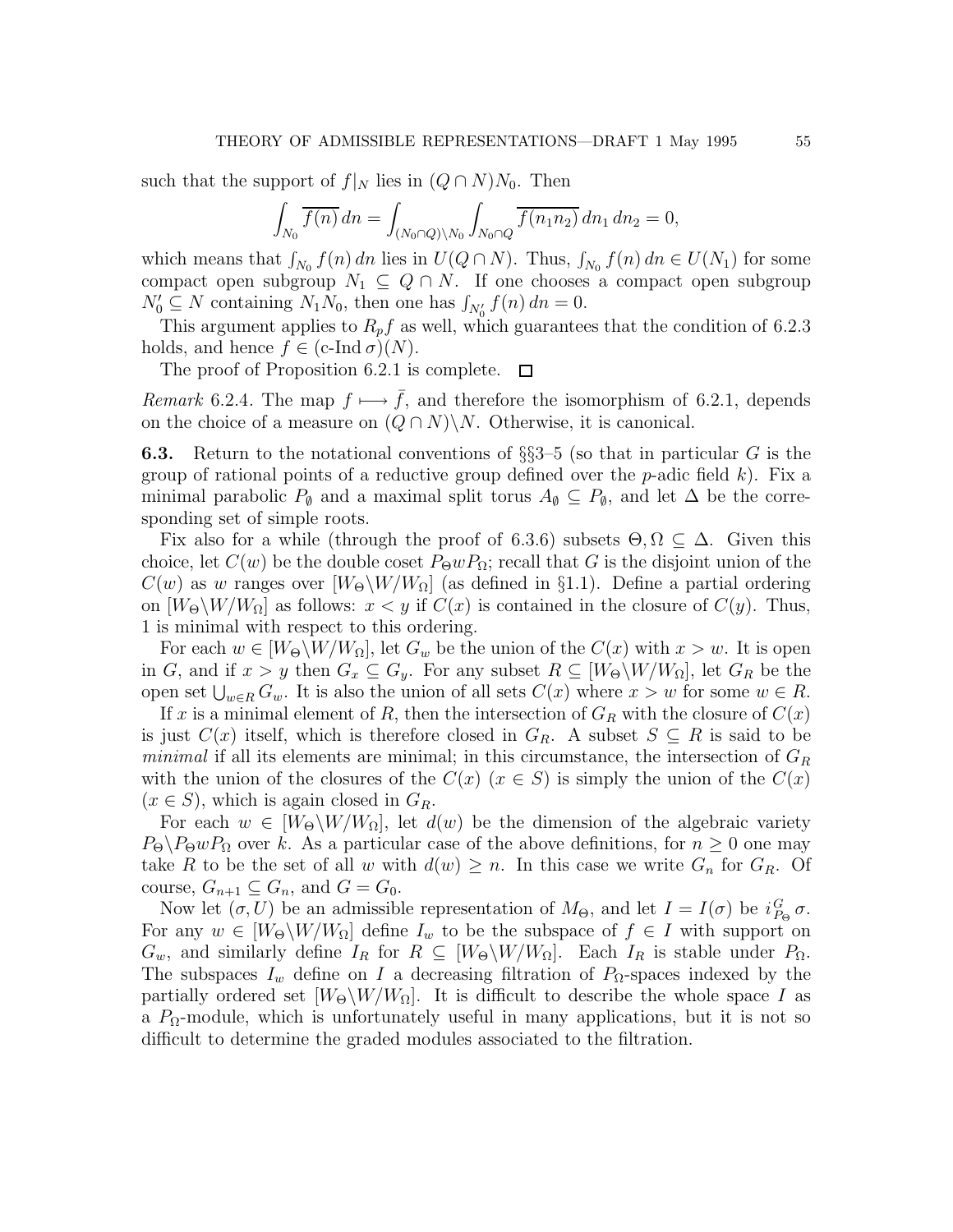such that the support of $f|_N$ lies in $(Q \cap N)N_0$. Then

$$\int_{N_0} \overline{f(n)}\, dn = \int_{(N_0 \cap Q)\backslash N_0} \int_{N_0 \cap Q} \overline{f(n_1 n_2)}\, dn_1\, dn_2 = 0,$$

which means that $\int_{N_0} f(n)\, dn$ lies in $U(Q \cap N)$. Thus, $\int_{N_0} f(n)\, dn \in U(N_1)$ for some compact open subgroup $N_1 \subseteq Q \cap N$. If one chooses a compact open subgroup $N_0' \subseteq N$ containing $N_1 N_0$, then one has $\int_{N_0'} f(n)\, dn = 0$.

This argument applies to $R_p f$ as well, which guarantees that the condition of 6.2.3 holds, and hence $f \in (\text{c-Ind}\,\sigma)(N)$.

The proof of Proposition 6.2.1 is complete. □

*Remark* 6.2.4. The map $f \longmapsto \bar{f}$, and therefore the isomorphism of 6.2.1, depends on the choice of a measure on $(Q \cap N)\backslash N$. Otherwise, it is canonical.

**6.3.** Return to the notational conventions of §§3–5 (so that in particular $G$ is the group of rational points of a reductive group defined over the $p$-adic field $k$). Fix a minimal parabolic $P_\emptyset$ and a maximal split torus $A_\emptyset \subseteq P_\emptyset$, and let $\Delta$ be the corresponding set of simple roots.

Fix also for a while (through the proof of 6.3.6) subsets $\Theta, \Omega \subseteq \Delta$. Given this choice, let $C(w)$ be the double coset $P_\Theta w P_\Omega$; recall that $G$ is the disjoint union of the $C(w)$ as $w$ ranges over $[W_\Theta \backslash W / W_\Omega]$ (as defined in §1.1). Define a partial ordering on $[W_\Theta \backslash W / W_\Omega]$ as follows: $x < y$ if $C(x)$ is contained in the closure of $C(y)$. Thus, 1 is minimal with respect to this ordering.

For each $w \in [W_\Theta \backslash W / W_\Omega]$, let $G_w$ be the union of the $C(x)$ with $x > w$. It is open in $G$, and if $x > y$ then $G_x \subseteq G_y$. For any subset $R \subseteq [W_\Theta \backslash W / W_\Omega]$, let $G_R$ be the open set $\bigcup_{w \in R} G_w$. It is also the union of all sets $C(x)$ where $x > w$ for some $w \in R$.

If $x$ is a minimal element of $R$, then the intersection of $G_R$ with the closure of $C(x)$ is just $C(x)$ itself, which is therefore closed in $G_R$. A subset $S \subseteq R$ is said to be *minimal* if all its elements are minimal; in this circumstance, the intersection of $G_R$ with the union of the closures of the $C(x)$ $(x \in S)$ is simply the union of the $C(x)$ $(x \in S)$, which is again closed in $G_R$.

For each $w \in [W_\Theta \backslash W / W_\Omega]$, let $d(w)$ be the dimension of the algebraic variety $P_\Theta \backslash P_\Theta w P_\Omega$ over $k$. As a particular case of the above definitions, for $n \geq 0$ one may take $R$ to be the set of all $w$ with $d(w) \geq n$. In this case we write $G_n$ for $G_R$. Of course, $G_{n+1} \subseteq G_n$, and $G = G_0$.

Now let $(\sigma, U)$ be an admissible representation of $M_\Theta$, and let $I = I(\sigma)$ be $i_{P_\Theta}^G\, \sigma$. For any $w \in [W_\Theta \backslash W / W_\Omega]$ define $I_w$ to be the subspace of $f \in I$ with support on $G_w$, and similarly define $I_R$ for $R \subseteq [W_\Theta \backslash W / W_\Omega]$. Each $I_R$ is stable under $P_\Omega$. The subspaces $I_w$ define on $I$ a decreasing filtration of $P_\Omega$-spaces indexed by the partially ordered set $[W_\Theta \backslash W / W_\Omega]$. It is difficult to describe the whole space $I$ as a $P_\Omega$-module, which is unfortunately useful in many applications, but it is not so difficult to determine the graded modules associated to the filtration.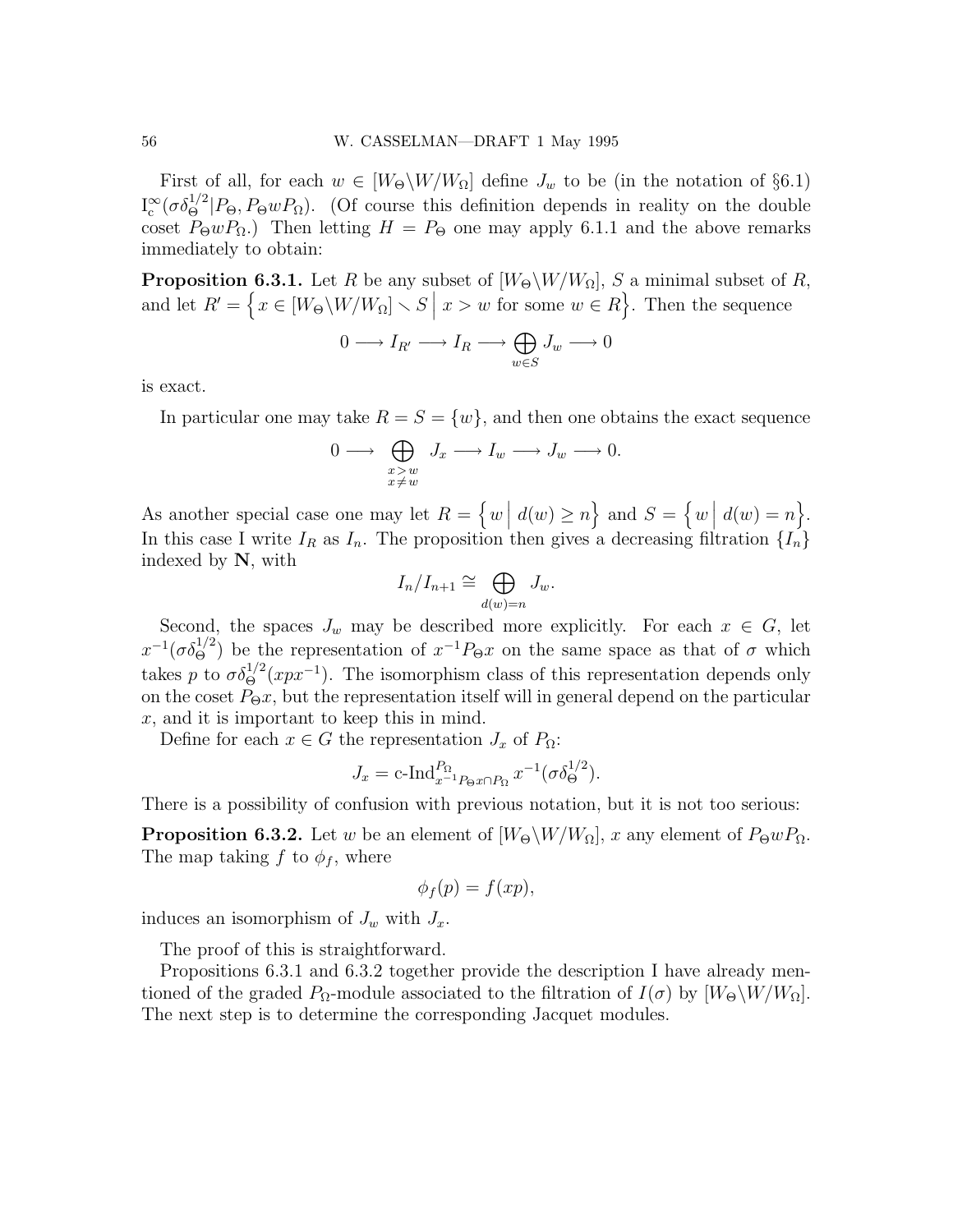First of all, for each $w \in [W_\Theta\backslash W/W_\Omega]$ define $J_w$ to be (in the notation of §6.1) $\mathrm{I}_c^\infty(\sigma\delta_\Theta^{1/2}|P_\Theta, P_\Theta w P_\Omega)$. (Of course this definition depends in reality on the double coset $P_\Theta w P_\Omega$.) Then letting $H = P_\Theta$ one may apply 6.1.1 and the above remarks immediately to obtain:

**Proposition 6.3.1.** Let $R$ be any subset of $[W_\Theta\backslash W/W_\Omega]$, $S$ a minimal subset of $R$, and let $R' = \Big\{ x \in [W_\Theta\backslash W/W_\Omega] \smallsetminus S \;\Big|\; x > w \text{ for some } w \in R \Big\}$. Then the sequence

$$0 \longrightarrow I_{R'} \longrightarrow I_R \longrightarrow \bigoplus_{w\in S} J_w \longrightarrow 0$$

is exact.

In particular one may take $R = S = \{w\}$, and then one obtains the exact sequence

$$0 \longrightarrow \bigoplus_{\substack{x>w \\ x\neq w}} J_x \longrightarrow I_w \longrightarrow J_w \longrightarrow 0.$$

As another special case one may let $R = \Big\{ w \;\Big|\; d(w) \geq n \Big\}$ and $S = \Big\{ w \;\Big|\; d(w) = n \Big\}$. In this case I write $I_R$ as $I_n$. The proposition then gives a decreasing filtration $\{I_n\}$ indexed by $\mathbf{N}$, with

$$I_n/I_{n+1} \cong \bigoplus_{d(w)=n} J_w.$$

Second, the spaces $J_w$ may be described more explicitly. For each $x \in G$, let $x^{-1}(\sigma\delta_\Theta^{1/2})$ be the representation of $x^{-1}P_\Theta x$ on the same space as that of $\sigma$ which takes $p$ to $\sigma\delta_\Theta^{1/2}(xpx^{-1})$. The isomorphism class of this representation depends only on the coset $P_\Theta x$, but the representation itself will in general depend on the particular $x$, and it is important to keep this in mind.

Define for each $x \in G$ the representation $J_x$ of $P_\Omega$:

$$J_x = \text{c-Ind}_{x^{-1}P_\Theta x \cap P_\Omega}^{P_\Omega} x^{-1}(\sigma\delta_\Theta^{1/2}).$$

There is a possibility of confusion with previous notation, but it is not too serious:

**Proposition 6.3.2.** Let $w$ be an element of $[W_\Theta\backslash W/W_\Omega]$, $x$ any element of $P_\Theta w P_\Omega$. The map taking $f$ to $\phi_f$, where

$$\phi_f(p) = f(xp),$$

induces an isomorphism of $J_w$ with $J_x$.

The proof of this is straightforward.

Propositions 6.3.1 and 6.3.2 together provide the description I have already mentioned of the graded $P_\Omega$-module associated to the filtration of $I(\sigma)$ by $[W_\Theta\backslash W/W_\Omega]$. The next step is to determine the corresponding Jacquet modules.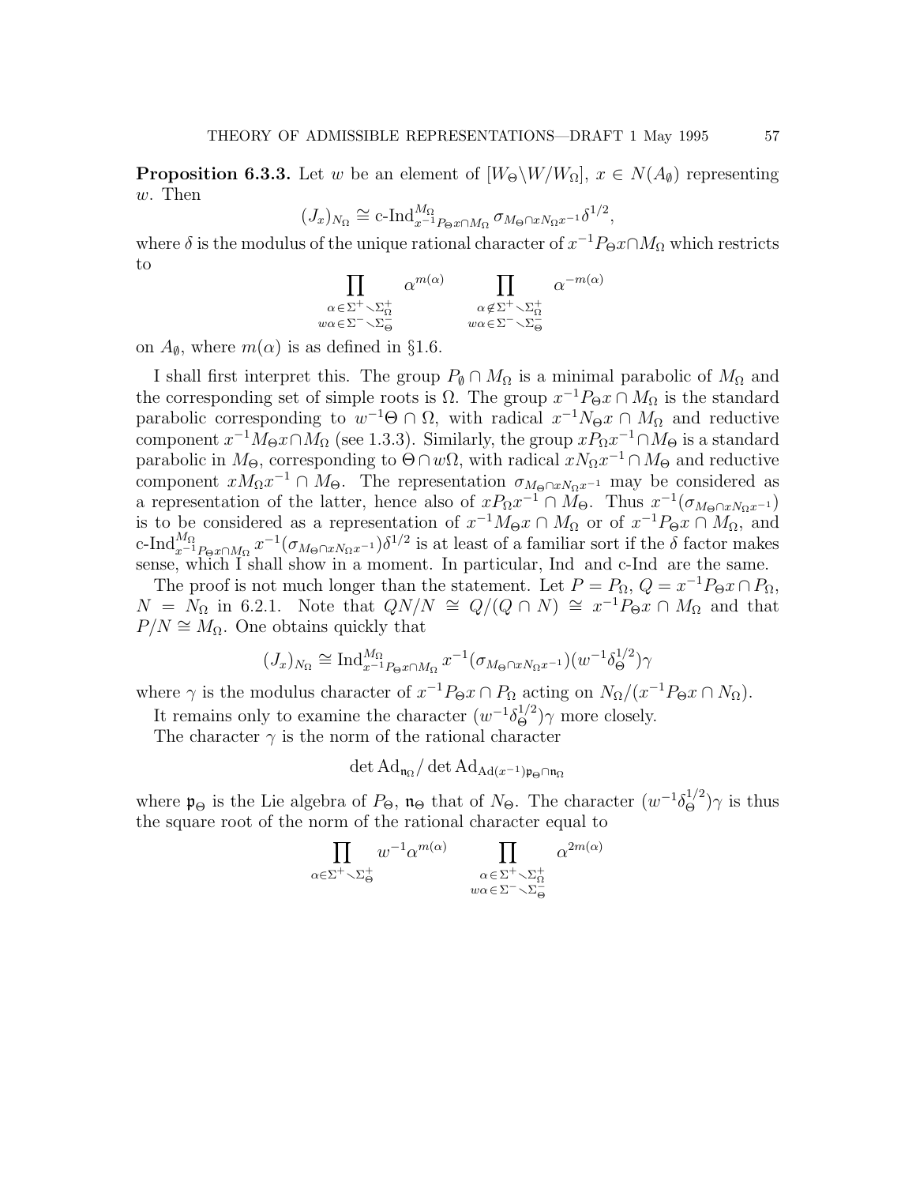**Proposition 6.3.3.** Let $w$ be an element of $[W_\Theta\backslash W/W_\Omega]$, $x \in N(A_\emptyset)$ representing $w$. Then

$$(J_x)_{N_\Omega} \cong \text{c-Ind}_{x^{-1}P_\Theta x\cap M_\Omega}^{M_\Omega} \sigma_{M_\Theta\cap xN_\Omega x^{-1}}\delta^{1/2},$$

where $\delta$ is the modulus of the unique rational character of $x^{-1}P_\Theta x\cap M_\Omega$ which restricts to

$$\prod_{\substack{\alpha\in\Sigma^+\smallsetminus\Sigma^+_\Omega\\ w\alpha\in\Sigma^-\smallsetminus\Sigma^-_\Theta}} \alpha^{m(\alpha)} \qquad \prod_{\substack{\alpha\notin\Sigma^+\smallsetminus\Sigma^+_\Omega\\ w\alpha\in\Sigma^-\smallsetminus\Sigma^-_\Theta}} \alpha^{-m(\alpha)}$$

on $A_\emptyset$, where $m(\alpha)$ is as defined in §1.6.

I shall first interpret this. The group $P_\emptyset\cap M_\Omega$ is a minimal parabolic of $M_\Omega$ and the corresponding set of simple roots is $\Omega$. The group $x^{-1}P_\Theta x\cap M_\Omega$ is the standard parabolic corresponding to $w^{-1}\Theta\cap\Omega$, with radical $x^{-1}N_\Theta x\cap M_\Omega$ and reductive component $x^{-1}M_\Theta x\cap M_\Omega$ (see 1.3.3). Similarly, the group $xP_\Omega x^{-1}\cap M_\Theta$ is a standard parabolic in $M_\Theta$, corresponding to $\Theta\cap w\Omega$, with radical $xN_\Omega x^{-1}\cap M_\Theta$ and reductive component $xM_\Omega x^{-1}\cap M_\Theta$. The representation $\sigma_{M_\Theta\cap xN_\Omega x^{-1}}$ may be considered as a representation of the latter, hence also of $xP_\Omega x^{-1}\cap M_\Theta$. Thus $x^{-1}(\sigma_{M_\Theta\cap xN_\Omega x^{-1}})$ is to be considered as a representation of $x^{-1}M_\Theta x\cap M_\Omega$ or of $x^{-1}P_\Theta x\cap M_\Omega$, and $\text{c-Ind}_{x^{-1}P_\Theta x\cap M_\Omega}^{M_\Omega} x^{-1}(\sigma_{M_\Theta\cap xN_\Omega x^{-1}})\delta^{1/2}$ is at least of a familiar sort if the $\delta$ factor makes sense, which I shall show in a moment. In particular, Ind and c-Ind are the same.

The proof is not much longer than the statement. Let $P = P_\Omega$, $Q = x^{-1}P_\Theta x\cap P_\Omega$, $N = N_\Omega$ in 6.2.1. Note that $QN/N \cong Q/(Q\cap N) \cong x^{-1}P_\Theta x\cap M_\Omega$ and that $P/N \cong M_\Omega$. One obtains quickly that

$$(J_x)_{N_\Omega} \cong \text{Ind}_{x^{-1}P_\Theta x\cap M_\Omega}^{M_\Omega} x^{-1}(\sigma_{M_\Theta\cap xN_\Omega x^{-1}})(w^{-1}\delta_\Theta^{1/2})\gamma$$

where $\gamma$ is the modulus character of $x^{-1}P_\Theta x\cap P_\Omega$ acting on $N_\Omega/(x^{-1}P_\Theta x\cap N_\Omega)$.

It remains only to examine the character $(w^{-1}\delta_\Theta^{1/2})\gamma$ more closely.

The character $\gamma$ is the norm of the rational character

$$\det \text{Ad}_{\mathfrak{n}_\Omega}/\det \text{Ad}_{\text{Ad}(x^{-1})\mathfrak{p}_\Theta\cap\mathfrak{n}_\Omega}$$

where $\mathfrak{p}_\Theta$ is the Lie algebra of $P_\Theta$, $\mathfrak{n}_\Theta$ that of $N_\Theta$. The character $(w^{-1}\delta_\Theta^{1/2})\gamma$ is thus the square root of the norm of the rational character equal to

$$\prod_{\alpha\in\Sigma^+\smallsetminus\Sigma^+_\Theta} w^{-1}\alpha^{m(\alpha)} \qquad \prod_{\substack{\alpha\in\Sigma^+\smallsetminus\Sigma^+_\Omega\\ w\alpha\in\Sigma^-\smallsetminus\Sigma^-_\Theta}} \alpha^{2m(\alpha)}$$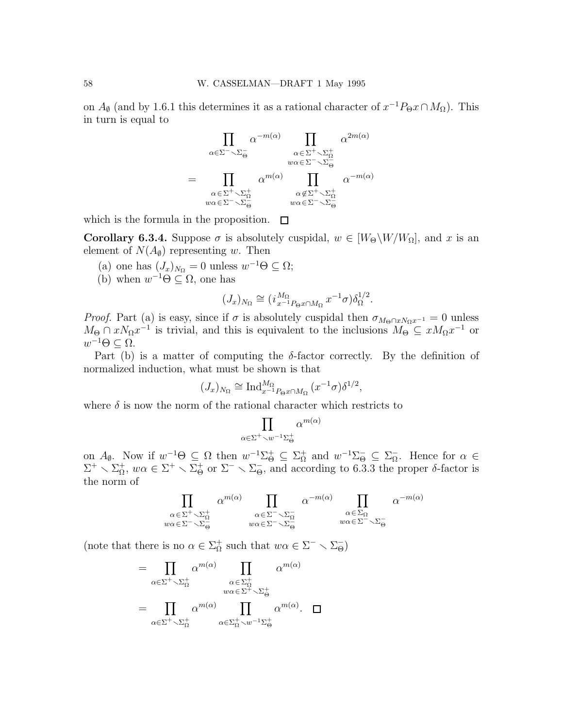on $A_\emptyset$ (and by 1.6.1 this determines it as a rational character of $x^{-1}P_\Theta x \cap M_\Omega$). This in turn is equal to

$$
\begin{aligned}
&\prod_{\alpha \in \Sigma^- \smallsetminus \Sigma^-_\Theta} \alpha^{-m(\alpha)} \prod_{\substack{\alpha \in \Sigma^+ \smallsetminus \Sigma^+_\Omega \\ w\alpha \in \Sigma^- \smallsetminus \Sigma^-_\Theta}} \alpha^{2m(\alpha)} \\
= &\prod_{\substack{\alpha \in \Sigma^+ \smallsetminus \Sigma^+_\Omega \\ w\alpha \in \Sigma^- \smallsetminus \Sigma^-_\Theta}} \alpha^{m(\alpha)} \prod_{\substack{\alpha \notin \Sigma^+ \smallsetminus \Sigma^+_\Omega \\ w\alpha \in \Sigma^- \smallsetminus \Sigma^-_\Theta}} \alpha^{-m(\alpha)}
\end{aligned}
$$

which is the formula in the proposition. $\square$

**Corollary 6.3.4.** Suppose $\sigma$ is absolutely cuspidal, $w \in [W_\Theta \backslash W / W_\Omega]$, and $x$ is an element of $N(A_\emptyset)$ representing $w$. Then

(a) one has $(J_x)_{N_\Omega} = 0$ unless $w^{-1}\Theta \subseteq \Omega$;

(b) when $w^{-1}\Theta \subseteq \Omega$, one has

$$(J_x)_{N_\Omega} \cong (i^{M_\Omega}_{x^{-1}P_\Theta x \cap M_\Omega} \, x^{-1}\sigma)\delta_\Omega^{1/2}.$$

*Proof.* Part (a) is easy, since if $\sigma$ is absolutely cuspidal then $\sigma_{M_\Theta \cap xN_\Omega x^{-1}} = 0$ unless $M_\Theta \cap xN_\Omega x^{-1}$ is trivial, and this is equivalent to the inclusions $M_\Theta \subseteq xM_\Omega x^{-1}$ or $w^{-1}\Theta \subseteq \Omega$.

Part (b) is a matter of computing the $\delta$-factor correctly. By the definition of normalized induction, what must be shown is that

$$(J_x)_{N_\Omega} \cong \operatorname{Ind}^{M_\Omega}_{x^{-1}P_\Theta x \cap M_\Omega} (x^{-1}\sigma)\delta^{1/2},$$

where $\delta$ is now the norm of the rational character which restricts to

$$\prod_{\alpha \in \Sigma^+ \smallsetminus w^{-1}\Sigma^+_\Theta} \alpha^{m(\alpha)}$$

on $A_\emptyset$. Now if $w^{-1}\Theta \subseteq \Omega$ then $w^{-1}\Sigma^+_\Theta \subseteq \Sigma^+_\Omega$ and $w^{-1}\Sigma^-_\Theta \subseteq \Sigma^-_\Omega$. Hence for $\alpha \in \Sigma^+ \smallsetminus \Sigma^+_\Omega$, $w\alpha \in \Sigma^+ \smallsetminus \Sigma^+_\Theta$ or $\Sigma^- \smallsetminus \Sigma^-_\Theta$, and according to 6.3.3 the proper $\delta$-factor is the norm of

$$\prod_{\substack{\alpha \in \Sigma^+ \smallsetminus \Sigma^+_\Omega \\ w\alpha \in \Sigma^- \smallsetminus \Sigma^-_\Theta}} \alpha^{m(\alpha)} \prod_{\substack{\alpha \in \Sigma^- \smallsetminus \Sigma^-_\Omega \\ w\alpha \in \Sigma^- \smallsetminus \Sigma^-_\Theta}} \alpha^{-m(\alpha)} \prod_{\substack{\alpha \in \Sigma_\Omega \\ w\alpha \in \Sigma^- \smallsetminus \Sigma^-_\Theta}} \alpha^{-m(\alpha)}$$

(note that there is no $\alpha \in \Sigma^+_\Omega$ such that $w\alpha \in \Sigma^- \smallsetminus \Sigma^-_\Theta$)

$$
\begin{aligned}
&= \prod_{\alpha \in \Sigma^+ \smallsetminus \Sigma^+_\Omega} \alpha^{m(\alpha)} \prod_{\substack{\alpha \in \Sigma^+_\Omega \\ w\alpha \in \Sigma^+ \smallsetminus \Sigma^+_\Theta}} \alpha^{m(\alpha)} \\
&= \prod_{\alpha \in \Sigma^+ \smallsetminus \Sigma^+_\Omega} \alpha^{m(\alpha)} \prod_{\alpha \in \Sigma^+_\Omega \smallsetminus w^{-1}\Sigma^+_\Theta} \alpha^{m(\alpha)}. \quad \square
\end{aligned}
$$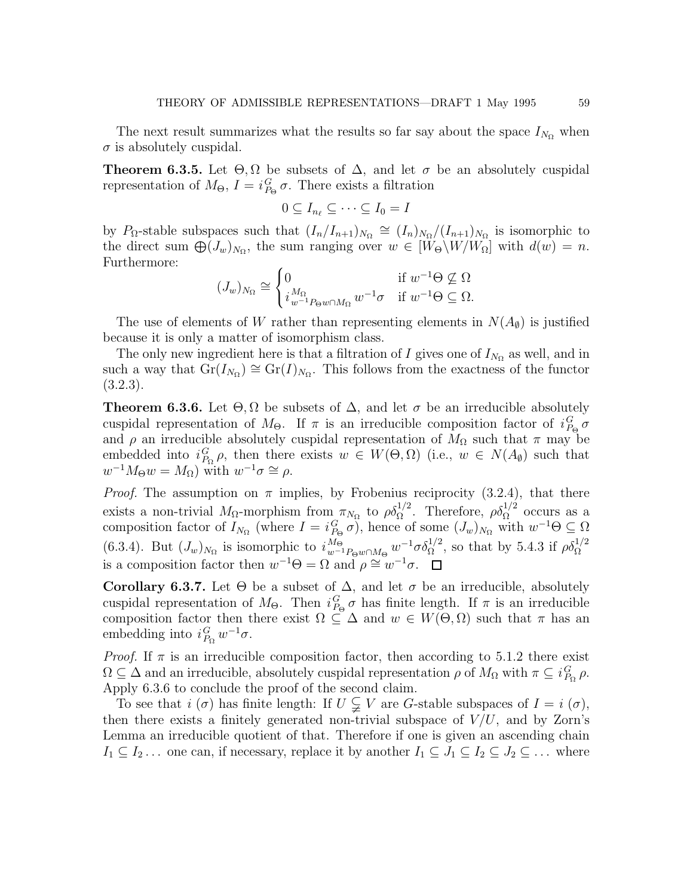The next result summarizes what the results so far say about the space $I_{N_\Omega}$ when $\sigma$ is absolutely cuspidal.

**Theorem 6.3.5.** Let $\Theta, \Omega$ be subsets of $\Delta$, and let $\sigma$ be an absolutely cuspidal representation of $M_\Theta$, $I = i_{P_\Theta}^G \sigma$. There exists a filtration

$$0 \subseteq I_{n_\ell} \subseteq \cdots \subseteq I_0 = I$$

by $P_\Omega$-stable subspaces such that $(I_n/I_{n+1})_{N_\Omega} \cong (I_n)_{N_\Omega}/(I_{n+1})_{N_\Omega}$ is isomorphic to the direct sum $\bigoplus (J_w)_{N_\Omega}$, the sum ranging over $w \in [W_\Theta \backslash W / W_\Omega]$ with $d(w) = n$. Furthermore:

$$(J_w)_{N_\Omega} \cong \begin{cases} 0 & \text{if } w^{-1}\Theta \not\subseteq \Omega \\ i_{w^{-1}P_\Theta w \cap M_\Omega}^{M_\Omega} w^{-1}\sigma & \text{if } w^{-1}\Theta \subseteq \Omega. \end{cases}$$

The use of elements of $W$ rather than representing elements in $N(A_\emptyset)$ is justified because it is only a matter of isomorphism class.

The only new ingredient here is that a filtration of $I$ gives one of $I_{N_\Omega}$ as well, and in such a way that $\mathrm{Gr}(I_{N_\Omega}) \cong \mathrm{Gr}(I)_{N_\Omega}$. This follows from the exactness of the functor (3.2.3).

**Theorem 6.3.6.** Let $\Theta, \Omega$ be subsets of $\Delta$, and let $\sigma$ be an irreducible absolutely cuspidal representation of $M_\Theta$. If $\pi$ is an irreducible composition factor of $i_{P_\Theta}^G \sigma$ and $\rho$ an irreducible absolutely cuspidal representation of $M_\Omega$ such that $\pi$ may be embedded into $i_{P_\Omega}^G \rho$, then there exists $w \in W(\Theta, \Omega)$ (i.e., $w \in N(A_\emptyset)$ such that $w^{-1}M_\Theta w = M_\Omega$) with $w^{-1}\sigma \cong \rho$.

*Proof.* The assumption on $\pi$ implies, by Frobenius reciprocity (3.2.4), that there exists a non-trivial $M_\Omega$-morphism from $\pi_{N_\Omega}$ to $\rho\delta_\Omega^{1/2}$. Therefore, $\rho\delta_\Omega^{1/2}$ occurs as a composition factor of $I_{N_\Omega}$ (where $I = i_{P_\Theta}^G \sigma$), hence of some $(J_w)_{N_\Omega}$ with $w^{-1}\Theta \subseteq \Omega$ (6.3.4). But $(J_w)_{N_\Omega}$ is isomorphic to $i_{w^{-1}P_\Theta w \cap M_\Theta}^{M_\Theta} w^{-1}\sigma\delta_\Omega^{1/2}$, so that by 5.4.3 if $\rho\delta_\Omega^{1/2}$ is a composition factor then $w^{-1}\Theta = \Omega$ and $\rho \cong w^{-1}\sigma$. $\square$

**Corollary 6.3.7.** Let $\Theta$ be a subset of $\Delta$, and let $\sigma$ be an irreducible, absolutely cuspidal representation of $M_\Theta$. Then $i_{P_\Theta}^G \sigma$ has finite length. If $\pi$ is an irreducible composition factor then there exist $\Omega \subseteq \Delta$ and $w \in W(\Theta, \Omega)$ such that $\pi$ has an embedding into $i_{P_\Omega}^G w^{-1}\sigma$.

*Proof.* If $\pi$ is an irreducible composition factor, then according to 5.1.2 there exist $\Omega \subseteq \Delta$ and an irreducible, absolutely cuspidal representation $\rho$ of $M_\Omega$ with $\pi \subseteq i_{P_\Omega}^G \rho$. Apply 6.3.6 to conclude the proof of the second claim.

To see that $i\,(\sigma)$ has finite length: If $U \subsetneq V$ are $G$-stable subspaces of $I = i\,(\sigma)$, then there exists a finitely generated non-trivial subspace of $V/U$, and by Zorn's Lemma an irreducible quotient of that. Therefore if one is given an ascending chain $I_1 \subseteq I_2 \ldots$ one can, if necessary, replace it by another $I_1 \subseteq J_1 \subseteq I_2 \subseteq J_2 \subseteq \ldots$ where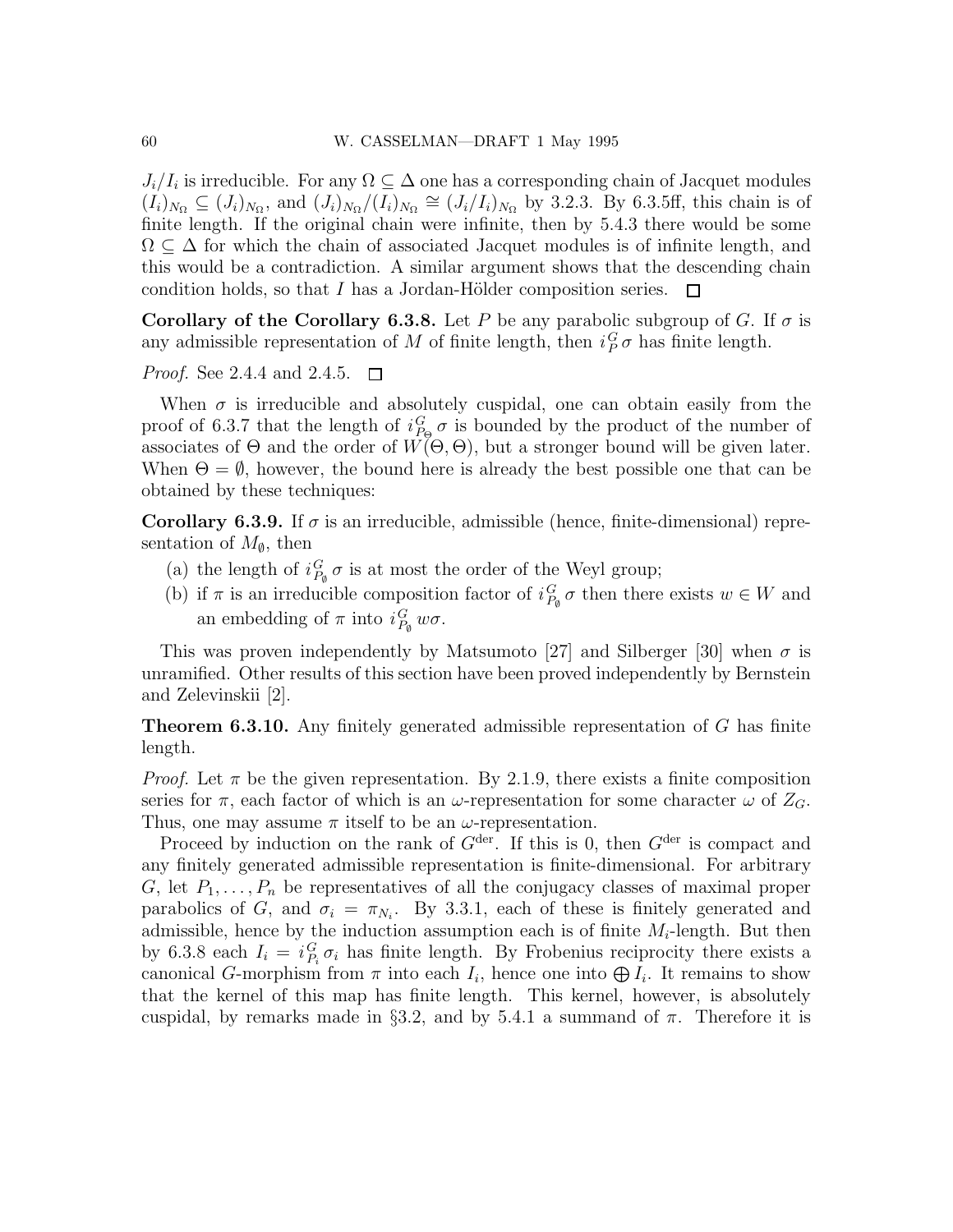$J_i/I_i$ is irreducible. For any $\Omega \subseteq \Delta$ one has a corresponding chain of Jacquet modules $(I_i)_{N_\Omega} \subseteq (J_i)_{N_\Omega}$, and $(J_i)_{N_\Omega}/(I_i)_{N_\Omega} \cong (J_i/I_i)_{N_\Omega}$ by 3.2.3. By 6.3.5ff, this chain is of finite length. If the original chain were infinite, then by 5.4.3 there would be some $\Omega \subseteq \Delta$ for which the chain of associated Jacquet modules is of infinite length, and this would be a contradiction. A similar argument shows that the descending chain condition holds, so that $I$ has a Jordan-Hölder composition series. □

**Corollary of the Corollary 6.3.8.** Let $P$ be any parabolic subgroup of $G$. If $\sigma$ is any admissible representation of $M$ of finite length, then $i_P^G \sigma$ has finite length.

*Proof.* See 2.4.4 and 2.4.5. □

When $\sigma$ is irreducible and absolutely cuspidal, one can obtain easily from the proof of 6.3.7 that the length of $i_{P_\Theta}^G \sigma$ is bounded by the product of the number of associates of $\Theta$ and the order of $W(\Theta, \Theta)$, but a stronger bound will be given later. When $\Theta = \emptyset$, however, the bound here is already the best possible one that can be obtained by these techniques:

**Corollary 6.3.9.** If $\sigma$ is an irreducible, admissible (hence, finite-dimensional) representation of $M_\emptyset$, then

(a) the length of $i_{P_\emptyset}^G \sigma$ is at most the order of the Weyl group;

(b) if $\pi$ is an irreducible composition factor of $i_{P_\emptyset}^G \sigma$ then there exists $w \in W$ and an embedding of $\pi$ into $i_{P_\emptyset}^G w\sigma$.

This was proven independently by Matsumoto [27] and Silberger [30] when $\sigma$ is unramified. Other results of this section have been proved independently by Bernstein and Zelevinskii [2].

**Theorem 6.3.10.** Any finitely generated admissible representation of $G$ has finite length.

*Proof.* Let $\pi$ be the given representation. By 2.1.9, there exists a finite composition series for $\pi$, each factor of which is an $\omega$-representation for some character $\omega$ of $Z_G$. Thus, one may assume $\pi$ itself to be an $\omega$-representation.

Proceed by induction on the rank of $G^{\text{der}}$. If this is 0, then $G^{\text{der}}$ is compact and any finitely generated admissible representation is finite-dimensional. For arbitrary $G$, let $P_1, \ldots, P_n$ be representatives of all the conjugacy classes of maximal proper parabolics of $G$, and $\sigma_i = \pi_{N_i}$. By 3.3.1, each of these is finitely generated and admissible, hence by the induction assumption each is of finite $M_i$-length. But then by 6.3.8 each $I_i = i_{P_i}^G \sigma_i$ has finite length. By Frobenius reciprocity there exists a canonical $G$-morphism from $\pi$ into each $I_i$, hence one into $\bigoplus I_i$. It remains to show that the kernel of this map has finite length. This kernel, however, is absolutely cuspidal, by remarks made in §3.2, and by 5.4.1 a summand of $\pi$. Therefore it is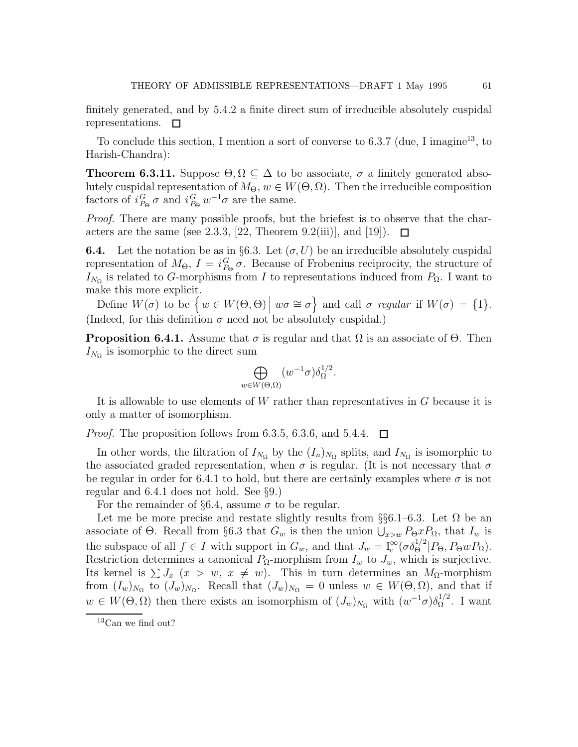finitely generated, and by 5.4.2 a finite direct sum of irreducible absolutely cuspidal representations. □

To conclude this section, I mention a sort of converse to 6.3.7 (due, I imagine[13], to Harish-Chandra):

**Theorem 6.3.11.** Suppose $\Theta, \Omega \subseteq \Delta$ to be associate, $\sigma$ a finitely generated absolutely cuspidal representation of $M_\Theta$, $w \in W(\Theta, \Omega)$. Then the irreducible composition factors of $i_{P_\Theta}^G \sigma$ and $i_{P_\Theta}^G w^{-1}\sigma$ are the same.

*Proof.* There are many possible proofs, but the briefest is to observe that the characters are the same (see 2.3.3, [22, Theorem 9.2(iii)], and [19]). □

**6.4.** Let the notation be as in §6.3. Let $(\sigma, U)$ be an irreducible absolutely cuspidal representation of $M_\Theta$, $I = i_{P_\Theta}^G \sigma$. Because of Frobenius reciprocity, the structure of $I_{N_\Omega}$ is related to $G$-morphisms from $I$ to representations induced from $P_\Omega$. I want to make this more explicit.

Define $W(\sigma)$ to be $\left\{ w \in W(\Theta, \Theta) \,\middle|\, w\sigma \cong \sigma \right\}$ and call $\sigma$ *regular* if $W(\sigma) = \{1\}$. (Indeed, for this definition $\sigma$ need not be absolutely cuspidal.)

**Proposition 6.4.1.** Assume that $\sigma$ is regular and that $\Omega$ is an associate of $\Theta$. Then $I_{N_\Omega}$ is isomorphic to the direct sum

$$\bigoplus_{w \in W(\Theta, \Omega)} (w^{-1}\sigma)\delta_\Omega^{1/2}.$$

It is allowable to use elements of $W$ rather than representatives in $G$ because it is only a matter of isomorphism.

*Proof.* The proposition follows from 6.3.5, 6.3.6, and 5.4.4. □

In other words, the filtration of $I_{N_\Omega}$ by the $(I_n)_{N_\Omega}$ splits, and $I_{N_\Omega}$ is isomorphic to the associated graded representation, when $\sigma$ is regular. (It is not necessary that $\sigma$ be regular in order for 6.4.1 to hold, but there are certainly examples where $\sigma$ is not regular and 6.4.1 does not hold. See §9.)

For the remainder of §6.4, assume $\sigma$ to be regular.

Let me be more precise and restate slightly results from §§6.1–6.3. Let $\Omega$ be an associate of $\Theta$. Recall from §6.3 that $G_w$ is then the union $\bigcup_{x > w} P_\Theta x P_\Omega$, that $I_w$ is the subspace of all $f \in I$ with support in $G_w$, and that $J_w = \mathrm{I}_c^\infty(\sigma\delta_\Theta^{1/2} | P_\Theta, P_\Theta w P_\Omega)$. Restriction determines a canonical $P_\Omega$-morphism from $I_w$ to $J_w$, which is surjective. Its kernel is $\sum J_x$ ($x > w$, $x \neq w$). This in turn determines an $M_\Omega$-morphism from $(I_w)_{N_\Omega}$ to $(J_w)_{N_\Omega}$. Recall that $(J_w)_{N_\Omega} = 0$ unless $w \in W(\Theta, \Omega)$, and that if $w \in W(\Theta, \Omega)$ then there exists an isomorphism of $(J_w)_{N_\Omega}$ with $(w^{-1}\sigma)\delta_\Omega^{1/2}$. I want

[13] Can we find out?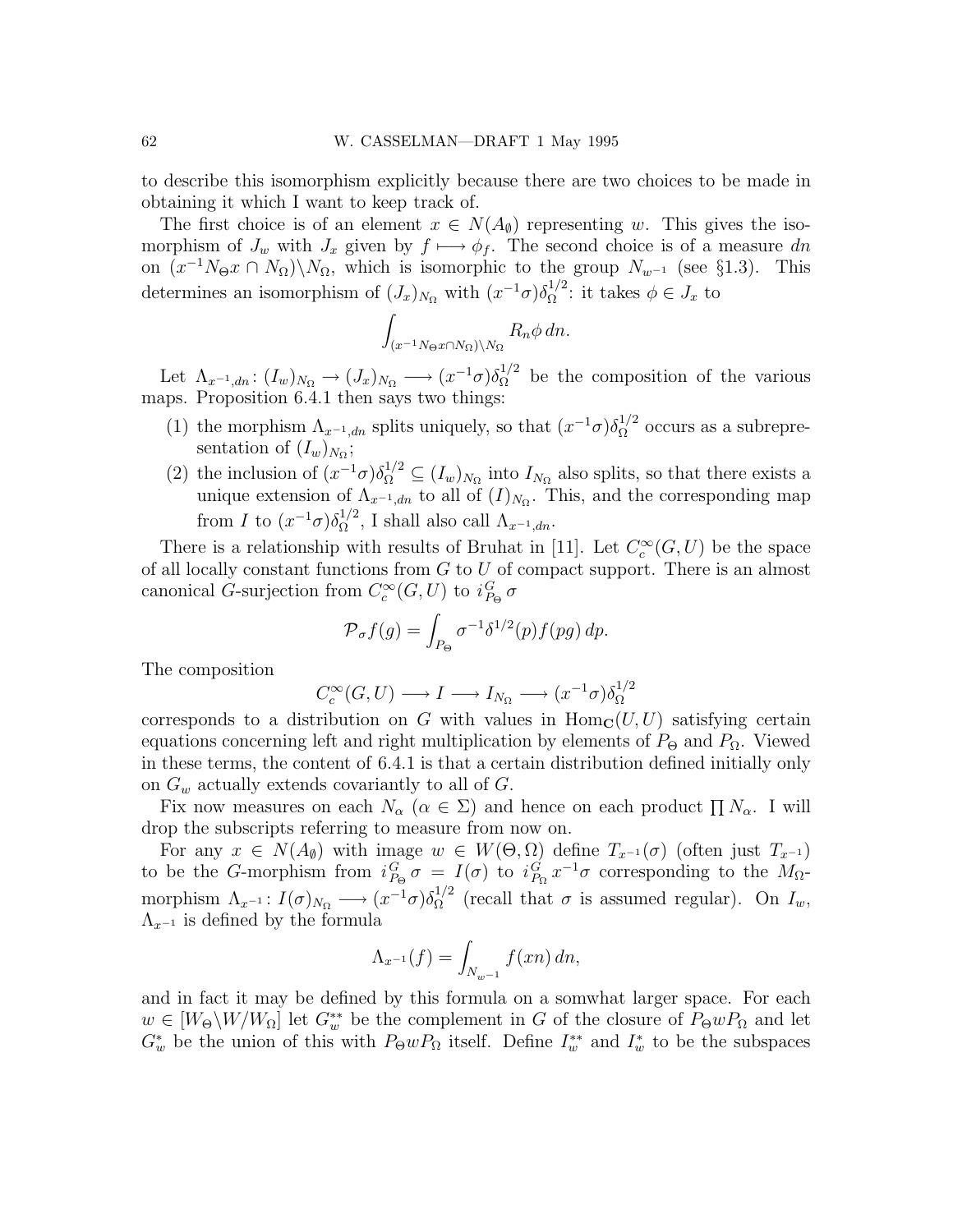to describe this isomorphism explicitly because there are two choices to be made in obtaining it which I want to keep track of.

The first choice is of an element $x \in N(A_\emptyset)$ representing $w$. This gives the isomorphism of $J_w$ with $J_x$ given by $f \longmapsto \phi_f$. The second choice is of a measure $dn$ on $(x^{-1}N_\Theta x \cap N_\Omega)\backslash N_\Omega$, which is isomorphic to the group $N_{w^{-1}}$ (see §1.3). This determines an isomorphism of $(J_x)_{N_\Omega}$ with $(x^{-1}\sigma)\delta_\Omega^{1/2}$: it takes $\phi \in J_x$ to

$$\int_{(x^{-1}N_\Theta x \cap N_\Omega)\backslash N_\Omega} R_n \phi \, dn.$$

Let $\Lambda_{x^{-1},dn}\colon (I_w)_{N_\Omega} \to (J_x)_{N_\Omega} \longrightarrow (x^{-1}\sigma)\delta_\Omega^{1/2}$ be the composition of the various maps. Proposition 6.4.1 then says two things:

1. the morphism $\Lambda_{x^{-1},dn}$ splits uniquely, so that $(x^{-1}\sigma)\delta_\Omega^{1/2}$ occurs as a subrepresentation of $(I_w)_{N_\Omega}$;
2. the inclusion of $(x^{-1}\sigma)\delta_\Omega^{1/2} \subseteq (I_w)_{N_\Omega}$ into $I_{N_\Omega}$ also splits, so that there exists a unique extension of $\Lambda_{x^{-1},dn}$ to all of $(I)_{N_\Omega}$. This, and the corresponding map from $I$ to $(x^{-1}\sigma)\delta_\Omega^{1/2}$, I shall also call $\Lambda_{x^{-1},dn}$.

There is a relationship with results of Bruhat in [11]. Let $C_c^\infty(G,U)$ be the space of all locally constant functions from $G$ to $U$ of compact support. There is an almost canonical $G$-surjection from $C_c^\infty(G,U)$ to $i_{P_\Theta}^G \sigma$

$$\mathcal{P}_\sigma f(g) = \int_{P_\Theta} \sigma^{-1}\delta^{1/2}(p) f(pg)\, dp.$$

The composition

$$C_c^\infty(G,U) \longrightarrow I \longrightarrow I_{N_\Omega} \longrightarrow (x^{-1}\sigma)\delta_\Omega^{1/2}$$

corresponds to a distribution on $G$ with values in $\mathrm{Hom}_{\mathbf{C}}(U,U)$ satisfying certain equations concerning left and right multiplication by elements of $P_\Theta$ and $P_\Omega$. Viewed in these terms, the content of 6.4.1 is that a certain distribution defined initially only on $G_w$ actually extends covariantly to all of $G$.

Fix now measures on each $N_\alpha$ ($\alpha \in \Sigma$) and hence on each product $\prod N_\alpha$. I will drop the subscripts referring to measure from now on.

For any $x \in N(A_\emptyset)$ with image $w \in W(\Theta,\Omega)$ define $T_{x^{-1}}(\sigma)$ (often just $T_{x^{-1}}$) to be the $G$-morphism from $i_{P_\Theta}^G \sigma = I(\sigma)$ to $i_{P_\Omega}^G x^{-1}\sigma$ corresponding to the $M_\Omega$-morphism $\Lambda_{x^{-1}}\colon I(\sigma)_{N_\Omega} \longrightarrow (x^{-1}\sigma)\delta_\Omega^{1/2}$ (recall that $\sigma$ is assumed regular). On $I_w$, $\Lambda_{x^{-1}}$ is defined by the formula

$$\Lambda_{x^{-1}}(f) = \int_{N_{w^{-1}}} f(xn)\, dn,$$

and in fact it may be defined by this formula on a somwhat larger space. For each $w \in [W_\Theta\backslash W/W_\Omega]$ let $G_w^{**}$ be the complement in $G$ of the closure of $P_\Theta w P_\Omega$ and let $G_w^*$ be the union of this with $P_\Theta w P_\Omega$ itself. Define $I_w^{**}$ and $I_w^*$ to be the subspaces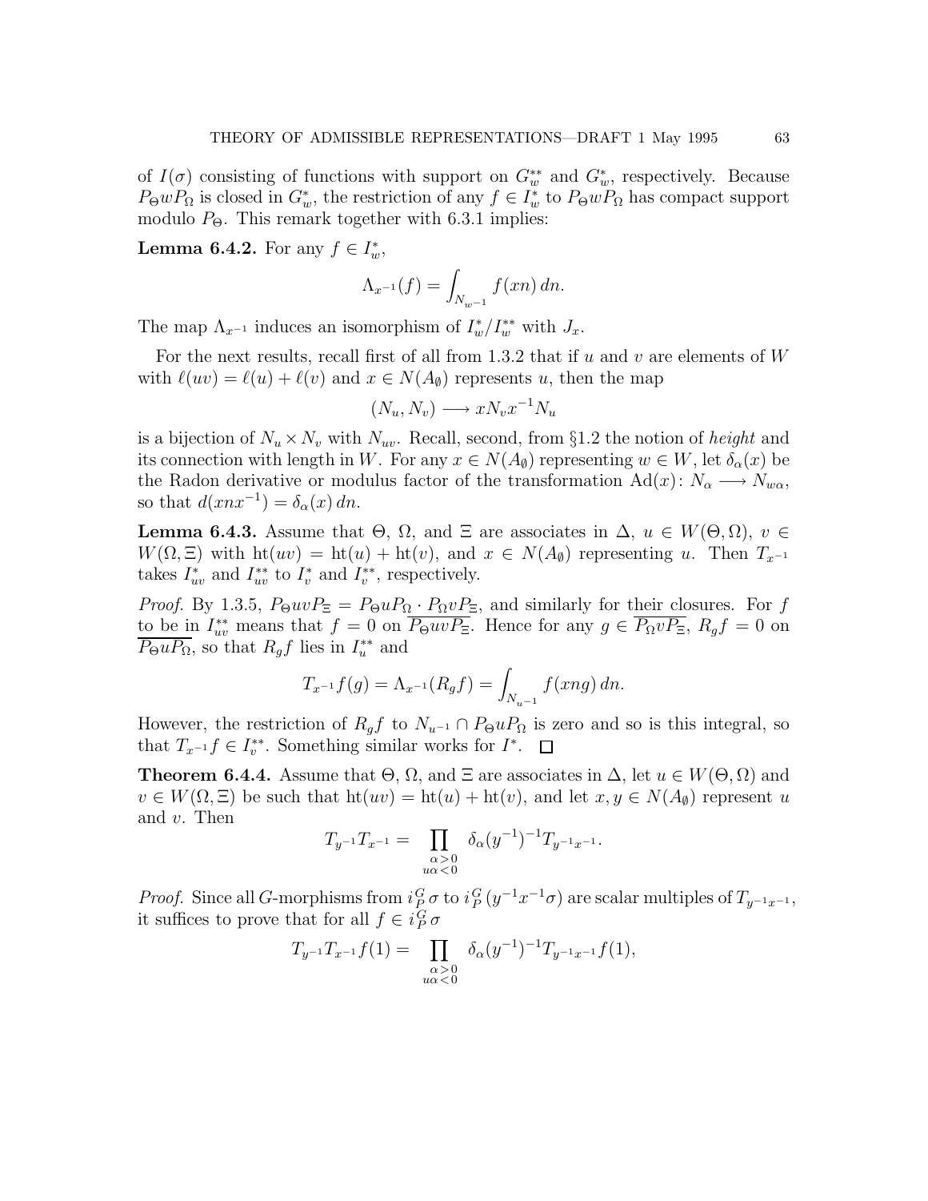of $I(\sigma)$ consisting of functions with support on $G_w^{**}$ and $G_w^*$, respectively. Because $P_\Theta w P_\Omega$ is closed in $G_w^*$, the restriction of any $f \in I_w^*$ to $P_\Theta w P_\Omega$ has compact support modulo $P_\Theta$. This remark together with 6.3.1 implies:

**Lemma 6.4.2.** For any $f \in I_w^*$,

$$\Lambda_{x^{-1}}(f) = \int_{N_{w^{-1}}} f(xn)\,dn.$$

The map $\Lambda_{x^{-1}}$ induces an isomorphism of $I_w^*/I_w^{**}$ with $J_x$.

For the next results, recall first of all from 1.3.2 that if $u$ and $v$ are elements of $W$ with $\ell(uv) = \ell(u) + \ell(v)$ and $x \in N(A_\emptyset)$ represents $u$, then the map

$$(N_u, N_v) \longrightarrow x N_v x^{-1} N_u$$

is a bijection of $N_u \times N_v$ with $N_{uv}$. Recall, second, from §1.2 the notion of *height* and its connection with length in $W$. For any $x \in N(A_\emptyset)$ representing $w \in W$, let $\delta_\alpha(x)$ be the Radon derivative or modulus factor of the transformation $\mathrm{Ad}(x)\colon N_\alpha \longrightarrow N_{w\alpha}$, so that $d(xnx^{-1}) = \delta_\alpha(x)\,dn$.

**Lemma 6.4.3.** Assume that $\Theta$, $\Omega$, and $\Xi$ are associates in $\Delta$, $u \in W(\Theta,\Omega)$, $v \in W(\Omega,\Xi)$ with $\mathrm{ht}(uv) = \mathrm{ht}(u) + \mathrm{ht}(v)$, and $x \in N(A_\emptyset)$ representing $u$. Then $T_{x^{-1}}$ takes $I_{uv}^*$ and $I_{uv}^{**}$ to $I_v^*$ and $I_v^{**}$, respectively.

*Proof.* By 1.3.5, $P_\Theta uv P_\Xi = P_\Theta u P_\Omega \cdot P_\Omega v P_\Xi$, and similarly for their closures. For $f$ to be in $I_{uv}^{**}$ means that $f = 0$ on $\overline{P_\Theta uv P_\Xi}$. Hence for any $g \in \overline{P_\Omega v P_\Xi}$, $R_g f = 0$ on $\overline{P_\Theta u P_\Omega}$, so that $R_g f$ lies in $I_u^{**}$ and

$$T_{x^{-1}} f(g) = \Lambda_{x^{-1}}(R_g f) = \int_{N_{u^{-1}}} f(xng)\,dn.$$

However, the restriction of $R_g f$ to $N_{u^{-1}} \cap P_\Theta u P_\Omega$ is zero and so is this integral, so that $T_{x^{-1}} f \in I_v^{**}$. Something similar works for $I^*$. $\square$

**Theorem 6.4.4.** Assume that $\Theta$, $\Omega$, and $\Xi$ are associates in $\Delta$, let $u \in W(\Theta,\Omega)$ and $v \in W(\Omega,\Xi)$ be such that $\mathrm{ht}(uv) = \mathrm{ht}(u) + \mathrm{ht}(v)$, and let $x, y \in N(A_\emptyset)$ represent $u$ and $v$. Then

$$T_{y^{-1}} T_{x^{-1}} = \prod_{\substack{\alpha > 0 \\ u\alpha < 0}} \delta_\alpha(y^{-1})^{-1} T_{y^{-1}x^{-1}}.$$

*Proof.* Since all $G$-morphisms from $i_P^G\,\sigma$ to $i_P^G\,(y^{-1}x^{-1}\sigma)$ are scalar multiples of $T_{y^{-1}x^{-1}}$, it suffices to prove that for all $f \in i_P^G\,\sigma$

$$T_{y^{-1}} T_{x^{-1}} f(1) = \prod_{\substack{\alpha > 0 \\ u\alpha < 0}} \delta_\alpha(y^{-1})^{-1} T_{y^{-1}x^{-1}} f(1),$$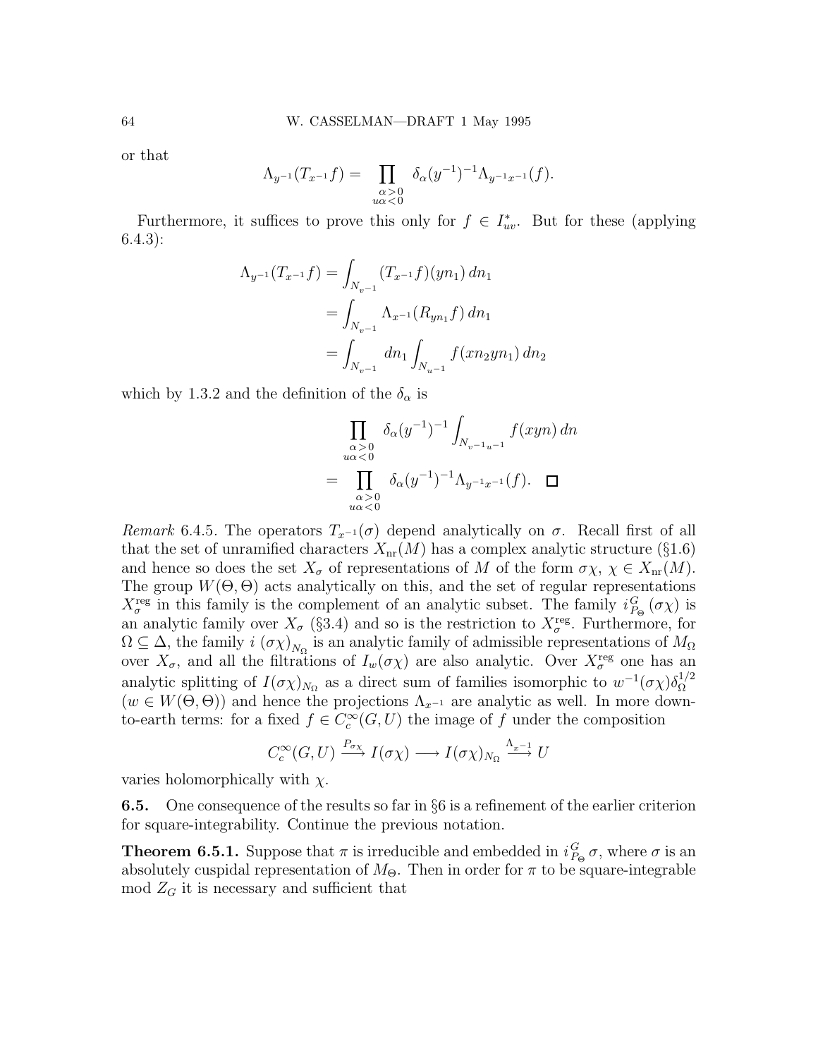or that

$$\Lambda_{y^{-1}}(T_{x^{-1}}f) = \prod_{\substack{\alpha>0\\ u\alpha<0}} \delta_\alpha(y^{-1})^{-1}\Lambda_{y^{-1}x^{-1}}(f).$$

Furthermore, it suffices to prove this only for $f \in I^*_{uv}$. But for these (applying 6.4.3):

$$\begin{aligned}
\Lambda_{y^{-1}}(T_{x^{-1}}f) &= \int_{N_{v^{-1}}} (T_{x^{-1}}f)(yn_1)\, dn_1 \\
&= \int_{N_{v^{-1}}} \Lambda_{x^{-1}}(R_{yn_1}f)\, dn_1 \\
&= \int_{N_{v^{-1}}} dn_1 \int_{N_{u^{-1}}} f(xn_2yn_1)\, dn_2
\end{aligned}$$

which by 1.3.2 and the definition of the $\delta_\alpha$ is

$$\begin{aligned}
&\prod_{\substack{\alpha>0\\ u\alpha<0}} \delta_\alpha(y^{-1})^{-1} \int_{N_{v^{-1}u^{-1}}} f(xyn)\, dn \\
= &\prod_{\substack{\alpha>0\\ u\alpha<0}} \delta_\alpha(y^{-1})^{-1}\Lambda_{y^{-1}x^{-1}}(f). \quad \square
\end{aligned}$$

*Remark* 6.4.5. The operators $T_{x^{-1}}(\sigma)$ depend analytically on $\sigma$. Recall first of all that the set of unramified characters $X_{\rm nr}(M)$ has a complex analytic structure (§1.6) and hence so does the set $X_\sigma$ of representations of $M$ of the form $\sigma\chi$, $\chi \in X_{\rm nr}(M)$. The group $W(\Theta,\Theta)$ acts analytically on this, and the set of regular representations $X_\sigma^{\rm reg}$ in this family is the complement of an analytic subset. The family $i_{P_\Theta}^G(\sigma\chi)$ is an analytic family over $X_\sigma$ (§3.4) and so is the restriction to $X_\sigma^{\rm reg}$. Furthermore, for $\Omega \subseteq \Delta$, the family $i\,(\sigma\chi)_{N_\Omega}$ is an analytic family of admissible representations of $M_\Omega$ over $X_\sigma$, and all the filtrations of $I_w(\sigma\chi)$ are also analytic. Over $X_\sigma^{\rm reg}$ one has an analytic splitting of $I(\sigma\chi)_{N_\Omega}$ as a direct sum of families isomorphic to $w^{-1}(\sigma\chi)\delta_\Omega^{1/2}$ ($w \in W(\Theta,\Theta)$) and hence the projections $\Lambda_{x^{-1}}$ are analytic as well. In more down-to-earth terms: for a fixed $f \in C_c^\infty(G,U)$ the image of $f$ under the composition

$$C_c^\infty(G,U) \xrightarrow{P_{\sigma\chi}} I(\sigma\chi) \longrightarrow I(\sigma\chi)_{N_\Omega} \xrightarrow{\Lambda_{x^{-1}}} U$$

varies holomorphically with $\chi$.

**6.5.** One consequence of the results so far in §6 is a refinement of the earlier criterion for square-integrability. Continue the previous notation.

**Theorem 6.5.1.** *Suppose that $\pi$ is irreducible and embedded in $i_{P_\Theta}^G\,\sigma$, where $\sigma$ is an absolutely cuspidal representation of $M_\Theta$. Then in order for $\pi$ to be square-integrable mod $Z_G$ it is necessary and sufficient that*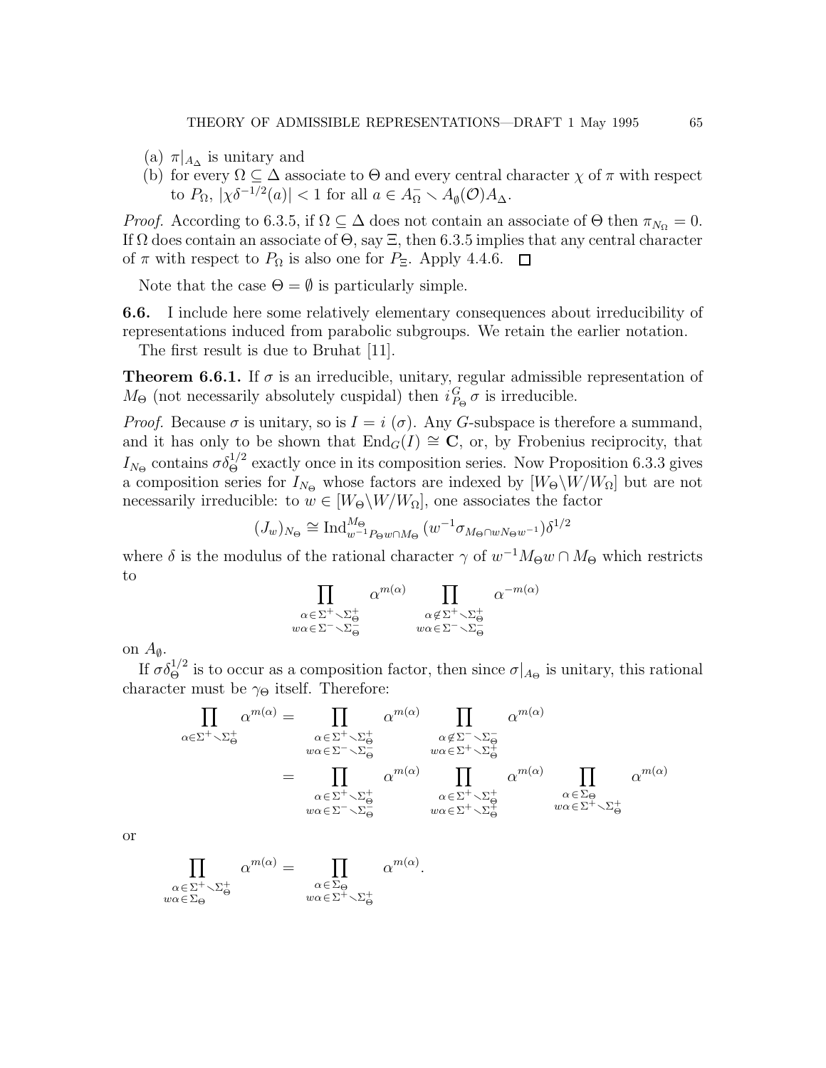(a) $\pi|_{A_\Delta}$ is unitary and

(b) for every $\Omega \subseteq \Delta$ associate to $\Theta$ and every central character $\chi$ of $\pi$ with respect to $P_\Omega$, $|\chi\delta^{-1/2}(a)| < 1$ for all $a \in A_\Omega^- \smallsetminus A_\emptyset(\mathcal{O})A_\Delta$.

*Proof.* According to 6.3.5, if $\Omega \subseteq \Delta$ does not contain an associate of $\Theta$ then $\pi_{N_\Omega} = 0$. If $\Omega$ does contain an associate of $\Theta$, say $\Xi$, then 6.3.5 implies that any central character of $\pi$ with respect to $P_\Omega$ is also one for $P_\Xi$. Apply 4.4.6. $\square$

Note that the case $\Theta = \emptyset$ is particularly simple.

**6.6.** I include here some relatively elementary consequences about irreducibility of representations induced from parabolic subgroups. We retain the earlier notation.

The first result is due to Bruhat [11].

**Theorem 6.6.1.** *If $\sigma$ is an irreducible, unitary, regular admissible representation of $M_\Theta$ (not necessarily absolutely cuspidal) then $i_{P_\Theta}^G \sigma$ is irreducible.*

*Proof.* Because $\sigma$ is unitary, so is $I = i\,(\sigma)$. Any $G$-subspace is therefore a summand, and it has only to be shown that $\mathrm{End}_G(I) \cong \mathbf{C}$, or, by Frobenius reciprocity, that $I_{N_\Theta}$ contains $\sigma\delta_\Theta^{1/2}$ exactly once in its composition series. Now Proposition 6.3.3 gives a composition series for $I_{N_\Theta}$ whose factors are indexed by $[W_\Theta\backslash W/W_\Omega]$ but are not necessarily irreducible: to $w \in [W_\Theta\backslash W/W_\Omega]$, one associates the factor

$$(J_w)_{N_\Theta} \cong \mathrm{Ind}_{w^{-1}P_\Theta w \cap M_\Theta}^{M_\Theta} (w^{-1}\sigma_{M_\Theta \cap wN_\Theta w^{-1}})\delta^{1/2}$$

where $\delta$ is the modulus of the rational character $\gamma$ of $w^{-1}M_\Theta w \cap M_\Theta$ which restricts to

$$\prod_{\substack{\alpha \in \Sigma^+ \smallsetminus \Sigma_\Theta^+ \\ w\alpha \in \Sigma^- \smallsetminus \Sigma_\Theta^-}} \alpha^{m(\alpha)} \prod_{\substack{\alpha \notin \Sigma^+ \smallsetminus \Sigma_\Theta^+ \\ w\alpha \in \Sigma^- \smallsetminus \Sigma_\Theta^-}} \alpha^{-m(\alpha)}$$

on $A_\emptyset$.

If $\sigma\delta_\Theta^{1/2}$ is to occur as a composition factor, then since $\sigma|_{A_\Theta}$ is unitary, this rational character must be $\gamma_\Theta$ itself. Therefore:

$$\begin{aligned}
\prod_{\alpha \in \Sigma^+ \smallsetminus \Sigma_\Theta^+} \alpha^{m(\alpha)} &= \prod_{\substack{\alpha \in \Sigma^+ \smallsetminus \Sigma_\Theta^+ \\ w\alpha \in \Sigma^- \smallsetminus \Sigma_\Theta^-}} \alpha^{m(\alpha)} \prod_{\substack{\alpha \notin \Sigma^- \smallsetminus \Sigma_\Theta^- \\ w\alpha \in \Sigma^+ \smallsetminus \Sigma_\Theta^+}} \alpha^{m(\alpha)} \\
&= \prod_{\substack{\alpha \in \Sigma^+ \smallsetminus \Sigma_\Theta^+ \\ w\alpha \in \Sigma^- \smallsetminus \Sigma_\Theta^-}} \alpha^{m(\alpha)} \prod_{\substack{\alpha \in \Sigma^+ \smallsetminus \Sigma_\Theta^+ \\ w\alpha \in \Sigma^+ \smallsetminus \Sigma_\Theta^+}} \alpha^{m(\alpha)} \prod_{\substack{\alpha \in \Sigma_\Theta \\ w\alpha \in \Sigma^+ \smallsetminus \Sigma_\Theta^+}} \alpha^{m(\alpha)}
\end{aligned}$$

or

$$\prod_{\substack{\alpha \in \Sigma^+ \smallsetminus \Sigma_\Theta^+ \\ w\alpha \in \Sigma_\Theta}} \alpha^{m(\alpha)} = \prod_{\substack{\alpha \in \Sigma_\Theta \\ w\alpha \in \Sigma^+ \smallsetminus \Sigma_\Theta^+}} \alpha^{m(\alpha)}.$$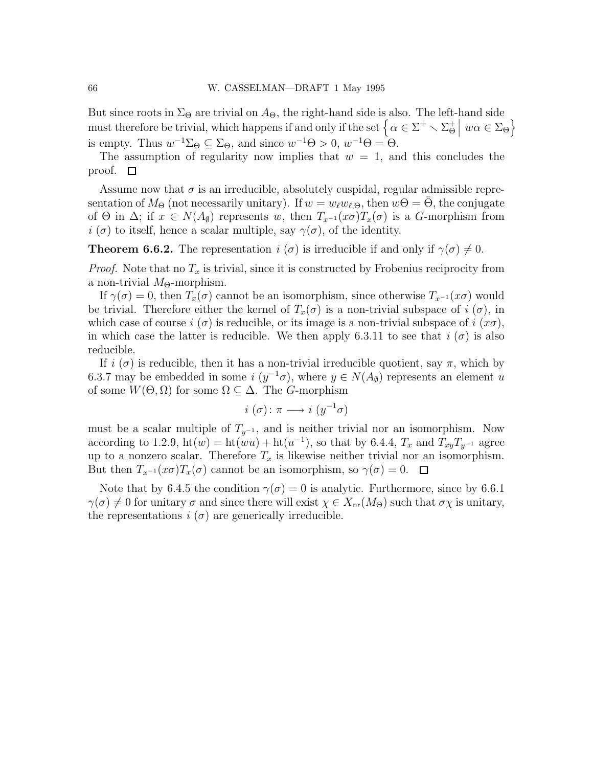But since roots in $\Sigma_\Theta$ are trivial on $A_\Theta$, the right-hand side is also. The left-hand side must therefore be trivial, which happens if and only if the set $\left\{ \alpha \in \Sigma^+ \smallsetminus \Sigma_\Theta^+ \;\middle|\; w\alpha \in \Sigma_\Theta \right\}$ is empty. Thus $w^{-1}\Sigma_\Theta \subseteq \Sigma_\Theta$, and since $w^{-1}\Theta > 0$, $w^{-1}\Theta = \Theta$.

The assumption of regularity now implies that $w = 1$, and this concludes the proof. $\square$

Assume now that $\sigma$ is an irreducible, absolutely cuspidal, regular admissible representation of $M_\Theta$ (not necessarily unitary). If $w = w_\ell w_{\ell,\Theta}$, then $w\Theta = \bar{\Theta}$, the conjugate of $\Theta$ in $\Delta$; if $x \in N(A_\emptyset)$ represents $w$, then $T_{x^{-1}}(x\sigma)T_x(\sigma)$ is a $G$-morphism from $i\ (\sigma)$ to itself, hence a scalar multiple, say $\gamma(\sigma)$, of the identity.

**Theorem 6.6.2.** The representation $i\ (\sigma)$ is irreducible if and only if $\gamma(\sigma) \neq 0$.

*Proof.* Note that no $T_x$ is trivial, since it is constructed by Frobenius reciprocity from a non-trivial $M_\Theta$-morphism.

If $\gamma(\sigma) = 0$, then $T_x(\sigma)$ cannot be an isomorphism, since otherwise $T_{x^{-1}}(x\sigma)$ would be trivial. Therefore either the kernel of $T_x(\sigma)$ is a non-trivial subspace of $i\ (\sigma)$, in which case of course $i\ (\sigma)$ is reducible, or its image is a non-trivial subspace of $i\ (x\sigma)$, in which case the latter is reducible. We then apply 6.3.11 to see that $i\ (\sigma)$ is also reducible.

If $i\ (\sigma)$ is reducible, then it has a non-trivial irreducible quotient, say $\pi$, which by 6.3.7 may be embedded in some $i\ (y^{-1}\sigma)$, where $y \in N(A_\emptyset)$ represents an element $u$ of some $W(\Theta, \Omega)$ for some $\Omega \subseteq \Delta$. The $G$-morphism

$$i\ (\sigma) \colon \pi \longrightarrow i\ (y^{-1}\sigma)$$

must be a scalar multiple of $T_{y^{-1}}$, and is neither trivial nor an isomorphism. Now according to 1.2.9, $\mathrm{ht}(w) = \mathrm{ht}(wu) + \mathrm{ht}(u^{-1})$, so that by 6.4.4, $T_x$ and $T_{xy}T_{y^{-1}}$ agree up to a nonzero scalar. Therefore $T_x$ is likewise neither trivial nor an isomorphism. But then $T_{x^{-1}}(x\sigma)T_x(\sigma)$ cannot be an isomorphism, so $\gamma(\sigma) = 0$. $\square$

Note that by 6.4.5 the condition $\gamma(\sigma) = 0$ is analytic. Furthermore, since by 6.6.1 $\gamma(\sigma) \neq 0$ for unitary $\sigma$ and since there will exist $\chi \in X_{\mathrm{nr}}(M_\Theta)$ such that $\sigma\chi$ is unitary, the representations $i\ (\sigma)$ are generically irreducible.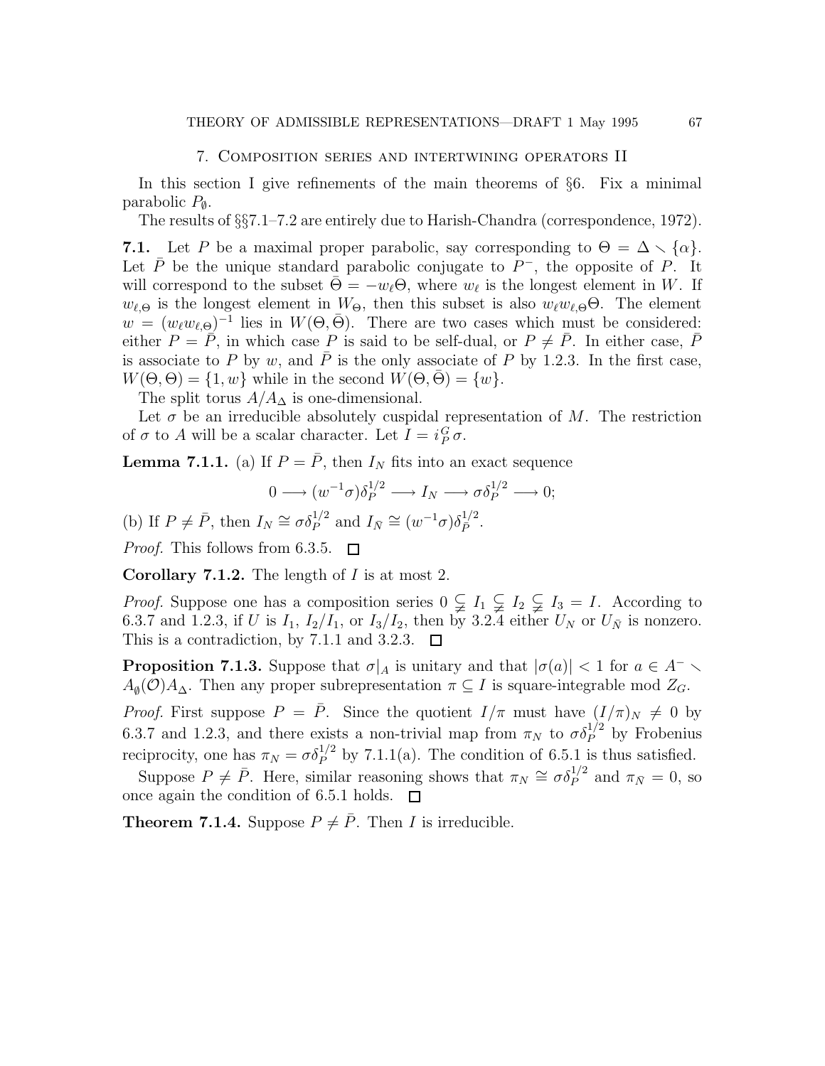## 7. Composition series and intertwining operators II

In this section I give refinements of the main theorems of §6. Fix a minimal parabolic $P_\emptyset$.

The results of §§7.1–7.2 are entirely due to Harish-Chandra (correspondence, 1972).

**7.1.** Let $P$ be a maximal proper parabolic, say corresponding to $\Theta = \Delta \smallsetminus \{\alpha\}$. Let $\bar{P}$ be the unique standard parabolic conjugate to $P^-$, the opposite of $P$. It will correspond to the subset $\bar{\Theta} = -w_\ell \Theta$, where $w_\ell$ is the longest element in $W$. If $w_{\ell,\Theta}$ is the longest element in $W_\Theta$, then this subset is also $w_\ell w_{\ell,\Theta}\Theta$. The element $w = (w_\ell w_{\ell,\Theta})^{-1}$ lies in $W(\Theta, \bar{\Theta})$. There are two cases which must be considered: either $P = \bar{P}$, in which case $P$ is said to be self-dual, or $P \neq \bar{P}$. In either case, $\bar{P}$ is associate to $P$ by $w$, and $\bar{P}$ is the only associate of $P$ by 1.2.3. In the first case, $W(\Theta, \Theta) = \{1, w\}$ while in the second $W(\Theta, \bar{\Theta}) = \{w\}$.

The split torus $A/A_\Delta$ is one-dimensional.

Let $\sigma$ be an irreducible absolutely cuspidal representation of $M$. The restriction of $\sigma$ to $A$ will be a scalar character. Let $I = i_P^G \sigma$.

**Lemma 7.1.1.** (a) If $P = \bar{P}$, then $I_N$ fits into an exact sequence

$$0 \longrightarrow (w^{-1}\sigma)\delta_P^{1/2} \longrightarrow I_N \longrightarrow \sigma\delta_P^{1/2} \longrightarrow 0;$$

(b) If $P \neq \bar{P}$, then $I_N \cong \sigma\delta_P^{1/2}$ and $I_{\bar{N}} \cong (w^{-1}\sigma)\delta_{\bar{P}}^{1/2}$.

*Proof.* This follows from 6.3.5. □

**Corollary 7.1.2.** The length of $I$ is at most 2.

*Proof.* Suppose one has a composition series $0 \subsetneqq I_1 \subsetneqq I_2 \subsetneqq I_3 = I$. According to 6.3.7 and 1.2.3, if $U$ is $I_1$, $I_2/I_1$, or $I_3/I_2$, then by 3.2.4 either $U_N$ or $U_{\bar{N}}$ is nonzero. This is a contradiction, by 7.1.1 and 3.2.3. □

**Proposition 7.1.3.** Suppose that $\sigma|_A$ is unitary and that $|\sigma(a)| < 1$ for $a \in A^- \smallsetminus A_\emptyset(\mathcal{O})A_\Delta$. Then any proper subrepresentation $\pi \subseteq I$ is square-integrable mod $Z_G$.

*Proof.* First suppose $P = \bar{P}$. Since the quotient $I/\pi$ must have $(I/\pi)_N \neq 0$ by 6.3.7 and 1.2.3, and there exists a non-trivial map from $\pi_N$ to $\sigma\delta_P^{1/2}$ by Frobenius reciprocity, one has $\pi_N = \sigma\delta_P^{1/2}$ by 7.1.1(a). The condition of 6.5.1 is thus satisfied.

Suppose $P \neq \bar{P}$. Here, similar reasoning shows that $\pi_N \cong \sigma\delta_P^{1/2}$ and $\pi_{\bar{N}} = 0$, so once again the condition of 6.5.1 holds. □

**Theorem 7.1.4.** Suppose $P \neq \bar{P}$. Then $I$ is irreducible.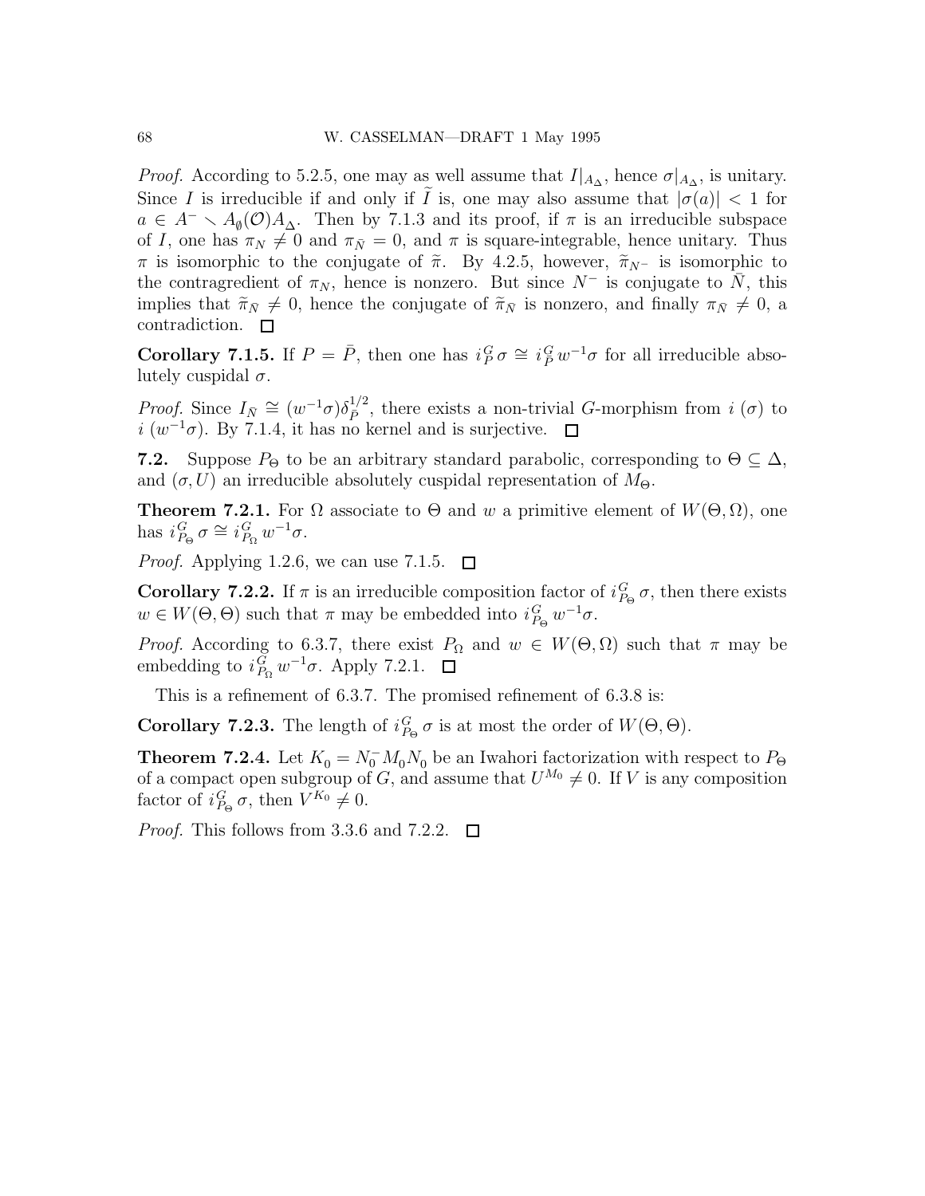*Proof.* According to 5.2.5, one may as well assume that $I|_{A_\Delta}$, hence $\sigma|_{A_\Delta}$, is unitary. Since $I$ is irreducible if and only if $\widetilde{I}$ is, one may also assume that $|\sigma(a)| < 1$ for $a \in A^- \smallsetminus A_\emptyset(\mathcal{O})A_\Delta$. Then by 7.1.3 and its proof, if $\pi$ is an irreducible subspace of $I$, one has $\pi_N \neq 0$ and $\pi_{\bar{N}} = 0$, and $\pi$ is square-integrable, hence unitary. Thus $\pi$ is isomorphic to the conjugate of $\widetilde{\pi}$. By 4.2.5, however, $\widetilde{\pi}_{N^-}$ is isomorphic to the contragredient of $\pi_N$, hence is nonzero. But since $N^-$ is conjugate to $\bar{N}$, this implies that $\widetilde{\pi}_{\bar{N}} \neq 0$, hence the conjugate of $\widetilde{\pi}_{\bar{N}}$ is nonzero, and finally $\pi_{\bar{N}} \neq 0$, a contradiction. $\square$

**Corollary 7.1.5.** If $P = \bar{P}$, then one has $i_P^G\,\sigma \cong i_{\bar{P}}^G\, w^{-1}\sigma$ for all irreducible absolutely cuspidal $\sigma$.

*Proof.* Since $I_{\bar{N}} \cong (w^{-1}\sigma)\delta_{\bar{P}}^{1/2}$, there exists a non-trivial $G$-morphism from $i\,(\sigma)$ to $i\,(w^{-1}\sigma)$. By 7.1.4, it has no kernel and is surjective. $\square$

**7.2.** Suppose $P_\Theta$ to be an arbitrary standard parabolic, corresponding to $\Theta \subseteq \Delta$, and $(\sigma, U)$ an irreducible absolutely cuspidal representation of $M_\Theta$.

**Theorem 7.2.1.** For $\Omega$ associate to $\Theta$ and $w$ a primitive element of $W(\Theta,\Omega)$, one has $i_{P_\Theta}^G\,\sigma \cong i_{P_\Omega}^G\, w^{-1}\sigma$.

*Proof.* Applying 1.2.6, we can use 7.1.5. $\square$

**Corollary 7.2.2.** If $\pi$ is an irreducible composition factor of $i_{P_\Theta}^G\,\sigma$, then there exists $w \in W(\Theta,\Theta)$ such that $\pi$ may be embedded into $i_{P_\Theta}^G\, w^{-1}\sigma$.

*Proof.* According to 6.3.7, there exist $P_\Omega$ and $w \in W(\Theta,\Omega)$ such that $\pi$ may be embedding to $i_{P_\Omega}^G\, w^{-1}\sigma$. Apply 7.2.1. $\square$

This is a refinement of 6.3.7. The promised refinement of 6.3.8 is:

**Corollary 7.2.3.** The length of $i_{P_\Theta}^G\,\sigma$ is at most the order of $W(\Theta,\Theta)$.

**Theorem 7.2.4.** Let $K_0 = N_0^- M_0 N_0$ be an Iwahori factorization with respect to $P_\Theta$ of a compact open subgroup of $G$, and assume that $U^{M_0} \neq 0$. If $V$ is any composition factor of $i_{P_\Theta}^G\,\sigma$, then $V^{K_0} \neq 0$.

*Proof.* This follows from 3.3.6 and 7.2.2. $\square$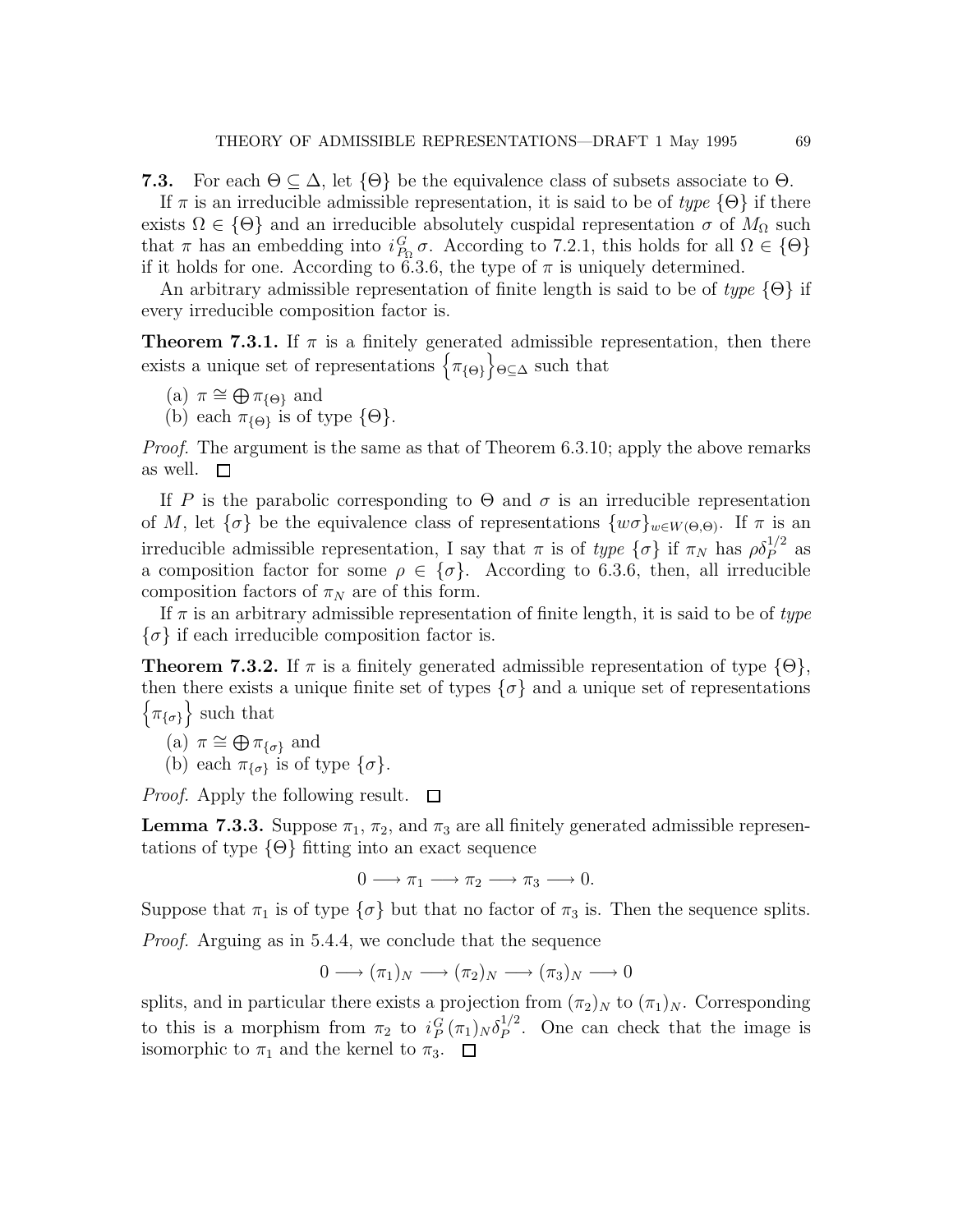**7.3.** For each $\Theta \subseteq \Delta$, let $\{\Theta\}$ be the equivalence class of subsets associate to $\Theta$.

If $\pi$ is an irreducible admissible representation, it is said to be of *type* $\{\Theta\}$ if there exists $\Omega \in \{\Theta\}$ and an irreducible absolutely cuspidal representation $\sigma$ of $M_\Omega$ such that $\pi$ has an embedding into $i_{P_\Omega}^G \sigma$. According to 7.2.1, this holds for all $\Omega \in \{\Theta\}$ if it holds for one. According to 6.3.6, the type of $\pi$ is uniquely determined.

An arbitrary admissible representation of finite length is said to be of *type* $\{\Theta\}$ if every irreducible composition factor is.

**Theorem 7.3.1.** If $\pi$ is a finitely generated admissible representation, then there exists a unique set of representations $\{\pi_{\{\Theta\}}\}_{\Theta \subseteq \Delta}$ such that

(a) $\pi \cong \bigoplus \pi_{\{\Theta\}}$ and
(b) each $\pi_{\{\Theta\}}$ is of type $\{\Theta\}$.

*Proof.* The argument is the same as that of Theorem 6.3.10; apply the above remarks as well. ☐

If $P$ is the parabolic corresponding to $\Theta$ and $\sigma$ is an irreducible representation of $M$, let $\{\sigma\}$ be the equivalence class of representations $\{w\sigma\}_{w \in W(\Theta,\Theta)}$. If $\pi$ is an irreducible admissible representation, I say that $\pi$ is of *type* $\{\sigma\}$ if $\pi_N$ has $\rho\delta_P^{1/2}$ as a composition factor for some $\rho \in \{\sigma\}$. According to 6.3.6, then, all irreducible composition factors of $\pi_N$ are of this form.

If $\pi$ is an arbitrary admissible representation of finite length, it is said to be of *type* $\{\sigma\}$ if each irreducible composition factor is.

**Theorem 7.3.2.** If $\pi$ is a finitely generated admissible representation of type $\{\Theta\}$, then there exists a unique finite set of types $\{\sigma\}$ and a unique set of representations $\{\pi_{\{\sigma\}}\}$ such that

(a) $\pi \cong \bigoplus \pi_{\{\sigma\}}$ and
(b) each $\pi_{\{\sigma\}}$ is of type $\{\sigma\}$.

*Proof.* Apply the following result. ☐

**Lemma 7.3.3.** Suppose $\pi_1$, $\pi_2$, and $\pi_3$ are all finitely generated admissible representations of type $\{\Theta\}$ fitting into an exact sequence

$$0 \longrightarrow \pi_1 \longrightarrow \pi_2 \longrightarrow \pi_3 \longrightarrow 0.$$

Suppose that $\pi_1$ is of type $\{\sigma\}$ but that no factor of $\pi_3$ is. Then the sequence splits.

*Proof.* Arguing as in 5.4.4, we conclude that the sequence

$$0 \longrightarrow (\pi_1)_N \longrightarrow (\pi_2)_N \longrightarrow (\pi_3)_N \longrightarrow 0$$

splits, and in particular there exists a projection from $(\pi_2)_N$ to $(\pi_1)_N$. Corresponding to this is a morphism from $\pi_2$ to $i_P^G(\pi_1)_N\delta_P^{1/2}$. One can check that the image is isomorphic to $\pi_1$ and the kernel to $\pi_3$. ☐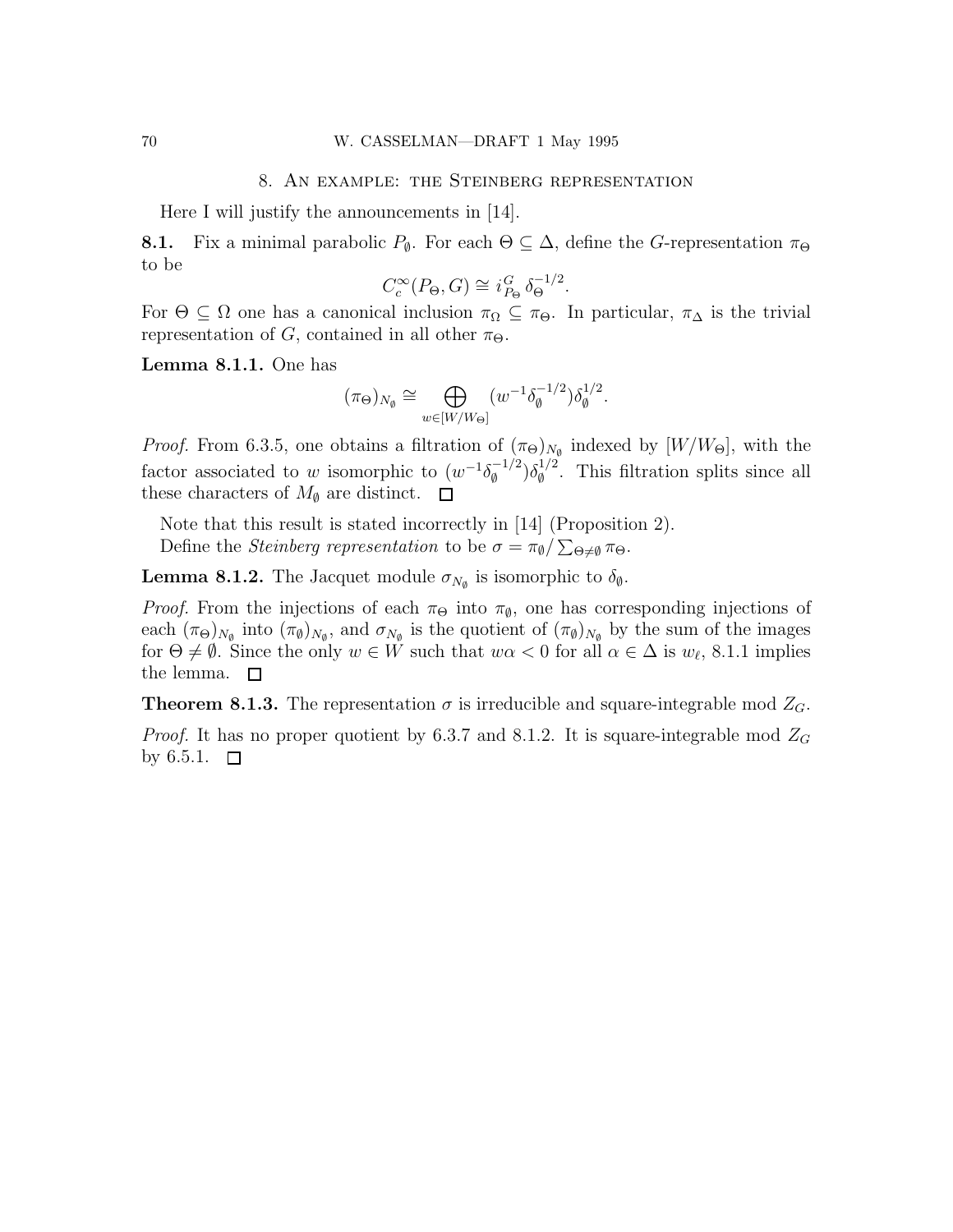## 8. An example: the Steinberg representation

Here I will justify the announcements in [14].

**8.1.** Fix a minimal parabolic $P_\emptyset$. For each $\Theta \subseteq \Delta$, define the $G$-representation $\pi_\Theta$ to be

$$C_c^\infty(P_\Theta, G) \cong i_{P_\Theta}^G \, \delta_\Theta^{-1/2}.$$

For $\Theta \subseteq \Omega$ one has a canonical inclusion $\pi_\Omega \subseteq \pi_\Theta$. In particular, $\pi_\Delta$ is the trivial representation of $G$, contained in all other $\pi_\Theta$.

**Lemma 8.1.1.** One has

$$(\pi_\Theta)_{N_\emptyset} \cong \bigoplus_{w \in [W/W_\Theta]} (w^{-1}\delta_\emptyset^{-1/2})\delta_\emptyset^{1/2}.$$

*Proof.* From 6.3.5, one obtains a filtration of $(\pi_\Theta)_{N_\emptyset}$ indexed by $[W/W_\Theta]$, with the factor associated to $w$ isomorphic to $(w^{-1}\delta_\emptyset^{-1/2})\delta_\emptyset^{1/2}$. This filtration splits since all these characters of $M_\emptyset$ are distinct. □

Note that this result is stated incorrectly in [14] (Proposition 2).

Define the *Steinberg representation* to be $\sigma = \pi_\emptyset / \sum_{\Theta \neq \emptyset} \pi_\Theta$.

**Lemma 8.1.2.** The Jacquet module $\sigma_{N_\emptyset}$ is isomorphic to $\delta_\emptyset$.

*Proof.* From the injections of each $\pi_\Theta$ into $\pi_\emptyset$, one has corresponding injections of each $(\pi_\Theta)_{N_\emptyset}$ into $(\pi_\emptyset)_{N_\emptyset}$, and $\sigma_{N_\emptyset}$ is the quotient of $(\pi_\emptyset)_{N_\emptyset}$ by the sum of the images for $\Theta \neq \emptyset$. Since the only $w \in W$ such that $w\alpha < 0$ for all $\alpha \in \Delta$ is $w_\ell$, 8.1.1 implies the lemma. □

**Theorem 8.1.3.** The representation $\sigma$ is irreducible and square-integrable mod $Z_G$.

*Proof.* It has no proper quotient by 6.3.7 and 8.1.2. It is square-integrable mod $Z_G$ by 6.5.1. □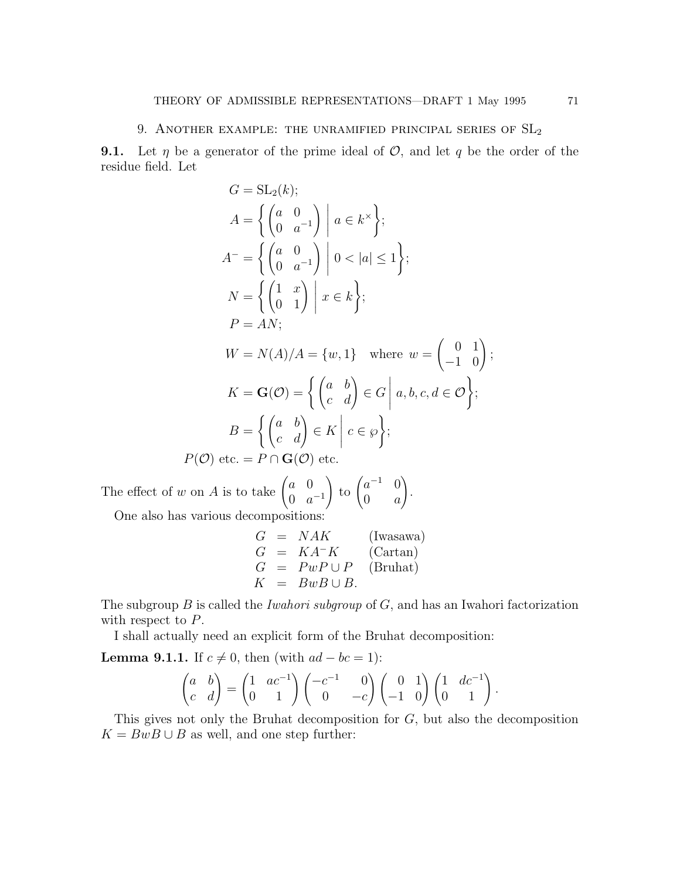## 9. Another example: the unramified principal series of $\mathrm{SL}_2$

**9.1.** Let $\eta$ be a generator of the prime ideal of $\mathcal{O}$, and let $q$ be the order of the residue field. Let

$$
\begin{aligned}
G &= \mathrm{SL}_2(k);\\
A &= \left\{ \begin{pmatrix} a & 0 \\ 0 & a^{-1} \end{pmatrix} \;\middle|\; a \in k^\times \right\};\\
A^- &= \left\{ \begin{pmatrix} a & 0 \\ 0 & a^{-1} \end{pmatrix} \;\middle|\; 0 < |a| \le 1 \right\};\\
N &= \left\{ \begin{pmatrix} 1 & x \\ 0 & 1 \end{pmatrix} \;\middle|\; x \in k \right\};\\
P &= AN;\\
W &= N(A)/A = \{w, 1\} \quad \text{where } w = \begin{pmatrix} 0 & 1 \\ -1 & 0 \end{pmatrix};\\
K &= \mathbf{G}(\mathcal{O}) = \left\{ \begin{pmatrix} a & b \\ c & d \end{pmatrix} \in G \;\middle|\; a, b, c, d \in \mathcal{O} \right\};\\
B &= \left\{ \begin{pmatrix} a & b \\ c & d \end{pmatrix} \in K \;\middle|\; c \in \wp \right\};\\
P(\mathcal{O}) \text{ etc.} &= P \cap \mathbf{G}(\mathcal{O}) \text{ etc.}
\end{aligned}
$$

The effect of $w$ on $A$ is to take $\begin{pmatrix} a & 0 \\ 0 & a^{-1} \end{pmatrix}$ to $\begin{pmatrix} a^{-1} & 0 \\ 0 & a \end{pmatrix}$.

One also has various decompositions:

$$
\begin{array}{rcll}
G &=& NAK & \text{(Iwasawa)}\\
G &=& KA^-K & \text{(Cartan)}\\
G &=& PwP \cup P & \text{(Bruhat)}\\
K &=& BwB \cup B. &
\end{array}
$$

The subgroup $B$ is called the *Iwahori subgroup* of $G$, and has an Iwahori factorization with respect to $P$.

I shall actually need an explicit form of the Bruhat decomposition:

**Lemma 9.1.1.** If $c \neq 0$, then (with $ad - bc = 1$):

$$
\begin{pmatrix} a & b \\ c & d \end{pmatrix} = \begin{pmatrix} 1 & ac^{-1} \\ 0 & 1 \end{pmatrix} \begin{pmatrix} -c^{-1} & 0 \\ 0 & -c \end{pmatrix} \begin{pmatrix} 0 & 1 \\ -1 & 0 \end{pmatrix} \begin{pmatrix} 1 & dc^{-1} \\ 0 & 1 \end{pmatrix}.
$$

This gives not only the Bruhat decomposition for $G$, but also the decomposition $K = BwB \cup B$ as well, and one step further: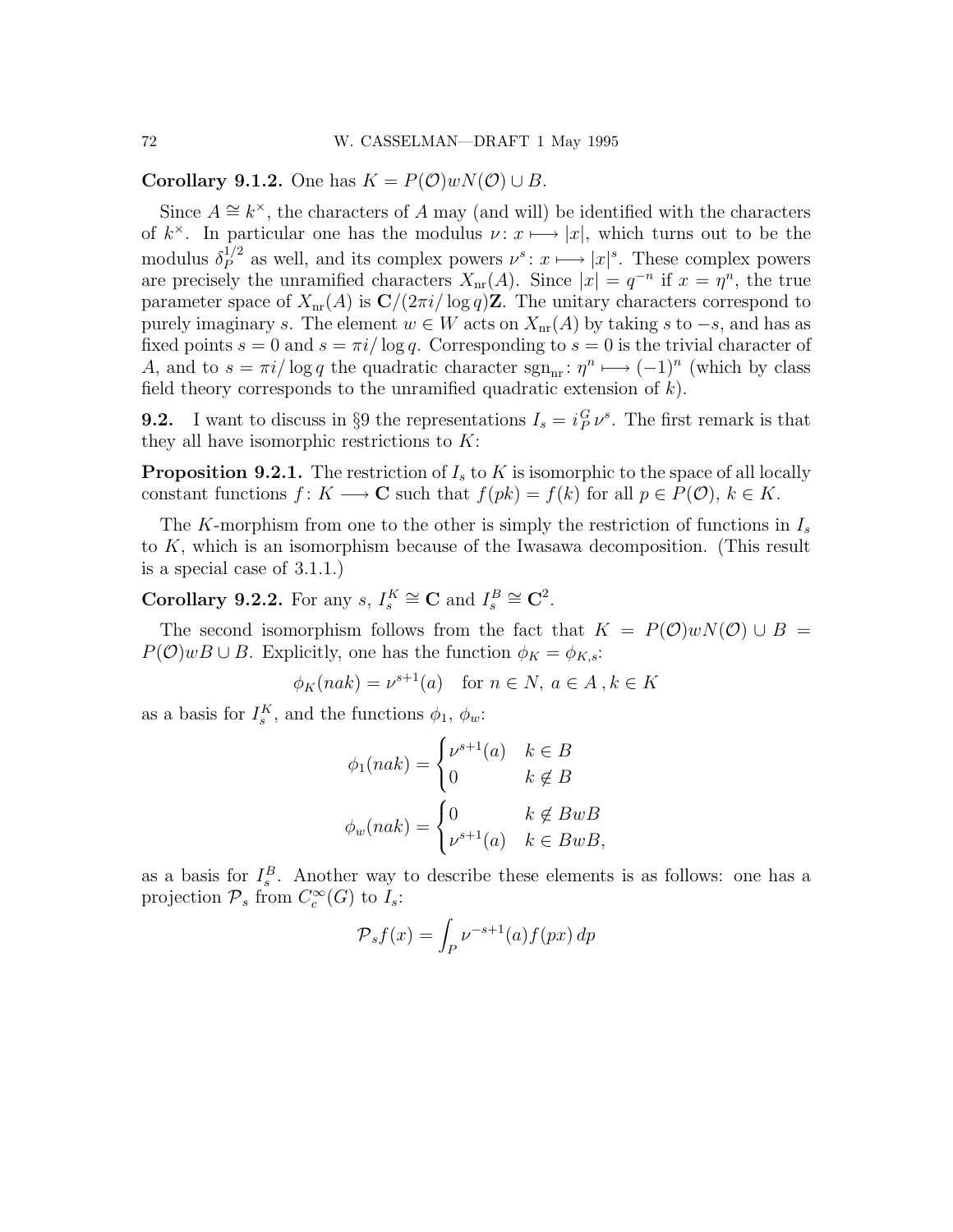**Corollary 9.1.2.** One has $K = P(\mathcal{O})wN(\mathcal{O}) \cup B$.

Since $A \cong k^\times$, the characters of $A$ may (and will) be identified with the characters of $k^\times$. In particular one has the modulus $\nu \colon x \longmapsto |x|$, which turns out to be the modulus $\delta_P^{1/2}$ as well, and its complex powers $\nu^s \colon x \longmapsto |x|^s$. These complex powers are precisely the unramified characters $X_{\rm nr}(A)$. Since $|x| = q^{-n}$ if $x = \eta^n$, the true parameter space of $X_{\rm nr}(A)$ is $\mathbf{C}/(2\pi i/\log q)\mathbf{Z}$. The unitary characters correspond to purely imaginary $s$. The element $w \in W$ acts on $X_{\rm nr}(A)$ by taking $s$ to $-s$, and has as fixed points $s = 0$ and $s = \pi i/\log q$. Corresponding to $s = 0$ is the trivial character of $A$, and to $s = \pi i/\log q$ the quadratic character $\mathrm{sgn}_{\rm nr} \colon \eta^n \longmapsto (-1)^n$ (which by class field theory corresponds to the unramified quadratic extension of $k$).

**9.2.** I want to discuss in §9 the representations $I_s = i_P^G \nu^s$. The first remark is that they all have isomorphic restrictions to $K$:

**Proposition 9.2.1.** The restriction of $I_s$ to $K$ is isomorphic to the space of all locally constant functions $f \colon K \longrightarrow \mathbf{C}$ such that $f(pk) = f(k)$ for all $p \in P(\mathcal{O})$, $k \in K$.

The $K$-morphism from one to the other is simply the restriction of functions in $I_s$ to $K$, which is an isomorphism because of the Iwasawa decomposition. (This result is a special case of 3.1.1.)

**Corollary 9.2.2.** For any $s$, $I_s^K \cong \mathbf{C}$ and $I_s^B \cong \mathbf{C}^2$.

The second isomorphism follows from the fact that $K = P(\mathcal{O})wN(\mathcal{O}) \cup B = P(\mathcal{O})wB \cup B$. Explicitly, one has the function $\phi_K = \phi_{K,s}$:

$$\phi_K(nak) = \nu^{s+1}(a) \quad \text{for } n \in N,\ a \in A\,, k \in K$$

as a basis for $I_s^K$, and the functions $\phi_1$, $\phi_w$:

$$\phi_1(nak) = \begin{cases} \nu^{s+1}(a) & k \in B \\ 0 & k \notin B \end{cases}$$

$$\phi_w(nak) = \begin{cases} 0 & k \notin BwB \\ \nu^{s+1}(a) & k \in BwB, \end{cases}$$

as a basis for $I_s^B$. Another way to describe these elements is as follows: one has a projection $\mathcal{P}_s$ from $C_c^\infty(G)$ to $I_s$:

$$\mathcal{P}_s f(x) = \int_P \nu^{-s+1}(a) f(px)\, dp$$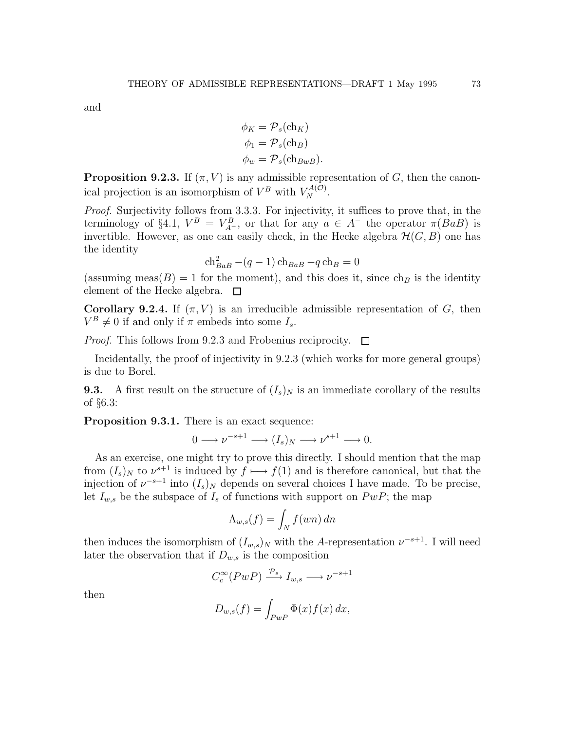and

$$\phi_K = \mathcal{P}_s(\mathrm{ch}_K)$$
$$\phi_1 = \mathcal{P}_s(\mathrm{ch}_B)$$
$$\phi_w = \mathcal{P}_s(\mathrm{ch}_{BwB}).$$

**Proposition 9.2.3.** If $(\pi, V)$ is any admissible representation of $G$, then the canonical projection is an isomorphism of $V^B$ with $V_N^{A(\mathcal{O})}$.

*Proof.* Surjectivity follows from 3.3.3. For injectivity, it suffices to prove that, in the terminology of §4.1, $V^B = V^B_{A^-}$, or that for any $a \in A^-$ the operator $\pi(BaB)$ is invertible. However, as one can easily check, in the Hecke algebra $\mathcal{H}(G, B)$ one has the identity

$$\mathrm{ch}^2_{BaB} - (q-1)\,\mathrm{ch}_{BaB} - q\,\mathrm{ch}_B = 0$$

(assuming $\mathrm{meas}(B) = 1$ for the moment), and this does it, since $\mathrm{ch}_B$ is the identity element of the Hecke algebra. □

**Corollary 9.2.4.** If $(\pi, V)$ is an irreducible admissible representation of $G$, then $V^B \neq 0$ if and only if $\pi$ embeds into some $I_s$.

*Proof.* This follows from 9.2.3 and Frobenius reciprocity. □

Incidentally, the proof of injectivity in 9.2.3 (which works for more general groups) is due to Borel.

**9.3.** A first result on the structure of $(I_s)_N$ is an immediate corollary of the results of §6.3:

**Proposition 9.3.1.** There is an exact sequence:

$$0 \longrightarrow \nu^{-s+1} \longrightarrow (I_s)_N \longrightarrow \nu^{s+1} \longrightarrow 0.$$

As an exercise, one might try to prove this directly. I should mention that the map from $(I_s)_N$ to $\nu^{s+1}$ is induced by $f \longmapsto f(1)$ and is therefore canonical, but that the injection of $\nu^{-s+1}$ into $(I_s)_N$ depends on several choices I have made. To be precise, let $I_{w,s}$ be the subspace of $I_s$ of functions with support on $PwP$; the map

$$\Lambda_{w,s}(f) = \int_N f(wn)\,dn$$

then induces the isomorphism of $(I_{w,s})_N$ with the $A$-representation $\nu^{-s+1}$. I will need later the observation that if $D_{w,s}$ is the composition

$$C_c^\infty(PwP) \xrightarrow{\mathcal{P}_s} I_{w,s} \longrightarrow \nu^{-s+1}$$

then

$$D_{w,s}(f) = \int_{PwP} \Phi(x) f(x)\,dx,$$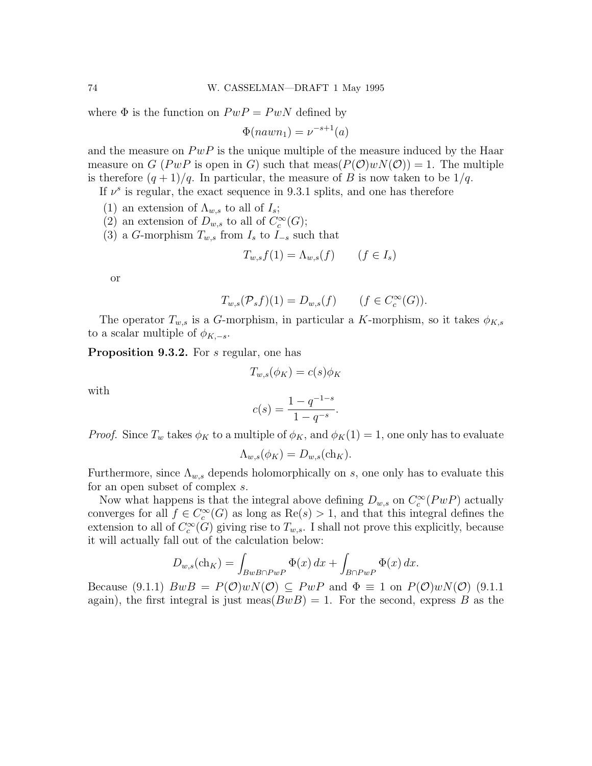where $\Phi$ is the function on $PwP = PwN$ defined by

$$\Phi(nawn_1) = \nu^{-s+1}(a)$$

and the measure on $PwP$ is the unique multiple of the measure induced by the Haar measure on $G$ ($PwP$ is open in $G$) such that $\text{meas}(P(\mathcal{O})wN(\mathcal{O})) = 1$. The multiple is therefore $(q+1)/q$. In particular, the measure of $B$ is now taken to be $1/q$.

If $\nu^s$ is regular, the exact sequence in 9.3.1 splits, and one has therefore

(1) an extension of $\Lambda_{w,s}$ to all of $I_s$;
(2) an extension of $D_{w,s}$ to all of $C_c^\infty(G)$;
(3) a $G$-morphism $T_{w,s}$ from $I_s$ to $I_{-s}$ such that

$$T_{w,s}f(1) = \Lambda_{w,s}(f) \qquad (f \in I_s)$$

or

$$T_{w,s}(\mathcal{P}_s f)(1) = D_{w,s}(f) \qquad (f \in C_c^\infty(G)).$$

The operator $T_{w,s}$ is a $G$-morphism, in particular a $K$-morphism, so it takes $\phi_{K,s}$ to a scalar multiple of $\phi_{K,-s}$.

**Proposition 9.3.2.** For $s$ regular, one has

$$T_{w,s}(\phi_K) = c(s)\phi_K$$

with

$$c(s) = \frac{1 - q^{-1-s}}{1 - q^{-s}}.$$

*Proof.* Since $T_w$ takes $\phi_K$ to a multiple of $\phi_K$, and $\phi_K(1) = 1$, one only has to evaluate

$$\Lambda_{w,s}(\phi_K) = D_{w,s}(\text{ch}_K).$$

Furthermore, since $\Lambda_{w,s}$ depends holomorphically on $s$, one only has to evaluate this for an open subset of complex $s$.

Now what happens is that the integral above defining $D_{w,s}$ on $C_c^\infty(PwP)$ actually converges for all $f \in C_c^\infty(G)$ as long as $\text{Re}(s) > 1$, and that this integral defines the extension to all of $C_c^\infty(G)$ giving rise to $T_{w,s}$. I shall not prove this explicitly, because it will actually fall out of the calculation below:

$$D_{w,s}(\text{ch}_K) = \int_{BwB \cap PwP} \Phi(x)\,dx + \int_{B \cap PwP} \Phi(x)\,dx.$$

Because (9.1.1) $BwB = P(\mathcal{O})wN(\mathcal{O}) \subseteq PwP$ and $\Phi \equiv 1$ on $P(\mathcal{O})wN(\mathcal{O})$ (9.1.1 again), the first integral is just $\text{meas}(BwB) = 1$. For the second, express $B$ as the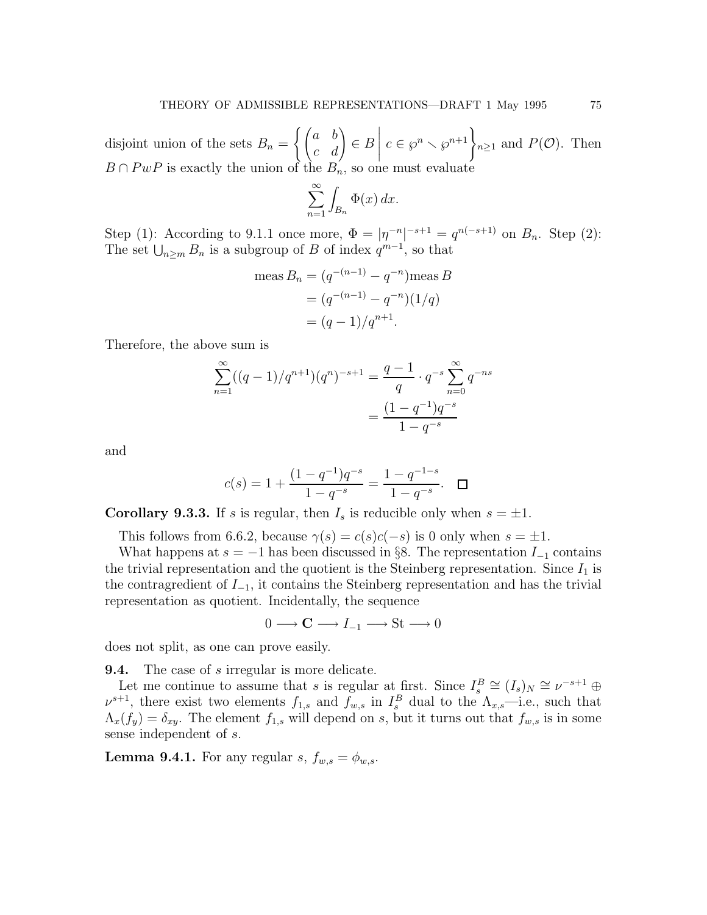disjoint union of the sets $B_n = \left\{ \begin{pmatrix} a & b \\ c & d \end{pmatrix} \in B \;\middle|\; c \in \wp^n \smallsetminus \wp^{n+1} \right\}_{n \geq 1}$ and $P(\mathcal{O})$. Then $B \cap PwP$ is exactly the union of the $B_n$, so one must evaluate

$$\sum_{n=1}^{\infty} \int_{B_n} \Phi(x)\, dx.$$

Step (1): According to 9.1.1 once more, $\Phi = |\eta^{-n}|^{-s+1} = q^{n(-s+1)}$ on $B_n$. Step (2): The set $\bigcup_{n \geq m} B_n$ is a subgroup of $B$ of index $q^{m-1}$, so that

$$\begin{aligned} \operatorname{meas} B_n &= (q^{-(n-1)} - q^{-n}) \operatorname{meas} B \\ &= (q^{-(n-1)} - q^{-n})(1/q) \\ &= (q-1)/q^{n+1}. \end{aligned}$$

Therefore, the above sum is

$$\begin{aligned} \sum_{n=1}^{\infty} ((q-1)/q^{n+1})(q^n)^{-s+1} &= \frac{q-1}{q} \cdot q^{-s} \sum_{n=0}^{\infty} q^{-ns} \\ &= \frac{(1-q^{-1})q^{-s}}{1-q^{-s}} \end{aligned}$$

and

$$c(s) = 1 + \frac{(1-q^{-1})q^{-s}}{1-q^{-s}} = \frac{1-q^{-1-s}}{1-q^{-s}}. \quad \square$$

**Corollary 9.3.3.** If $s$ is regular, then $I_s$ is reducible only when $s = \pm 1$.

This follows from 6.6.2, because $\gamma(s) = c(s)c(-s)$ is 0 only when $s = \pm 1$.

What happens at $s = -1$ has been discussed in §8. The representation $I_{-1}$ contains the trivial representation and the quotient is the Steinberg representation. Since $I_1$ is the contragredient of $I_{-1}$, it contains the Steinberg representation and has the trivial representation as quotient. Incidentally, the sequence

$$0 \longrightarrow \mathbf{C} \longrightarrow I_{-1} \longrightarrow \mathrm{St} \longrightarrow 0$$

does not split, as one can prove easily.

**9.4.** The case of $s$ irregular is more delicate.

Let me continue to assume that $s$ is regular at first. Since $I_s^B \cong (I_s)_N \cong \nu^{-s+1} \oplus \nu^{s+1}$, there exist two elements $f_{1,s}$ and $f_{w,s}$ in $I_s^B$ dual to the $\Lambda_{x,s}$—i.e., such that $\Lambda_x(f_y) = \delta_{xy}$. The element $f_{1,s}$ will depend on $s$, but it turns out that $f_{w,s}$ is in some sense independent of $s$.

**Lemma 9.4.1.** For any regular $s$, $f_{w,s} = \phi_{w,s}$.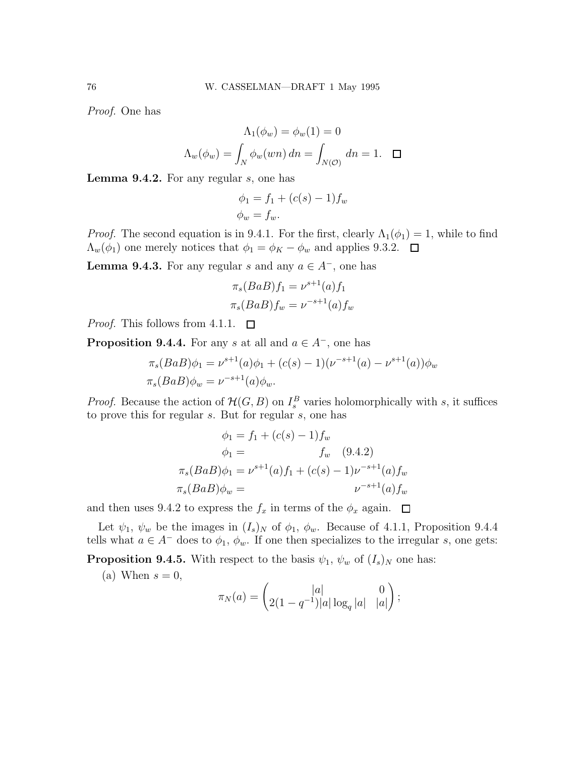*Proof.* One has

$$\Lambda_1(\phi_w) = \phi_w(1) = 0$$

$$\Lambda_w(\phi_w) = \int_N \phi_w(wn)\,dn = \int_{N(\mathcal{O})} dn = 1. \quad \square$$

**Lemma 9.4.2.** For any regular $s$, one has

$$\begin{aligned} \phi_1 &= f_1 + (c(s) - 1) f_w \\ \phi_w &= f_w. \end{aligned}$$

*Proof.* The second equation is in 9.4.1. For the first, clearly $\Lambda_1(\phi_1) = 1$, while to find $\Lambda_w(\phi_1)$ one merely notices that $\phi_1 = \phi_K - \phi_w$ and applies 9.3.2. $\square$

**Lemma 9.4.3.** For any regular $s$ and any $a \in A^-$, one has

$$\begin{aligned} \pi_s(BaB) f_1 &= \nu^{s+1}(a) f_1 \\ \pi_s(BaB) f_w &= \nu^{-s+1}(a) f_w \end{aligned}$$

*Proof.* This follows from 4.1.1. $\square$

**Proposition 9.4.4.** For any $s$ at all and $a \in A^-$, one has

$$\begin{aligned} \pi_s(BaB)\phi_1 &= \nu^{s+1}(a)\phi_1 + (c(s) - 1)(\nu^{-s+1}(a) - \nu^{s+1}(a))\phi_w \\ \pi_s(BaB)\phi_w &= \nu^{-s+1}(a)\phi_w. \end{aligned}$$

*Proof.* Because the action of $\mathcal{H}(G, B)$ on $I_s^B$ varies holomorphically with $s$, it suffices to prove this for regular $s$. But for regular $s$, one has

$$\begin{aligned} \phi_1 &= f_1 + (c(s) - 1) f_w \\ \phi_1 &= \qquad\qquad\qquad\; f_w \quad (9.4.2) \\ \pi_s(BaB)\phi_1 &= \nu^{s+1}(a) f_1 + (c(s) - 1)\nu^{-s+1}(a) f_w \\ \pi_s(BaB)\phi_w &= \qquad\qquad\qquad\qquad\quad\; \nu^{-s+1}(a) f_w \end{aligned}$$

and then uses 9.4.2 to express the $f_x$ in terms of the $\phi_x$ again. $\square$

Let $\psi_1$, $\psi_w$ be the images in $(I_s)_N$ of $\phi_1$, $\phi_w$. Because of 4.1.1, Proposition 9.4.4 tells what $a \in A^-$ does to $\phi_1$, $\phi_w$. If one then specializes to the irregular $s$, one gets:

**Proposition 9.4.5.** With respect to the basis $\psi_1$, $\psi_w$ of $(I_s)_N$ one has:

(a) When $s = 0$,

$$\pi_N(a) = \begin{pmatrix} |a| & 0 \\ 2(1 - q^{-1})|a| \log_q |a| & |a| \end{pmatrix};$$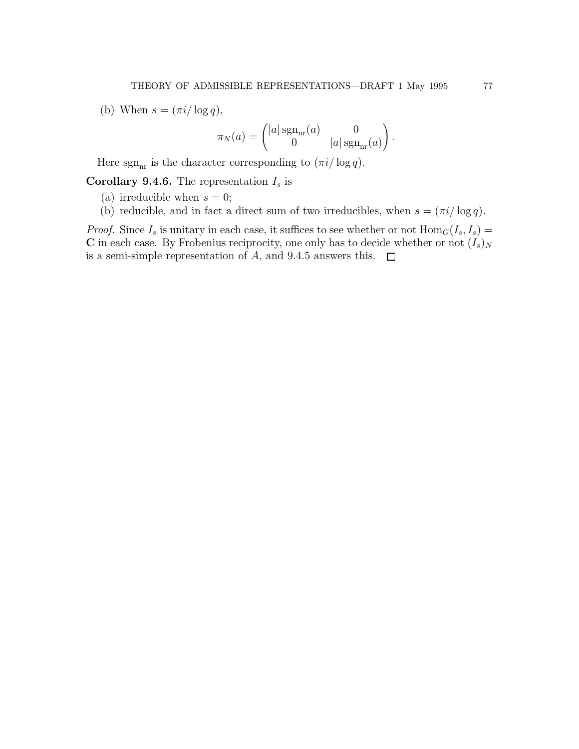(b) When $s = (\pi i/\log q)$,

$$\pi_N(a) = \begin{pmatrix} |a| \operatorname{sgn}_{\mathrm{nr}}(a) & 0 \\ 0 & |a| \operatorname{sgn}_{\mathrm{nr}}(a) \end{pmatrix}.$$

Here $\operatorname{sgn}_{\mathrm{nr}}$ is the character corresponding to $(\pi i/\log q)$.

**Corollary 9.4.6.** The representation $I_s$ is

(a) irreducible when $s = 0$;

(b) reducible, and in fact a direct sum of two irreducibles, when $s = (\pi i/\log q)$.

*Proof.* Since $I_s$ is unitary in each case, it suffices to see whether or not $\mathrm{Hom}_G(I_s, I_s) = \mathbf{C}$ in each case. By Frobenius reciprocity, one only has to decide whether or not $(I_s)_N$ is a semi-simple representation of $A$, and 9.4.5 answers this. $\square$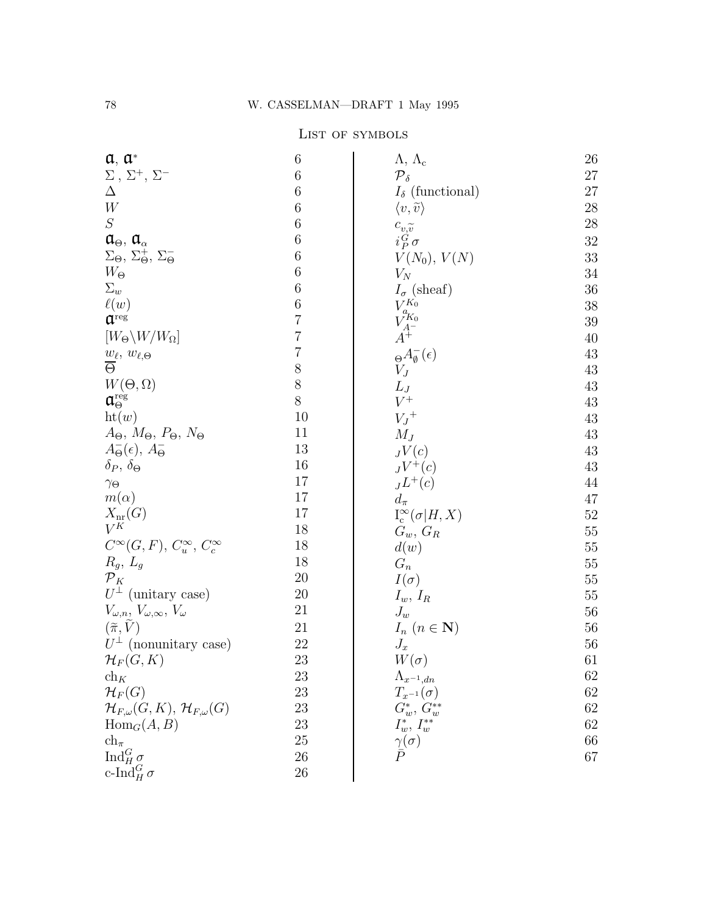# List of symbols

| Symbol | Page |
|---|---|
| $\mathfrak{a}$, $\mathfrak{a}^*$ | 6 |
| $\Sigma$ , $\Sigma^+$, $\Sigma^-$ | 6 |
| $\Delta$ | 6 |
| $W$ | 6 |
| $S$ | 6 |
| $\mathfrak{a}_\Theta$, $\mathfrak{a}_\alpha$ | 6 |
| $\Sigma_\Theta$, $\Sigma_\Theta^+$, $\Sigma_\Theta^-$ | 6 |
| $W_\Theta$ | 6 |
| $\Sigma_w$ | 6 |
| $\ell(w)$ | 6 |
| $\mathfrak{a}^{\mathrm{reg}}$ | 7 |
| $[W_\Theta \backslash W / W_\Omega]$ | 7 |
| $w_\ell$, $w_{\ell,\Theta}$ | 7 |
| $\overline{\Theta}$ | 8 |
| $W(\Theta, \Omega)$ | 8 |
| $\mathfrak{a}_\Theta^{\mathrm{reg}}$ | 8 |
| $\mathrm{ht}(w)$ | 10 |
| $A_\Theta$, $M_\Theta$, $P_\Theta$, $N_\Theta$ | 11 |
| $A_\Theta^-(\epsilon)$, $A_\Theta^-$ | 13 |
| $\delta_P$, $\delta_\Theta$ | 16 |
| $\gamma_\Theta$ | 17 |
| $m(\alpha)$ | 17 |
| $X_{\mathrm{nr}}(G)$ | 17 |
| $V^K$ | 18 |
| $C^\infty(G, F)$, $C_u^\infty$, $C_c^\infty$ | 18 |
| $R_g$, $L_g$ | 18 |
| $\mathcal{P}_K$ | 20 |
| $U^\perp$ (unitary case) | 20 |
| $V_{\omega,n}$, $V_{\omega,\infty}$, $V_\omega$ | 21 |
| $(\widetilde{\pi}, \widetilde{V})$ | 21 |
| $U^\perp$ (nonunitary case) | 22 |
| $\mathcal{H}_F(G, K)$ | 23 |
| $\mathrm{ch}_K$ | 23 |
| $\mathcal{H}_F(G)$ | 23 |
| $\mathcal{H}_{F,\omega}(G, K)$, $\mathcal{H}_{F,\omega}(G)$ | 23 |
| $\mathrm{Hom}_G(A, B)$ | 23 |
| $\mathrm{ch}_\pi$ | 25 |
| $\mathrm{Ind}_H^G \sigma$ | 26 |
| c-$\mathrm{Ind}_H^G \sigma$ | 26 |
| $\Lambda$, $\Lambda_c$ | 26 |
| $\mathcal{P}_\delta$ | 27 |
| $I_\delta$ (functional) | 27 |
| $\langle v, \widetilde{v} \rangle$ | 28 |
| $c_{v,\widetilde{v}}$ | 28 |
| $i_P^G \sigma$ | 32 |
| $V(N_0)$, $V(N)$ | 33 |
| $V_N$ | 34 |
| $I_\sigma$ (sheaf) | 36 |
| $V_a^{K_0}$ | 38 |
| $V_{A^-}^{K_0}$ | 39 |
| $A^+$ | 40 |
| ${}_\Theta A_\emptyset^-(\epsilon)$ | 43 |
| $V_J$ | 43 |
| $L_J$ | 43 |
| $V^+$ | 43 |
| ${V_J}^+$ | 43 |
| $M_J$ | 43 |
| ${}_J V(c)$ | 43 |
| ${}_J V^+(c)$ | 43 |
| ${}_J L^+(c)$ | 44 |
| $d_\pi$ | 47 |
| $\mathrm{I}_c^\infty(\sigma \vert H, X)$ | 52 |
| $G_w$, $G_R$ | 55 |
| $d(w)$ | 55 |
| $G_n$ | 55 |
| $I(\sigma)$ | 55 |
| $I_w$, $I_R$ | 55 |
| $J_w$ | 56 |
| $I_n$ ($n \in \mathbf{N}$) | 56 |
| $J_x$ | 56 |
| $W(\sigma)$ | 61 |
| $\Lambda_{x^{-1},dn}$ | 62 |
| $T_{x^{-1}}(\sigma)$ | 62 |
| $G_w^*$, $G_w^{**}$ | 62 |
| $I_w^*$, $I_w^{**}$ | 62 |
| $\gamma(\sigma)$ | 66 |
| $\bar{P}$ | 67 |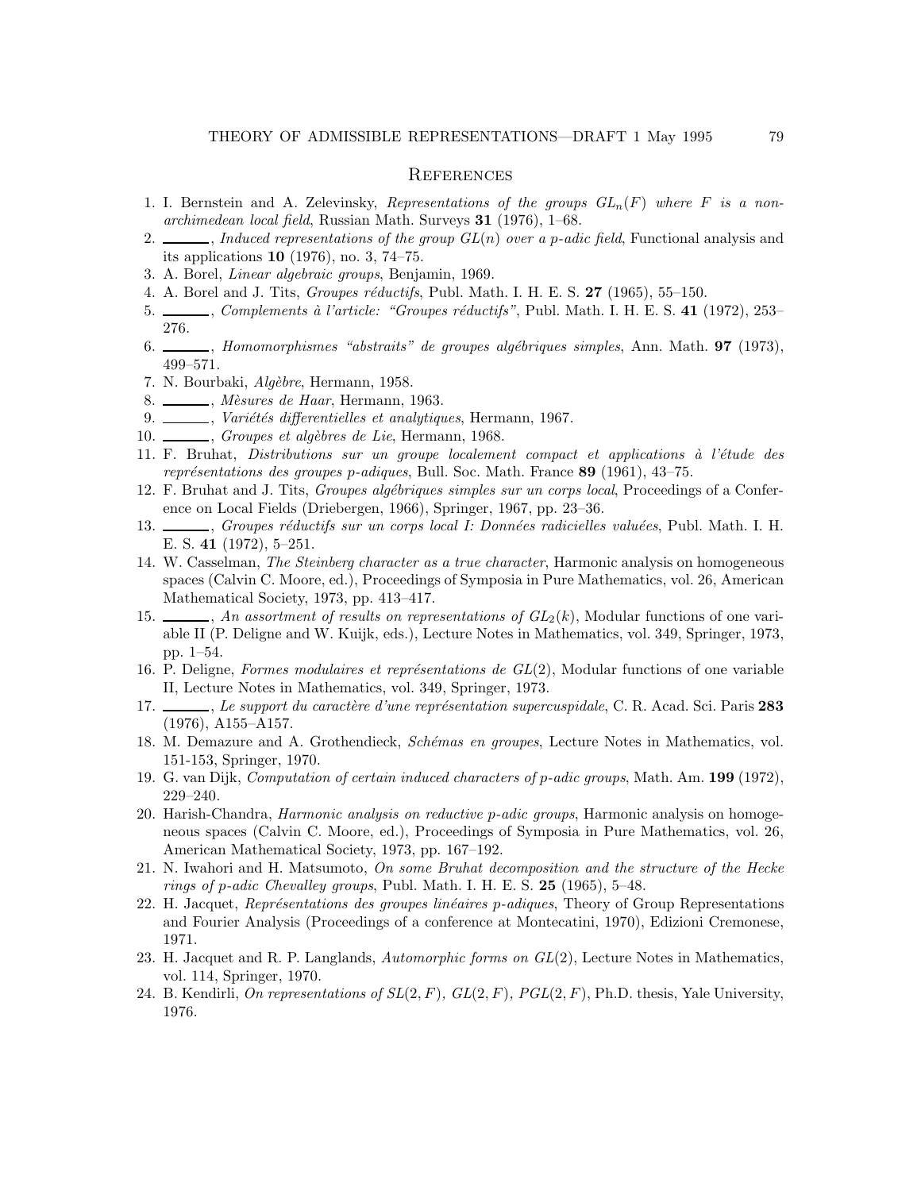## References

1. I. Bernstein and A. Zelevinsky, *Representations of the groups $GL_n(F)$ where $F$ is a non-archimedean local field*, Russian Math. Surveys **31** (1976), 1–68.
2. ______, *Induced representations of the group $GL(n)$ over a p-adic field*, Functional analysis and its applications **10** (1976), no. 3, 74–75.
3. A. Borel, *Linear algebraic groups*, Benjamin, 1969.
4. A. Borel and J. Tits, *Groupes réductifs*, Publ. Math. I. H. E. S. **27** (1965), 55–150.
5. ______, *Complements à l'article: "Groupes réductifs"*, Publ. Math. I. H. E. S. **41** (1972), 253–276.
6. ______, *Homomorphismes "abstraits" de groupes algébriques simples*, Ann. Math. **97** (1973), 499–571.
7. N. Bourbaki, *Algèbre*, Hermann, 1958.
8. ______, *Mèsures de Haar*, Hermann, 1963.
9. ______, *Variétés differentielles et analytiques*, Hermann, 1967.
10. ______, *Groupes et algèbres de Lie*, Hermann, 1968.
11. F. Bruhat, *Distributions sur un groupe localement compact et applications à l'étude des représentations des groupes p-adiques*, Bull. Soc. Math. France **89** (1961), 43–75.
12. F. Bruhat and J. Tits, *Groupes algébriques simples sur un corps local*, Proceedings of a Conference on Local Fields (Driebergen, 1966), Springer, 1967, pp. 23–36.
13. ______, *Groupes réductifs sur un corps local I: Données radicielles valuées*, Publ. Math. I. H. E. S. **41** (1972), 5–251.
14. W. Casselman, *The Steinberg character as a true character*, Harmonic analysis on homogeneous spaces (Calvin C. Moore, ed.), Proceedings of Symposia in Pure Mathematics, vol. 26, American Mathematical Society, 1973, pp. 413–417.
15. ______, *An assortment of results on representations of $GL_2(k)$*, Modular functions of one variable II (P. Deligne and W. Kuijk, eds.), Lecture Notes in Mathematics, vol. 349, Springer, 1973, pp. 1–54.
16. P. Deligne, *Formes modulaires et représentations de $GL(2)$*, Modular functions of one variable II, Lecture Notes in Mathematics, vol. 349, Springer, 1973.
17. ______, *Le support du caractère d'une représentation supercuspidale*, C. R. Acad. Sci. Paris **283** (1976), A155–A157.
18. M. Demazure and A. Grothendieck, *Schémas en groupes*, Lecture Notes in Mathematics, vol. 151-153, Springer, 1970.
19. G. van Dijk, *Computation of certain induced characters of p-adic groups*, Math. Am. **199** (1972), 229–240.
20. Harish-Chandra, *Harmonic analysis on reductive p-adic groups*, Harmonic analysis on homogeneous spaces (Calvin C. Moore, ed.), Proceedings of Symposia in Pure Mathematics, vol. 26, American Mathematical Society, 1973, pp. 167–192.
21. N. Iwahori and H. Matsumoto, *On some Bruhat decomposition and the structure of the Hecke rings of p-adic Chevalley groups*, Publ. Math. I. H. E. S. **25** (1965), 5–48.
22. H. Jacquet, *Représentations des groupes linéaires p-adiques*, Theory of Group Representations and Fourier Analysis (Proceedings of a conference at Montecatini, 1970), Edizioni Cremonese, 1971.
23. H. Jacquet and R. P. Langlands, *Automorphic forms on $GL(2)$*, Lecture Notes in Mathematics, vol. 114, Springer, 1970.
24. B. Kendirli, *On representations of $SL(2,F)$, $GL(2,F)$, $PGL(2,F)$*, Ph.D. thesis, Yale University, 1976.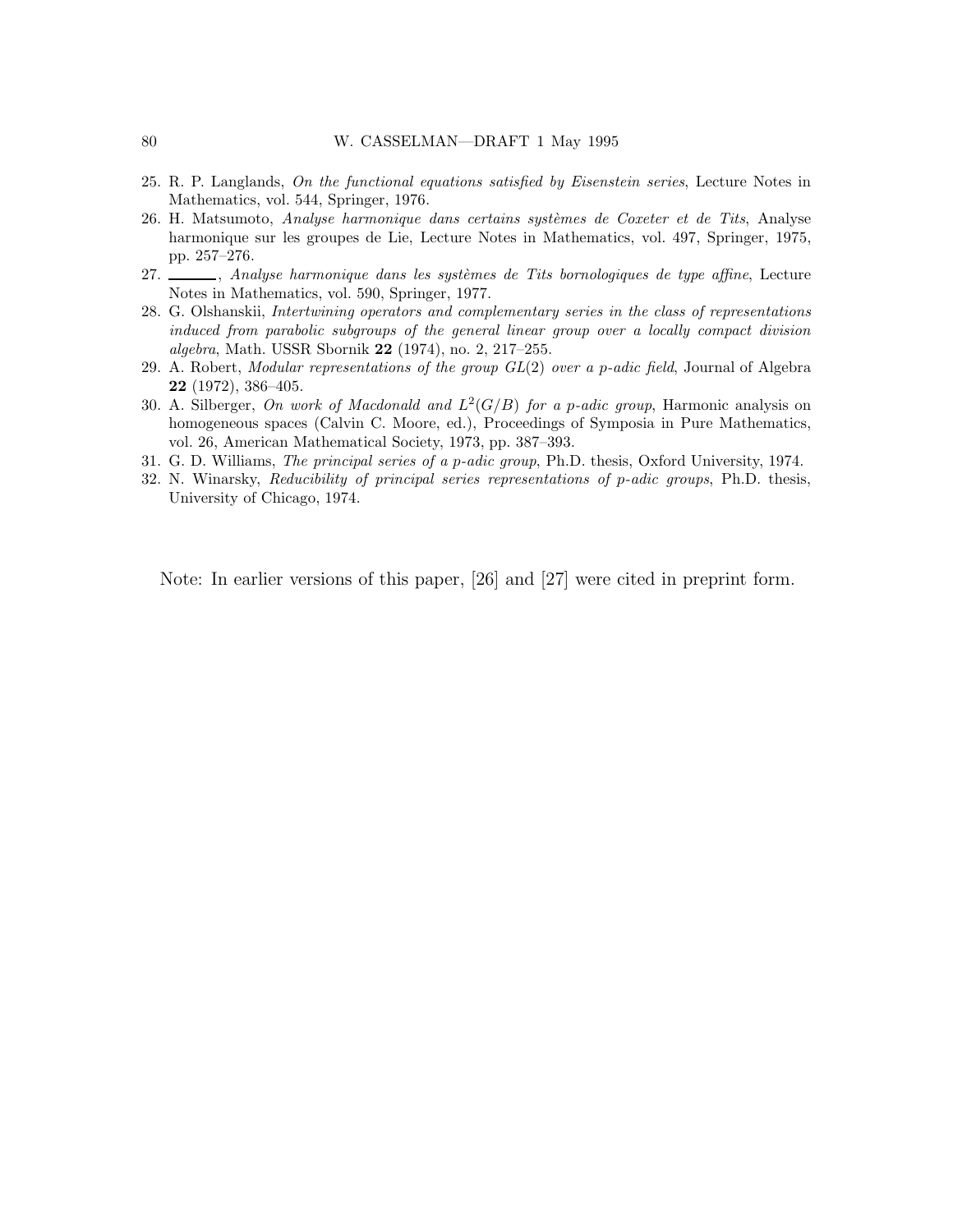25. R. P. Langlands, *On the functional equations satisfied by Eisenstein series*, Lecture Notes in Mathematics, vol. 544, Springer, 1976.
26. H. Matsumoto, *Analyse harmonique dans certains systèmes de Coxeter et de Tits*, Analyse harmonique sur les groupes de Lie, Lecture Notes in Mathematics, vol. 497, Springer, 1975, pp. 257–276.
27. ______, *Analyse harmonique dans les systèmes de Tits bornologiques de type affine*, Lecture Notes in Mathematics, vol. 590, Springer, 1977.
28. G. Olshanskii, *Intertwining operators and complementary series in the class of representations induced from parabolic subgroups of the general linear group over a locally compact division algebra*, Math. USSR Sbornik **22** (1974), no. 2, 217–255.
29. A. Robert, *Modular representations of the group GL(2) over a p-adic field*, Journal of Algebra **22** (1972), 386–405.
30. A. Silberger, *On work of Macdonald and $L^2(G/B)$ for a p-adic group*, Harmonic analysis on homogeneous spaces (Calvin C. Moore, ed.), Proceedings of Symposia in Pure Mathematics, vol. 26, American Mathematical Society, 1973, pp. 387–393.
31. G. D. Williams, *The principal series of a p-adic group*, Ph.D. thesis, Oxford University, 1974.
32. N. Winarsky, *Reducibility of principal series representations of p-adic groups*, Ph.D. thesis, University of Chicago, 1974.

Note: In earlier versions of this paper, [26] and [27] were cited in preprint form.